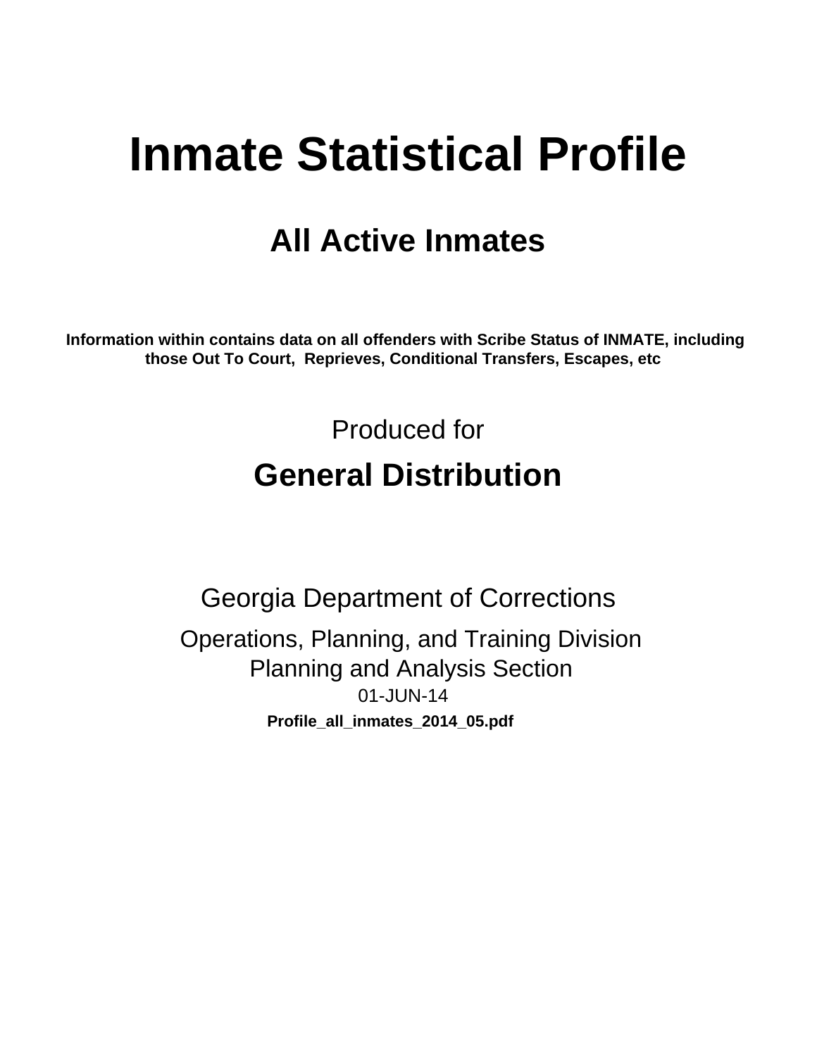# Inmate Statistical Profile

## All Active Inmates

**Information within contains data on all offenders with Scribe Status of INMATE, including those Out To Court, Reprieves, Conditional Transfers, Escapes, etc**

Produced for

## General Distribution

Georgia Department of Corrections

Operations, Planning, and Training Division
Planning and Analysis Section
01-JUN-14

**Profile_all_inmates_2014_05.pdf**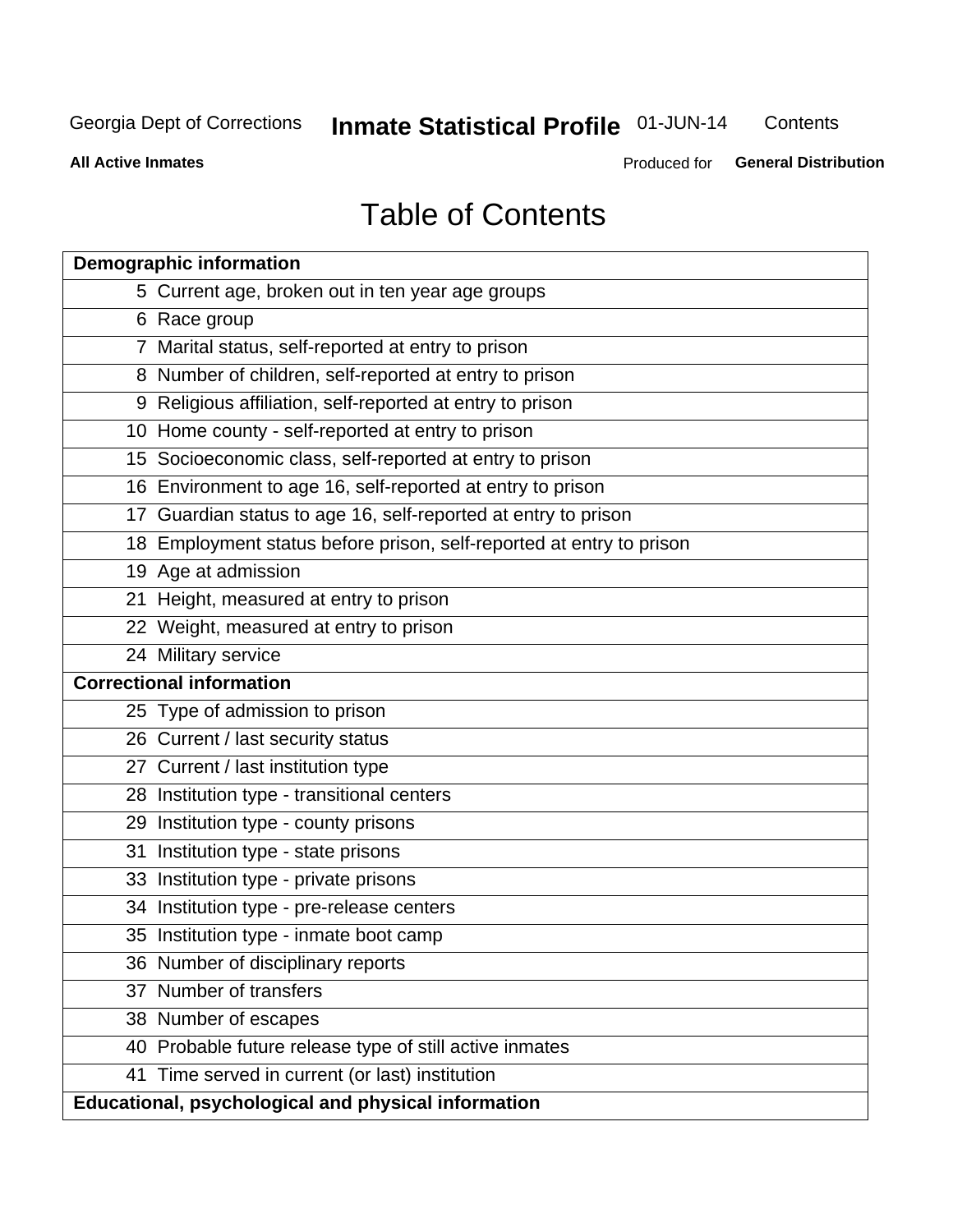Georgia Dept of Corrections **Inmate Statistical Profile** 01-JUN-14 Contents

**All Active Inmates** Produced for **General Distribution**

# Table of Contents

| **Demographic information** | |
|---|---|
| 5 | Current age, broken out in ten year age groups |
| 6 | Race group |
| 7 | Marital status, self-reported at entry to prison |
| 8 | Number of children, self-reported at entry to prison |
| 9 | Religious affiliation, self-reported at entry to prison |
| 10 | Home county - self-reported at entry to prison |
| 15 | Socioeconomic class, self-reported at entry to prison |
| 16 | Environment to age 16, self-reported at entry to prison |
| 17 | Guardian status to age 16, self-reported at entry to prison |
| 18 | Employment status before prison, self-reported at entry to prison |
| 19 | Age at admission |
| 21 | Height, measured at entry to prison |
| 22 | Weight, measured at entry to prison |
| 24 | Military service |
| **Correctional information** | |
| 25 | Type of admission to prison |
| 26 | Current / last security status |
| 27 | Current / last institution type |
| 28 | Institution type - transitional centers |
| 29 | Institution type - county prisons |
| 31 | Institution type - state prisons |
| 33 | Institution type - private prisons |
| 34 | Institution type - pre-release centers |
| 35 | Institution type - inmate boot camp |
| 36 | Number of disciplinary reports |
| 37 | Number of transfers |
| 38 | Number of escapes |
| 40 | Probable future release type of still active inmates |
| 41 | Time served in current (or last) institution |
| **Educational, psychological and physical information** | |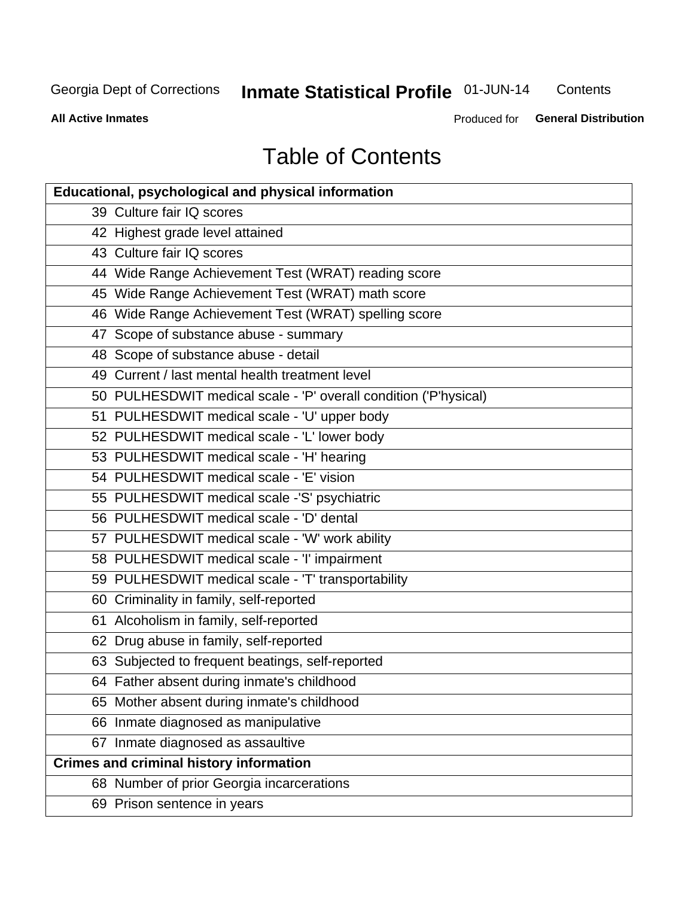Georgia Dept of Corrections **Inmate Statistical Profile** 01-JUN-14 Contents

**All Active Inmates** Produced for **General Distribution**

# Table of Contents

| **Educational, psychological and physical information** | |
|---|---|
| 39 | Culture fair IQ scores |
| 42 | Highest grade level attained |
| 43 | Culture fair IQ scores |
| 44 | Wide Range Achievement Test (WRAT) reading score |
| 45 | Wide Range Achievement Test (WRAT) math score |
| 46 | Wide Range Achievement Test (WRAT) spelling score |
| 47 | Scope of substance abuse - summary |
| 48 | Scope of substance abuse - detail |
| 49 | Current / last mental health treatment level |
| 50 | PULHESDWIT medical scale - 'P' overall condition ('P'hysical) |
| 51 | PULHESDWIT medical scale - 'U' upper body |
| 52 | PULHESDWIT medical scale - 'L' lower body |
| 53 | PULHESDWIT medical scale - 'H' hearing |
| 54 | PULHESDWIT medical scale - 'E' vision |
| 55 | PULHESDWIT medical scale -'S' psychiatric |
| 56 | PULHESDWIT medical scale - 'D' dental |
| 57 | PULHESDWIT medical scale - 'W' work ability |
| 58 | PULHESDWIT medical scale - 'I' impairment |
| 59 | PULHESDWIT medical scale - 'T' transportability |
| 60 | Criminality in family, self-reported |
| 61 | Alcoholism in family, self-reported |
| 62 | Drug abuse in family, self-reported |
| 63 | Subjected to frequent beatings, self-reported |
| 64 | Father absent during inmate's childhood |
| 65 | Mother absent during inmate's childhood |
| 66 | Inmate diagnosed as manipulative |
| 67 | Inmate diagnosed as assaultive |
| **Crimes and criminal history information** | |
| 68 | Number of prior Georgia incarcerations |
| 69 | Prison sentence in years |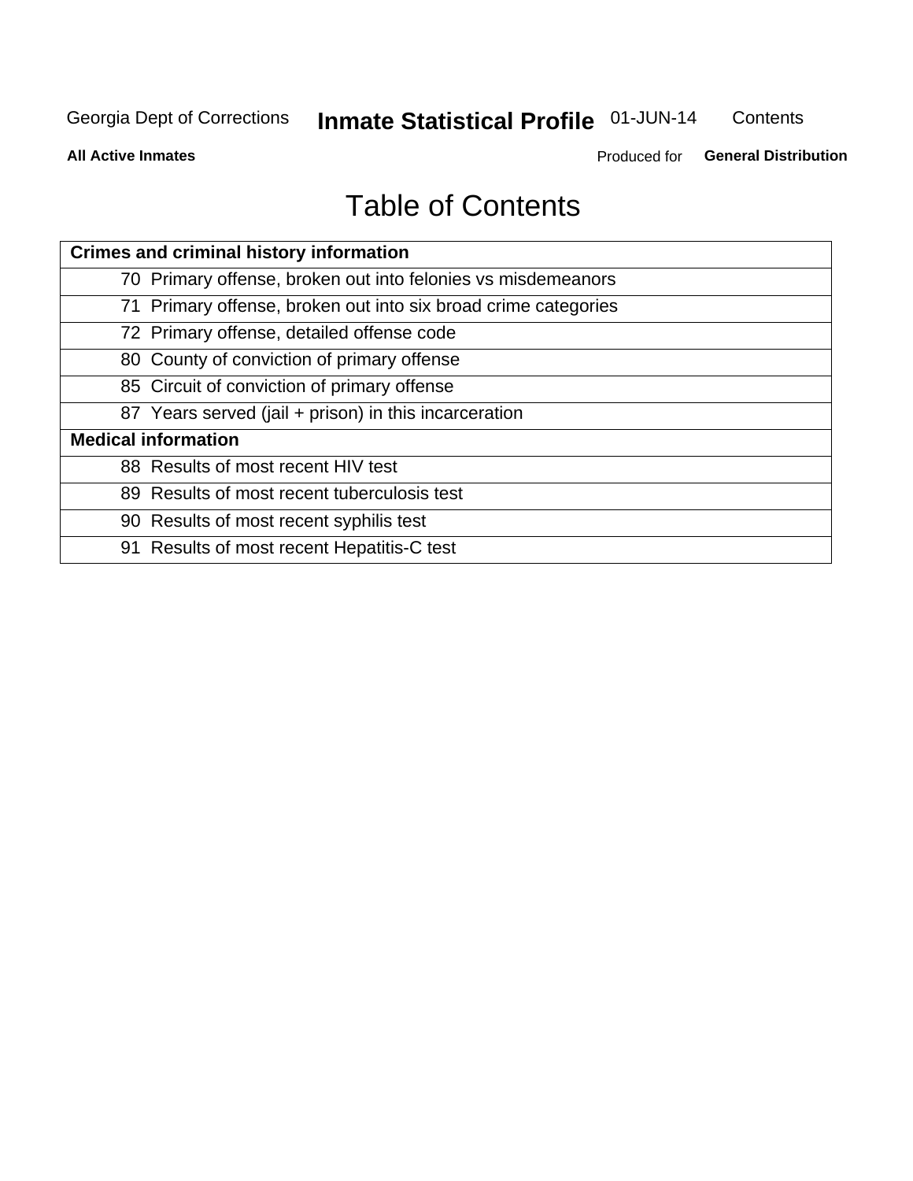# Table of Contents

| Crimes and criminal history information |
| --- |
| 70 Primary offense, broken out into felonies vs misdemeanors |
| 71 Primary offense, broken out into six broad crime categories |
| 72 Primary offense, detailed offense code |
| 80 County of conviction of primary offense |
| 85 Circuit of conviction of primary offense |
| 87 Years served (jail + prison) in this incarceration |
| **Medical information** |
| 88 Results of most recent HIV test |
| 89 Results of most recent tuberculosis test |
| 90 Results of most recent syphilis test |
| 91 Results of most recent Hepatitis-C test |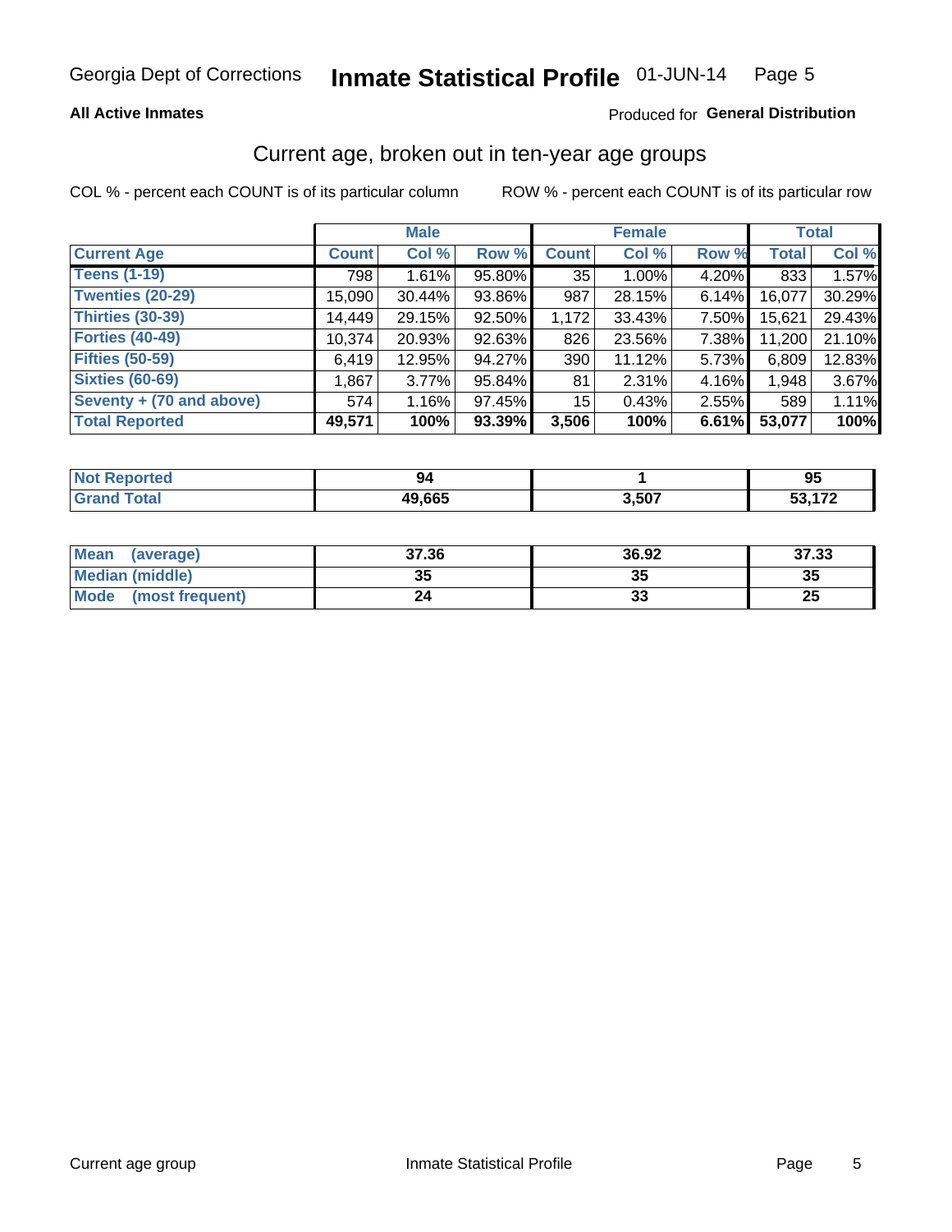## All Active Inmates

Produced for **General Distribution**

## Current age, broken out in ten-year age groups

COL % - percent each COUNT is of its particular column

ROW % - percent each COUNT is of its particular row

| | Male | | | Female | | | Total | |
|---|---|---|---|---|---|---|---|---|
| **Current Age** | **Count** | **Col %** | **Row %** | **Count** | **Col %** | **Row %** | **Total** | **Col %** |
| Teens (1-19) | 798 | 1.61% | 95.80% | 35 | 1.00% | 4.20% | 833 | 1.57% |
| Twenties (20-29) | 15,090 | 30.44% | 93.86% | 987 | 28.15% | 6.14% | 16,077 | 30.29% |
| Thirties (30-39) | 14,449 | 29.15% | 92.50% | 1,172 | 33.43% | 7.50% | 15,621 | 29.43% |
| Forties (40-49) | 10,374 | 20.93% | 92.63% | 826 | 23.56% | 7.38% | 11,200 | 21.10% |
| Fifties (50-59) | 6,419 | 12.95% | 94.27% | 390 | 11.12% | 5.73% | 6,809 | 12.83% |
| Sixties (60-69) | 1,867 | 3.77% | 95.84% | 81 | 2.31% | 4.16% | 1,948 | 3.67% |
| Seventy + (70 and above) | 574 | 1.16% | 97.45% | 15 | 0.43% | 2.55% | 589 | 1.11% |
| **Total Reported** | **49,571** | **100%** | **93.39%** | **3,506** | **100%** | **6.61%** | **53,077** | **100%** |

| | Male | Female | Total |
|---|---|---|---|
| Not Reported | 94 | 1 | 95 |
| Grand Total | 49,665 | 3,507 | 53,172 |

| | Male | Female | Total |
|---|---|---|---|
| Mean (average) | 37.36 | 36.92 | 37.33 |
| Median (middle) | 35 | 35 | 35 |
| Mode (most frequent) | 24 | 33 | 25 |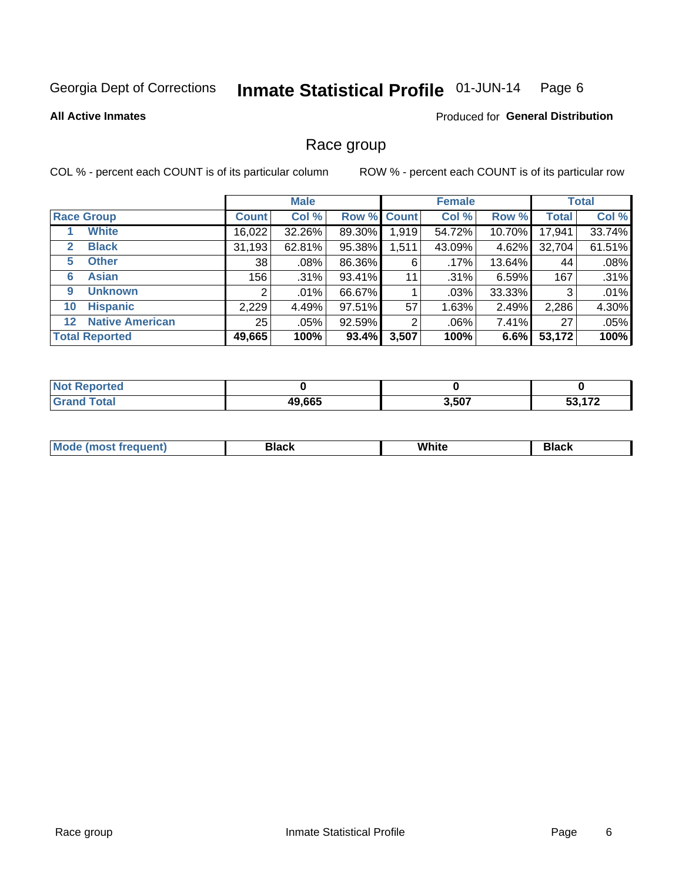Georgia Dept of Corrections **Inmate Statistical Profile** 01-JUN-14 Page 6

**All Active Inmates**

Produced for **General Distribution**

## Race group

COL % - percent each COUNT is of its particular column ROW % - percent each COUNT is of its particular row

| | | Male | | | Female | | | Total | |
|---|---|---|---|---|---|---|---|---|---|
| **Race Group** | | **Count** | **Col %** | **Row %** | **Count** | **Col %** | **Row %** | **Total** | **Col %** |
| 1 | **White** | 16,022 | 32.26% | 89.30% | 1,919 | 54.72% | 10.70% | 17,941 | 33.74% |
| 2 | **Black** | 31,193 | 62.81% | 95.38% | 1,511 | 43.09% | 4.62% | 32,704 | 61.51% |
| 5 | **Other** | 38 | .08% | 86.36% | 6 | .17% | 13.64% | 44 | .08% |
| 6 | **Asian** | 156 | .31% | 93.41% | 11 | .31% | 6.59% | 167 | .31% |
| 9 | **Unknown** | 2 | .01% | 66.67% | 1 | .03% | 33.33% | 3 | .01% |
| 10 | **Hispanic** | 2,229 | 4.49% | 97.51% | 57 | 1.63% | 2.49% | 2,286 | 4.30% |
| 12 | **Native American** | 25 | .05% | 92.59% | 2 | .06% | 7.41% | 27 | .05% |
| **Total Reported** | | **49,665** | **100%** | **93.4%** | **3,507** | **100%** | **6.6%** | **53,172** | **100%** |

| | Male | Female | Total |
|---|---|---|---|
| **Not Reported** | **0** | **0** | **0** |
| **Grand Total** | **49,665** | **3,507** | **53,172** |

| | Male | Female | Total |
|---|---|---|---|
| **Mode (most frequent)** | **Black** | **White** | **Black** |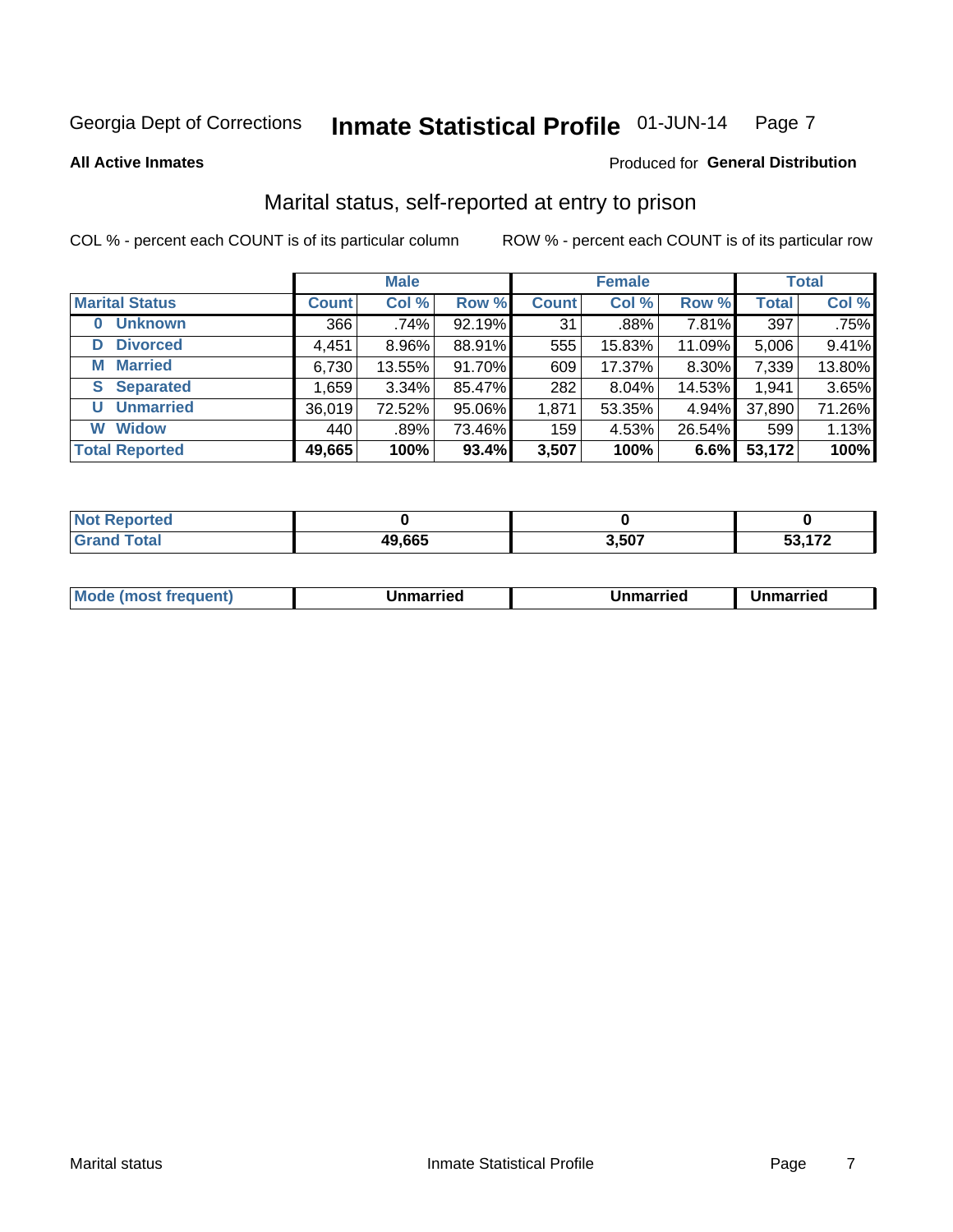Georgia Dept of Corrections **Inmate Statistical Profile** 01-JUN-14

**All Active Inmates**

Produced for **General Distribution**

## Marital status, self-reported at entry to prison

COL % - percent each COUNT is of its particular column    ROW % - percent each COUNT is of its particular row

| | Male | | | Female | | | Total | |
|---|---|---|---|---|---|---|---|---|
| **Marital Status** | **Count** | **Col %** | **Row %** | **Count** | **Col %** | **Row %** | **Total** | **Col %** |
| **0 Unknown** | 366 | .74% | 92.19% | 31 | .88% | 7.81% | 397 | .75% |
| **D Divorced** | 4,451 | 8.96% | 88.91% | 555 | 15.83% | 11.09% | 5,006 | 9.41% |
| **M Married** | 6,730 | 13.55% | 91.70% | 609 | 17.37% | 8.30% | 7,339 | 13.80% |
| **S Separated** | 1,659 | 3.34% | 85.47% | 282 | 8.04% | 14.53% | 1,941 | 3.65% |
| **U Unmarried** | 36,019 | 72.52% | 95.06% | 1,871 | 53.35% | 4.94% | 37,890 | 71.26% |
| **W Widow** | 440 | .89% | 73.46% | 159 | 4.53% | 26.54% | 599 | 1.13% |
| **Total Reported** | **49,665** | **100%** | **93.4%** | **3,507** | **100%** | **6.6%** | **53,172** | **100%** |

| | Male | Female | Total |
|---|---|---|---|
| **Not Reported** | **0** | **0** | **0** |
| **Grand Total** | **49,665** | **3,507** | **53,172** |

| | Male | Female | Total |
|---|---|---|---|
| **Mode (most frequent)** | **Unmarried** | **Unmarried** | **Unmarried** |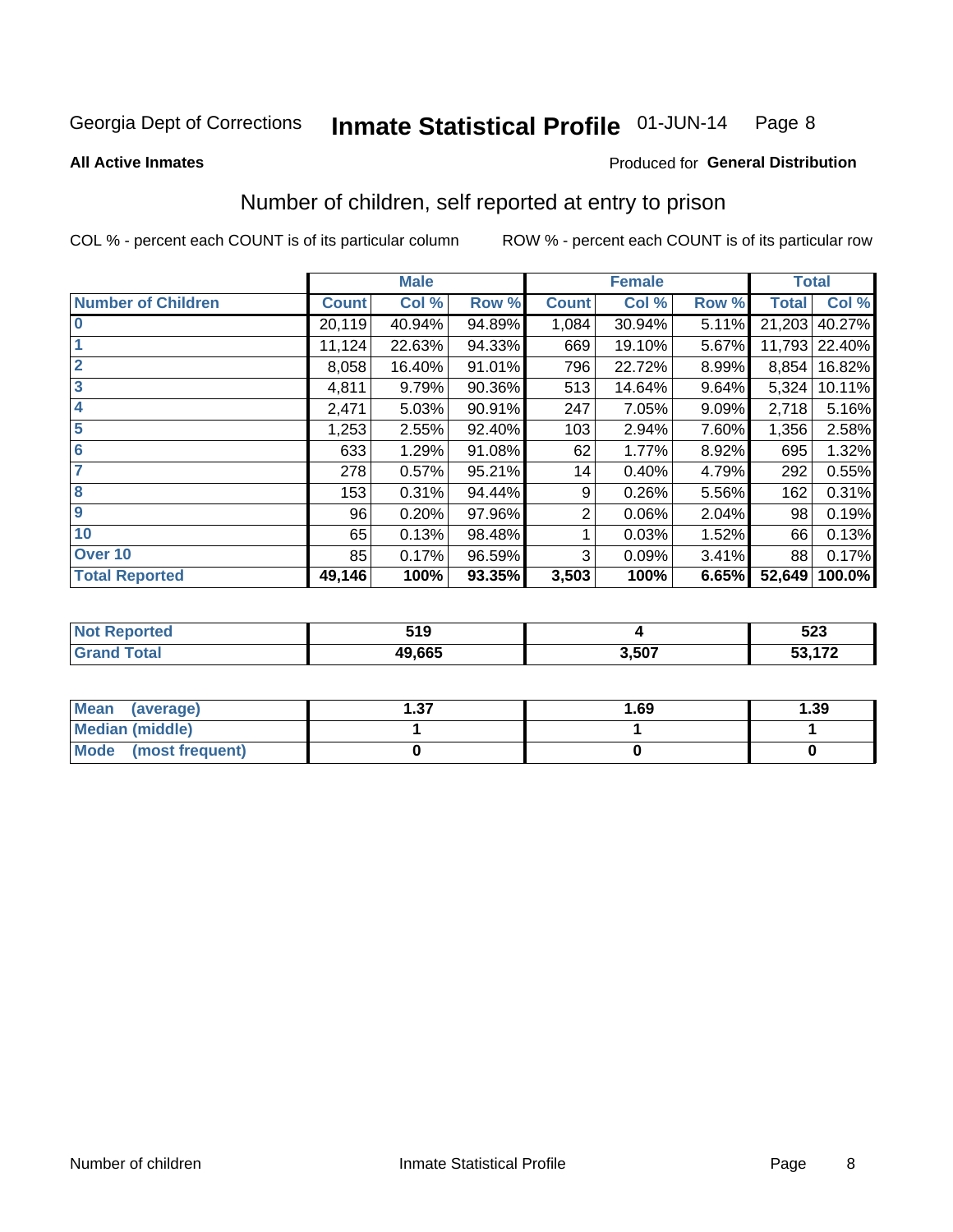Georgia Dept of Corrections **Inmate Statistical Profile** 01-JUN-14

**All Active Inmates**

Produced for **General Distribution**

## Number of children, self reported at entry to prison

COL % - percent each COUNT is of its particular column

ROW % - percent each COUNT is of its particular row

| | Male | | | Female | | | Total | |
|---|---|---|---|---|---|---|---|---|
| **Number of Children** | **Count** | **Col %** | **Row %** | **Count** | **Col %** | **Row %** | **Total** | **Col %** |
| **0** | 20,119 | 40.94% | 94.89% | 1,084 | 30.94% | 5.11% | 21,203 | 40.27% |
| **1** | 11,124 | 22.63% | 94.33% | 669 | 19.10% | 5.67% | 11,793 | 22.40% |
| **2** | 8,058 | 16.40% | 91.01% | 796 | 22.72% | 8.99% | 8,854 | 16.82% |
| **3** | 4,811 | 9.79% | 90.36% | 513 | 14.64% | 9.64% | 5,324 | 10.11% |
| **4** | 2,471 | 5.03% | 90.91% | 247 | 7.05% | 9.09% | 2,718 | 5.16% |
| **5** | 1,253 | 2.55% | 92.40% | 103 | 2.94% | 7.60% | 1,356 | 2.58% |
| **6** | 633 | 1.29% | 91.08% | 62 | 1.77% | 8.92% | 695 | 1.32% |
| **7** | 278 | 0.57% | 95.21% | 14 | 0.40% | 4.79% | 292 | 0.55% |
| **8** | 153 | 0.31% | 94.44% | 9 | 0.26% | 5.56% | 162 | 0.31% |
| **9** | 96 | 0.20% | 97.96% | 2 | 0.06% | 2.04% | 98 | 0.19% |
| **10** | 65 | 0.13% | 98.48% | 1 | 0.03% | 1.52% | 66 | 0.13% |
| **Over 10** | 85 | 0.17% | 96.59% | 3 | 0.09% | 3.41% | 88 | 0.17% |
| **Total Reported** | **49,146** | **100%** | **93.35%** | **3,503** | **100%** | **6.65%** | **52,649** | **100.0%** |

| | Male | Female | Total |
|---|---|---|---|
| **Not Reported** | **519** | **4** | **523** |
| **Grand Total** | **49,665** | **3,507** | **53,172** |

| | Male | Female | Total |
|---|---|---|---|
| **Mean (average)** | **1.37** | **1.69** | **1.39** |
| **Median (middle)** | **1** | **1** | **1** |
| **Mode (most frequent)** | **0** | **0** | **0** |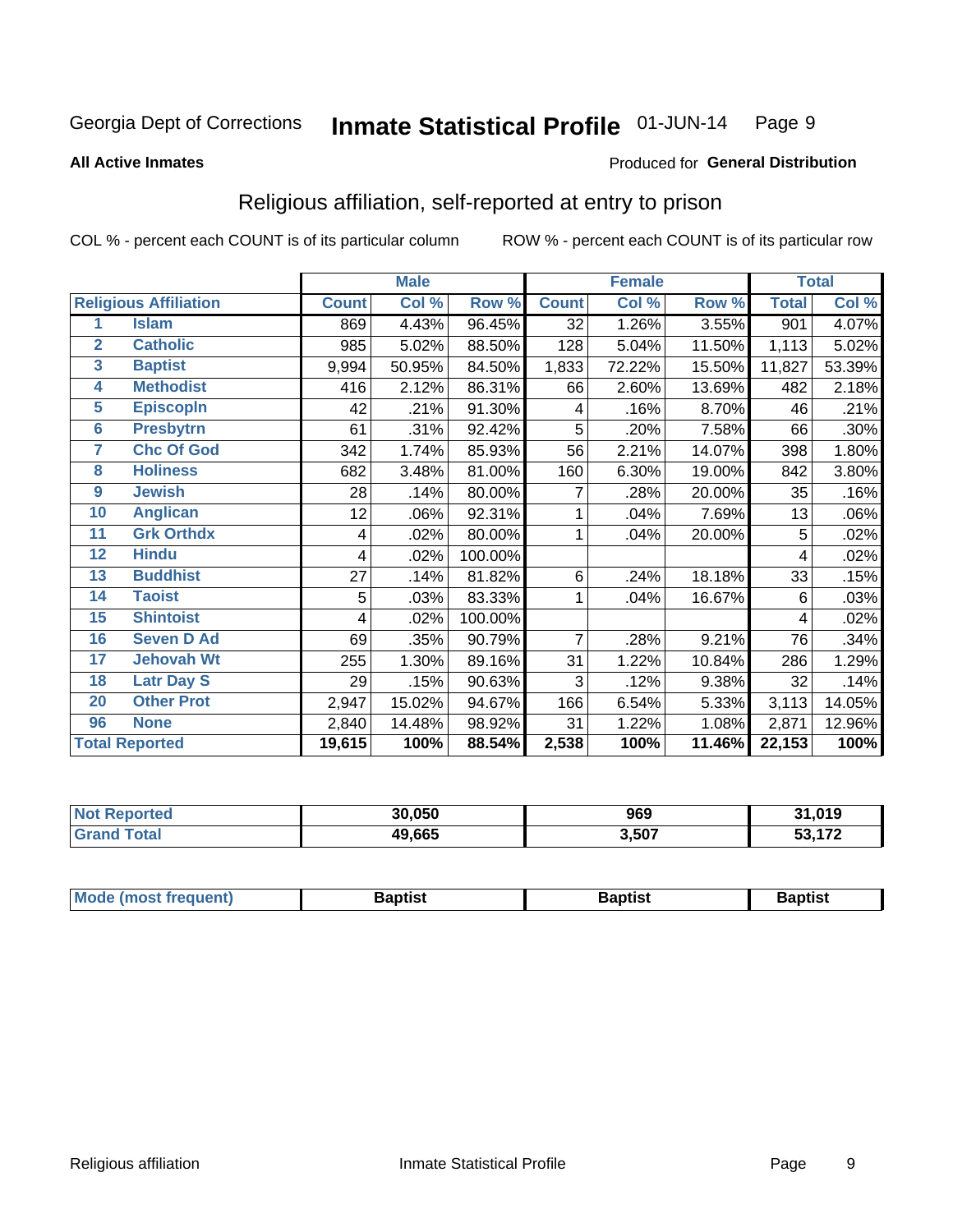Georgia Dept of Corrections **Inmate Statistical Profile** 01-JUN-14

**All Active Inmates**

Produced for **General Distribution**

## Religious affiliation, self-reported at entry to prison

COL % - percent each COUNT is of its particular column     ROW % - percent each COUNT is of its particular row

| | | Male | | | Female | | | Total | |
|---|---|---|---|---|---|---|---|---|---|
| **Religious Affiliation** | | **Count** | **Col %** | **Row %** | **Count** | **Col %** | **Row %** | **Total** | **Col %** |
| 1 | Islam | 869 | 4.43% | 96.45% | 32 | 1.26% | 3.55% | 901 | 4.07% |
| 2 | Catholic | 985 | 5.02% | 88.50% | 128 | 5.04% | 11.50% | 1,113 | 5.02% |
| 3 | Baptist | 9,994 | 50.95% | 84.50% | 1,833 | 72.22% | 15.50% | 11,827 | 53.39% |
| 4 | Methodist | 416 | 2.12% | 86.31% | 66 | 2.60% | 13.69% | 482 | 2.18% |
| 5 | Episcopln | 42 | .21% | 91.30% | 4 | .16% | 8.70% | 46 | .21% |
| 6 | Presbytrn | 61 | .31% | 92.42% | 5 | .20% | 7.58% | 66 | .30% |
| 7 | Chc Of God | 342 | 1.74% | 85.93% | 56 | 2.21% | 14.07% | 398 | 1.80% |
| 8 | Holiness | 682 | 3.48% | 81.00% | 160 | 6.30% | 19.00% | 842 | 3.80% |
| 9 | Jewish | 28 | .14% | 80.00% | 7 | .28% | 20.00% | 35 | .16% |
| 10 | Anglican | 12 | .06% | 92.31% | 1 | .04% | 7.69% | 13 | .06% |
| 11 | Grk Orthdx | 4 | .02% | 80.00% | 1 | .04% | 20.00% | 5 | .02% |
| 12 | Hindu | 4 | .02% | 100.00% | | | | 4 | .02% |
| 13 | Buddhist | 27 | .14% | 81.82% | 6 | .24% | 18.18% | 33 | .15% |
| 14 | Taoist | 5 | .03% | 83.33% | 1 | .04% | 16.67% | 6 | .03% |
| 15 | Shintoist | 4 | .02% | 100.00% | | | | 4 | .02% |
| 16 | Seven D Ad | 69 | .35% | 90.79% | 7 | .28% | 9.21% | 76 | .34% |
| 17 | Jehovah Wt | 255 | 1.30% | 89.16% | 31 | 1.22% | 10.84% | 286 | 1.29% |
| 18 | Latr Day S | 29 | .15% | 90.63% | 3 | .12% | 9.38% | 32 | .14% |
| 20 | Other Prot | 2,947 | 15.02% | 94.67% | 166 | 6.54% | 5.33% | 3,113 | 14.05% |
| 96 | None | 2,840 | 14.48% | 98.92% | 31 | 1.22% | 1.08% | 2,871 | 12.96% |
| **Total Reported** | | **19,615** | **100%** | **88.54%** | **2,538** | **100%** | **11.46%** | **22,153** | **100%** |

| | Male | Female | Total |
|---|---|---|---|
| **Not Reported** | **30,050** | **969** | **31,019** |
| **Grand Total** | **49,665** | **3,507** | **53,172** |

| | Male | Female | Total |
|---|---|---|---|
| **Mode (most frequent)** | **Baptist** | **Baptist** | **Baptist** |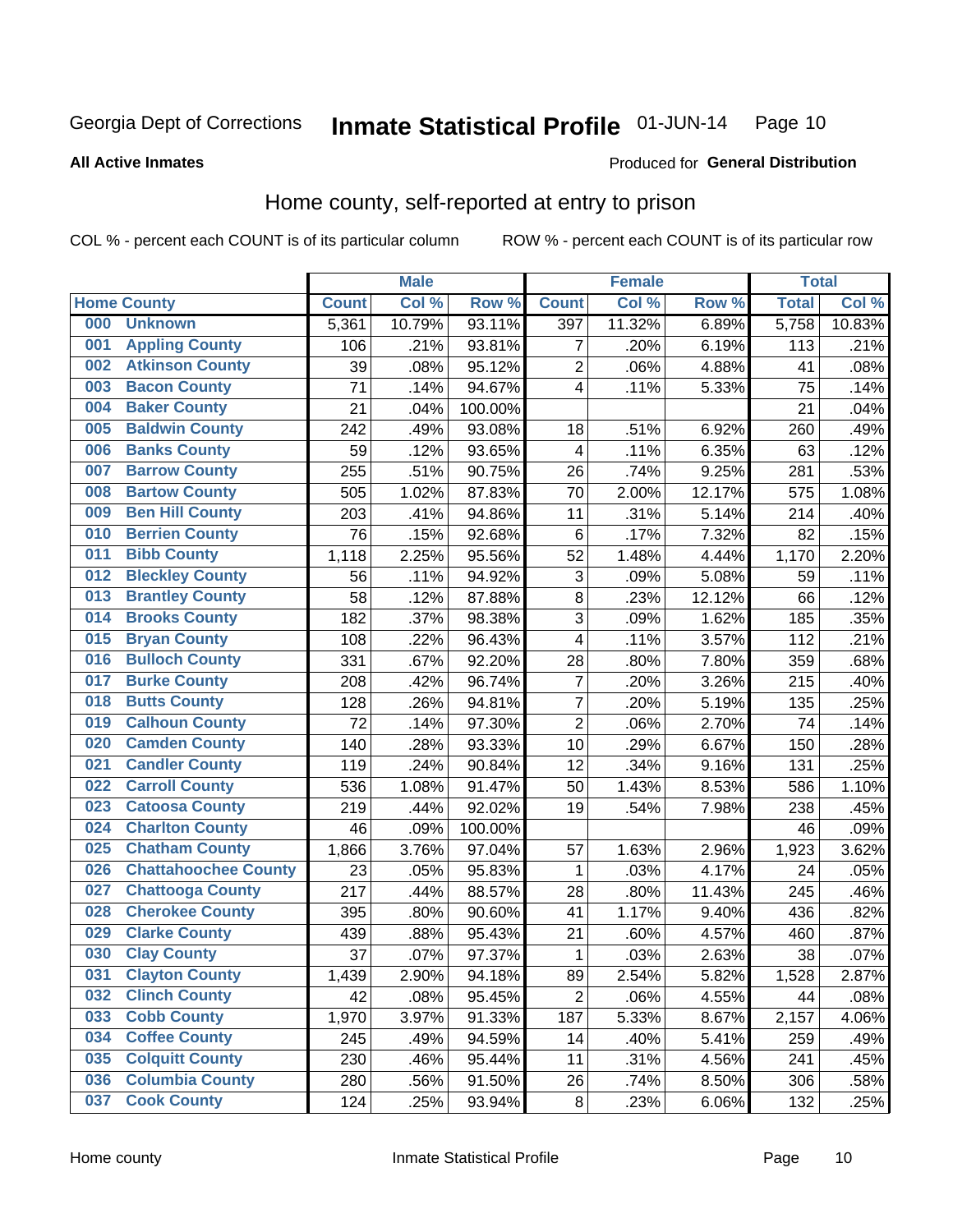Georgia Dept of Corrections **Inmate Statistical Profile** 01-JUN-14

**All Active Inmates**

Produced for **General Distribution**

## Home county, self-reported at entry to prison

COL % - percent each COUNT is of its particular column ROW % - percent each COUNT is of its particular row

| Home County | | Male | | | Female | | | Total | |
|---|---|---|---|---|---|---|---|---|---|
| | | Count | Col % | Row % | Count | Col % | Row % | Total | Col % |
| 000 | Unknown | 5,361 | 10.79% | 93.11% | 397 | 11.32% | 6.89% | 5,758 | 10.83% |
| 001 | Appling County | 106 | .21% | 93.81% | 7 | .20% | 6.19% | 113 | .21% |
| 002 | Atkinson County | 39 | .08% | 95.12% | 2 | .06% | 4.88% | 41 | .08% |
| 003 | Bacon County | 71 | .14% | 94.67% | 4 | .11% | 5.33% | 75 | .14% |
| 004 | Baker County | 21 | .04% | 100.00% | | | | 21 | .04% |
| 005 | Baldwin County | 242 | .49% | 93.08% | 18 | .51% | 6.92% | 260 | .49% |
| 006 | Banks County | 59 | .12% | 93.65% | 4 | .11% | 6.35% | 63 | .12% |
| 007 | Barrow County | 255 | .51% | 90.75% | 26 | .74% | 9.25% | 281 | .53% |
| 008 | Bartow County | 505 | 1.02% | 87.83% | 70 | 2.00% | 12.17% | 575 | 1.08% |
| 009 | Ben Hill County | 203 | .41% | 94.86% | 11 | .31% | 5.14% | 214 | .40% |
| 010 | Berrien County | 76 | .15% | 92.68% | 6 | .17% | 7.32% | 82 | .15% |
| 011 | Bibb County | 1,118 | 2.25% | 95.56% | 52 | 1.48% | 4.44% | 1,170 | 2.20% |
| 012 | Bleckley County | 56 | .11% | 94.92% | 3 | .09% | 5.08% | 59 | .11% |
| 013 | Brantley County | 58 | .12% | 87.88% | 8 | .23% | 12.12% | 66 | .12% |
| 014 | Brooks County | 182 | .37% | 98.38% | 3 | .09% | 1.62% | 185 | .35% |
| 015 | Bryan County | 108 | .22% | 96.43% | 4 | .11% | 3.57% | 112 | .21% |
| 016 | Bulloch County | 331 | .67% | 92.20% | 28 | .80% | 7.80% | 359 | .68% |
| 017 | Burke County | 208 | .42% | 96.74% | 7 | .20% | 3.26% | 215 | .40% |
| 018 | Butts County | 128 | .26% | 94.81% | 7 | .20% | 5.19% | 135 | .25% |
| 019 | Calhoun County | 72 | .14% | 97.30% | 2 | .06% | 2.70% | 74 | .14% |
| 020 | Camden County | 140 | .28% | 93.33% | 10 | .29% | 6.67% | 150 | .28% |
| 021 | Candler County | 119 | .24% | 90.84% | 12 | .34% | 9.16% | 131 | .25% |
| 022 | Carroll County | 536 | 1.08% | 91.47% | 50 | 1.43% | 8.53% | 586 | 1.10% |
| 023 | Catoosa County | 219 | .44% | 92.02% | 19 | .54% | 7.98% | 238 | .45% |
| 024 | Charlton County | 46 | .09% | 100.00% | | | | 46 | .09% |
| 025 | Chatham County | 1,866 | 3.76% | 97.04% | 57 | 1.63% | 2.96% | 1,923 | 3.62% |
| 026 | Chattahoochee County | 23 | .05% | 95.83% | 1 | .03% | 4.17% | 24 | .05% |
| 027 | Chattooga County | 217 | .44% | 88.57% | 28 | .80% | 11.43% | 245 | .46% |
| 028 | Cherokee County | 395 | .80% | 90.60% | 41 | 1.17% | 9.40% | 436 | .82% |
| 029 | Clarke County | 439 | .88% | 95.43% | 21 | .60% | 4.57% | 460 | .87% |
| 030 | Clay County | 37 | .07% | 97.37% | 1 | .03% | 2.63% | 38 | .07% |
| 031 | Clayton County | 1,439 | 2.90% | 94.18% | 89 | 2.54% | 5.82% | 1,528 | 2.87% |
| 032 | Clinch County | 42 | .08% | 95.45% | 2 | .06% | 4.55% | 44 | .08% |
| 033 | Cobb County | 1,970 | 3.97% | 91.33% | 187 | 5.33% | 8.67% | 2,157 | 4.06% |
| 034 | Coffee County | 245 | .49% | 94.59% | 14 | .40% | 5.41% | 259 | .49% |
| 035 | Colquitt County | 230 | .46% | 95.44% | 11 | .31% | 4.56% | 241 | .45% |
| 036 | Columbia County | 280 | .56% | 91.50% | 26 | .74% | 8.50% | 306 | .58% |
| 037 | Cook County | 124 | .25% | 93.94% | 8 | .23% | 6.06% | 132 | .25% |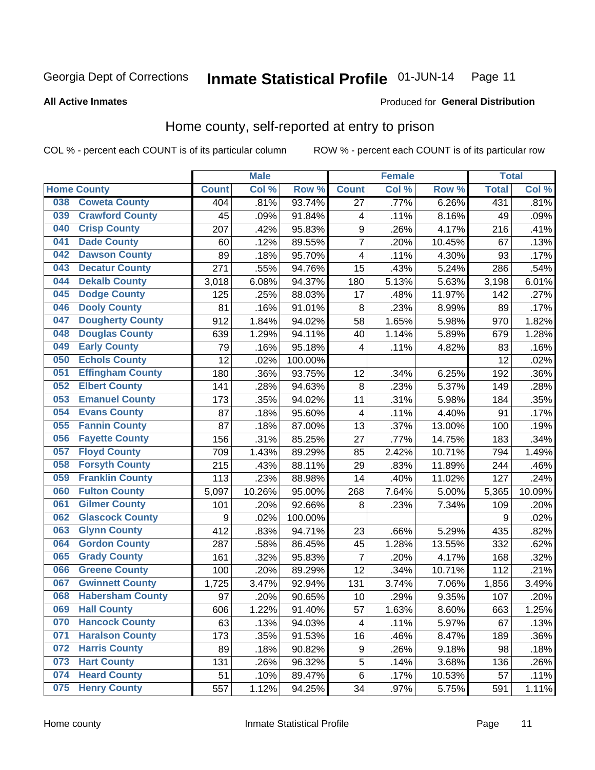Georgia Dept of Corrections **Inmate Statistical Profile** 01-JUN-14

**All Active Inmates**

Produced for **General Distribution**

## Home county, self-reported at entry to prison

COL % - percent each COUNT is of its particular column ROW % - percent each COUNT is of its particular row

| Home County | | Male | | | Female | | | Total | |
|---|---|---|---|---|---|---|---|---|---|
| | | Count | Col % | Row % | Count | Col % | Row % | Total | Col % |
| 038 | Coweta County | 404 | .81% | 93.74% | 27 | .77% | 6.26% | 431 | .81% |
| 039 | Crawford County | 45 | .09% | 91.84% | 4 | .11% | 8.16% | 49 | .09% |
| 040 | Crisp County | 207 | .42% | 95.83% | 9 | .26% | 4.17% | 216 | .41% |
| 041 | Dade County | 60 | .12% | 89.55% | 7 | .20% | 10.45% | 67 | .13% |
| 042 | Dawson County | 89 | .18% | 95.70% | 4 | .11% | 4.30% | 93 | .17% |
| 043 | Decatur County | 271 | .55% | 94.76% | 15 | .43% | 5.24% | 286 | .54% |
| 044 | Dekalb County | 3,018 | 6.08% | 94.37% | 180 | 5.13% | 5.63% | 3,198 | 6.01% |
| 045 | Dodge County | 125 | .25% | 88.03% | 17 | .48% | 11.97% | 142 | .27% |
| 046 | Dooly County | 81 | .16% | 91.01% | 8 | .23% | 8.99% | 89 | .17% |
| 047 | Dougherty County | 912 | 1.84% | 94.02% | 58 | 1.65% | 5.98% | 970 | 1.82% |
| 048 | Douglas County | 639 | 1.29% | 94.11% | 40 | 1.14% | 5.89% | 679 | 1.28% |
| 049 | Early County | 79 | .16% | 95.18% | 4 | .11% | 4.82% | 83 | .16% |
| 050 | Echols County | 12 | .02% | 100.00% | | | | 12 | .02% |
| 051 | Effingham County | 180 | .36% | 93.75% | 12 | .34% | 6.25% | 192 | .36% |
| 052 | Elbert County | 141 | .28% | 94.63% | 8 | .23% | 5.37% | 149 | .28% |
| 053 | Emanuel County | 173 | .35% | 94.02% | 11 | .31% | 5.98% | 184 | .35% |
| 054 | Evans County | 87 | .18% | 95.60% | 4 | .11% | 4.40% | 91 | .17% |
| 055 | Fannin County | 87 | .18% | 87.00% | 13 | .37% | 13.00% | 100 | .19% |
| 056 | Fayette County | 156 | .31% | 85.25% | 27 | .77% | 14.75% | 183 | .34% |
| 057 | Floyd County | 709 | 1.43% | 89.29% | 85 | 2.42% | 10.71% | 794 | 1.49% |
| 058 | Forsyth County | 215 | .43% | 88.11% | 29 | .83% | 11.89% | 244 | .46% |
| 059 | Franklin County | 113 | .23% | 88.98% | 14 | .40% | 11.02% | 127 | .24% |
| 060 | Fulton County | 5,097 | 10.26% | 95.00% | 268 | 7.64% | 5.00% | 5,365 | 10.09% |
| 061 | Gilmer County | 101 | .20% | 92.66% | 8 | .23% | 7.34% | 109 | .20% |
| 062 | Glascock County | 9 | .02% | 100.00% | | | | 9 | .02% |
| 063 | Glynn County | 412 | .83% | 94.71% | 23 | .66% | 5.29% | 435 | .82% |
| 064 | Gordon County | 287 | .58% | 86.45% | 45 | 1.28% | 13.55% | 332 | .62% |
| 065 | Grady County | 161 | .32% | 95.83% | 7 | .20% | 4.17% | 168 | .32% |
| 066 | Greene County | 100 | .20% | 89.29% | 12 | .34% | 10.71% | 112 | .21% |
| 067 | Gwinnett County | 1,725 | 3.47% | 92.94% | 131 | 3.74% | 7.06% | 1,856 | 3.49% |
| 068 | Habersham County | 97 | .20% | 90.65% | 10 | .29% | 9.35% | 107 | .20% |
| 069 | Hall County | 606 | 1.22% | 91.40% | 57 | 1.63% | 8.60% | 663 | 1.25% |
| 070 | Hancock County | 63 | .13% | 94.03% | 4 | .11% | 5.97% | 67 | .13% |
| 071 | Haralson County | 173 | .35% | 91.53% | 16 | .46% | 8.47% | 189 | .36% |
| 072 | Harris County | 89 | .18% | 90.82% | 9 | .26% | 9.18% | 98 | .18% |
| 073 | Hart County | 131 | .26% | 96.32% | 5 | .14% | 3.68% | 136 | .26% |
| 074 | Heard County | 51 | .10% | 89.47% | 6 | .17% | 10.53% | 57 | .11% |
| 075 | Henry County | 557 | 1.12% | 94.25% | 34 | .97% | 5.75% | 591 | 1.11% |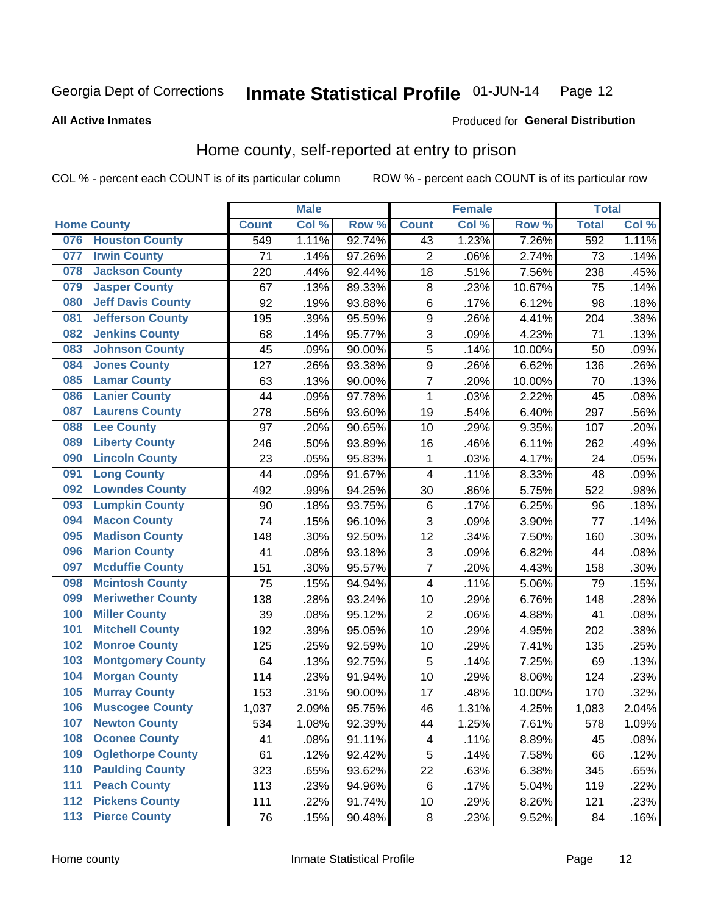Georgia Dept of Corrections **Inmate Statistical Profile** 01-JUN-14

**All Active Inmates**

Produced for **General Distribution**

## Home county, self-reported at entry to prison

COL % - percent each COUNT is of its particular column ROW % - percent each COUNT is of its particular row

| Home County | | Male | | | Female | | | Total | |
|---|---|---|---|---|---|---|---|---|---|
| | | Count | Col % | Row % | Count | Col % | Row % | Total | Col % |
| 076 | Houston County | 549 | 1.11% | 92.74% | 43 | 1.23% | 7.26% | 592 | 1.11% |
| 077 | Irwin County | 71 | .14% | 97.26% | 2 | .06% | 2.74% | 73 | .14% |
| 078 | Jackson County | 220 | .44% | 92.44% | 18 | .51% | 7.56% | 238 | .45% |
| 079 | Jasper County | 67 | .13% | 89.33% | 8 | .23% | 10.67% | 75 | .14% |
| 080 | Jeff Davis County | 92 | .19% | 93.88% | 6 | .17% | 6.12% | 98 | .18% |
| 081 | Jefferson County | 195 | .39% | 95.59% | 9 | .26% | 4.41% | 204 | .38% |
| 082 | Jenkins County | 68 | .14% | 95.77% | 3 | .09% | 4.23% | 71 | .13% |
| 083 | Johnson County | 45 | .09% | 90.00% | 5 | .14% | 10.00% | 50 | .09% |
| 084 | Jones County | 127 | .26% | 93.38% | 9 | .26% | 6.62% | 136 | .26% |
| 085 | Lamar County | 63 | .13% | 90.00% | 7 | .20% | 10.00% | 70 | .13% |
| 086 | Lanier County | 44 | .09% | 97.78% | 1 | .03% | 2.22% | 45 | .08% |
| 087 | Laurens County | 278 | .56% | 93.60% | 19 | .54% | 6.40% | 297 | .56% |
| 088 | Lee County | 97 | .20% | 90.65% | 10 | .29% | 9.35% | 107 | .20% |
| 089 | Liberty County | 246 | .50% | 93.89% | 16 | .46% | 6.11% | 262 | .49% |
| 090 | Lincoln County | 23 | .05% | 95.83% | 1 | .03% | 4.17% | 24 | .05% |
| 091 | Long County | 44 | .09% | 91.67% | 4 | .11% | 8.33% | 48 | .09% |
| 092 | Lowndes County | 492 | .99% | 94.25% | 30 | .86% | 5.75% | 522 | .98% |
| 093 | Lumpkin County | 90 | .18% | 93.75% | 6 | .17% | 6.25% | 96 | .18% |
| 094 | Macon County | 74 | .15% | 96.10% | 3 | .09% | 3.90% | 77 | .14% |
| 095 | Madison County | 148 | .30% | 92.50% | 12 | .34% | 7.50% | 160 | .30% |
| 096 | Marion County | 41 | .08% | 93.18% | 3 | .09% | 6.82% | 44 | .08% |
| 097 | Mcduffie County | 151 | .30% | 95.57% | 7 | .20% | 4.43% | 158 | .30% |
| 098 | Mcintosh County | 75 | .15% | 94.94% | 4 | .11% | 5.06% | 79 | .15% |
| 099 | Meriwether County | 138 | .28% | 93.24% | 10 | .29% | 6.76% | 148 | .28% |
| 100 | Miller County | 39 | .08% | 95.12% | 2 | .06% | 4.88% | 41 | .08% |
| 101 | Mitchell County | 192 | .39% | 95.05% | 10 | .29% | 4.95% | 202 | .38% |
| 102 | Monroe County | 125 | .25% | 92.59% | 10 | .29% | 7.41% | 135 | .25% |
| 103 | Montgomery County | 64 | .13% | 92.75% | 5 | .14% | 7.25% | 69 | .13% |
| 104 | Morgan County | 114 | .23% | 91.94% | 10 | .29% | 8.06% | 124 | .23% |
| 105 | Murray County | 153 | .31% | 90.00% | 17 | .48% | 10.00% | 170 | .32% |
| 106 | Muscogee County | 1,037 | 2.09% | 95.75% | 46 | 1.31% | 4.25% | 1,083 | 2.04% |
| 107 | Newton County | 534 | 1.08% | 92.39% | 44 | 1.25% | 7.61% | 578 | 1.09% |
| 108 | Oconee County | 41 | .08% | 91.11% | 4 | .11% | 8.89% | 45 | .08% |
| 109 | Oglethorpe County | 61 | .12% | 92.42% | 5 | .14% | 7.58% | 66 | .12% |
| 110 | Paulding County | 323 | .65% | 93.62% | 22 | .63% | 6.38% | 345 | .65% |
| 111 | Peach County | 113 | .23% | 94.96% | 6 | .17% | 5.04% | 119 | .22% |
| 112 | Pickens County | 111 | .22% | 91.74% | 10 | .29% | 8.26% | 121 | .23% |
| 113 | Pierce County | 76 | .15% | 90.48% | 8 | .23% | 9.52% | 84 | .16% |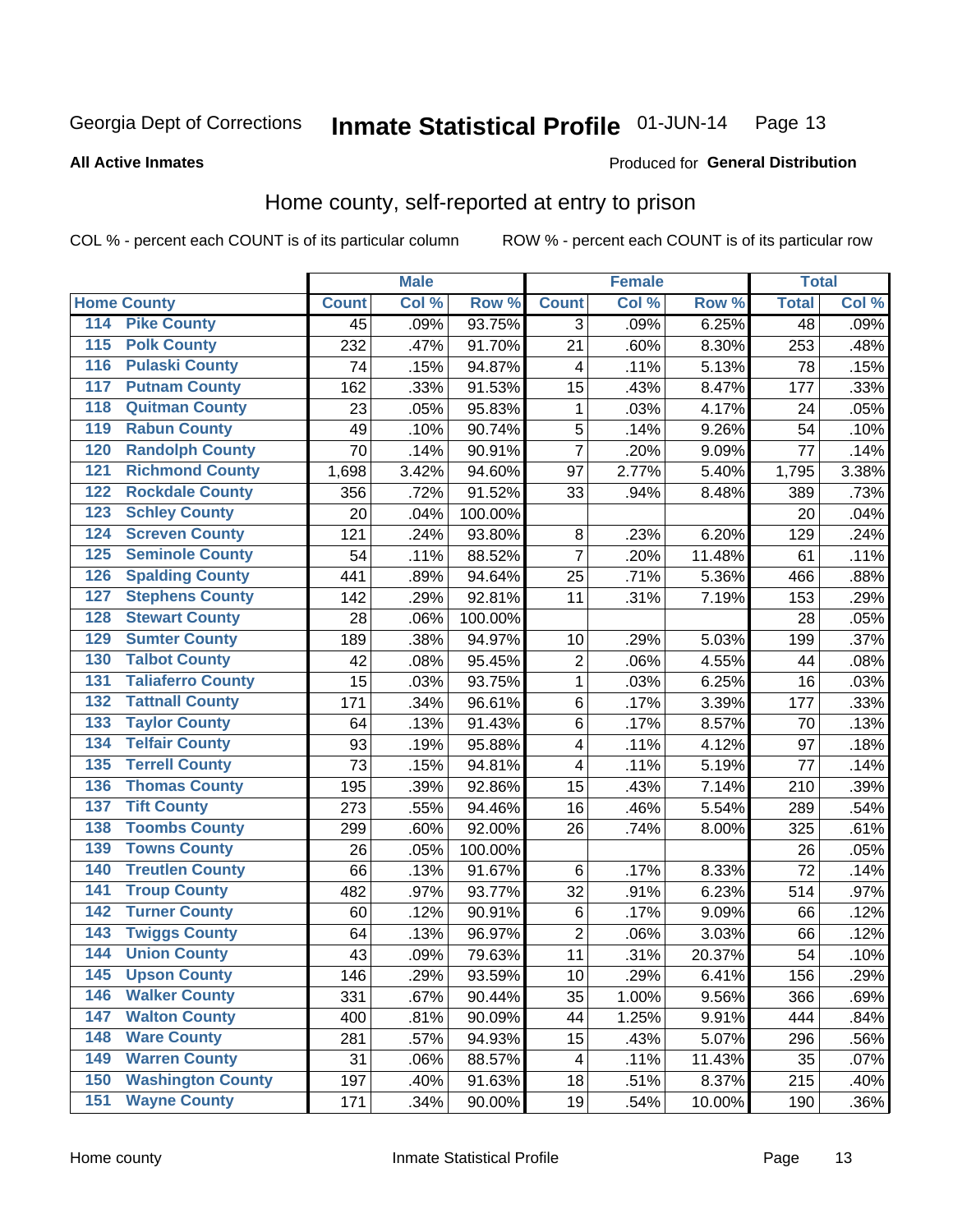Georgia Dept of Corrections **Inmate Statistical Profile** 01-JUN-14

**All Active Inmates**

Produced for **General Distribution**

## Home county, self-reported at entry to prison

COL % - percent each COUNT is of its particular column    ROW % - percent each COUNT is of its particular row

| Home County | | Male | | | Female | | | Total | |
|---|---|---|---|---|---|---|---|---|---|
| | | Count | Col % | Row % | Count | Col % | Row % | Total | Col % |
| 114 | Pike County | 45 | .09% | 93.75% | 3 | .09% | 6.25% | 48 | .09% |
| 115 | Polk County | 232 | .47% | 91.70% | 21 | .60% | 8.30% | 253 | .48% |
| 116 | Pulaski County | 74 | .15% | 94.87% | 4 | .11% | 5.13% | 78 | .15% |
| 117 | Putnam County | 162 | .33% | 91.53% | 15 | .43% | 8.47% | 177 | .33% |
| 118 | Quitman County | 23 | .05% | 95.83% | 1 | .03% | 4.17% | 24 | .05% |
| 119 | Rabun County | 49 | .10% | 90.74% | 5 | .14% | 9.26% | 54 | .10% |
| 120 | Randolph County | 70 | .14% | 90.91% | 7 | .20% | 9.09% | 77 | .14% |
| 121 | Richmond County | 1,698 | 3.42% | 94.60% | 97 | 2.77% | 5.40% | 1,795 | 3.38% |
| 122 | Rockdale County | 356 | .72% | 91.52% | 33 | .94% | 8.48% | 389 | .73% |
| 123 | Schley County | 20 | .04% | 100.00% | | | | 20 | .04% |
| 124 | Screven County | 121 | .24% | 93.80% | 8 | .23% | 6.20% | 129 | .24% |
| 125 | Seminole County | 54 | .11% | 88.52% | 7 | .20% | 11.48% | 61 | .11% |
| 126 | Spalding County | 441 | .89% | 94.64% | 25 | .71% | 5.36% | 466 | .88% |
| 127 | Stephens County | 142 | .29% | 92.81% | 11 | .31% | 7.19% | 153 | .29% |
| 128 | Stewart County | 28 | .06% | 100.00% | | | | 28 | .05% |
| 129 | Sumter County | 189 | .38% | 94.97% | 10 | .29% | 5.03% | 199 | .37% |
| 130 | Talbot County | 42 | .08% | 95.45% | 2 | .06% | 4.55% | 44 | .08% |
| 131 | Taliaferro County | 15 | .03% | 93.75% | 1 | .03% | 6.25% | 16 | .03% |
| 132 | Tattnall County | 171 | .34% | 96.61% | 6 | .17% | 3.39% | 177 | .33% |
| 133 | Taylor County | 64 | .13% | 91.43% | 6 | .17% | 8.57% | 70 | .13% |
| 134 | Telfair County | 93 | .19% | 95.88% | 4 | .11% | 4.12% | 97 | .18% |
| 135 | Terrell County | 73 | .15% | 94.81% | 4 | .11% | 5.19% | 77 | .14% |
| 136 | Thomas County | 195 | .39% | 92.86% | 15 | .43% | 7.14% | 210 | .39% |
| 137 | Tift County | 273 | .55% | 94.46% | 16 | .46% | 5.54% | 289 | .54% |
| 138 | Toombs County | 299 | .60% | 92.00% | 26 | .74% | 8.00% | 325 | .61% |
| 139 | Towns County | 26 | .05% | 100.00% | | | | 26 | .05% |
| 140 | Treutlen County | 66 | .13% | 91.67% | 6 | .17% | 8.33% | 72 | .14% |
| 141 | Troup County | 482 | .97% | 93.77% | 32 | .91% | 6.23% | 514 | .97% |
| 142 | Turner County | 60 | .12% | 90.91% | 6 | .17% | 9.09% | 66 | .12% |
| 143 | Twiggs County | 64 | .13% | 96.97% | 2 | .06% | 3.03% | 66 | .12% |
| 144 | Union County | 43 | .09% | 79.63% | 11 | .31% | 20.37% | 54 | .10% |
| 145 | Upson County | 146 | .29% | 93.59% | 10 | .29% | 6.41% | 156 | .29% |
| 146 | Walker County | 331 | .67% | 90.44% | 35 | 1.00% | 9.56% | 366 | .69% |
| 147 | Walton County | 400 | .81% | 90.09% | 44 | 1.25% | 9.91% | 444 | .84% |
| 148 | Ware County | 281 | .57% | 94.93% | 15 | .43% | 5.07% | 296 | .56% |
| 149 | Warren County | 31 | .06% | 88.57% | 4 | .11% | 11.43% | 35 | .07% |
| 150 | Washington County | 197 | .40% | 91.63% | 18 | .51% | 8.37% | 215 | .40% |
| 151 | Wayne County | 171 | .34% | 90.00% | 19 | .54% | 10.00% | 190 | .36% |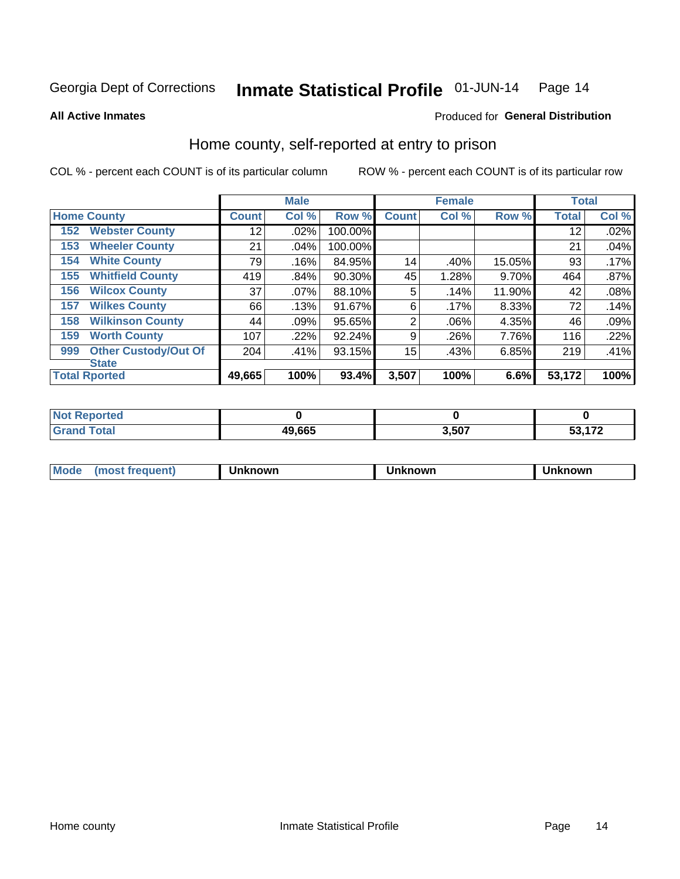Georgia Dept of Corrections **Inmate Statistical Profile** 01-JUN-14

**All Active Inmates**

Produced for **General Distribution**

## Home county, self-reported at entry to prison

COL % - percent each COUNT is of its particular column     ROW % - percent each COUNT is of its particular row

| Home County | | Male | | | Female | | | Total | |
|---|---|---|---|---|---|---|---|---|---|
| | | Count | Col % | Row % | Count | Col % | Row % | Total | Col % |
| 152 | Webster County | 12 | .02% | 100.00% | | | | 12 | .02% |
| 153 | Wheeler County | 21 | .04% | 100.00% | | | | 21 | .04% |
| 154 | White County | 79 | .16% | 84.95% | 14 | .40% | 15.05% | 93 | .17% |
| 155 | Whitfield County | 419 | .84% | 90.30% | 45 | 1.28% | 9.70% | 464 | .87% |
| 156 | Wilcox County | 37 | .07% | 88.10% | 5 | .14% | 11.90% | 42 | .08% |
| 157 | Wilkes County | 66 | .13% | 91.67% | 6 | .17% | 8.33% | 72 | .14% |
| 158 | Wilkinson County | 44 | .09% | 95.65% | 2 | .06% | 4.35% | 46 | .09% |
| 159 | Worth County | 107 | .22% | 92.24% | 9 | .26% | 7.76% | 116 | .22% |
| 999 | Other Custody/Out Of State | 204 | .41% | 93.15% | 15 | .43% | 6.85% | 219 | .41% |
| **Total Rported** | | **49,665** | **100%** | **93.4%** | **3,507** | **100%** | **6.6%** | **53,172** | **100%** |

| | Male | Female | Total |
|---|---|---|---|
| Not Reported | **0** | **0** | **0** |
| Grand Total | **49,665** | **3,507** | **53,172** |

| | Male | Female | Total |
|---|---|---|---|
| Mode (most frequent) | **Unknown** | **Unknown** | **Unknown** |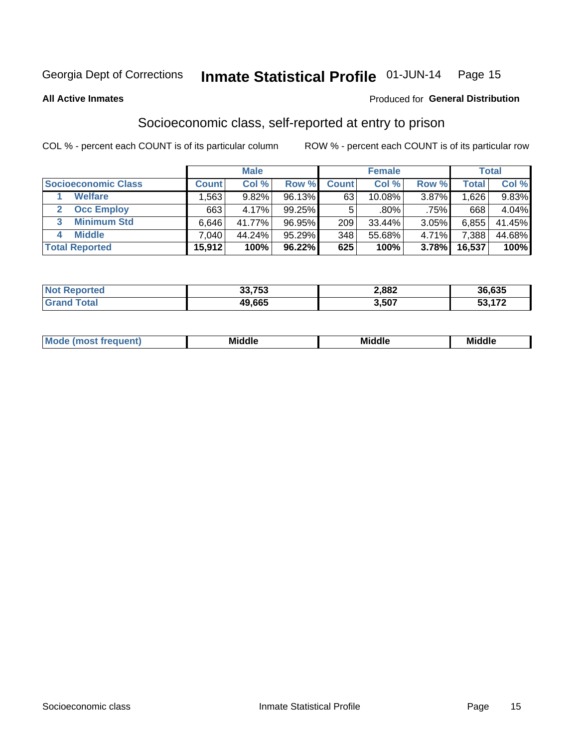Georgia Dept of Corrections **Inmate Statistical Profile** 01-JUN-14

**All Active Inmates**

Produced for **General Distribution**

## Socioeconomic class, self-reported at entry to prison

COL % - percent each COUNT is of its particular column

ROW % - percent each COUNT is of its particular row

| | Male | | | Female | | | Total | |
|---|---|---|---|---|---|---|---|---|
| **Socioeconomic Class** | **Count** | **Col %** | **Row %** | **Count** | **Col %** | **Row %** | **Total** | **Col %** |
| 1 **Welfare** | 1,563 | 9.82% | 96.13% | 63 | 10.08% | 3.87% | 1,626 | 9.83% |
| 2 **Occ Employ** | 663 | 4.17% | 99.25% | 5 | .80% | .75% | 668 | 4.04% |
| 3 **Minimum Std** | 6,646 | 41.77% | 96.95% | 209 | 33.44% | 3.05% | 6,855 | 41.45% |
| 4 **Middle** | 7,040 | 44.24% | 95.29% | 348 | 55.68% | 4.71% | 7,388 | 44.68% |
| **Total Reported** | **15,912** | **100%** | **96.22%** | **625** | **100%** | **3.78%** | **16,537** | **100%** |

| | Male | Female | Total |
|---|---|---|---|
| **Not Reported** | **33,753** | **2,882** | **36,635** |
| **Grand Total** | **49,665** | **3,507** | **53,172** |

| | Male | Female | Total |
|---|---|---|---|
| **Mode (most frequent)** | **Middle** | **Middle** | **Middle** |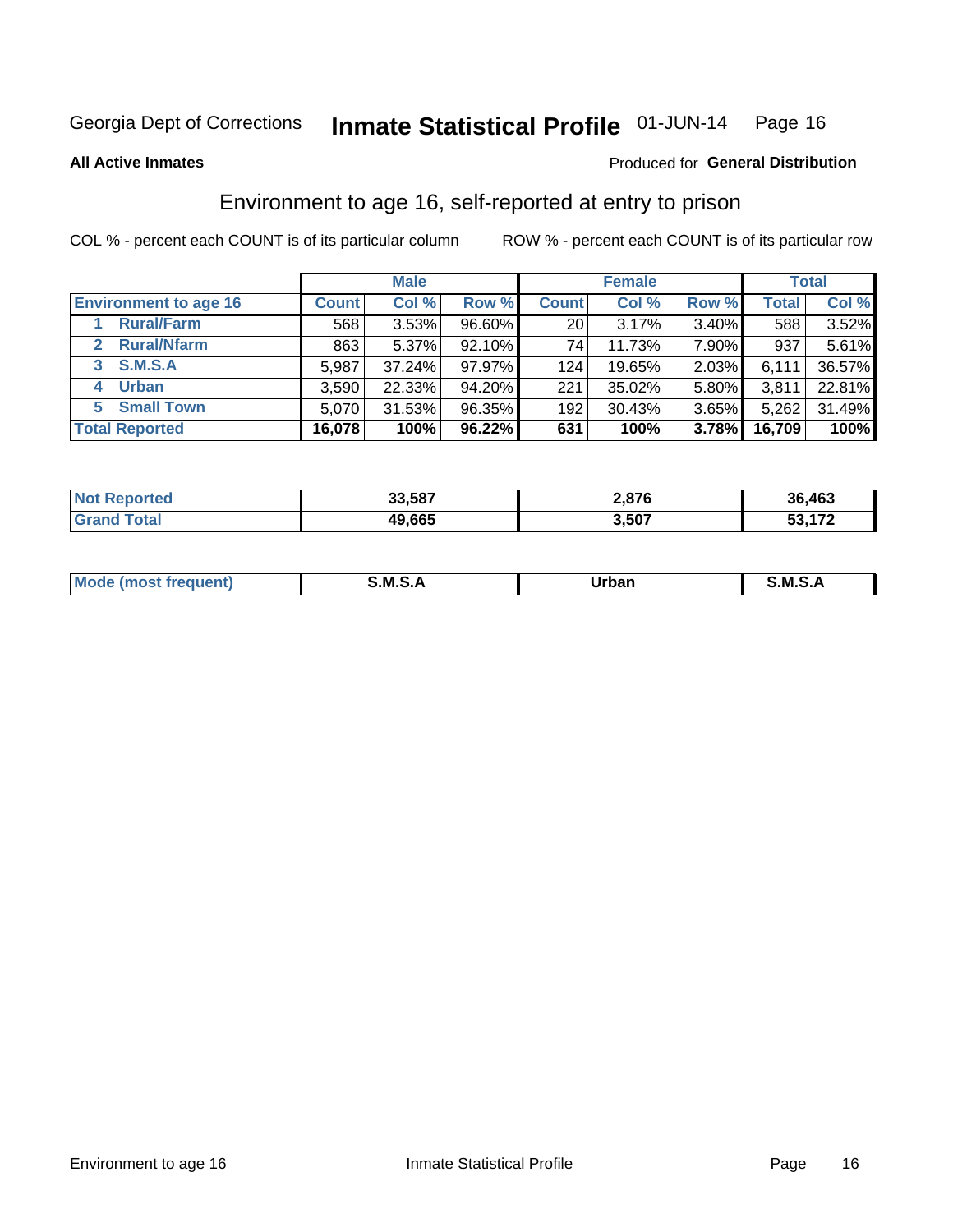Georgia Dept of Corrections **Inmate Statistical Profile** 01-JUN-14

**All Active Inmates**

Produced for **General Distribution**

## Environment to age 16, self-reported at entry to prison

COL % - percent each COUNT is of its particular column

ROW % - percent each COUNT is of its particular row

| Environment to age 16 | Male | | | Female | | | Total | |
|---|---|---|---|---|---|---|---|---|
| | Count | Col % | Row % | Count | Col % | Row % | Total | Col % |
| 1 Rural/Farm | 568 | 3.53% | 96.60% | 20 | 3.17% | 3.40% | 588 | 3.52% |
| 2 Rural/Nfarm | 863 | 5.37% | 92.10% | 74 | 11.73% | 7.90% | 937 | 5.61% |
| 3 S.M.S.A | 5,987 | 37.24% | 97.97% | 124 | 19.65% | 2.03% | 6,111 | 36.57% |
| 4 Urban | 3,590 | 22.33% | 94.20% | 221 | 35.02% | 5.80% | 3,811 | 22.81% |
| 5 Small Town | 5,070 | 31.53% | 96.35% | 192 | 30.43% | 3.65% | 5,262 | 31.49% |
| **Total Reported** | **16,078** | **100%** | **96.22%** | **631** | **100%** | **3.78%** | **16,709** | **100%** |

| | Male | Female | Total |
|---|---|---|---|
| Not Reported | 33,587 | 2,876 | 36,463 |
| Grand Total | 49,665 | 3,507 | 53,172 |

| | Male | Female | Total |
|---|---|---|---|
| Mode (most frequent) | S.M.S.A | Urban | S.M.S.A |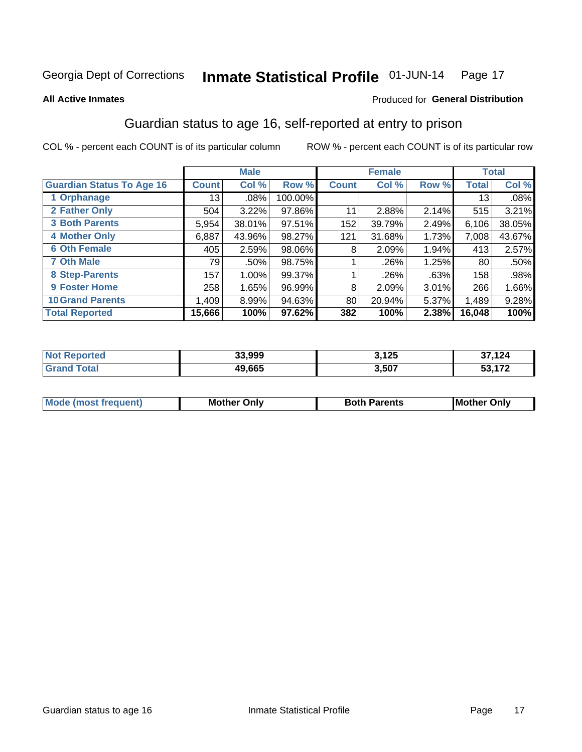Georgia Dept of Corrections **Inmate Statistical Profile** 01-JUN-14

**All Active Inmates**

Produced for **General Distribution**

## Guardian status to age 16, self-reported at entry to prison

COL % - percent each COUNT is of its particular column ROW % - percent each COUNT is of its particular row

| | Male | | | Female | | | Total | |
|---|---|---|---|---|---|---|---|---|
| **Guardian Status To Age 16** | **Count** | **Col %** | **Row %** | **Count** | **Col %** | **Row %** | **Total** | **Col %** |
| **1 Orphanage** | 13 | .08% | 100.00% | | | | 13 | .08% |
| **2 Father Only** | 504 | 3.22% | 97.86% | 11 | 2.88% | 2.14% | 515 | 3.21% |
| **3 Both Parents** | 5,954 | 38.01% | 97.51% | 152 | 39.79% | 2.49% | 6,106 | 38.05% |
| **4 Mother Only** | 6,887 | 43.96% | 98.27% | 121 | 31.68% | 1.73% | 7,008 | 43.67% |
| **6 Oth Female** | 405 | 2.59% | 98.06% | 8 | 2.09% | 1.94% | 413 | 2.57% |
| **7 Oth Male** | 79 | .50% | 98.75% | 1 | .26% | 1.25% | 80 | .50% |
| **8 Step-Parents** | 157 | 1.00% | 99.37% | 1 | .26% | .63% | 158 | .98% |
| **9 Foster Home** | 258 | 1.65% | 96.99% | 8 | 2.09% | 3.01% | 266 | 1.66% |
| **10 Grand Parents** | 1,409 | 8.99% | 94.63% | 80 | 20.94% | 5.37% | 1,489 | 9.28% |
| **Total Reported** | **15,666** | **100%** | **97.62%** | **382** | **100%** | **2.38%** | **16,048** | **100%** |

| | Male | Female | Total |
|---|---|---|---|
| **Not Reported** | **33,999** | **3,125** | **37,124** |
| **Grand Total** | **49,665** | **3,507** | **53,172** |

| | Male | Female | Total |
|---|---|---|---|
| **Mode (most frequent)** | **Mother Only** | **Both Parents** | **Mother Only** |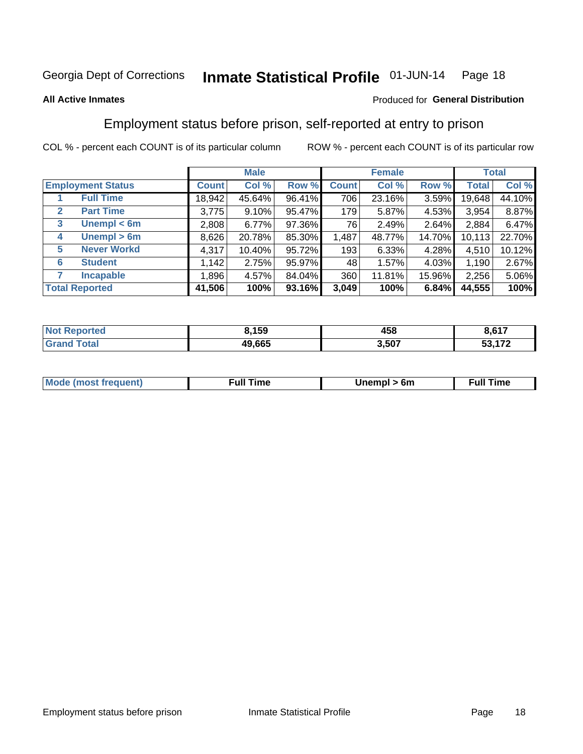Georgia Dept of Corrections **Inmate Statistical Profile** 01-JUN-14

**All Active Inmates**

Produced for **General Distribution**

## Employment status before prison, self-reported at entry to prison

COL % - percent each COUNT is of its particular column ROW % - percent each COUNT is of its particular row

| | | Male | | | Female | | | Total | |
|---|---|---|---|---|---|---|---|---|---|
| **Employment Status** | | **Count** | **Col %** | **Row %** | **Count** | **Col %** | **Row %** | **Total** | **Col %** |
| 1 | **Full Time** | 18,942 | 45.64% | 96.41% | 706 | 23.16% | 3.59% | 19,648 | 44.10% |
| 2 | **Part Time** | 3,775 | 9.10% | 95.47% | 179 | 5.87% | 4.53% | 3,954 | 8.87% |
| 3 | **Unempl < 6m** | 2,808 | 6.77% | 97.36% | 76 | 2.49% | 2.64% | 2,884 | 6.47% |
| 4 | **Unempl > 6m** | 8,626 | 20.78% | 85.30% | 1,487 | 48.77% | 14.70% | 10,113 | 22.70% |
| 5 | **Never Workd** | 4,317 | 10.40% | 95.72% | 193 | 6.33% | 4.28% | 4,510 | 10.12% |
| 6 | **Student** | 1,142 | 2.75% | 95.97% | 48 | 1.57% | 4.03% | 1,190 | 2.67% |
| 7 | **Incapable** | 1,896 | 4.57% | 84.04% | 360 | 11.81% | 15.96% | 2,256 | 5.06% |
| **Total Reported** | | **41,506** | **100%** | **93.16%** | **3,049** | **100%** | **6.84%** | **44,555** | **100%** |

| | Male | Female | Total |
|---|---|---|---|
| **Not Reported** | **8,159** | **458** | **8,617** |
| **Grand Total** | **49,665** | **3,507** | **53,172** |

| | Male | Female | Total |
|---|---|---|---|
| **Mode (most frequent)** | **Full Time** | **Unempl > 6m** | **Full Time** |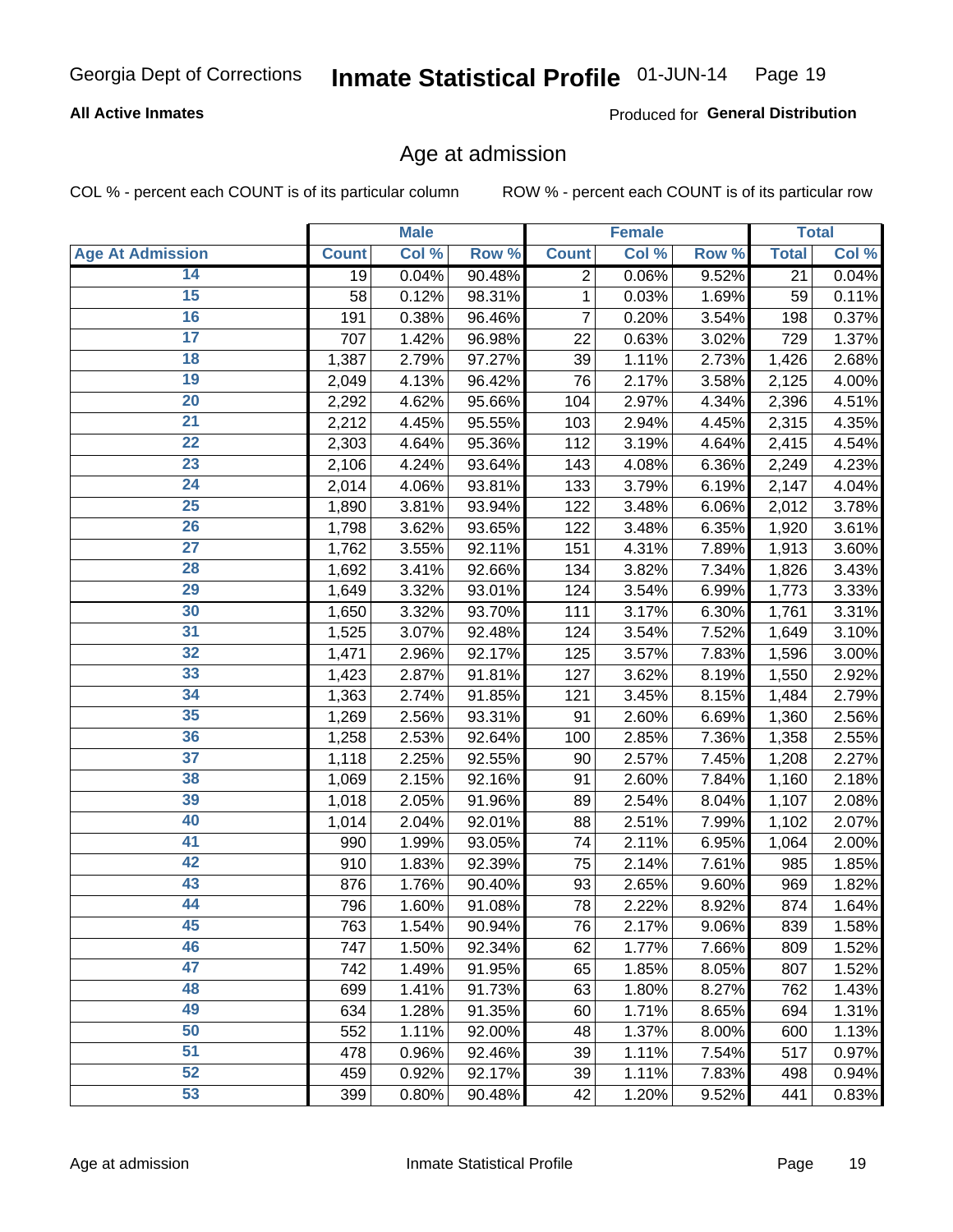Georgia Dept of Corrections **Inmate Statistical Profile** 01-JUN-14

**All Active Inmates**

Produced for **General Distribution**

## Age at admission

COL % - percent each COUNT is of its particular column ROW % - percent each COUNT is of its particular row

| | Male | | | Female | | | Total | |
|---|---|---|---|---|---|---|---|---|
| Age At Admission | Count | Col % | Row % | Count | Col % | Row % | Total | Col % |
| 14 | 19 | 0.04% | 90.48% | 2 | 0.06% | 9.52% | 21 | 0.04% |
| 15 | 58 | 0.12% | 98.31% | 1 | 0.03% | 1.69% | 59 | 0.11% |
| 16 | 191 | 0.38% | 96.46% | 7 | 0.20% | 3.54% | 198 | 0.37% |
| 17 | 707 | 1.42% | 96.98% | 22 | 0.63% | 3.02% | 729 | 1.37% |
| 18 | 1,387 | 2.79% | 97.27% | 39 | 1.11% | 2.73% | 1,426 | 2.68% |
| 19 | 2,049 | 4.13% | 96.42% | 76 | 2.17% | 3.58% | 2,125 | 4.00% |
| 20 | 2,292 | 4.62% | 95.66% | 104 | 2.97% | 4.34% | 2,396 | 4.51% |
| 21 | 2,212 | 4.45% | 95.55% | 103 | 2.94% | 4.45% | 2,315 | 4.35% |
| 22 | 2,303 | 4.64% | 95.36% | 112 | 3.19% | 4.64% | 2,415 | 4.54% |
| 23 | 2,106 | 4.24% | 93.64% | 143 | 4.08% | 6.36% | 2,249 | 4.23% |
| 24 | 2,014 | 4.06% | 93.81% | 133 | 3.79% | 6.19% | 2,147 | 4.04% |
| 25 | 1,890 | 3.81% | 93.94% | 122 | 3.48% | 6.06% | 2,012 | 3.78% |
| 26 | 1,798 | 3.62% | 93.65% | 122 | 3.48% | 6.35% | 1,920 | 3.61% |
| 27 | 1,762 | 3.55% | 92.11% | 151 | 4.31% | 7.89% | 1,913 | 3.60% |
| 28 | 1,692 | 3.41% | 92.66% | 134 | 3.82% | 7.34% | 1,826 | 3.43% |
| 29 | 1,649 | 3.32% | 93.01% | 124 | 3.54% | 6.99% | 1,773 | 3.33% |
| 30 | 1,650 | 3.32% | 93.70% | 111 | 3.17% | 6.30% | 1,761 | 3.31% |
| 31 | 1,525 | 3.07% | 92.48% | 124 | 3.54% | 7.52% | 1,649 | 3.10% |
| 32 | 1,471 | 2.96% | 92.17% | 125 | 3.57% | 7.83% | 1,596 | 3.00% |
| 33 | 1,423 | 2.87% | 91.81% | 127 | 3.62% | 8.19% | 1,550 | 2.92% |
| 34 | 1,363 | 2.74% | 91.85% | 121 | 3.45% | 8.15% | 1,484 | 2.79% |
| 35 | 1,269 | 2.56% | 93.31% | 91 | 2.60% | 6.69% | 1,360 | 2.56% |
| 36 | 1,258 | 2.53% | 92.64% | 100 | 2.85% | 7.36% | 1,358 | 2.55% |
| 37 | 1,118 | 2.25% | 92.55% | 90 | 2.57% | 7.45% | 1,208 | 2.27% |
| 38 | 1,069 | 2.15% | 92.16% | 91 | 2.60% | 7.84% | 1,160 | 2.18% |
| 39 | 1,018 | 2.05% | 91.96% | 89 | 2.54% | 8.04% | 1,107 | 2.08% |
| 40 | 1,014 | 2.04% | 92.01% | 88 | 2.51% | 7.99% | 1,102 | 2.07% |
| 41 | 990 | 1.99% | 93.05% | 74 | 2.11% | 6.95% | 1,064 | 2.00% |
| 42 | 910 | 1.83% | 92.39% | 75 | 2.14% | 7.61% | 985 | 1.85% |
| 43 | 876 | 1.76% | 90.40% | 93 | 2.65% | 9.60% | 969 | 1.82% |
| 44 | 796 | 1.60% | 91.08% | 78 | 2.22% | 8.92% | 874 | 1.64% |
| 45 | 763 | 1.54% | 90.94% | 76 | 2.17% | 9.06% | 839 | 1.58% |
| 46 | 747 | 1.50% | 92.34% | 62 | 1.77% | 7.66% | 809 | 1.52% |
| 47 | 742 | 1.49% | 91.95% | 65 | 1.85% | 8.05% | 807 | 1.52% |
| 48 | 699 | 1.41% | 91.73% | 63 | 1.80% | 8.27% | 762 | 1.43% |
| 49 | 634 | 1.28% | 91.35% | 60 | 1.71% | 8.65% | 694 | 1.31% |
| 50 | 552 | 1.11% | 92.00% | 48 | 1.37% | 8.00% | 600 | 1.13% |
| 51 | 478 | 0.96% | 92.46% | 39 | 1.11% | 7.54% | 517 | 0.97% |
| 52 | 459 | 0.92% | 92.17% | 39 | 1.11% | 7.83% | 498 | 0.94% |
| 53 | 399 | 0.80% | 90.48% | 42 | 1.20% | 9.52% | 441 | 0.83% |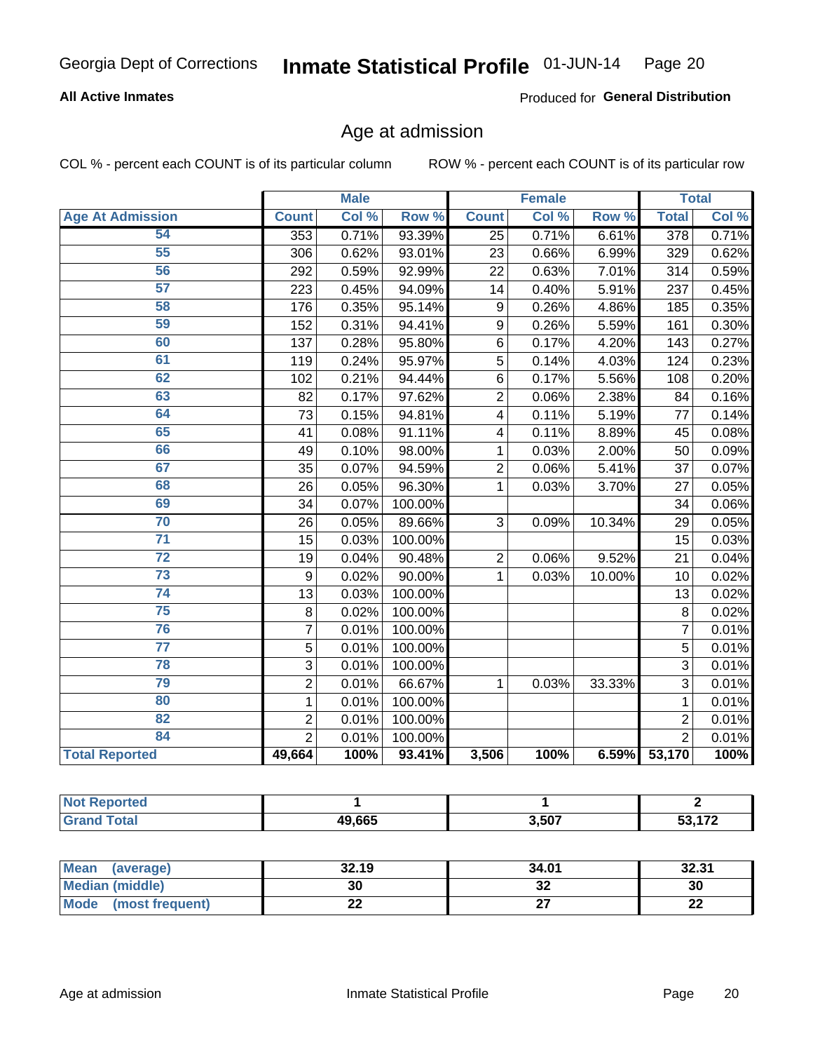Georgia Dept of Corrections **Inmate Statistical Profile** 01-JUN-14

**All Active Inmates**

Produced for **General Distribution**

## Age at admission

COL % - percent each COUNT is of its particular column    ROW % - percent each COUNT is of its particular row

| | Male | | | Female | | | Total | |
|---|---|---|---|---|---|---|---|---|
| **Age At Admission** | **Count** | **Col %** | **Row %** | **Count** | **Col %** | **Row %** | **Total** | **Col %** |
| 54 | 353 | 0.71% | 93.39% | 25 | 0.71% | 6.61% | 378 | 0.71% |
| 55 | 306 | 0.62% | 93.01% | 23 | 0.66% | 6.99% | 329 | 0.62% |
| 56 | 292 | 0.59% | 92.99% | 22 | 0.63% | 7.01% | 314 | 0.59% |
| 57 | 223 | 0.45% | 94.09% | 14 | 0.40% | 5.91% | 237 | 0.45% |
| 58 | 176 | 0.35% | 95.14% | 9 | 0.26% | 4.86% | 185 | 0.35% |
| 59 | 152 | 0.31% | 94.41% | 9 | 0.26% | 5.59% | 161 | 0.30% |
| 60 | 137 | 0.28% | 95.80% | 6 | 0.17% | 4.20% | 143 | 0.27% |
| 61 | 119 | 0.24% | 95.97% | 5 | 0.14% | 4.03% | 124 | 0.23% |
| 62 | 102 | 0.21% | 94.44% | 6 | 0.17% | 5.56% | 108 | 0.20% |
| 63 | 82 | 0.17% | 97.62% | 2 | 0.06% | 2.38% | 84 | 0.16% |
| 64 | 73 | 0.15% | 94.81% | 4 | 0.11% | 5.19% | 77 | 0.14% |
| 65 | 41 | 0.08% | 91.11% | 4 | 0.11% | 8.89% | 45 | 0.08% |
| 66 | 49 | 0.10% | 98.00% | 1 | 0.03% | 2.00% | 50 | 0.09% |
| 67 | 35 | 0.07% | 94.59% | 2 | 0.06% | 5.41% | 37 | 0.07% |
| 68 | 26 | 0.05% | 96.30% | 1 | 0.03% | 3.70% | 27 | 0.05% |
| 69 | 34 | 0.07% | 100.00% | | | | 34 | 0.06% |
| 70 | 26 | 0.05% | 89.66% | 3 | 0.09% | 10.34% | 29 | 0.05% |
| 71 | 15 | 0.03% | 100.00% | | | | 15 | 0.03% |
| 72 | 19 | 0.04% | 90.48% | 2 | 0.06% | 9.52% | 21 | 0.04% |
| 73 | 9 | 0.02% | 90.00% | 1 | 0.03% | 10.00% | 10 | 0.02% |
| 74 | 13 | 0.03% | 100.00% | | | | 13 | 0.02% |
| 75 | 8 | 0.02% | 100.00% | | | | 8 | 0.02% |
| 76 | 7 | 0.01% | 100.00% | | | | 7 | 0.01% |
| 77 | 5 | 0.01% | 100.00% | | | | 5 | 0.01% |
| 78 | 3 | 0.01% | 100.00% | | | | 3 | 0.01% |
| 79 | 2 | 0.01% | 66.67% | 1 | 0.03% | 33.33% | 3 | 0.01% |
| 80 | 1 | 0.01% | 100.00% | | | | 1 | 0.01% |
| 82 | 2 | 0.01% | 100.00% | | | | 2 | 0.01% |
| 84 | 2 | 0.01% | 100.00% | | | | 2 | 0.01% |
| **Total Reported** | **49,664** | **100%** | **93.41%** | **3,506** | **100%** | **6.59%** | **53,170** | **100%** |

| | Male | Female | Total |
|---|---|---|---|
| **Not Reported** | **1** | **1** | **2** |
| **Grand Total** | **49,665** | **3,507** | **53,172** |

| | Male | Female | Total |
|---|---|---|---|
| **Mean (average)** | **32.19** | **34.01** | **32.31** |
| **Median (middle)** | **30** | **32** | **30** |
| **Mode (most frequent)** | **22** | **27** | **22** |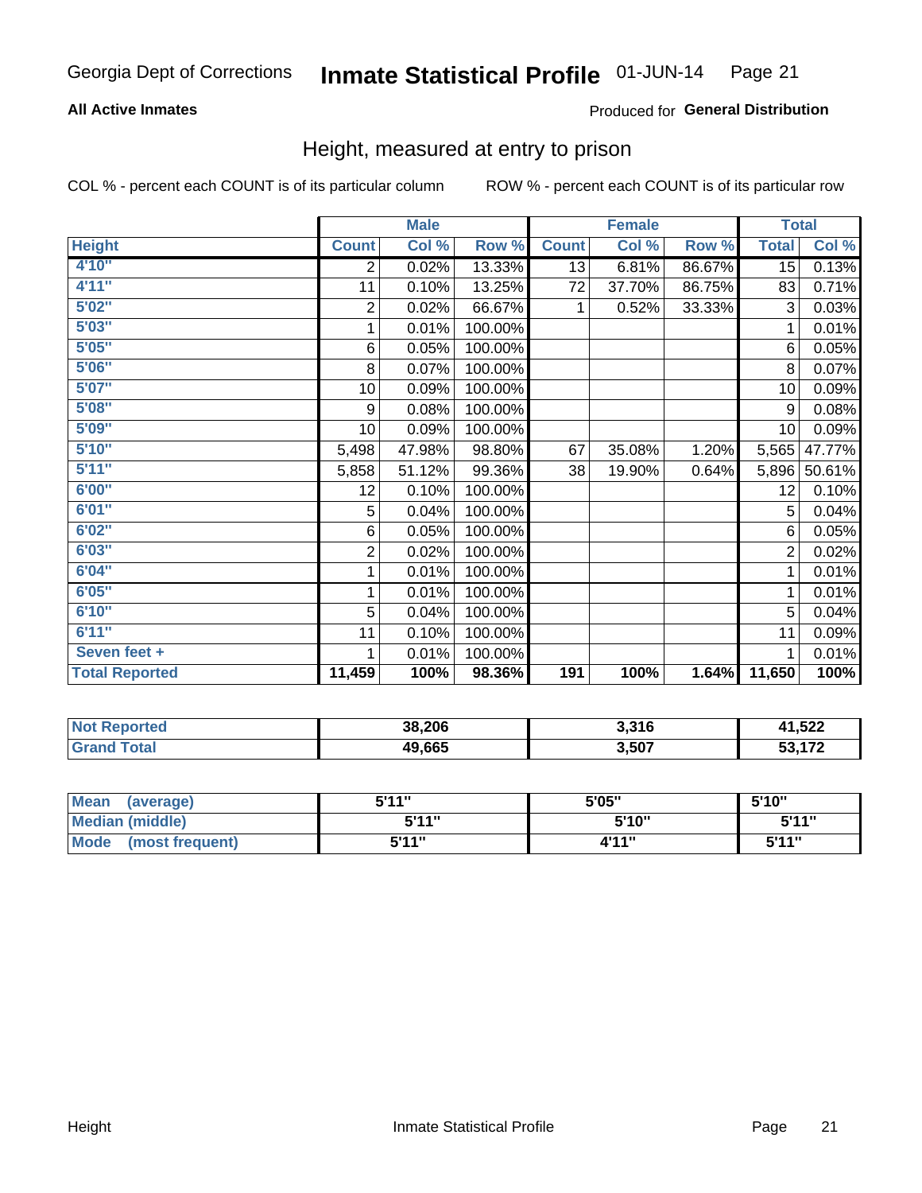Georgia Dept of Corrections **Inmate Statistical Profile** 01-JUN-14

**All Active Inmates**

Produced for **General Distribution**

## Height, measured at entry to prison

COL % - percent each COUNT is of its particular column ROW % - percent each COUNT is of its particular row

| | Male | | | Female | | | Total | |
|---|---|---|---|---|---|---|---|---|
| **Height** | **Count** | **Col %** | **Row %** | **Count** | **Col %** | **Row %** | **Total** | **Col %** |
| 4'10" | 2 | 0.02% | 13.33% | 13 | 6.81% | 86.67% | 15 | 0.13% |
| 4'11" | 11 | 0.10% | 13.25% | 72 | 37.70% | 86.75% | 83 | 0.71% |
| 5'02" | 2 | 0.02% | 66.67% | 1 | 0.52% | 33.33% | 3 | 0.03% |
| 5'03" | 1 | 0.01% | 100.00% | | | | 1 | 0.01% |
| 5'05" | 6 | 0.05% | 100.00% | | | | 6 | 0.05% |
| 5'06" | 8 | 0.07% | 100.00% | | | | 8 | 0.07% |
| 5'07" | 10 | 0.09% | 100.00% | | | | 10 | 0.09% |
| 5'08" | 9 | 0.08% | 100.00% | | | | 9 | 0.08% |
| 5'09" | 10 | 0.09% | 100.00% | | | | 10 | 0.09% |
| 5'10" | 5,498 | 47.98% | 98.80% | 67 | 35.08% | 1.20% | 5,565 | 47.77% |
| 5'11" | 5,858 | 51.12% | 99.36% | 38 | 19.90% | 0.64% | 5,896 | 50.61% |
| 6'00" | 12 | 0.10% | 100.00% | | | | 12 | 0.10% |
| 6'01" | 5 | 0.04% | 100.00% | | | | 5 | 0.04% |
| 6'02" | 6 | 0.05% | 100.00% | | | | 6 | 0.05% |
| 6'03" | 2 | 0.02% | 100.00% | | | | 2 | 0.02% |
| 6'04" | 1 | 0.01% | 100.00% | | | | 1 | 0.01% |
| 6'05" | 1 | 0.01% | 100.00% | | | | 1 | 0.01% |
| 6'10" | 5 | 0.04% | 100.00% | | | | 5 | 0.04% |
| 6'11" | 11 | 0.10% | 100.00% | | | | 11 | 0.09% |
| Seven feet + | 1 | 0.01% | 100.00% | | | | 1 | 0.01% |
| **Total Reported** | **11,459** | **100%** | **98.36%** | **191** | **100%** | **1.64%** | **11,650** | **100%** |

| | Male | Female | Total |
|---|---|---|---|
| Not Reported | 38,206 | 3,316 | 41,522 |
| Grand Total | 49,665 | 3,507 | 53,172 |

| | Male | Female | Total |
|---|---|---|---|
| Mean (average) | 5'11" | 5'05" | 5'10" |
| Median (middle) | 5'11" | 5'10" | 5'11" |
| Mode (most frequent) | 5'11" | 4'11" | 5'11" |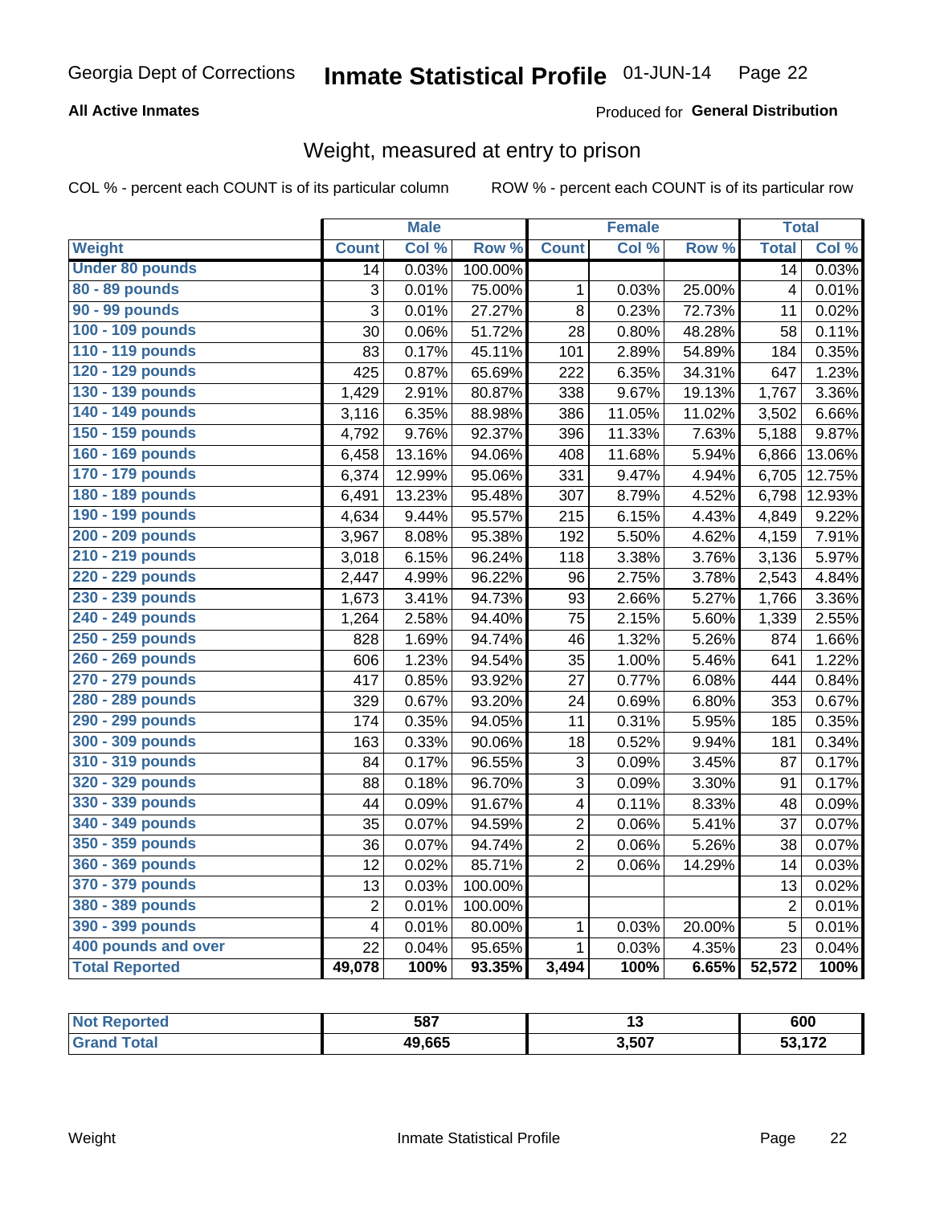Georgia Dept of Corrections **Inmate Statistical Profile** 01-JUN-14

**All Active Inmates**

Produced for **General Distribution**

## Weight, measured at entry to prison

COL % - percent each COUNT is of its particular column    ROW % - percent each COUNT is of its particular row

| | Male | | | Female | | | Total | |
|---|---|---|---|---|---|---|---|---|
| **Weight** | **Count** | **Col %** | **Row %** | **Count** | **Col %** | **Row %** | **Total** | **Col %** |
| **Under 80 pounds** | 14 | 0.03% | 100.00% | | | | 14 | 0.03% |
| **80 - 89 pounds** | 3 | 0.01% | 75.00% | 1 | 0.03% | 25.00% | 4 | 0.01% |
| **90 - 99 pounds** | 3 | 0.01% | 27.27% | 8 | 0.23% | 72.73% | 11 | 0.02% |
| **100 - 109 pounds** | 30 | 0.06% | 51.72% | 28 | 0.80% | 48.28% | 58 | 0.11% |
| **110 - 119 pounds** | 83 | 0.17% | 45.11% | 101 | 2.89% | 54.89% | 184 | 0.35% |
| **120 - 129 pounds** | 425 | 0.87% | 65.69% | 222 | 6.35% | 34.31% | 647 | 1.23% |
| **130 - 139 pounds** | 1,429 | 2.91% | 80.87% | 338 | 9.67% | 19.13% | 1,767 | 3.36% |
| **140 - 149 pounds** | 3,116 | 6.35% | 88.98% | 386 | 11.05% | 11.02% | 3,502 | 6.66% |
| **150 - 159 pounds** | 4,792 | 9.76% | 92.37% | 396 | 11.33% | 7.63% | 5,188 | 9.87% |
| **160 - 169 pounds** | 6,458 | 13.16% | 94.06% | 408 | 11.68% | 5.94% | 6,866 | 13.06% |
| **170 - 179 pounds** | 6,374 | 12.99% | 95.06% | 331 | 9.47% | 4.94% | 6,705 | 12.75% |
| **180 - 189 pounds** | 6,491 | 13.23% | 95.48% | 307 | 8.79% | 4.52% | 6,798 | 12.93% |
| **190 - 199 pounds** | 4,634 | 9.44% | 95.57% | 215 | 6.15% | 4.43% | 4,849 | 9.22% |
| **200 - 209 pounds** | 3,967 | 8.08% | 95.38% | 192 | 5.50% | 4.62% | 4,159 | 7.91% |
| **210 - 219 pounds** | 3,018 | 6.15% | 96.24% | 118 | 3.38% | 3.76% | 3,136 | 5.97% |
| **220 - 229 pounds** | 2,447 | 4.99% | 96.22% | 96 | 2.75% | 3.78% | 2,543 | 4.84% |
| **230 - 239 pounds** | 1,673 | 3.41% | 94.73% | 93 | 2.66% | 5.27% | 1,766 | 3.36% |
| **240 - 249 pounds** | 1,264 | 2.58% | 94.40% | 75 | 2.15% | 5.60% | 1,339 | 2.55% |
| **250 - 259 pounds** | 828 | 1.69% | 94.74% | 46 | 1.32% | 5.26% | 874 | 1.66% |
| **260 - 269 pounds** | 606 | 1.23% | 94.54% | 35 | 1.00% | 5.46% | 641 | 1.22% |
| **270 - 279 pounds** | 417 | 0.85% | 93.92% | 27 | 0.77% | 6.08% | 444 | 0.84% |
| **280 - 289 pounds** | 329 | 0.67% | 93.20% | 24 | 0.69% | 6.80% | 353 | 0.67% |
| **290 - 299 pounds** | 174 | 0.35% | 94.05% | 11 | 0.31% | 5.95% | 185 | 0.35% |
| **300 - 309 pounds** | 163 | 0.33% | 90.06% | 18 | 0.52% | 9.94% | 181 | 0.34% |
| **310 - 319 pounds** | 84 | 0.17% | 96.55% | 3 | 0.09% | 3.45% | 87 | 0.17% |
| **320 - 329 pounds** | 88 | 0.18% | 96.70% | 3 | 0.09% | 3.30% | 91 | 0.17% |
| **330 - 339 pounds** | 44 | 0.09% | 91.67% | 4 | 0.11% | 8.33% | 48 | 0.09% |
| **340 - 349 pounds** | 35 | 0.07% | 94.59% | 2 | 0.06% | 5.41% | 37 | 0.07% |
| **350 - 359 pounds** | 36 | 0.07% | 94.74% | 2 | 0.06% | 5.26% | 38 | 0.07% |
| **360 - 369 pounds** | 12 | 0.02% | 85.71% | 2 | 0.06% | 14.29% | 14 | 0.03% |
| **370 - 379 pounds** | 13 | 0.03% | 100.00% | | | | 13 | 0.02% |
| **380 - 389 pounds** | 2 | 0.01% | 100.00% | | | | 2 | 0.01% |
| **390 - 399 pounds** | 4 | 0.01% | 80.00% | 1 | 0.03% | 20.00% | 5 | 0.01% |
| **400 pounds and over** | 22 | 0.04% | 95.65% | 1 | 0.03% | 4.35% | 23 | 0.04% |
| **Total Reported** | **49,078** | **100%** | **93.35%** | **3,494** | **100%** | **6.65%** | **52,572** | **100%** |

| | Male | Female | Total |
|---|---|---|---|
| **Not Reported** | **587** | **13** | **600** |
| **Grand Total** | **49,665** | **3,507** | **53,172** |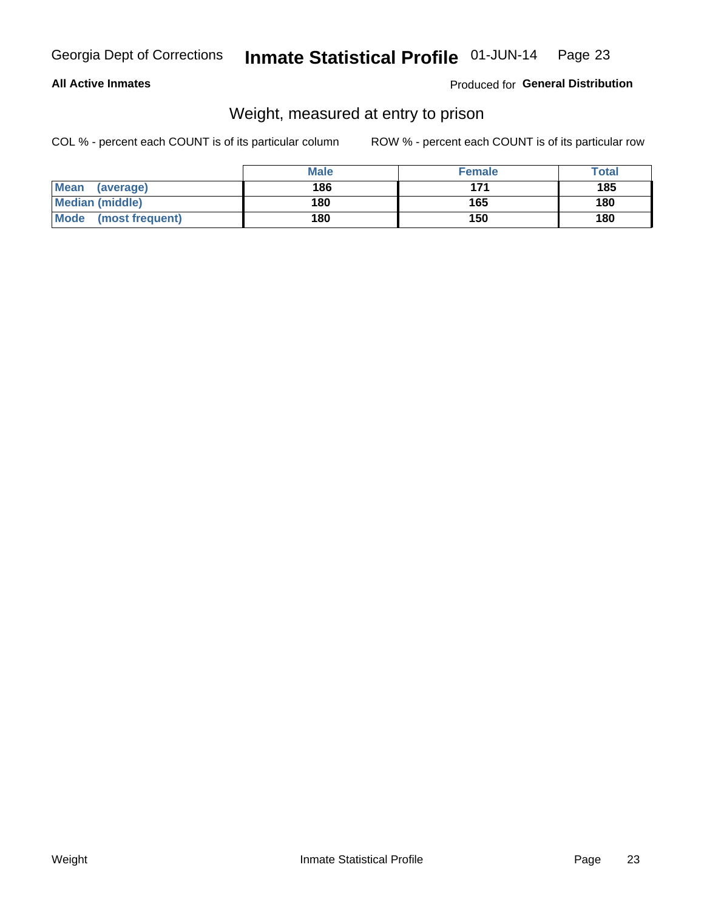**All Active Inmates**

Produced for **General Distribution**

## Weight, measured at entry to prison

COL % - percent each COUNT is of its particular column

ROW % - percent each COUNT is of its particular row

| | Male | Female | Total |
|---|---|---|---|
| Mean (average) | 186 | 171 | 185 |
| Median (middle) | 180 | 165 | 180 |
| Mode (most frequent) | 180 | 150 | 180 |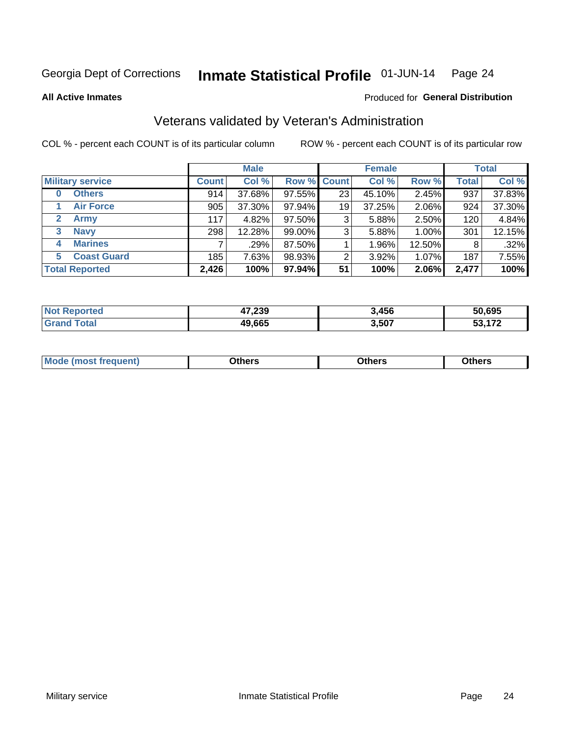Georgia Dept of Corrections **Inmate Statistical Profile** 01-JUN-14 Page 24

**All Active Inmates**

Produced for **General Distribution**

## Veterans validated by Veteran's Administration

COL % - percent each COUNT is of its particular column

ROW % - percent each COUNT is of its particular row

| Military service | Male | | | Female | | | Total | |
|---|---|---|---|---|---|---|---|---|
| | Count | Col % | Row % | Count | Col % | Row % | Total | Col % |
| 0 Others | 914 | 37.68% | 97.55% | 23 | 45.10% | 2.45% | 937 | 37.83% |
| 1 Air Force | 905 | 37.30% | 97.94% | 19 | 37.25% | 2.06% | 924 | 37.30% |
| 2 Army | 117 | 4.82% | 97.50% | 3 | 5.88% | 2.50% | 120 | 4.84% |
| 3 Navy | 298 | 12.28% | 99.00% | 3 | 5.88% | 1.00% | 301 | 12.15% |
| 4 Marines | 7 | .29% | 87.50% | 1 | 1.96% | 12.50% | 8 | .32% |
| 5 Coast Guard | 185 | 7.63% | 98.93% | 2 | 3.92% | 1.07% | 187 | 7.55% |
| **Total Reported** | **2,426** | **100%** | **97.94%** | **51** | **100%** | **2.06%** | **2,477** | **100%** |

| | Male | Female | Total |
|---|---|---|---|
| Not Reported | 47,239 | 3,456 | 50,695 |
| Grand Total | 49,665 | 3,507 | 53,172 |

| | Male | Female | Total |
|---|---|---|---|
| Mode (most frequent) | Others | Others | Others |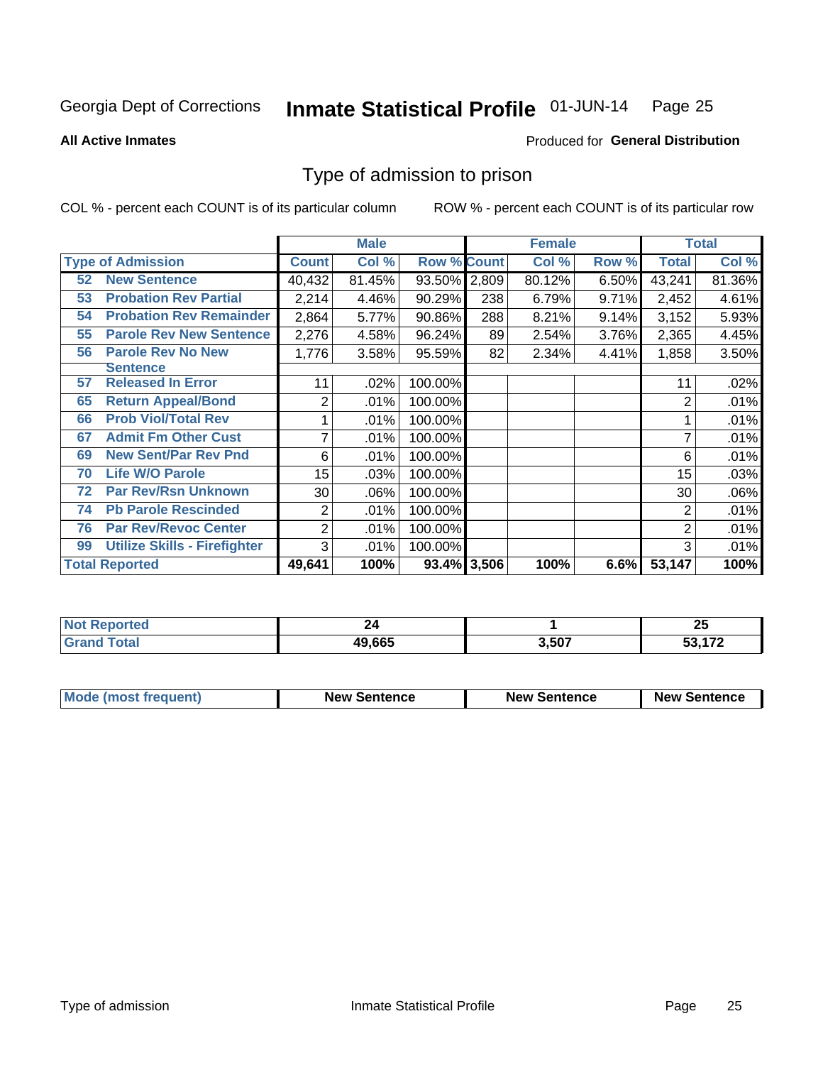Georgia Dept of Corrections **Inmate Statistical Profile** 01-JUN-14

**All Active Inmates**

Produced for **General Distribution**

## Type of admission to prison

COL % - percent each COUNT is of its particular column

ROW % - percent each COUNT is of its particular row

| Type of Admission | Male | | | Female | | | Total | |
|---|---|---|---|---|---|---|---|---|
| | Count | Col % | Row % | Count | Col % | Row % | Total | Col % |
| 52 New Sentence | 40,432 | 81.45% | 93.50% | 2,809 | 80.12% | 6.50% | 43,241 | 81.36% |
| 53 Probation Rev Partial | 2,214 | 4.46% | 90.29% | 238 | 6.79% | 9.71% | 2,452 | 4.61% |
| 54 Probation Rev Remainder | 2,864 | 5.77% | 90.86% | 288 | 8.21% | 9.14% | 3,152 | 5.93% |
| 55 Parole Rev New Sentence | 2,276 | 4.58% | 96.24% | 89 | 2.54% | 3.76% | 2,365 | 4.45% |
| 56 Parole Rev No New Sentence | 1,776 | 3.58% | 95.59% | 82 | 2.34% | 4.41% | 1,858 | 3.50% |
| 57 Released In Error | 11 | .02% | 100.00% | | | | 11 | .02% |
| 65 Return Appeal/Bond | 2 | .01% | 100.00% | | | | 2 | .01% |
| 66 Prob Viol/Total Rev | 1 | .01% | 100.00% | | | | 1 | .01% |
| 67 Admit Fm Other Cust | 7 | .01% | 100.00% | | | | 7 | .01% |
| 69 New Sent/Par Rev Pnd | 6 | .01% | 100.00% | | | | 6 | .01% |
| 70 Life W/O Parole | 15 | .03% | 100.00% | | | | 15 | .03% |
| 72 Par Rev/Rsn Unknown | 30 | .06% | 100.00% | | | | 30 | .06% |
| 74 Pb Parole Rescinded | 2 | .01% | 100.00% | | | | 2 | .01% |
| 76 Par Rev/Revoc Center | 2 | .01% | 100.00% | | | | 2 | .01% |
| 99 Utilize Skills - Firefighter | 3 | .01% | 100.00% | | | | 3 | .01% |
| **Total Reported** | **49,641** | **100%** | **93.4%** | **3,506** | **100%** | **6.6%** | **53,147** | **100%** |

| | Male | Female | Total |
|---|---|---|---|
| Not Reported | 24 | 1 | 25 |
| Grand Total | 49,665 | 3,507 | 53,172 |

| | Male | Female | Total |
|---|---|---|---|
| Mode (most frequent) | New Sentence | New Sentence | New Sentence |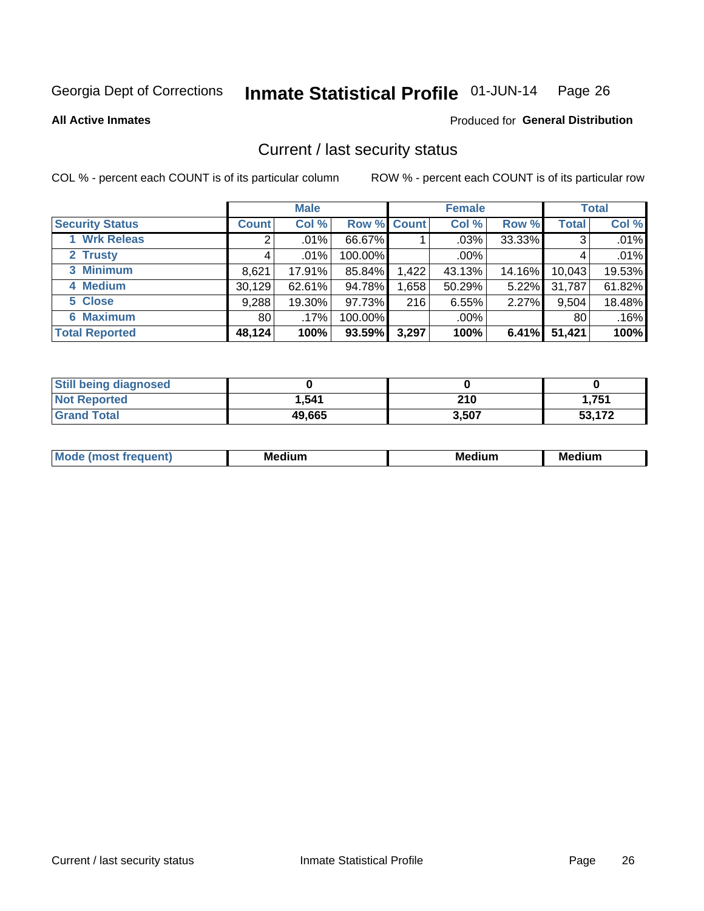Georgia Dept of Corrections **Inmate Statistical Profile** 01-JUN-14

**All Active Inmates**

Produced for **General Distribution**

## Current / last security status

COL % - percent each COUNT is of its particular column

ROW % - percent each COUNT is of its particular row

| | Male | | | Female | | | Total | |
|---|---|---|---|---|---|---|---|---|
| **Security Status** | **Count** | **Col %** | **Row %** | **Count** | **Col %** | **Row %** | **Total** | **Col %** |
| 1 Wrk Releas | 2 | .01% | 66.67% | 1 | .03% | 33.33% | 3 | .01% |
| 2 Trusty | 4 | .01% | 100.00% | | .00% | | 4 | .01% |
| 3 Minimum | 8,621 | 17.91% | 85.84% | 1,422 | 43.13% | 14.16% | 10,043 | 19.53% |
| 4 Medium | 30,129 | 62.61% | 94.78% | 1,658 | 50.29% | 5.22% | 31,787 | 61.82% |
| 5 Close | 9,288 | 19.30% | 97.73% | 216 | 6.55% | 2.27% | 9,504 | 18.48% |
| 6 Maximum | 80 | .17% | 100.00% | | .00% | | 80 | .16% |
| **Total Reported** | **48,124** | **100%** | **93.59%** | **3,297** | **100%** | **6.41%** | **51,421** | **100%** |

| | Male | Female | Total |
|---|---|---|---|
| **Still being diagnosed** | **0** | **0** | **0** |
| **Not Reported** | **1,541** | **210** | **1,751** |
| **Grand Total** | **49,665** | **3,507** | **53,172** |

| | Male | Female | Total |
|---|---|---|---|
| **Mode (most frequent)** | **Medium** | **Medium** | **Medium** |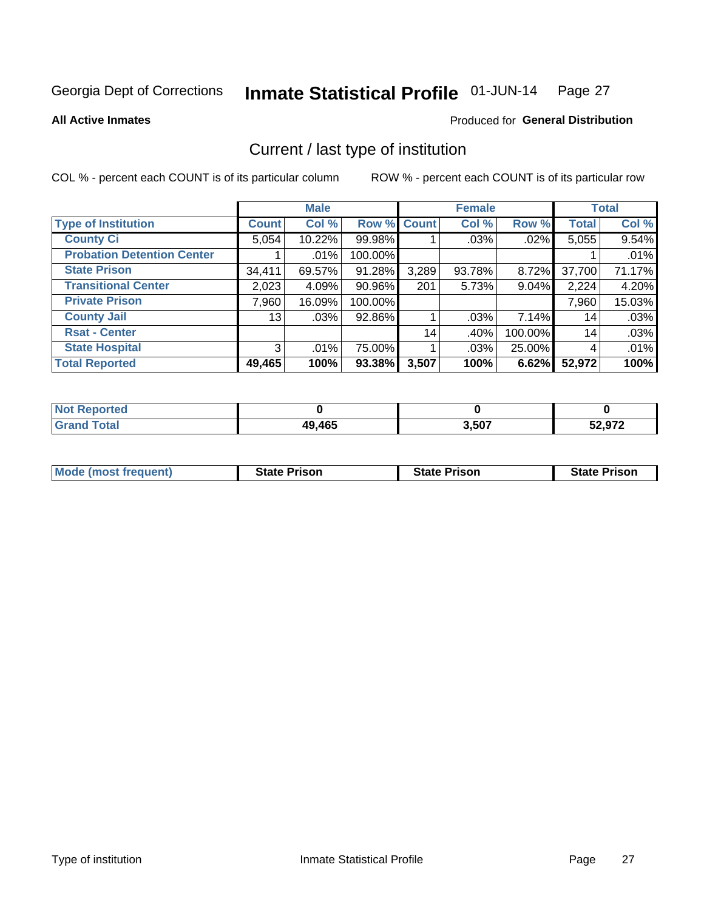Georgia Dept of Corrections **Inmate Statistical Profile** 01-JUN-14

**All Active Inmates**

Produced for **General Distribution**

## Current / last type of institution

COL % - percent each COUNT is of its particular column

ROW % - percent each COUNT is of its particular row

| | Male | | | Female | | | Total | |
|---|---|---|---|---|---|---|---|---|
| **Type of Institution** | **Count** | **Col %** | **Row %** | **Count** | **Col %** | **Row %** | **Total** | **Col %** |
| County Ci | 5,054 | 10.22% | 99.98% | 1 | .03% | .02% | 5,055 | 9.54% |
| Probation Detention Center | 1 | .01% | 100.00% | | | | 1 | .01% |
| State Prison | 34,411 | 69.57% | 91.28% | 3,289 | 93.78% | 8.72% | 37,700 | 71.17% |
| Transitional Center | 2,023 | 4.09% | 90.96% | 201 | 5.73% | 9.04% | 2,224 | 4.20% |
| Private Prison | 7,960 | 16.09% | 100.00% | | | | 7,960 | 15.03% |
| County Jail | 13 | .03% | 92.86% | 1 | .03% | 7.14% | 14 | .03% |
| Rsat - Center | | | | 14 | .40% | 100.00% | 14 | .03% |
| State Hospital | 3 | .01% | 75.00% | 1 | .03% | 25.00% | 4 | .01% |
| **Total Reported** | **49,465** | **100%** | **93.38%** | **3,507** | **100%** | **6.62%** | **52,972** | **100%** |

| | Male | Female | Total |
|---|---|---|---|
| Not Reported | **0** | **0** | **0** |
| Grand Total | **49,465** | **3,507** | **52,972** |

| | Male | Female | Total |
|---|---|---|---|
| Mode (most frequent) | **State Prison** | **State Prison** | **State Prison** |

Type of institution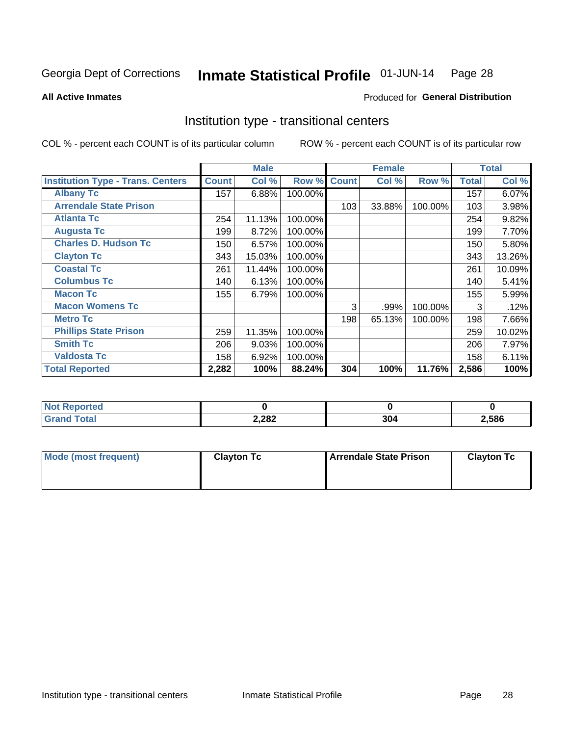Georgia Dept of Corrections **Inmate Statistical Profile** 01-JUN-14 Page 28

**All Active Inmates**

Produced for **General Distribution**

## Institution type - transitional centers

COL % - percent each COUNT is of its particular column

ROW % - percent each COUNT is of its particular row

| | Male | | | Female | | | Total | |
|---|---|---|---|---|---|---|---|---|
| **Institution Type - Trans. Centers** | **Count** | **Col %** | **Row %** | **Count** | **Col %** | **Row %** | **Total** | **Col %** |
| **Albany Tc** | 157 | 6.88% | 100.00% | | | | 157 | 6.07% |
| **Arrendale State Prison** | | | | 103 | 33.88% | 100.00% | 103 | 3.98% |
| **Atlanta Tc** | 254 | 11.13% | 100.00% | | | | 254 | 9.82% |
| **Augusta Tc** | 199 | 8.72% | 100.00% | | | | 199 | 7.70% |
| **Charles D. Hudson Tc** | 150 | 6.57% | 100.00% | | | | 150 | 5.80% |
| **Clayton Tc** | 343 | 15.03% | 100.00% | | | | 343 | 13.26% |
| **Coastal Tc** | 261 | 11.44% | 100.00% | | | | 261 | 10.09% |
| **Columbus Tc** | 140 | 6.13% | 100.00% | | | | 140 | 5.41% |
| **Macon Tc** | 155 | 6.79% | 100.00% | | | | 155 | 5.99% |
| **Macon Womens Tc** | | | | 3 | .99% | 100.00% | 3 | .12% |
| **Metro Tc** | | | | 198 | 65.13% | 100.00% | 198 | 7.66% |
| **Phillips State Prison** | 259 | 11.35% | 100.00% | | | | 259 | 10.02% |
| **Smith Tc** | 206 | 9.03% | 100.00% | | | | 206 | 7.97% |
| **Valdosta Tc** | 158 | 6.92% | 100.00% | | | | 158 | 6.11% |
| **Total Reported** | **2,282** | **100%** | **88.24%** | **304** | **100%** | **11.76%** | **2,586** | **100%** |

| | Male | Female | Total |
|---|---|---|---|
| **Not Reported** | **0** | **0** | **0** |
| **Grand Total** | **2,282** | **304** | **2,586** |

| | Male | Female | Total |
|---|---|---|---|
| **Mode (most frequent)** | **Clayton Tc** | **Arrendale State Prison** | **Clayton Tc** |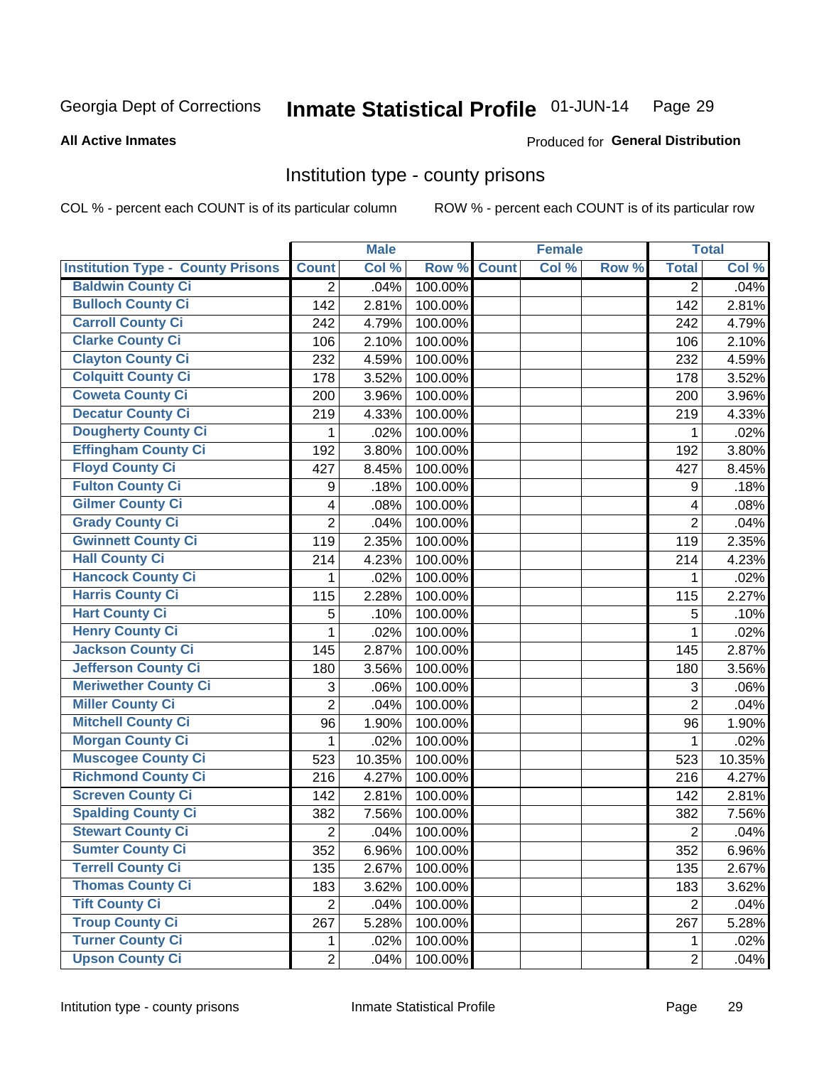Georgia Dept of Corrections **Inmate Statistical Profile** 01-JUN-14

**All Active Inmates**

Produced for **General Distribution**

## Institution type - county prisons

COL % - percent each COUNT is of its particular column

ROW % - percent each COUNT is of its particular row

| | Male | | | Female | | | Total | |
|---|---|---|---|---|---|---|---|---|
| Institution Type - County Prisons | Count | Col % | Row % | Count | Col % | Row % | Total | Col % |
| Baldwin County Ci | 2 | .04% | 100.00% | | | | 2 | .04% |
| Bulloch County Ci | 142 | 2.81% | 100.00% | | | | 142 | 2.81% |
| Carroll County Ci | 242 | 4.79% | 100.00% | | | | 242 | 4.79% |
| Clarke County Ci | 106 | 2.10% | 100.00% | | | | 106 | 2.10% |
| Clayton County Ci | 232 | 4.59% | 100.00% | | | | 232 | 4.59% |
| Colquitt County Ci | 178 | 3.52% | 100.00% | | | | 178 | 3.52% |
| Coweta County Ci | 200 | 3.96% | 100.00% | | | | 200 | 3.96% |
| Decatur County Ci | 219 | 4.33% | 100.00% | | | | 219 | 4.33% |
| Dougherty County Ci | 1 | .02% | 100.00% | | | | 1 | .02% |
| Effingham County Ci | 192 | 3.80% | 100.00% | | | | 192 | 3.80% |
| Floyd County Ci | 427 | 8.45% | 100.00% | | | | 427 | 8.45% |
| Fulton County Ci | 9 | .18% | 100.00% | | | | 9 | .18% |
| Gilmer County Ci | 4 | .08% | 100.00% | | | | 4 | .08% |
| Grady County Ci | 2 | .04% | 100.00% | | | | 2 | .04% |
| Gwinnett County Ci | 119 | 2.35% | 100.00% | | | | 119 | 2.35% |
| Hall County Ci | 214 | 4.23% | 100.00% | | | | 214 | 4.23% |
| Hancock County Ci | 1 | .02% | 100.00% | | | | 1 | .02% |
| Harris County Ci | 115 | 2.28% | 100.00% | | | | 115 | 2.27% |
| Hart County Ci | 5 | .10% | 100.00% | | | | 5 | .10% |
| Henry County Ci | 1 | .02% | 100.00% | | | | 1 | .02% |
| Jackson County Ci | 145 | 2.87% | 100.00% | | | | 145 | 2.87% |
| Jefferson County Ci | 180 | 3.56% | 100.00% | | | | 180 | 3.56% |
| Meriwether County Ci | 3 | .06% | 100.00% | | | | 3 | .06% |
| Miller County Ci | 2 | .04% | 100.00% | | | | 2 | .04% |
| Mitchell County Ci | 96 | 1.90% | 100.00% | | | | 96 | 1.90% |
| Morgan County Ci | 1 | .02% | 100.00% | | | | 1 | .02% |
| Muscogee County Ci | 523 | 10.35% | 100.00% | | | | 523 | 10.35% |
| Richmond County Ci | 216 | 4.27% | 100.00% | | | | 216 | 4.27% |
| Screven County Ci | 142 | 2.81% | 100.00% | | | | 142 | 2.81% |
| Spalding County Ci | 382 | 7.56% | 100.00% | | | | 382 | 7.56% |
| Stewart County Ci | 2 | .04% | 100.00% | | | | 2 | .04% |
| Sumter County Ci | 352 | 6.96% | 100.00% | | | | 352 | 6.96% |
| Terrell County Ci | 135 | 2.67% | 100.00% | | | | 135 | 2.67% |
| Thomas County Ci | 183 | 3.62% | 100.00% | | | | 183 | 3.62% |
| Tift County Ci | 2 | .04% | 100.00% | | | | 2 | .04% |
| Troup County Ci | 267 | 5.28% | 100.00% | | | | 267 | 5.28% |
| Turner County Ci | 1 | .02% | 100.00% | | | | 1 | .02% |
| Upson County Ci | 2 | .04% | 100.00% | | | | 2 | .04% |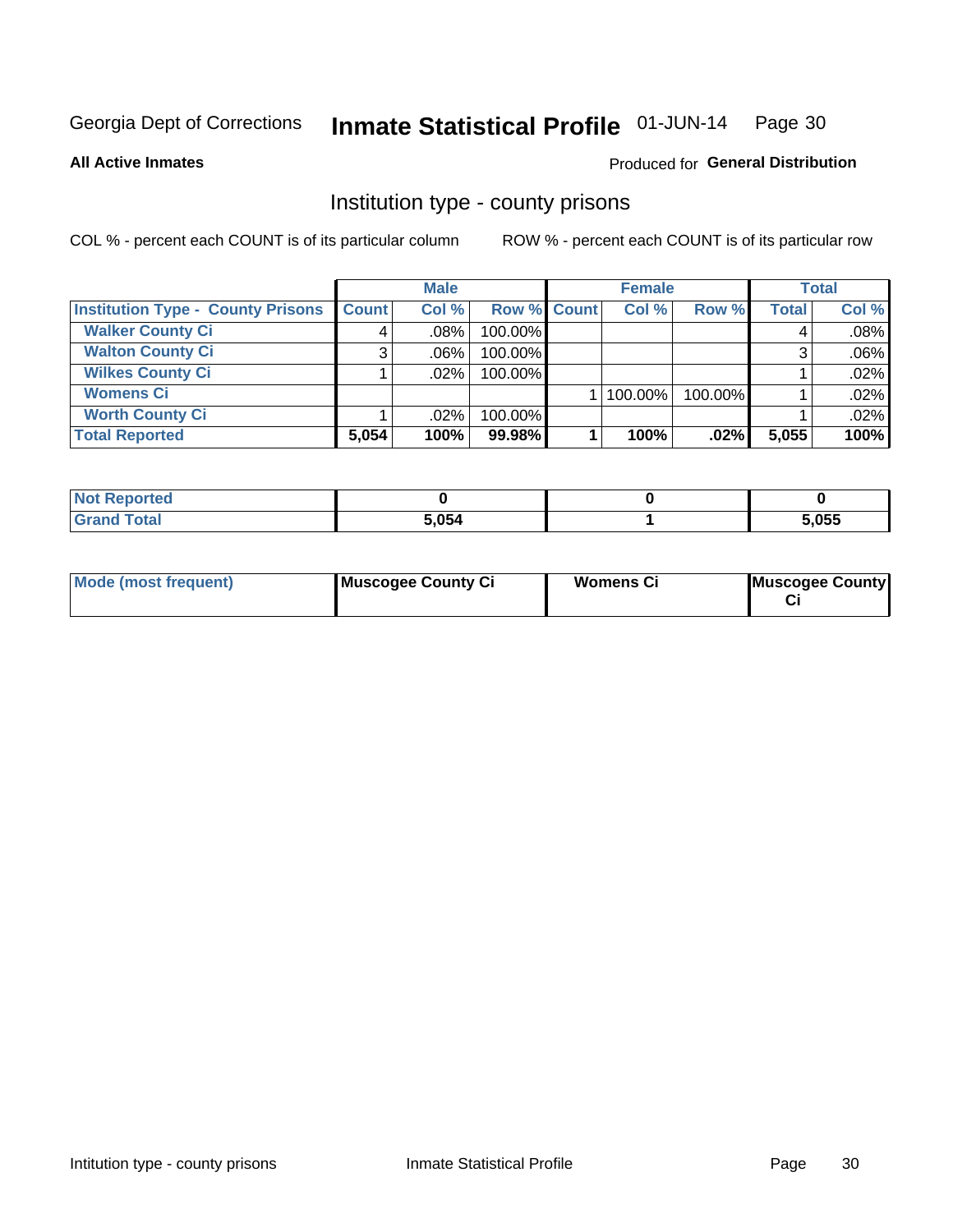Georgia Dept of Corrections **Inmate Statistical Profile** 01-JUN-14

**All Active Inmates**

Produced for **General Distribution**

## Institution type - county prisons

COL % - percent each COUNT is of its particular column

ROW % - percent each COUNT is of its particular row

| | Male | | | Female | | | Total | |
|---|---|---|---|---|---|---|---|---|
| **Institution Type - County Prisons** | **Count** | **Col %** | **Row %** | **Count** | **Col %** | **Row %** | **Total** | **Col %** |
| **Walker County Ci** | 4 | .08% | 100.00% | | | | 4 | .08% |
| **Walton County Ci** | 3 | .06% | 100.00% | | | | 3 | .06% |
| **Wilkes County Ci** | 1 | .02% | 100.00% | | | | 1 | .02% |
| **Womens Ci** | | | | 1 | 100.00% | 100.00% | 1 | .02% |
| **Worth County Ci** | 1 | .02% | 100.00% | | | | 1 | .02% |
| **Total Reported** | **5,054** | **100%** | **99.98%** | **1** | **100%** | **.02%** | **5,055** | **100%** |

| | Male | Female | Total |
|---|---|---|---|
| **Not Reported** | **0** | **0** | **0** |
| **Grand Total** | **5,054** | **1** | **5,055** |

| | Male | Female | Total |
|---|---|---|---|
| **Mode (most frequent)** | **Muscogee County Ci** | **Womens Ci** | **Muscogee County Ci** |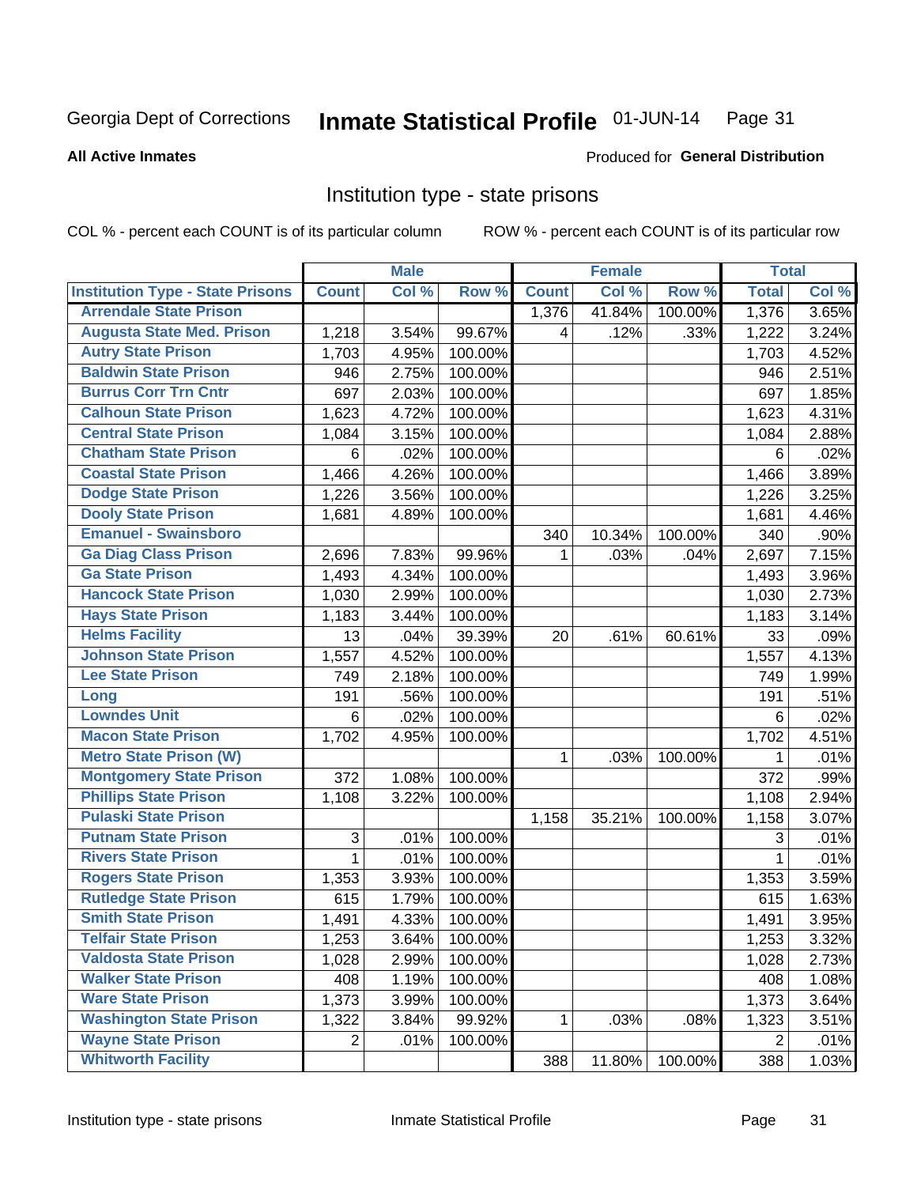Georgia Dept of Corrections **Inmate Statistical Profile** 01-JUN-14 Page 31

**All Active Inmates**

Produced for **General Distribution**

# Institution type - state prisons

COL % - percent each COUNT is of its particular column    ROW % - percent each COUNT is of its particular row

| | Male | | | Female | | | Total | |
|---|---|---|---|---|---|---|---|---|
| Institution Type - State Prisons | Count | Col % | Row % | Count | Col % | Row % | Total | Col % |
| Arrendale State Prison | | | | 1,376 | 41.84% | 100.00% | 1,376 | 3.65% |
| Augusta State Med. Prison | 1,218 | 3.54% | 99.67% | 4 | .12% | .33% | 1,222 | 3.24% |
| Autry State Prison | 1,703 | 4.95% | 100.00% | | | | 1,703 | 4.52% |
| Baldwin State Prison | 946 | 2.75% | 100.00% | | | | 946 | 2.51% |
| Burrus Corr Trn Cntr | 697 | 2.03% | 100.00% | | | | 697 | 1.85% |
| Calhoun State Prison | 1,623 | 4.72% | 100.00% | | | | 1,623 | 4.31% |
| Central State Prison | 1,084 | 3.15% | 100.00% | | | | 1,084 | 2.88% |
| Chatham State Prison | 6 | .02% | 100.00% | | | | 6 | .02% |
| Coastal State Prison | 1,466 | 4.26% | 100.00% | | | | 1,466 | 3.89% |
| Dodge State Prison | 1,226 | 3.56% | 100.00% | | | | 1,226 | 3.25% |
| Dooly State Prison | 1,681 | 4.89% | 100.00% | | | | 1,681 | 4.46% |
| Emanuel - Swainsboro | | | | 340 | 10.34% | 100.00% | 340 | .90% |
| Ga Diag Class Prison | 2,696 | 7.83% | 99.96% | 1 | .03% | .04% | 2,697 | 7.15% |
| Ga State Prison | 1,493 | 4.34% | 100.00% | | | | 1,493 | 3.96% |
| Hancock State Prison | 1,030 | 2.99% | 100.00% | | | | 1,030 | 2.73% |
| Hays State Prison | 1,183 | 3.44% | 100.00% | | | | 1,183 | 3.14% |
| Helms Facility | 13 | .04% | 39.39% | 20 | .61% | 60.61% | 33 | .09% |
| Johnson State Prison | 1,557 | 4.52% | 100.00% | | | | 1,557 | 4.13% |
| Lee State Prison | 749 | 2.18% | 100.00% | | | | 749 | 1.99% |
| Long | 191 | .56% | 100.00% | | | | 191 | .51% |
| Lowndes Unit | 6 | .02% | 100.00% | | | | 6 | .02% |
| Macon State Prison | 1,702 | 4.95% | 100.00% | | | | 1,702 | 4.51% |
| Metro State Prison (W) | | | | 1 | .03% | 100.00% | 1 | .01% |
| Montgomery State Prison | 372 | 1.08% | 100.00% | | | | 372 | .99% |
| Phillips State Prison | 1,108 | 3.22% | 100.00% | | | | 1,108 | 2.94% |
| Pulaski State Prison | | | | 1,158 | 35.21% | 100.00% | 1,158 | 3.07% |
| Putnam State Prison | 3 | .01% | 100.00% | | | | 3 | .01% |
| Rivers State Prison | 1 | .01% | 100.00% | | | | 1 | .01% |
| Rogers State Prison | 1,353 | 3.93% | 100.00% | | | | 1,353 | 3.59% |
| Rutledge State Prison | 615 | 1.79% | 100.00% | | | | 615 | 1.63% |
| Smith State Prison | 1,491 | 4.33% | 100.00% | | | | 1,491 | 3.95% |
| Telfair State Prison | 1,253 | 3.64% | 100.00% | | | | 1,253 | 3.32% |
| Valdosta State Prison | 1,028 | 2.99% | 100.00% | | | | 1,028 | 2.73% |
| Walker State Prison | 408 | 1.19% | 100.00% | | | | 408 | 1.08% |
| Ware State Prison | 1,373 | 3.99% | 100.00% | | | | 1,373 | 3.64% |
| Washington State Prison | 1,322 | 3.84% | 99.92% | 1 | .03% | .08% | 1,323 | 3.51% |
| Wayne State Prison | 2 | .01% | 100.00% | | | | 2 | .01% |
| Whitworth Facility | | | | 388 | 11.80% | 100.00% | 388 | 1.03% |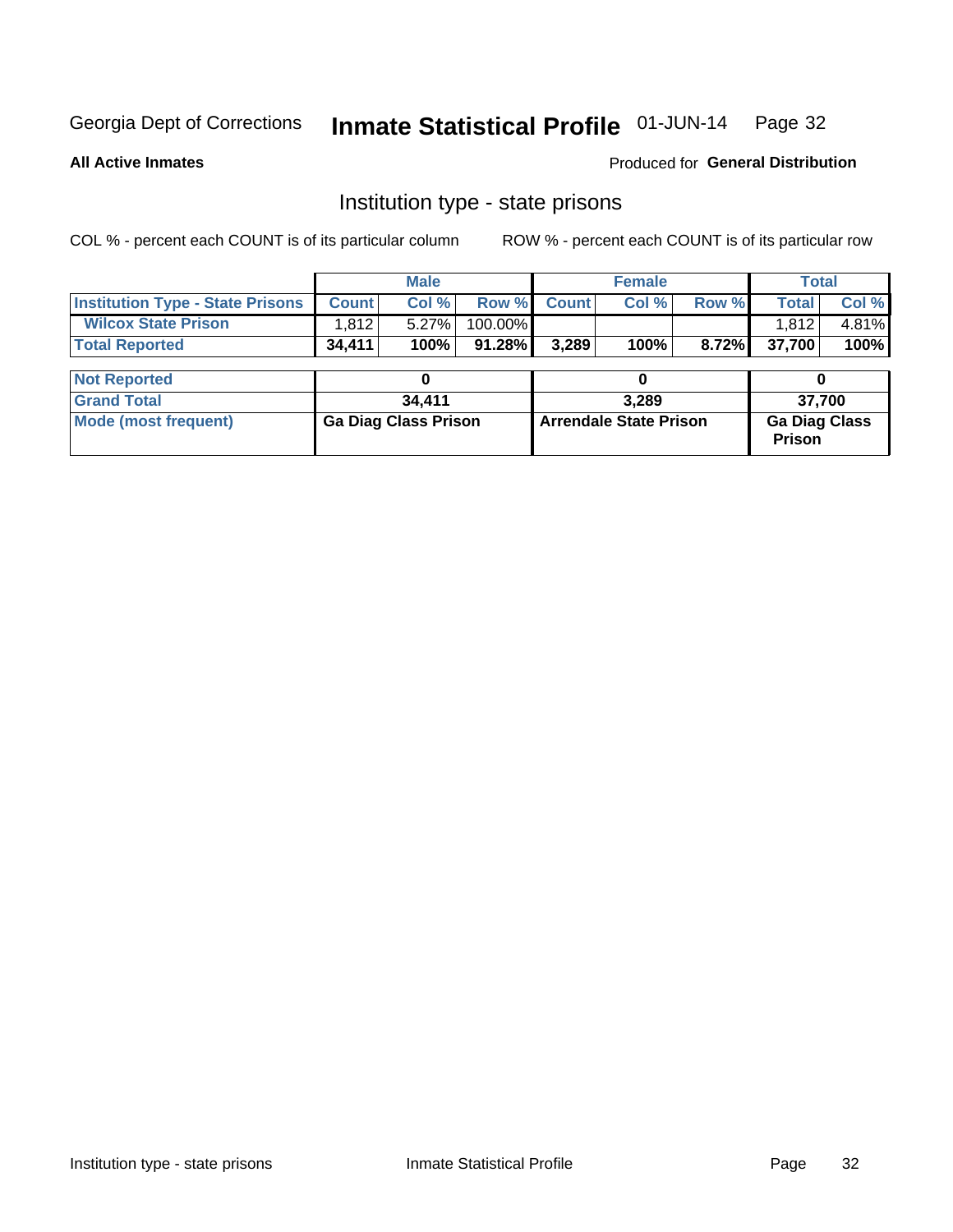Georgia Dept of Corrections **Inmate Statistical Profile** 01-JUN-14

**All Active Inmates**

Produced for **General Distribution**

## Institution type - state prisons

COL % - percent each COUNT is of its particular column

ROW % - percent each COUNT is of its particular row

| | Male | | | Female | | | Total | |
|---|---|---|---|---|---|---|---|---|
| **Institution Type - State Prisons** | **Count** | **Col %** | **Row %** | **Count** | **Col %** | **Row %** | **Total** | **Col %** |
| **Wilcox State Prison** | 1,812 | 5.27% | 100.00% | | | | 1,812 | 4.81% |
| **Total Reported** | **34,411** | **100%** | **91.28%** | **3,289** | **100%** | **8.72%** | **37,700** | **100%** |

| | Male | Female | Total |
|---|---|---|---|
| **Not Reported** | **0** | **0** | **0** |
| **Grand Total** | **34,411** | **3,289** | **37,700** |
| **Mode (most frequent)** | **Ga Diag Class Prison** | **Arrendale State Prison** | **Ga Diag Class Prison** |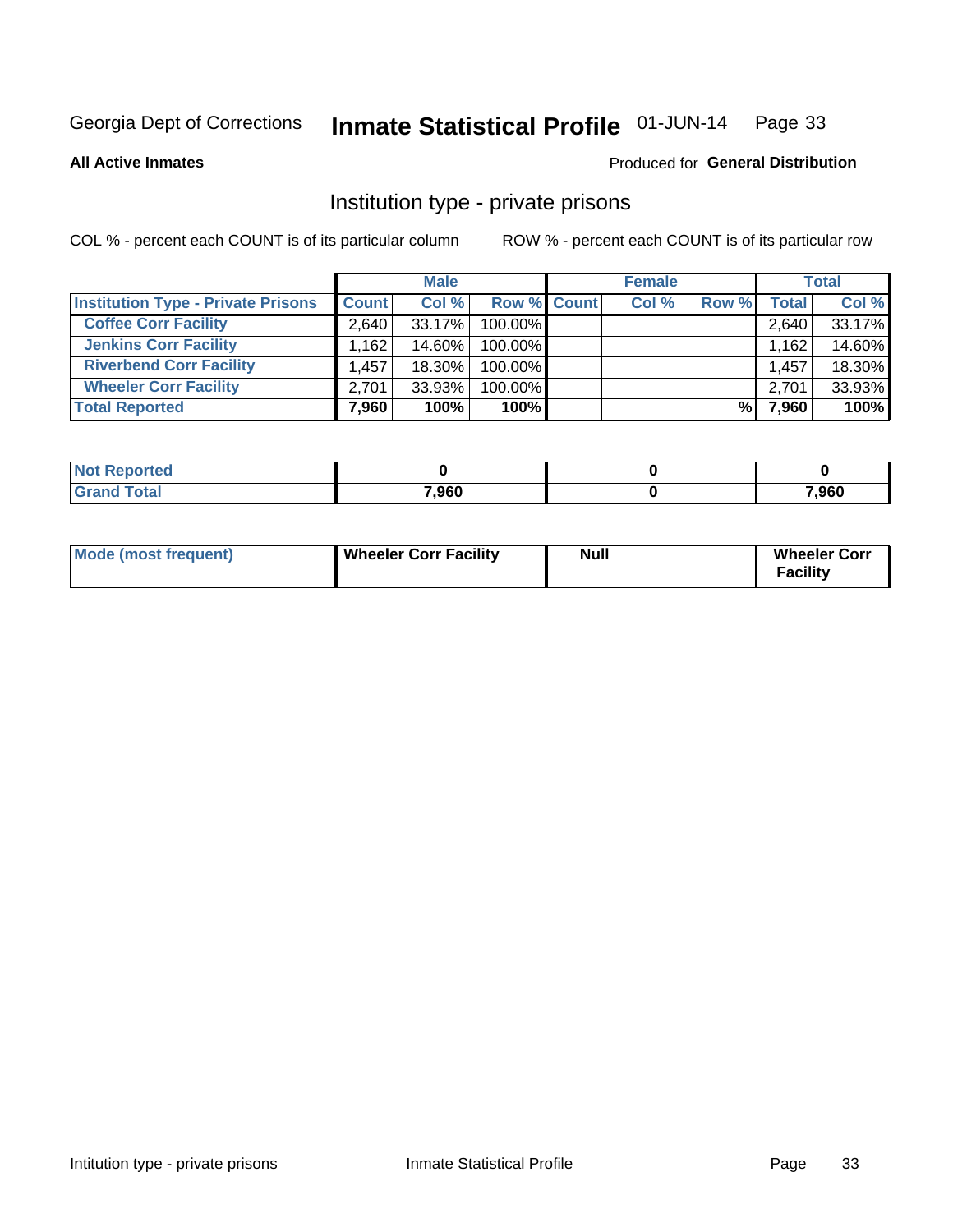Georgia Dept of Corrections **Inmate Statistical Profile** 01-JUN-14 Page 33

**All Active Inmates**

Produced for **General Distribution**

## Institution type - private prisons

COL % - percent each COUNT is of its particular column

ROW % - percent each COUNT is of its particular row

| | Male | | | Female | | | Total | |
|---|---|---|---|---|---|---|---|---|
| **Institution Type - Private Prisons** | **Count** | **Col %** | **Row %** | **Count** | **Col %** | **Row %** | **Total** | **Col %** |
| **Coffee Corr Facility** | 2,640 | 33.17% | 100.00% | | | | 2,640 | 33.17% |
| **Jenkins Corr Facility** | 1,162 | 14.60% | 100.00% | | | | 1,162 | 14.60% |
| **Riverbend Corr Facility** | 1,457 | 18.30% | 100.00% | | | | 1,457 | 18.30% |
| **Wheeler Corr Facility** | 2,701 | 33.93% | 100.00% | | | | 2,701 | 33.93% |
| **Total Reported** | **7,960** | **100%** | **100%** | | | **%** | **7,960** | **100%** |

| | Male | Female | Total |
|---|---|---|---|
| **Not Reported** | **0** | **0** | **0** |
| **Grand Total** | **7,960** | **0** | **7,960** |

| | Male | Female | Total |
|---|---|---|---|
| **Mode (most frequent)** | **Wheeler Corr Facility** | **Null** | **Wheeler Corr Facility** |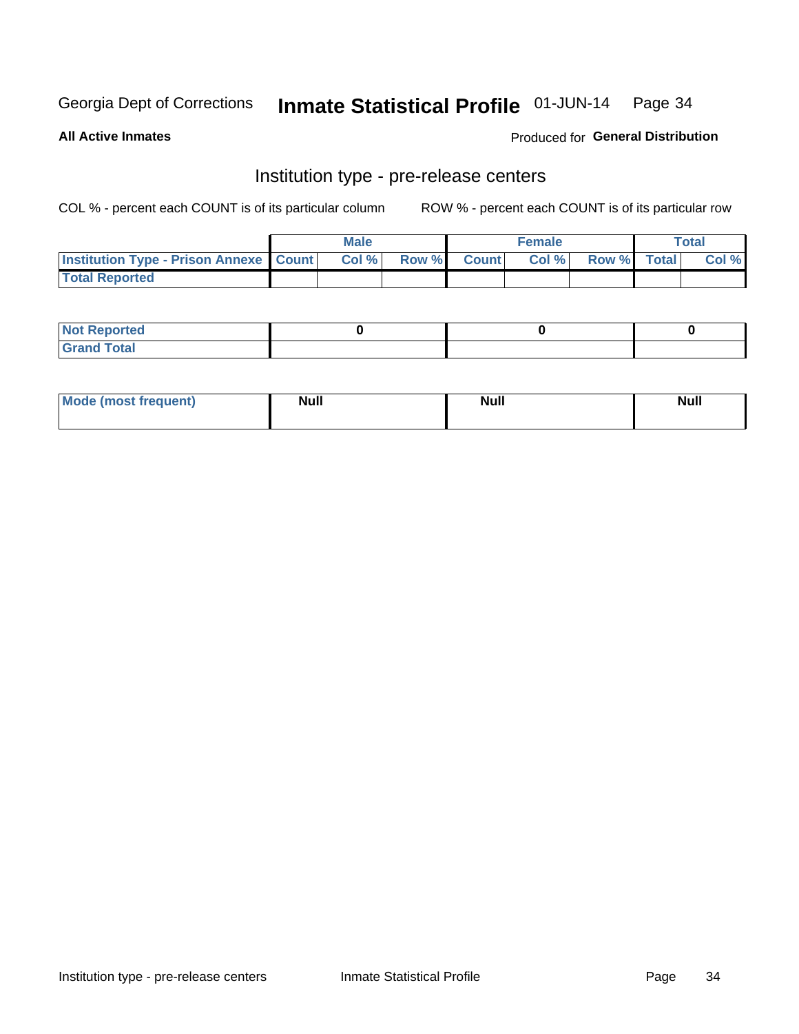Georgia Dept of Corrections **Inmate Statistical Profile** 01-JUN-14

**All Active Inmates**

Produced for **General Distribution**

## Institution type - pre-release centers

COL % - percent each COUNT is of its particular column ROW % - percent each COUNT is of its particular row

| | Male | | | Female | | | Total | |
|---|---|---|---|---|---|---|---|---|
| **Institution Type - Prison Annexe** | **Count** | **Col %** | **Row %** | **Count** | **Col %** | **Row %** | **Total** | **Col %** |
| **Total Reported** | | | | | | | | |

| | Male | Female | Total |
|---|---|---|---|
| **Not Reported** | **0** | **0** | **0** |
| **Grand Total** | | | |

| | Male | Female | Total |
|---|---|---|---|
| **Mode (most frequent)** | **Null** | **Null** | **Null** |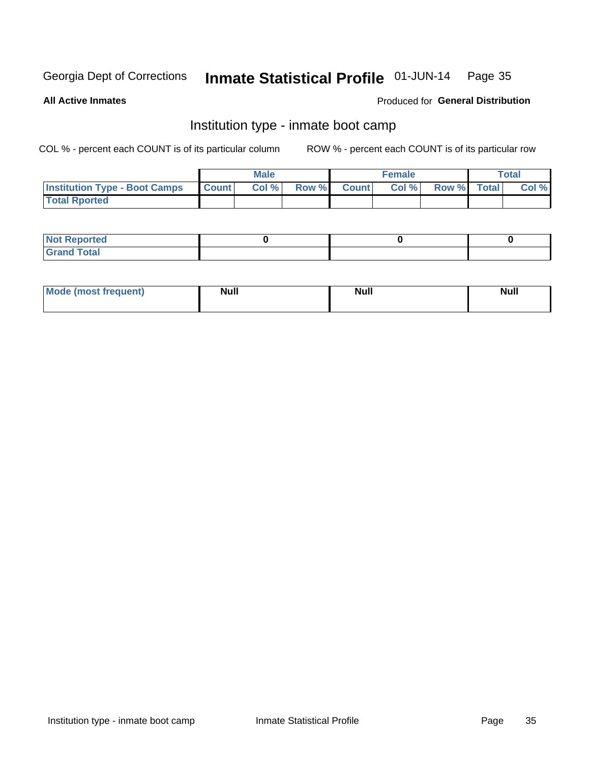Georgia Dept of Corrections **Inmate Statistical Profile** 01-JUN-14

**All Active Inmates**

Produced for **General Distribution**

## Institution type - inmate boot camp

COL % - percent each COUNT is of its particular column ROW % - percent each COUNT is of its particular row

| | Male | | | Female | | | Total | |
|---|---|---|---|---|---|---|---|---|
| Institution Type - Boot Camps | Count | Col % | Row % | Count | Col % | Row % | Total | Col % |
| Total Rported | | | | | | | | |

| | Male | Female | Total |
|---|---|---|---|
| Not Reported | 0 | 0 | 0 |
| Grand Total | | | |

| | Male | Female | Total |
|---|---|---|---|
| Mode (most frequent) | Null | Null | Null |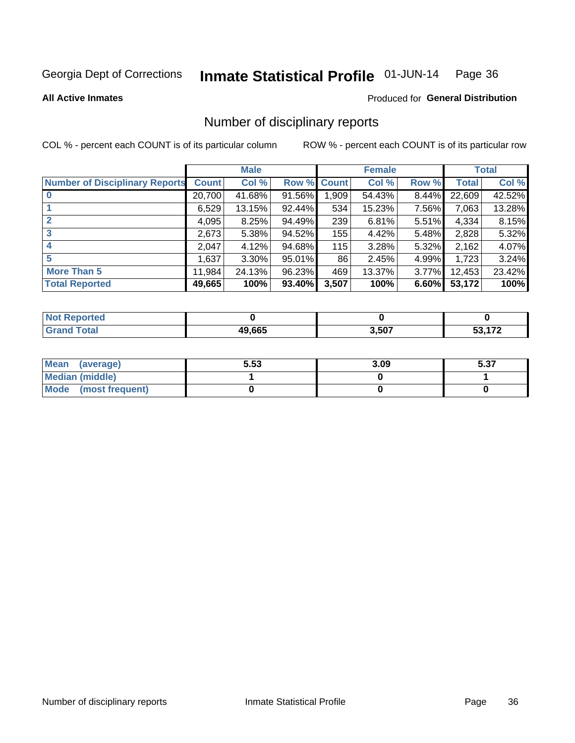Georgia Dept of Corrections **Inmate Statistical Profile** 01-JUN-14

**All Active Inmates**

Produced for **General Distribution**

## Number of disciplinary reports

COL % - percent each COUNT is of its particular column    ROW % - percent each COUNT is of its particular row

| | Male | | | Female | | | Total | |
|---|---|---|---|---|---|---|---|---|
| **Number of Disciplinary Reports** | **Count** | **Col %** | **Row %** | **Count** | **Col %** | **Row %** | **Total** | **Col %** |
| **0** | 20,700 | 41.68% | 91.56% | 1,909 | 54.43% | 8.44% | 22,609 | 42.52% |
| **1** | 6,529 | 13.15% | 92.44% | 534 | 15.23% | 7.56% | 7,063 | 13.28% |
| **2** | 4,095 | 8.25% | 94.49% | 239 | 6.81% | 5.51% | 4,334 | 8.15% |
| **3** | 2,673 | 5.38% | 94.52% | 155 | 4.42% | 5.48% | 2,828 | 5.32% |
| **4** | 2,047 | 4.12% | 94.68% | 115 | 3.28% | 5.32% | 2,162 | 4.07% |
| **5** | 1,637 | 3.30% | 95.01% | 86 | 2.45% | 4.99% | 1,723 | 3.24% |
| **More Than 5** | 11,984 | 24.13% | 96.23% | 469 | 13.37% | 3.77% | 12,453 | 23.42% |
| **Total Reported** | **49,665** | **100%** | **93.40%** | **3,507** | **100%** | **6.60%** | **53,172** | **100%** |

| | Male | Female | Total |
|---|---|---|---|
| **Not Reported** | **0** | **0** | **0** |
| **Grand Total** | **49,665** | **3,507** | **53,172** |

| | Male | Female | Total |
|---|---|---|---|
| **Mean (average)** | **5.53** | **3.09** | **5.37** |
| **Median (middle)** | **1** | **0** | **1** |
| **Mode (most frequent)** | **0** | **0** | **0** |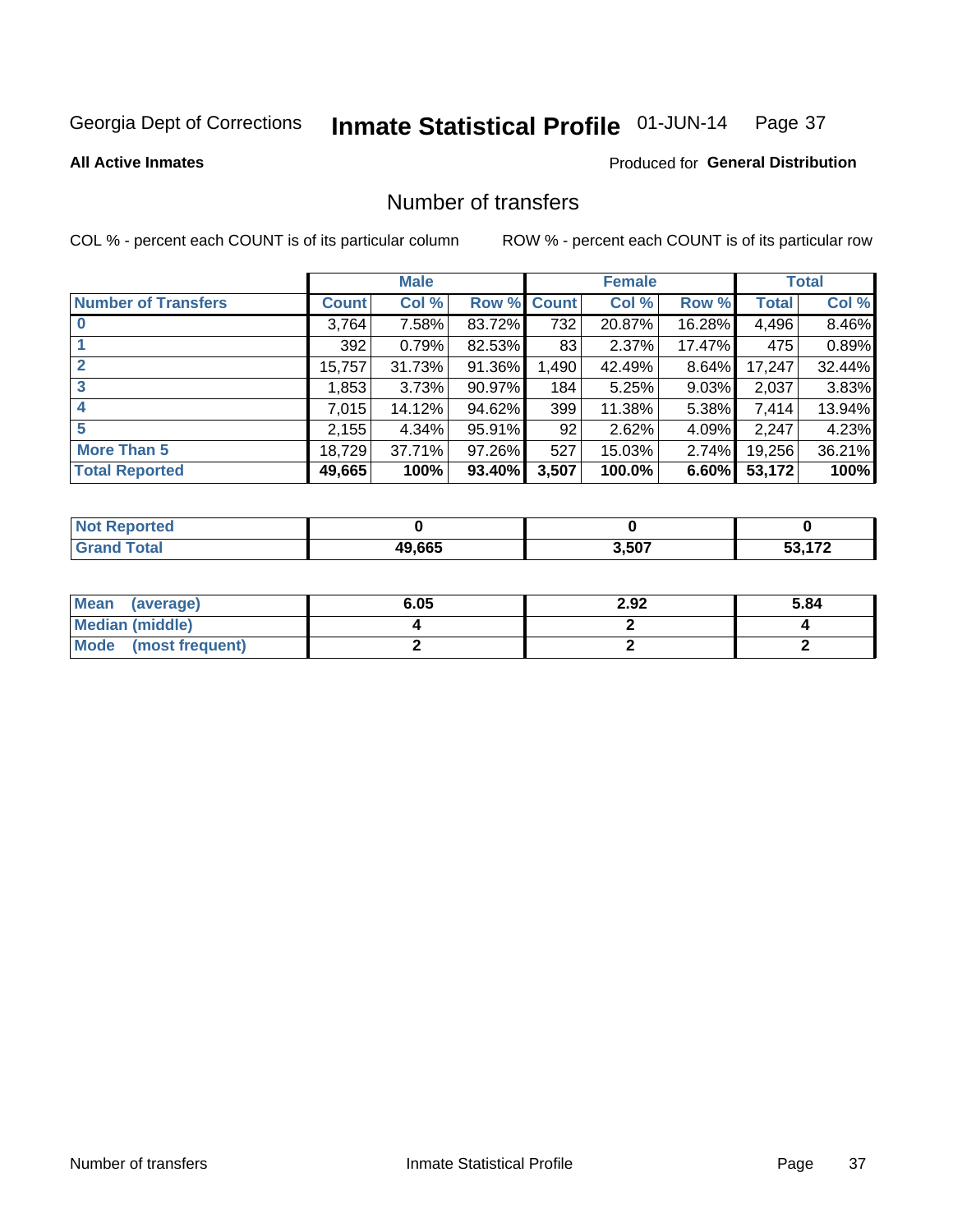Georgia Dept of Corrections **Inmate Statistical Profile** 01-JUN-14

**All Active Inmates**

Produced for **General Distribution**

## Number of transfers

COL % - percent each COUNT is of its particular column ROW % - percent each COUNT is of its particular row

| | Male | | | Female | | | Total | |
|---|---|---|---|---|---|---|---|---|
| **Number of Transfers** | **Count** | **Col %** | **Row %** | **Count** | **Col %** | **Row %** | **Total** | **Col %** |
| **0** | 3,764 | 7.58% | 83.72% | 732 | 20.87% | 16.28% | 4,496 | 8.46% |
| **1** | 392 | 0.79% | 82.53% | 83 | 2.37% | 17.47% | 475 | 0.89% |
| **2** | 15,757 | 31.73% | 91.36% | 1,490 | 42.49% | 8.64% | 17,247 | 32.44% |
| **3** | 1,853 | 3.73% | 90.97% | 184 | 5.25% | 9.03% | 2,037 | 3.83% |
| **4** | 7,015 | 14.12% | 94.62% | 399 | 11.38% | 5.38% | 7,414 | 13.94% |
| **5** | 2,155 | 4.34% | 95.91% | 92 | 2.62% | 4.09% | 2,247 | 4.23% |
| **More Than 5** | 18,729 | 37.71% | 97.26% | 527 | 15.03% | 2.74% | 19,256 | 36.21% |
| **Total Reported** | **49,665** | **100%** | **93.40%** | **3,507** | **100.0%** | **6.60%** | **53,172** | **100%** |

| | Male | Female | Total |
|---|---|---|---|
| **Not Reported** | **0** | **0** | **0** |
| **Grand Total** | **49,665** | **3,507** | **53,172** |

| | Male | Female | Total |
|---|---|---|---|
| **Mean (average)** | **6.05** | **2.92** | **5.84** |
| **Median (middle)** | **4** | **2** | **4** |
| **Mode (most frequent)** | **2** | **2** | **2** |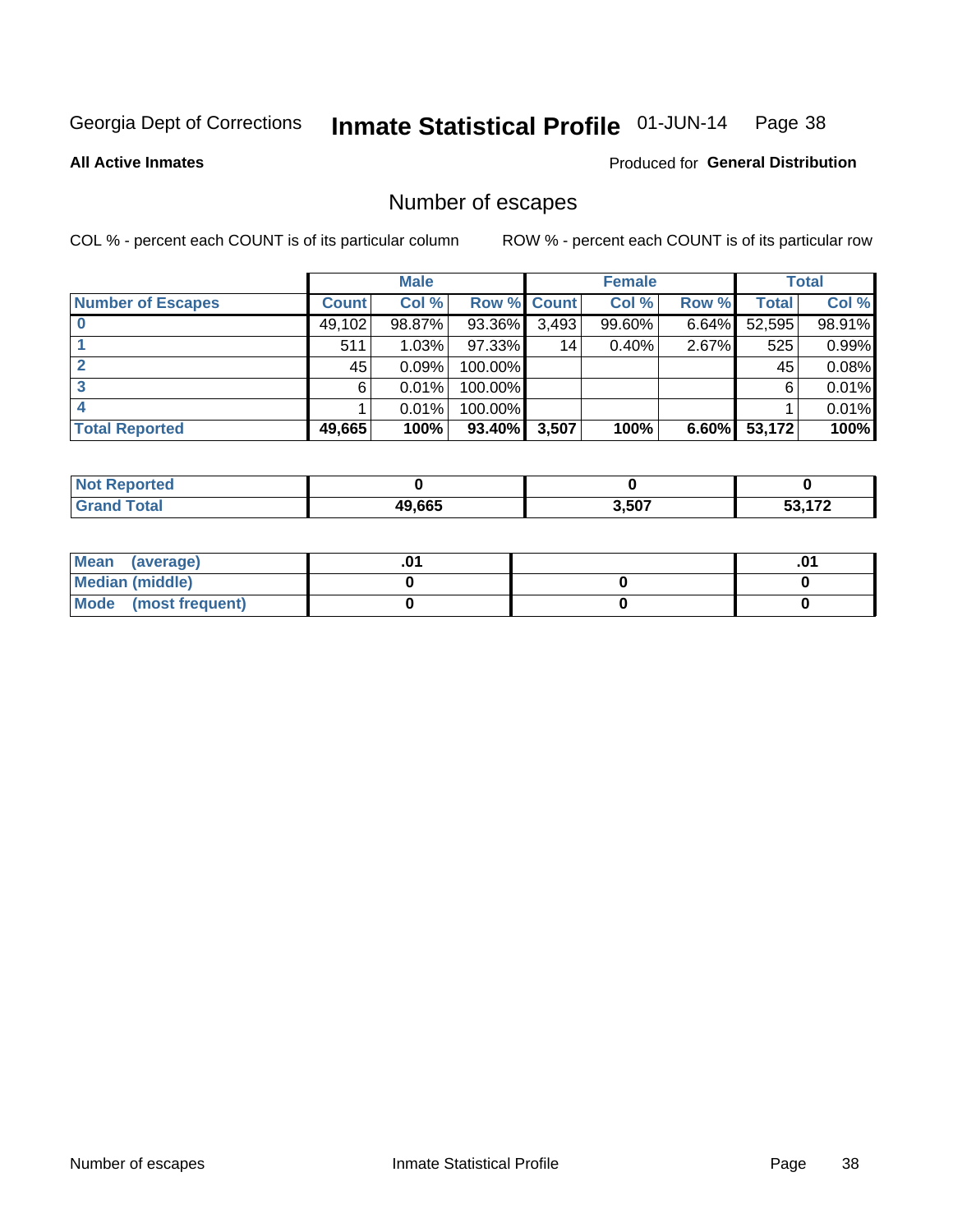Georgia Dept of Corrections **Inmate Statistical Profile** 01-JUN-14

**All Active Inmates**

Produced for **General Distribution**

## Number of escapes

COL % - percent each COUNT is of its particular column ROW % - percent each COUNT is of its particular row

| | Male | | | Female | | | Total | |
|---|---|---|---|---|---|---|---|---|
| **Number of Escapes** | **Count** | **Col %** | **Row %** | **Count** | **Col %** | **Row %** | **Total** | **Col %** |
| **0** | 49,102 | 98.87% | 93.36% | 3,493 | 99.60% | 6.64% | 52,595 | 98.91% |
| **1** | 511 | 1.03% | 97.33% | 14 | 0.40% | 2.67% | 525 | 0.99% |
| **2** | 45 | 0.09% | 100.00% | | | | 45 | 0.08% |
| **3** | 6 | 0.01% | 100.00% | | | | 6 | 0.01% |
| **4** | 1 | 0.01% | 100.00% | | | | 1 | 0.01% |
| **Total Reported** | **49,665** | **100%** | **93.40%** | **3,507** | **100%** | **6.60%** | **53,172** | **100%** |

| | Male | Female | Total |
|---|---|---|---|
| **Not Reported** | **0** | **0** | **0** |
| **Grand Total** | **49,665** | **3,507** | **53,172** |

| | Male | Female | Total |
|---|---|---|---|
| **Mean (average)** | **.01** | | **.01** |
| **Median (middle)** | **0** | **0** | **0** |
| **Mode (most frequent)** | **0** | **0** | **0** |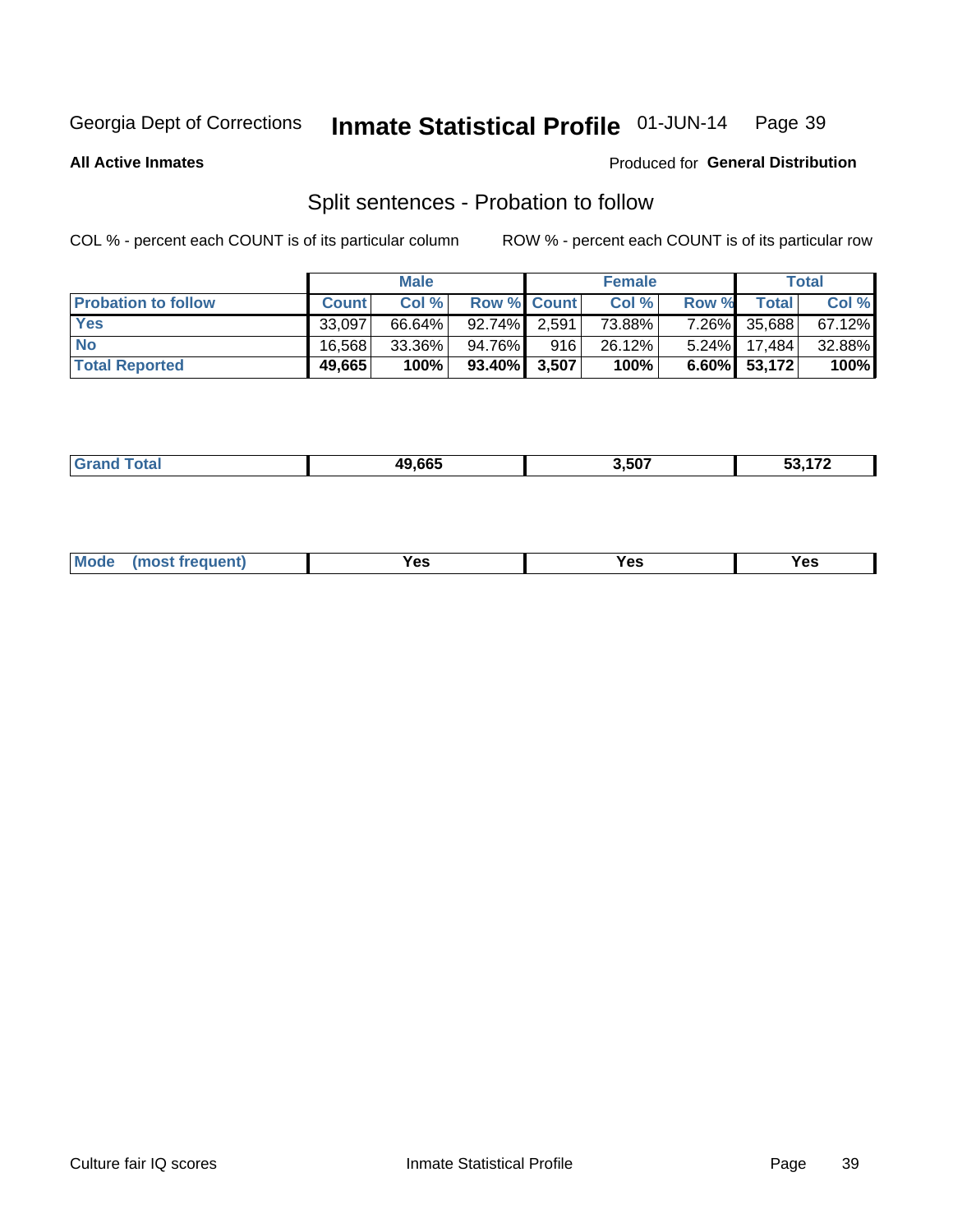Georgia Dept of Corrections **Inmate Statistical Profile** 01-JUN-14

**All Active Inmates**

Produced for **General Distribution**

## Split sentences - Probation to follow

COL % - percent each COUNT is of its particular column

ROW % - percent each COUNT is of its particular row

| | Male | | | Female | | | Total | |
|---|---|---|---|---|---|---|---|---|
| **Probation to follow** | **Count** | **Col %** | **Row %** | **Count** | **Col %** | **Row %** | **Total** | **Col %** |
| **Yes** | 33,097 | 66.64% | 92.74% | 2,591 | 73.88% | 7.26% | 35,688 | 67.12% |
| **No** | 16,568 | 33.36% | 94.76% | 916 | 26.12% | 5.24% | 17,484 | 32.88% |
| **Total Reported** | **49,665** | **100%** | **93.40%** | **3,507** | **100%** | **6.60%** | **53,172** | **100%** |

| | | | |
|---|---|---|---|
| **Grand Total** | **49,665** | **3,507** | **53,172** |

| | | | |
|---|---|---|---|
| **Mode (most frequent)** | **Yes** | **Yes** | **Yes** |

Culture fair IQ scores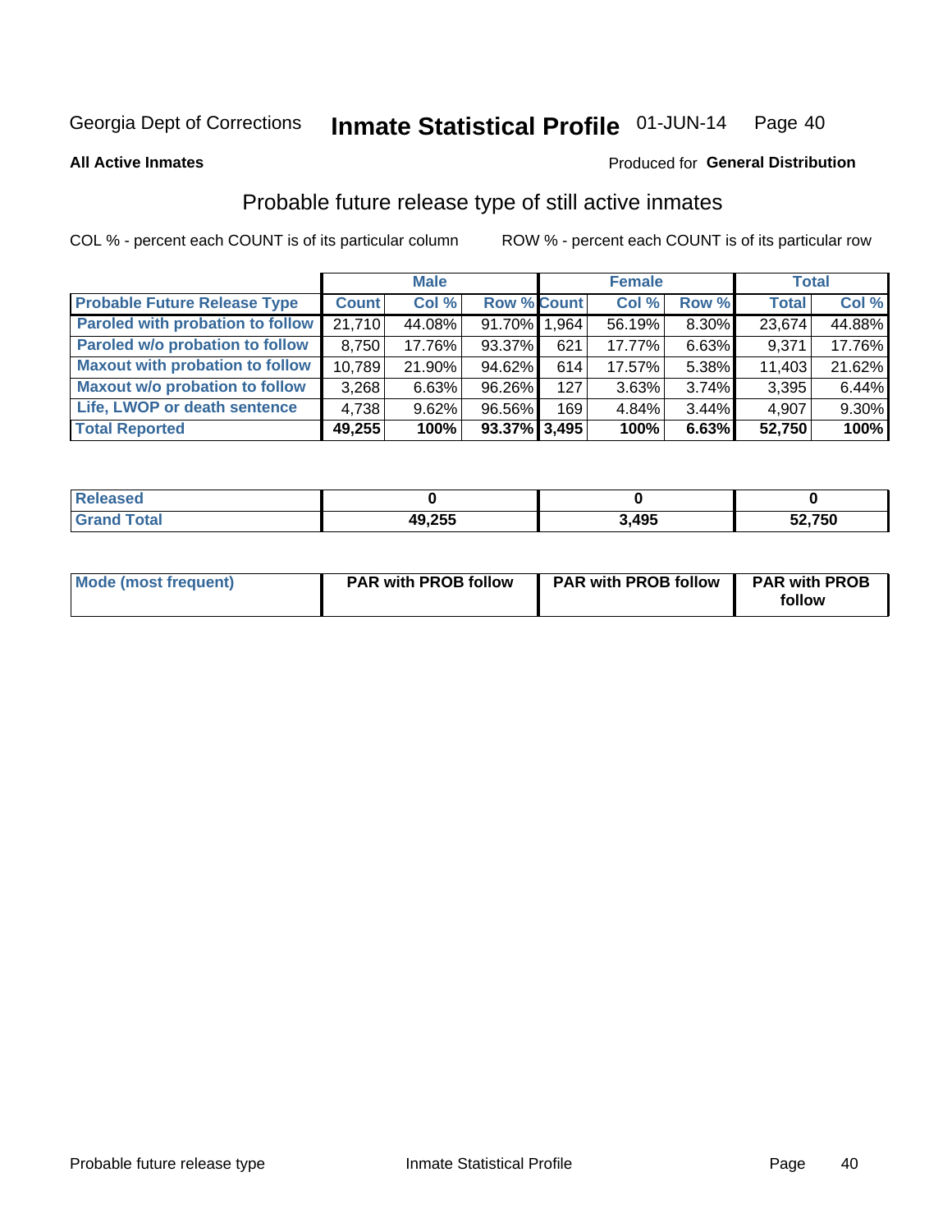Georgia Dept of Corrections **Inmate Statistical Profile** 01-JUN-14 Page 40

**All Active Inmates**

Produced for **General Distribution**

## Probable future release type of still active inmates

COL % - percent each COUNT is of its particular column ROW % - percent each COUNT is of its particular row

| | Male | | | Female | | | Total | |
|---|---|---|---|---|---|---|---|---|
| **Probable Future Release Type** | **Count** | **Col %** | **Row %** | **Count** | **Col %** | **Row %** | **Total** | **Col %** |
| **Paroled with probation to follow** | 21,710 | 44.08% | 91.70% | 1,964 | 56.19% | 8.30% | 23,674 | 44.88% |
| **Paroled w/o probation to follow** | 8,750 | 17.76% | 93.37% | 621 | 17.77% | 6.63% | 9,371 | 17.76% |
| **Maxout with probation to follow** | 10,789 | 21.90% | 94.62% | 614 | 17.57% | 5.38% | 11,403 | 21.62% |
| **Maxout w/o probation to follow** | 3,268 | 6.63% | 96.26% | 127 | 3.63% | 3.74% | 3,395 | 6.44% |
| **Life, LWOP or death sentence** | 4,738 | 9.62% | 96.56% | 169 | 4.84% | 3.44% | 4,907 | 9.30% |
| **Total Reported** | **49,255** | **100%** | **93.37%** | **3,495** | **100%** | **6.63%** | **52,750** | **100%** |

| | Male | Female | Total |
|---|---|---|---|
| **Released** | **0** | **0** | **0** |
| **Grand Total** | **49,255** | **3,495** | **52,750** |

| | Male | Female | Total |
|---|---|---|---|
| **Mode (most frequent)** | **PAR with PROB follow** | **PAR with PROB follow** | **PAR with PROB follow** |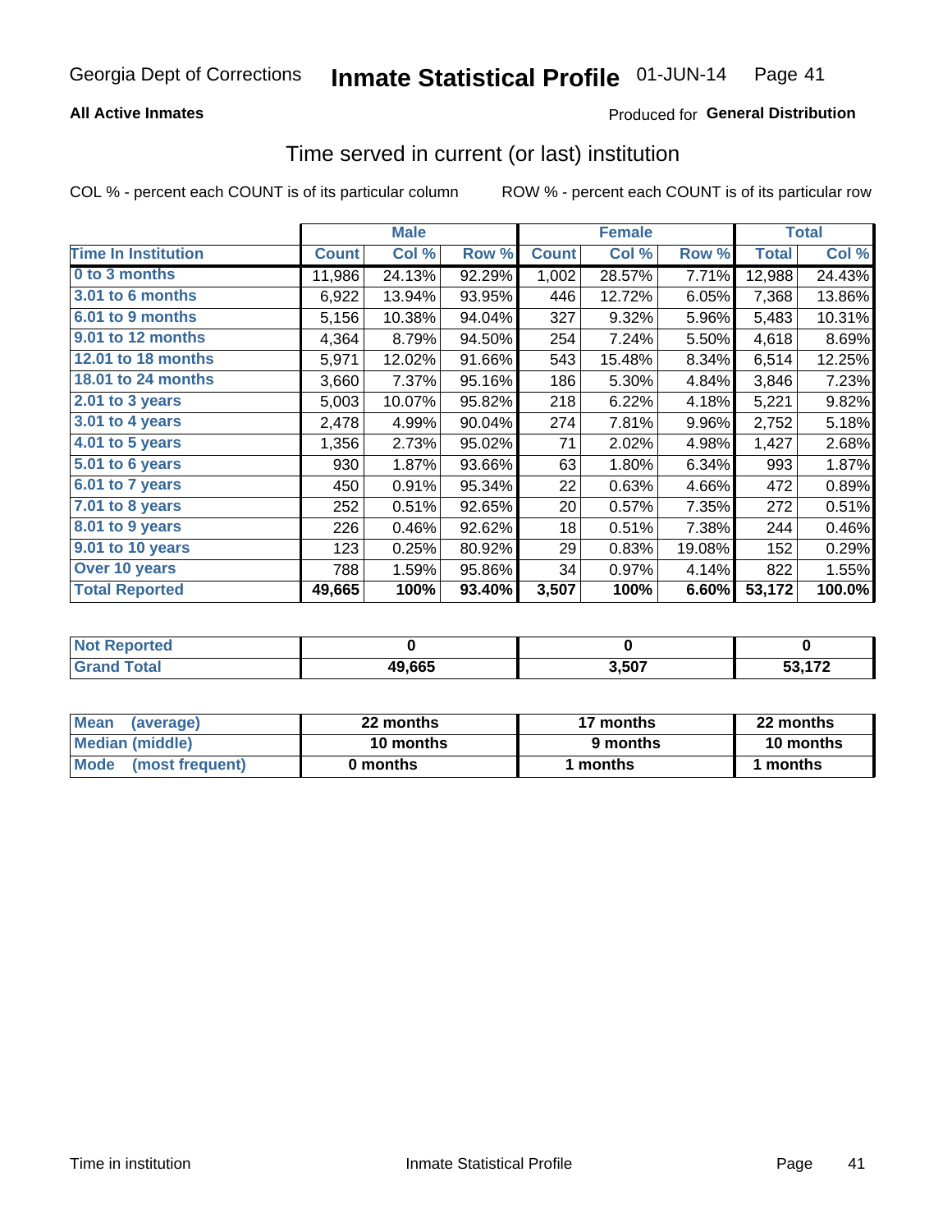Georgia Dept of Corrections **Inmate Statistical Profile** 01-JUN-14

**All Active Inmates**

Produced for **General Distribution**

## Time served in current (or last) institution

COL % - percent each COUNT is of its particular column

ROW % - percent each COUNT is of its particular row

| | Male | | | Female | | | Total | |
|---|---|---|---|---|---|---|---|---|
| **Time In Institution** | **Count** | **Col %** | **Row %** | **Count** | **Col %** | **Row %** | **Total** | **Col %** |
| 0 to 3 months | 11,986 | 24.13% | 92.29% | 1,002 | 28.57% | 7.71% | 12,988 | 24.43% |
| 3.01 to 6 months | 6,922 | 13.94% | 93.95% | 446 | 12.72% | 6.05% | 7,368 | 13.86% |
| 6.01 to 9 months | 5,156 | 10.38% | 94.04% | 327 | 9.32% | 5.96% | 5,483 | 10.31% |
| 9.01 to 12 months | 4,364 | 8.79% | 94.50% | 254 | 7.24% | 5.50% | 4,618 | 8.69% |
| 12.01 to 18 months | 5,971 | 12.02% | 91.66% | 543 | 15.48% | 8.34% | 6,514 | 12.25% |
| 18.01 to 24 months | 3,660 | 7.37% | 95.16% | 186 | 5.30% | 4.84% | 3,846 | 7.23% |
| 2.01 to 3 years | 5,003 | 10.07% | 95.82% | 218 | 6.22% | 4.18% | 5,221 | 9.82% |
| 3.01 to 4 years | 2,478 | 4.99% | 90.04% | 274 | 7.81% | 9.96% | 2,752 | 5.18% |
| 4.01 to 5 years | 1,356 | 2.73% | 95.02% | 71 | 2.02% | 4.98% | 1,427 | 2.68% |
| 5.01 to 6 years | 930 | 1.87% | 93.66% | 63 | 1.80% | 6.34% | 993 | 1.87% |
| 6.01 to 7 years | 450 | 0.91% | 95.34% | 22 | 0.63% | 4.66% | 472 | 0.89% |
| 7.01 to 8 years | 252 | 0.51% | 92.65% | 20 | 0.57% | 7.35% | 272 | 0.51% |
| 8.01 to 9 years | 226 | 0.46% | 92.62% | 18 | 0.51% | 7.38% | 244 | 0.46% |
| 9.01 to 10 years | 123 | 0.25% | 80.92% | 29 | 0.83% | 19.08% | 152 | 0.29% |
| Over 10 years | 788 | 1.59% | 95.86% | 34 | 0.97% | 4.14% | 822 | 1.55% |
| **Total Reported** | **49,665** | **100%** | **93.40%** | **3,507** | **100%** | **6.60%** | **53,172** | **100.0%** |

| | Male | Female | Total |
|---|---|---|---|
| Not Reported | 0 | 0 | 0 |
| Grand Total | 49,665 | 3,507 | 53,172 |

| | Male | Female | Total |
|---|---|---|---|
| Mean (average) | 22 months | 17 months | 22 months |
| Median (middle) | 10 months | 9 months | 10 months |
| Mode (most frequent) | 0 months | 1 months | 1 months |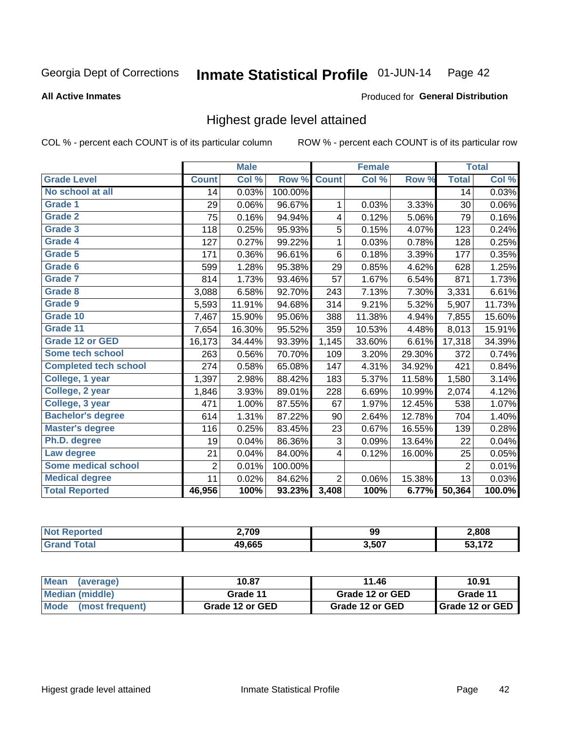Georgia Dept of Corrections **Inmate Statistical Profile** 01-JUN-14

**All Active Inmates**

Produced for **General Distribution**

## Highest grade level attained

COL % - percent each COUNT is of its particular column

ROW % - percent each COUNT is of its particular row

| | Male | | | Female | | | Total | |
|---|---|---|---|---|---|---|---|---|
| **Grade Level** | **Count** | **Col %** | **Row %** | **Count** | **Col %** | **Row %** | **Total** | **Col %** |
| No school at all | 14 | 0.03% | 100.00% | | | | 14 | 0.03% |
| Grade 1 | 29 | 0.06% | 96.67% | 1 | 0.03% | 3.33% | 30 | 0.06% |
| Grade 2 | 75 | 0.16% | 94.94% | 4 | 0.12% | 5.06% | 79 | 0.16% |
| Grade 3 | 118 | 0.25% | 95.93% | 5 | 0.15% | 4.07% | 123 | 0.24% |
| Grade 4 | 127 | 0.27% | 99.22% | 1 | 0.03% | 0.78% | 128 | 0.25% |
| Grade 5 | 171 | 0.36% | 96.61% | 6 | 0.18% | 3.39% | 177 | 0.35% |
| Grade 6 | 599 | 1.28% | 95.38% | 29 | 0.85% | 4.62% | 628 | 1.25% |
| Grade 7 | 814 | 1.73% | 93.46% | 57 | 1.67% | 6.54% | 871 | 1.73% |
| Grade 8 | 3,088 | 6.58% | 92.70% | 243 | 7.13% | 7.30% | 3,331 | 6.61% |
| Grade 9 | 5,593 | 11.91% | 94.68% | 314 | 9.21% | 5.32% | 5,907 | 11.73% |
| Grade 10 | 7,467 | 15.90% | 95.06% | 388 | 11.38% | 4.94% | 7,855 | 15.60% |
| Grade 11 | 7,654 | 16.30% | 95.52% | 359 | 10.53% | 4.48% | 8,013 | 15.91% |
| Grade 12 or GED | 16,173 | 34.44% | 93.39% | 1,145 | 33.60% | 6.61% | 17,318 | 34.39% |
| Some tech school | 263 | 0.56% | 70.70% | 109 | 3.20% | 29.30% | 372 | 0.74% |
| Completed tech school | 274 | 0.58% | 65.08% | 147 | 4.31% | 34.92% | 421 | 0.84% |
| College, 1 year | 1,397 | 2.98% | 88.42% | 183 | 5.37% | 11.58% | 1,580 | 3.14% |
| College, 2 year | 1,846 | 3.93% | 89.01% | 228 | 6.69% | 10.99% | 2,074 | 4.12% |
| College, 3 year | 471 | 1.00% | 87.55% | 67 | 1.97% | 12.45% | 538 | 1.07% |
| Bachelor's degree | 614 | 1.31% | 87.22% | 90 | 2.64% | 12.78% | 704 | 1.40% |
| Master's degree | 116 | 0.25% | 83.45% | 23 | 0.67% | 16.55% | 139 | 0.28% |
| Ph.D. degree | 19 | 0.04% | 86.36% | 3 | 0.09% | 13.64% | 22 | 0.04% |
| Law degree | 21 | 0.04% | 84.00% | 4 | 0.12% | 16.00% | 25 | 0.05% |
| Some medical school | 2 | 0.01% | 100.00% | | | | 2 | 0.01% |
| Medical degree | 11 | 0.02% | 84.62% | 2 | 0.06% | 15.38% | 13 | 0.03% |
| **Total Reported** | **46,956** | **100%** | **93.23%** | **3,408** | **100%** | **6.77%** | **50,364** | **100.0%** |

| | Male | Female | Total |
|---|---|---|---|
| Not Reported | 2,709 | 99 | 2,808 |
| Grand Total | 49,665 | 3,507 | 53,172 |

| | Male | Female | Total |
|---|---|---|---|
| Mean (average) | 10.87 | 11.46 | 10.91 |
| Median (middle) | Grade 11 | Grade 12 or GED | Grade 11 |
| Mode (most frequent) | Grade 12 or GED | Grade 12 or GED | Grade 12 or GED |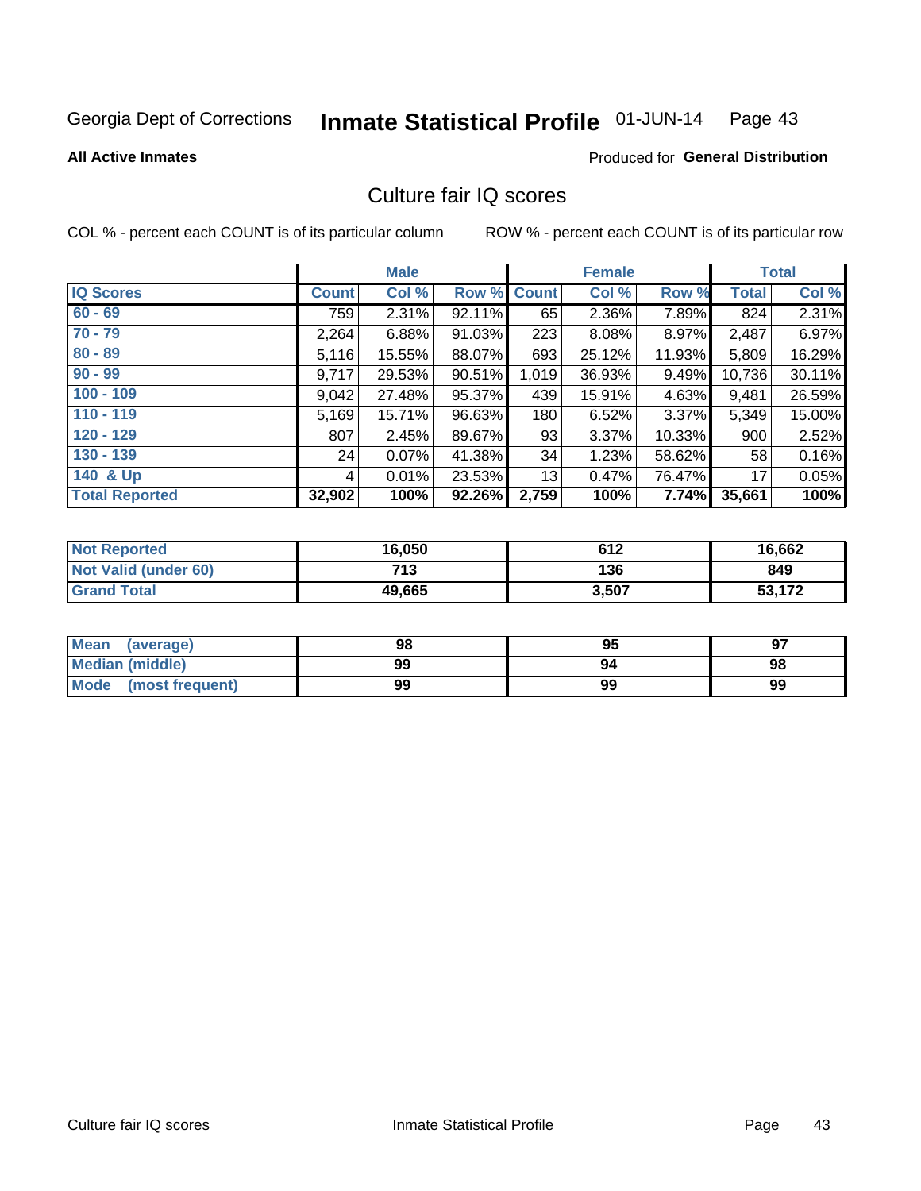Georgia Dept of Corrections **Inmate Statistical Profile** 01-JUN-14

**All Active Inmates** Produced for **General Distribution**

## Culture fair IQ scores

COL % - percent each COUNT is of its particular column ROW % - percent each COUNT is of its particular row

| | Male | | | Female | | | Total | |
|---|---|---|---|---|---|---|---|---|
| **IQ Scores** | **Count** | **Col %** | **Row %** | **Count** | **Col %** | **Row %** | **Total** | **Col %** |
| 60 - 69 | 759 | 2.31% | 92.11% | 65 | 2.36% | 7.89% | 824 | 2.31% |
| 70 - 79 | 2,264 | 6.88% | 91.03% | 223 | 8.08% | 8.97% | 2,487 | 6.97% |
| 80 - 89 | 5,116 | 15.55% | 88.07% | 693 | 25.12% | 11.93% | 5,809 | 16.29% |
| 90 - 99 | 9,717 | 29.53% | 90.51% | 1,019 | 36.93% | 9.49% | 10,736 | 30.11% |
| 100 - 109 | 9,042 | 27.48% | 95.37% | 439 | 15.91% | 4.63% | 9,481 | 26.59% |
| 110 - 119 | 5,169 | 15.71% | 96.63% | 180 | 6.52% | 3.37% | 5,349 | 15.00% |
| 120 - 129 | 807 | 2.45% | 89.67% | 93 | 3.37% | 10.33% | 900 | 2.52% |
| 130 - 139 | 24 | 0.07% | 41.38% | 34 | 1.23% | 58.62% | 58 | 0.16% |
| 140 & Up | 4 | 0.01% | 23.53% | 13 | 0.47% | 76.47% | 17 | 0.05% |
| **Total Reported** | **32,902** | **100%** | **92.26%** | **2,759** | **100%** | **7.74%** | **35,661** | **100%** |

| | Male | Female | Total |
|---|---|---|---|
| Not Reported | 16,050 | 612 | 16,662 |
| Not Valid (under 60) | 713 | 136 | 849 |
| Grand Total | 49,665 | 3,507 | 53,172 |

| | Male | Female | Total |
|---|---|---|---|
| Mean (average) | 98 | 95 | 97 |
| Median (middle) | 99 | 94 | 98 |
| Mode (most frequent) | 99 | 99 | 99 |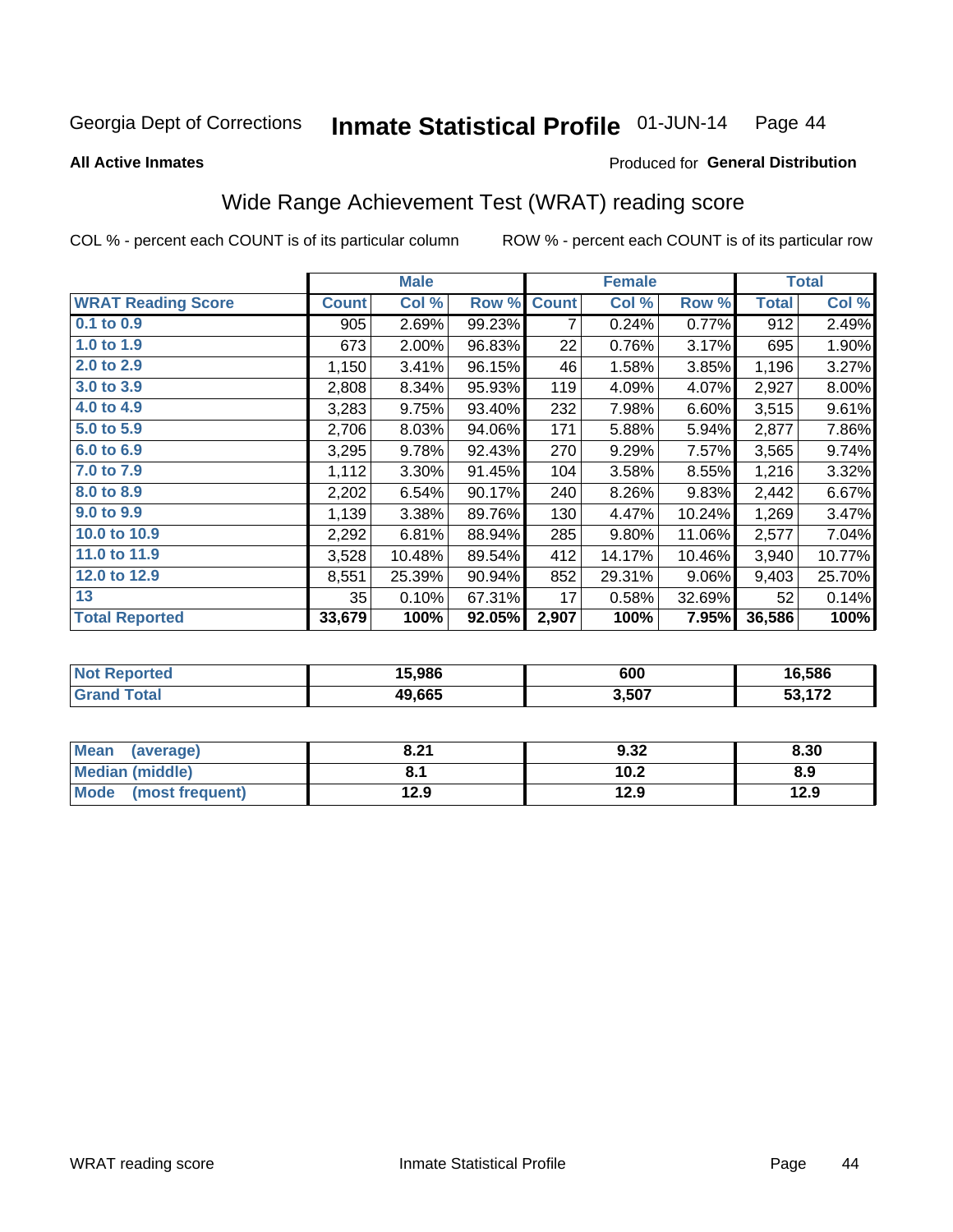Georgia Dept of Corrections **Inmate Statistical Profile** 01-JUN-14

**All Active Inmates** Produced for **General Distribution**

## Wide Range Achievement Test (WRAT) reading score

COL % - percent each COUNT is of its particular column ROW % - percent each COUNT is of its particular row

| | Male | | | Female | | | Total | |
|---|---|---|---|---|---|---|---|---|
| **WRAT Reading Score** | **Count** | **Col %** | **Row %** | **Count** | **Col %** | **Row %** | **Total** | **Col %** |
| 0.1 to 0.9 | 905 | 2.69% | 99.23% | 7 | 0.24% | 0.77% | 912 | 2.49% |
| 1.0 to 1.9 | 673 | 2.00% | 96.83% | 22 | 0.76% | 3.17% | 695 | 1.90% |
| 2.0 to 2.9 | 1,150 | 3.41% | 96.15% | 46 | 1.58% | 3.85% | 1,196 | 3.27% |
| 3.0 to 3.9 | 2,808 | 8.34% | 95.93% | 119 | 4.09% | 4.07% | 2,927 | 8.00% |
| 4.0 to 4.9 | 3,283 | 9.75% | 93.40% | 232 | 7.98% | 6.60% | 3,515 | 9.61% |
| 5.0 to 5.9 | 2,706 | 8.03% | 94.06% | 171 | 5.88% | 5.94% | 2,877 | 7.86% |
| 6.0 to 6.9 | 3,295 | 9.78% | 92.43% | 270 | 9.29% | 7.57% | 3,565 | 9.74% |
| 7.0 to 7.9 | 1,112 | 3.30% | 91.45% | 104 | 3.58% | 8.55% | 1,216 | 3.32% |
| 8.0 to 8.9 | 2,202 | 6.54% | 90.17% | 240 | 8.26% | 9.83% | 2,442 | 6.67% |
| 9.0 to 9.9 | 1,139 | 3.38% | 89.76% | 130 | 4.47% | 10.24% | 1,269 | 3.47% |
| 10.0 to 10.9 | 2,292 | 6.81% | 88.94% | 285 | 9.80% | 11.06% | 2,577 | 7.04% |
| 11.0 to 11.9 | 3,528 | 10.48% | 89.54% | 412 | 14.17% | 10.46% | 3,940 | 10.77% |
| 12.0 to 12.9 | 8,551 | 25.39% | 90.94% | 852 | 29.31% | 9.06% | 9,403 | 25.70% |
| 13 | 35 | 0.10% | 67.31% | 17 | 0.58% | 32.69% | 52 | 0.14% |
| **Total Reported** | **33,679** | **100%** | **92.05%** | **2,907** | **100%** | **7.95%** | **36,586** | **100%** |

| | Male | Female | Total |
|---|---|---|---|
| Not Reported | 15,986 | 600 | 16,586 |
| Grand Total | 49,665 | 3,507 | 53,172 |

| | Male | Female | Total |
|---|---|---|---|
| Mean (average) | 8.21 | 9.32 | 8.30 |
| Median (middle) | 8.1 | 10.2 | 8.9 |
| Mode (most frequent) | 12.9 | 12.9 | 12.9 |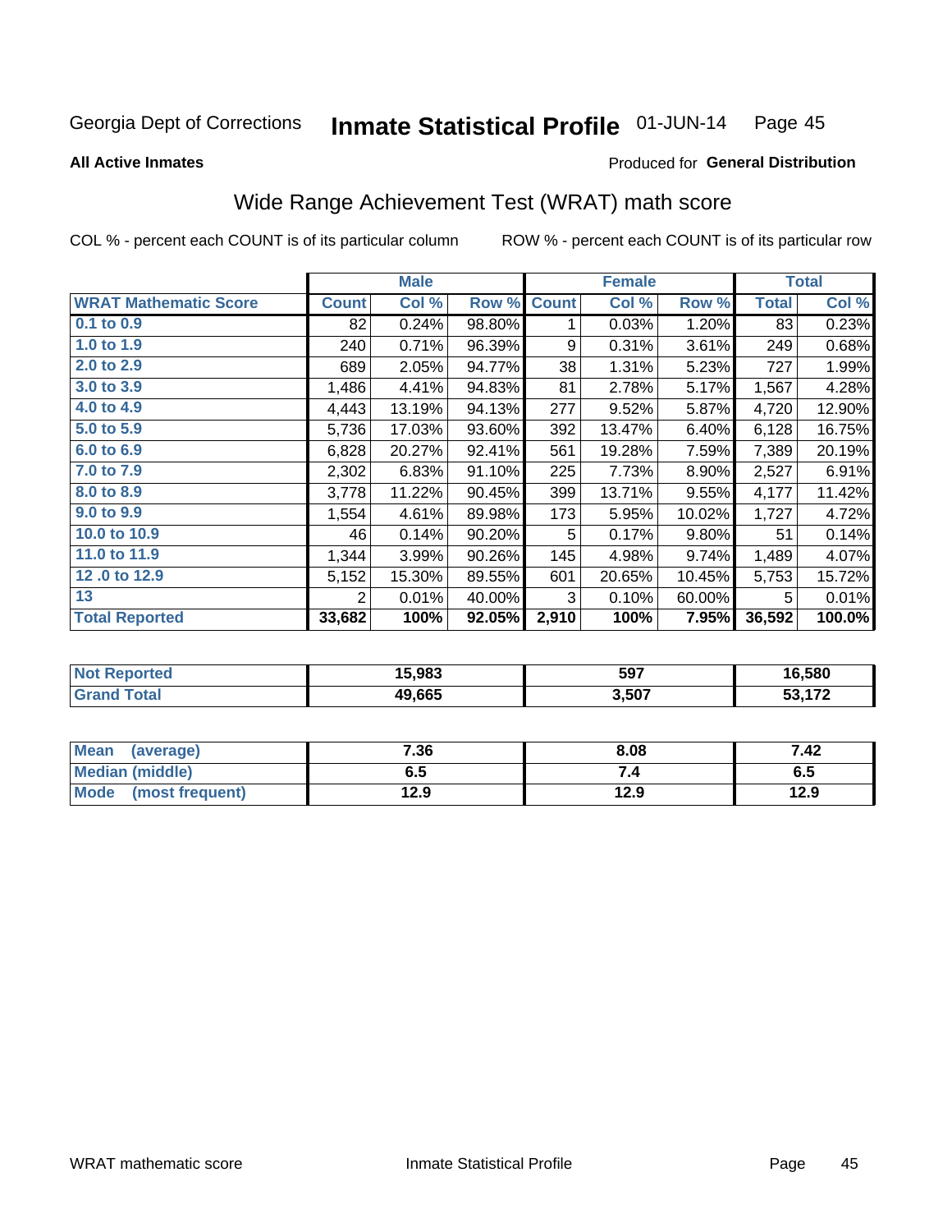Georgia Dept of Corrections **Inmate Statistical Profile** 01-JUN-14

**All Active Inmates**

Produced for **General Distribution**

## Wide Range Achievement Test (WRAT) math score

COL % - percent each COUNT is of its particular column     ROW % - percent each COUNT is of its particular row

| | Male | | | Female | | | Total | |
|---|---|---|---|---|---|---|---|---|
| **WRAT Mathematic Score** | **Count** | **Col %** | **Row %** | **Count** | **Col %** | **Row %** | **Total** | **Col %** |
| 0.1 to 0.9 | 82 | 0.24% | 98.80% | 1 | 0.03% | 1.20% | 83 | 0.23% |
| 1.0 to 1.9 | 240 | 0.71% | 96.39% | 9 | 0.31% | 3.61% | 249 | 0.68% |
| 2.0 to 2.9 | 689 | 2.05% | 94.77% | 38 | 1.31% | 5.23% | 727 | 1.99% |
| 3.0 to 3.9 | 1,486 | 4.41% | 94.83% | 81 | 2.78% | 5.17% | 1,567 | 4.28% |
| 4.0 to 4.9 | 4,443 | 13.19% | 94.13% | 277 | 9.52% | 5.87% | 4,720 | 12.90% |
| 5.0 to 5.9 | 5,736 | 17.03% | 93.60% | 392 | 13.47% | 6.40% | 6,128 | 16.75% |
| 6.0 to 6.9 | 6,828 | 20.27% | 92.41% | 561 | 19.28% | 7.59% | 7,389 | 20.19% |
| 7.0 to 7.9 | 2,302 | 6.83% | 91.10% | 225 | 7.73% | 8.90% | 2,527 | 6.91% |
| 8.0 to 8.9 | 3,778 | 11.22% | 90.45% | 399 | 13.71% | 9.55% | 4,177 | 11.42% |
| 9.0 to 9.9 | 1,554 | 4.61% | 89.98% | 173 | 5.95% | 10.02% | 1,727 | 4.72% |
| 10.0 to 10.9 | 46 | 0.14% | 90.20% | 5 | 0.17% | 9.80% | 51 | 0.14% |
| 11.0 to 11.9 | 1,344 | 3.99% | 90.26% | 145 | 4.98% | 9.74% | 1,489 | 4.07% |
| 12 .0 to 12.9 | 5,152 | 15.30% | 89.55% | 601 | 20.65% | 10.45% | 5,753 | 15.72% |
| 13 | 2 | 0.01% | 40.00% | 3 | 0.10% | 60.00% | 5 | 0.01% |
| **Total Reported** | **33,682** | **100%** | **92.05%** | **2,910** | **100%** | **7.95%** | **36,592** | **100.0%** |

| | Male | Female | Total |
|---|---|---|---|
| **Not Reported** | **15,983** | **597** | **16,580** |
| **Grand Total** | **49,665** | **3,507** | **53,172** |

| | Male | Female | Total |
|---|---|---|---|
| **Mean (average)** | **7.36** | **8.08** | **7.42** |
| **Median (middle)** | **6.5** | **7.4** | **6.5** |
| **Mode (most frequent)** | **12.9** | **12.9** | **12.9** |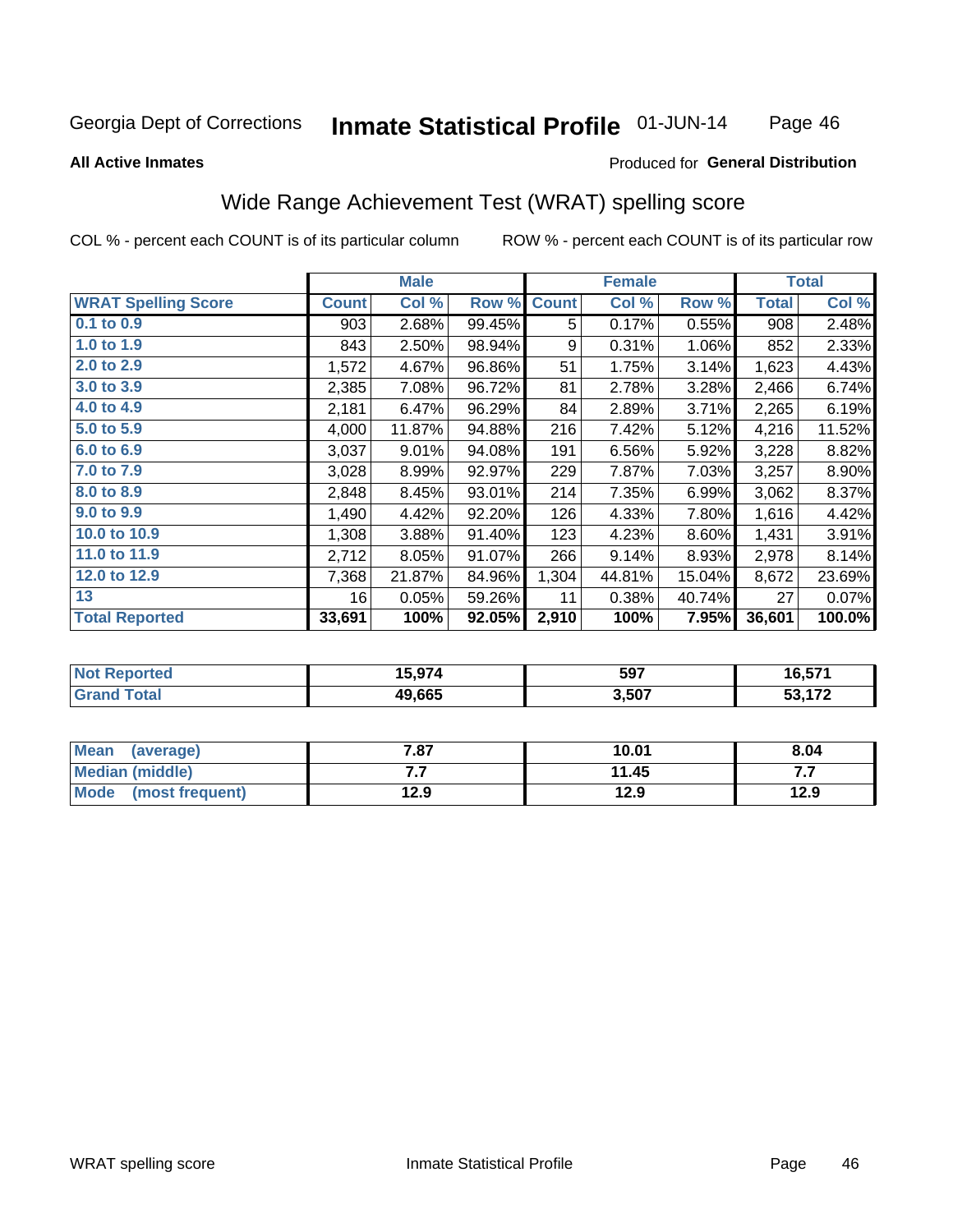Georgia Dept of Corrections **Inmate Statistical Profile** 01-JUN-14

**All Active Inmates**

Produced for **General Distribution**

## Wide Range Achievement Test (WRAT) spelling score

COL % - percent each COUNT is of its particular column ROW % - percent each COUNT is of its particular row

| | Male | | | Female | | | Total | |
|---|---|---|---|---|---|---|---|---|
| **WRAT Spelling Score** | **Count** | **Col %** | **Row %** | **Count** | **Col %** | **Row %** | **Total** | **Col %** |
| 0.1 to 0.9 | 903 | 2.68% | 99.45% | 5 | 0.17% | 0.55% | 908 | 2.48% |
| 1.0 to 1.9 | 843 | 2.50% | 98.94% | 9 | 0.31% | 1.06% | 852 | 2.33% |
| 2.0 to 2.9 | 1,572 | 4.67% | 96.86% | 51 | 1.75% | 3.14% | 1,623 | 4.43% |
| 3.0 to 3.9 | 2,385 | 7.08% | 96.72% | 81 | 2.78% | 3.28% | 2,466 | 6.74% |
| 4.0 to 4.9 | 2,181 | 6.47% | 96.29% | 84 | 2.89% | 3.71% | 2,265 | 6.19% |
| 5.0 to 5.9 | 4,000 | 11.87% | 94.88% | 216 | 7.42% | 5.12% | 4,216 | 11.52% |
| 6.0 to 6.9 | 3,037 | 9.01% | 94.08% | 191 | 6.56% | 5.92% | 3,228 | 8.82% |
| 7.0 to 7.9 | 3,028 | 8.99% | 92.97% | 229 | 7.87% | 7.03% | 3,257 | 8.90% |
| 8.0 to 8.9 | 2,848 | 8.45% | 93.01% | 214 | 7.35% | 6.99% | 3,062 | 8.37% |
| 9.0 to 9.9 | 1,490 | 4.42% | 92.20% | 126 | 4.33% | 7.80% | 1,616 | 4.42% |
| 10.0 to 10.9 | 1,308 | 3.88% | 91.40% | 123 | 4.23% | 8.60% | 1,431 | 3.91% |
| 11.0 to 11.9 | 2,712 | 8.05% | 91.07% | 266 | 9.14% | 8.93% | 2,978 | 8.14% |
| 12.0 to 12.9 | 7,368 | 21.87% | 84.96% | 1,304 | 44.81% | 15.04% | 8,672 | 23.69% |
| 13 | 16 | 0.05% | 59.26% | 11 | 0.38% | 40.74% | 27 | 0.07% |
| **Total Reported** | **33,691** | **100%** | **92.05%** | **2,910** | **100%** | **7.95%** | **36,601** | **100.0%** |

| | Male | Female | Total |
|---|---|---|---|
| **Not Reported** | **15,974** | **597** | **16,571** |
| **Grand Total** | **49,665** | **3,507** | **53,172** |

| | Male | Female | Total |
|---|---|---|---|
| **Mean (average)** | **7.87** | **10.01** | **8.04** |
| **Median (middle)** | **7.7** | **11.45** | **7.7** |
| **Mode (most frequent)** | **12.9** | **12.9** | **12.9** |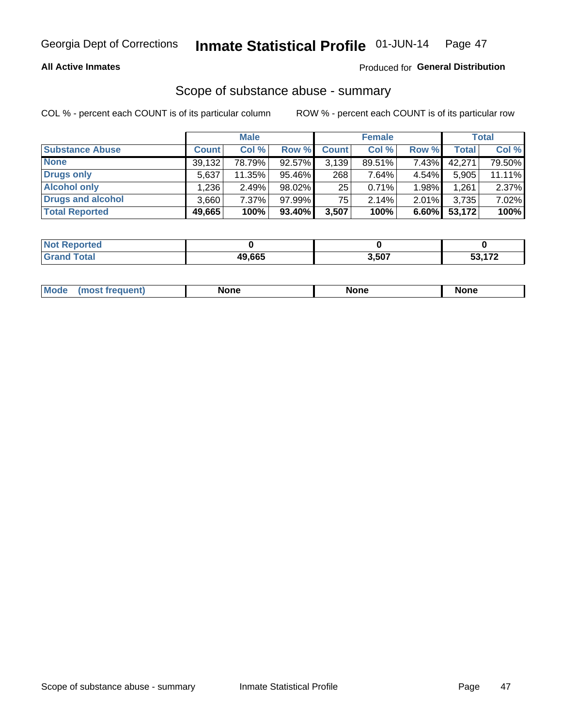Georgia Dept of Corrections **Inmate Statistical Profile** 01-JUN-14

**All Active Inmates**

Produced for **General Distribution**

## Scope of substance abuse - summary

COL % - percent each COUNT is of its particular column ROW % - percent each COUNT is of its particular row

| | Male | | | Female | | | Total | |
|---|---|---|---|---|---|---|---|---|
| **Substance Abuse** | **Count** | **Col %** | **Row %** | **Count** | **Col %** | **Row %** | **Total** | **Col %** |
| **None** | 39,132 | 78.79% | 92.57% | 3,139 | 89.51% | 7.43% | 42,271 | 79.50% |
| **Drugs only** | 5,637 | 11.35% | 95.46% | 268 | 7.64% | 4.54% | 5,905 | 11.11% |
| **Alcohol only** | 1,236 | 2.49% | 98.02% | 25 | 0.71% | 1.98% | 1,261 | 2.37% |
| **Drugs and alcohol** | 3,660 | 7.37% | 97.99% | 75 | 2.14% | 2.01% | 3,735 | 7.02% |
| **Total Reported** | **49,665** | **100%** | **93.40%** | **3,507** | **100%** | **6.60%** | **53,172** | **100%** |

| | Male | Female | Total |
|---|---|---|---|
| **Not Reported** | **0** | **0** | **0** |
| **Grand Total** | **49,665** | **3,507** | **53,172** |

| | Male | Female | Total |
|---|---|---|---|
| **Mode (most frequent)** | **None** | **None** | **None** |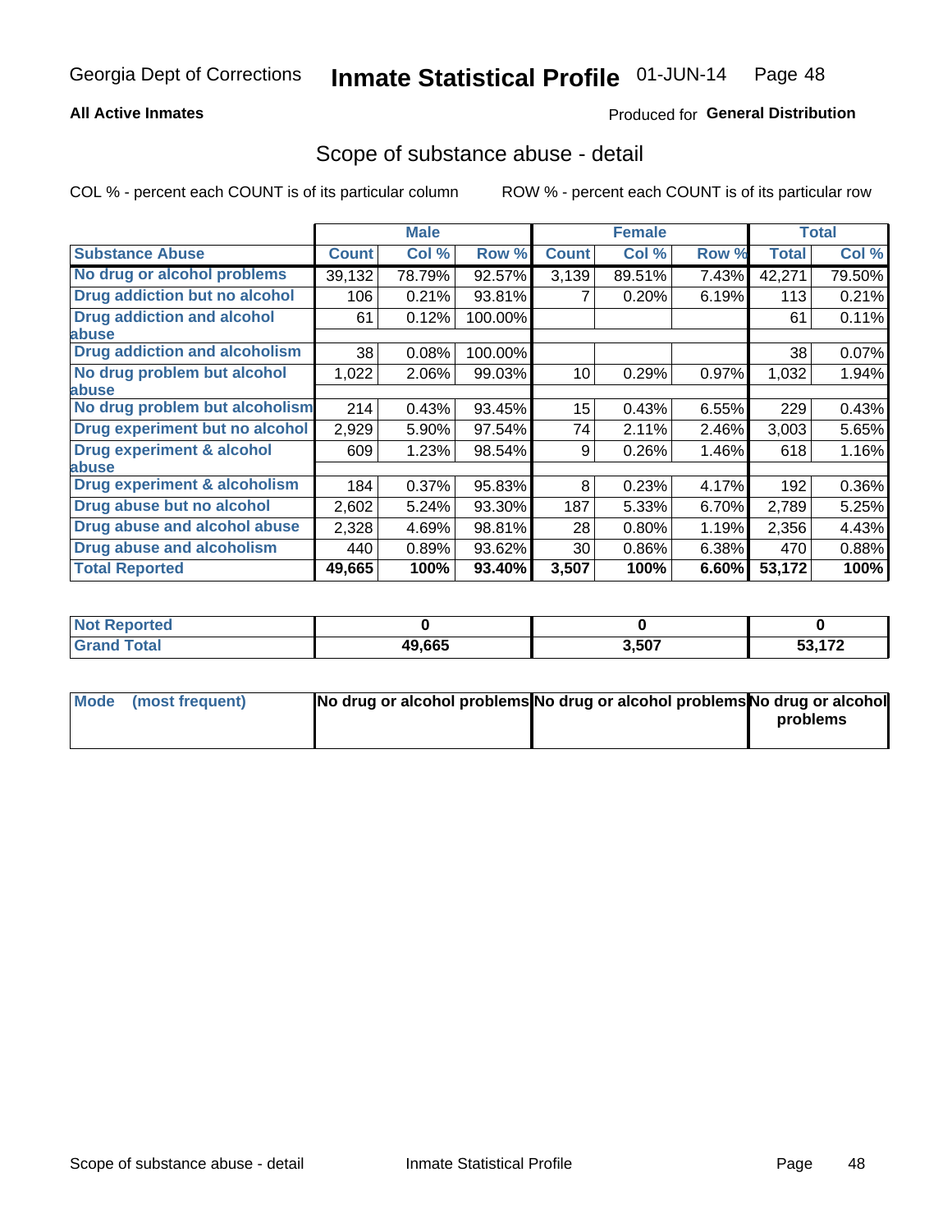Georgia Dept of Corrections **Inmate Statistical Profile** 01-JUN-14

**All Active Inmates**

Produced for **General Distribution**

## Scope of substance abuse - detail

COL % - percent each COUNT is of its particular column     ROW % - percent each COUNT is of its particular row

| | Male | | | Female | | | Total | |
|---|---|---|---|---|---|---|---|---|
| **Substance Abuse** | **Count** | **Col %** | **Row %** | **Count** | **Col %** | **Row %** | **Total** | **Col %** |
| **No drug or alcohol problems** | 39,132 | 78.79% | 92.57% | 3,139 | 89.51% | 7.43% | 42,271 | 79.50% |
| **Drug addiction but no alcohol** | 106 | 0.21% | 93.81% | 7 | 0.20% | 6.19% | 113 | 0.21% |
| **Drug addiction and alcohol abuse** | 61 | 0.12% | 100.00% | | | | 61 | 0.11% |
| **Drug addiction and alcoholism** | 38 | 0.08% | 100.00% | | | | 38 | 0.07% |
| **No drug problem but alcohol abuse** | 1,022 | 2.06% | 99.03% | 10 | 0.29% | 0.97% | 1,032 | 1.94% |
| **No drug problem but alcoholism** | 214 | 0.43% | 93.45% | 15 | 0.43% | 6.55% | 229 | 0.43% |
| **Drug experiment but no alcohol** | 2,929 | 5.90% | 97.54% | 74 | 2.11% | 2.46% | 3,003 | 5.65% |
| **Drug experiment & alcohol abuse** | 609 | 1.23% | 98.54% | 9 | 0.26% | 1.46% | 618 | 1.16% |
| **Drug experiment & alcoholism** | 184 | 0.37% | 95.83% | 8 | 0.23% | 4.17% | 192 | 0.36% |
| **Drug abuse but no alcohol** | 2,602 | 5.24% | 93.30% | 187 | 5.33% | 6.70% | 2,789 | 5.25% |
| **Drug abuse and alcohol abuse** | 2,328 | 4.69% | 98.81% | 28 | 0.80% | 1.19% | 2,356 | 4.43% |
| **Drug abuse and alcoholism** | 440 | 0.89% | 93.62% | 30 | 0.86% | 6.38% | 470 | 0.88% |
| **Total Reported** | **49,665** | **100%** | **93.40%** | **3,507** | **100%** | **6.60%** | **53,172** | **100%** |

| | Male | Female | Total |
|---|---|---|---|
| **Not Reported** | **0** | **0** | **0** |
| **Grand Total** | **49,665** | **3,507** | **53,172** |

| | Male | Female | Total |
|---|---|---|---|
| **Mode (most frequent)** | **No drug or alcohol problems** | **No drug or alcohol problems** | **No drug or alcohol problems** |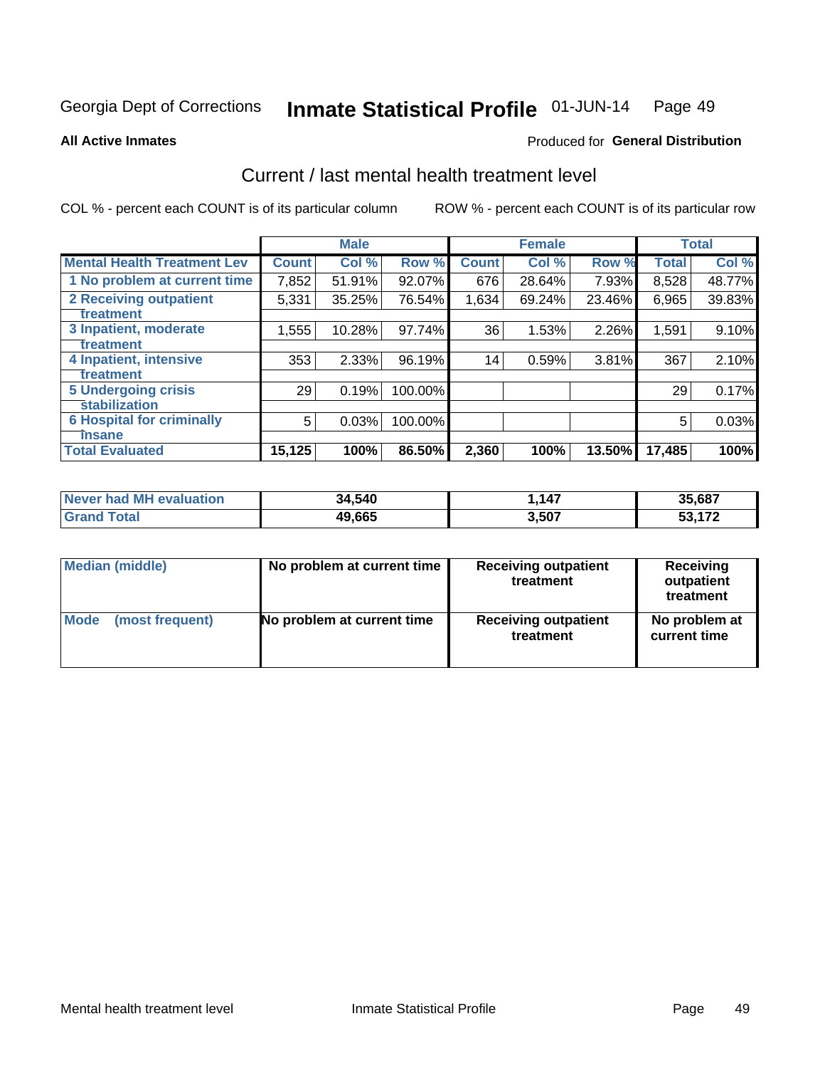Georgia Dept of Corrections **Inmate Statistical Profile** 01-JUN-14

**All Active Inmates**

Produced for **General Distribution**

## Current / last mental health treatment level

COL % - percent each COUNT is of its particular column ROW % - percent each COUNT is of its particular row

| | Male | | | Female | | | Total | |
|---|---|---|---|---|---|---|---|---|
| **Mental Health Treatment Lev** | **Count** | **Col %** | **Row %** | **Count** | **Col %** | **Row %** | **Total** | **Col %** |
| 1 No problem at current time | 7,852 | 51.91% | 92.07% | 676 | 28.64% | 7.93% | 8,528 | 48.77% |
| 2 Receiving outpatient treatment | 5,331 | 35.25% | 76.54% | 1,634 | 69.24% | 23.46% | 6,965 | 39.83% |
| 3 Inpatient, moderate treatment | 1,555 | 10.28% | 97.74% | 36 | 1.53% | 2.26% | 1,591 | 9.10% |
| 4 Inpatient, intensive treatment | 353 | 2.33% | 96.19% | 14 | 0.59% | 3.81% | 367 | 2.10% |
| 5 Undergoing crisis stabilization | 29 | 0.19% | 100.00% | | | | 29 | 0.17% |
| 6 Hospital for criminally insane | 5 | 0.03% | 100.00% | | | | 5 | 0.03% |
| **Total Evaluated** | **15,125** | **100%** | **86.50%** | **2,360** | **100%** | **13.50%** | **17,485** | **100%** |

| | Male | Female | Total |
|---|---|---|---|
| Never had MH evaluation | 34,540 | 1,147 | 35,687 |
| Grand Total | 49,665 | 3,507 | 53,172 |

| | Male | Female | Total |
|---|---|---|---|
| Median (middle) | No problem at current time | Receiving outpatient treatment | Receiving outpatient treatment |
| Mode (most frequent) | No problem at current time | Receiving outpatient treatment | No problem at current time |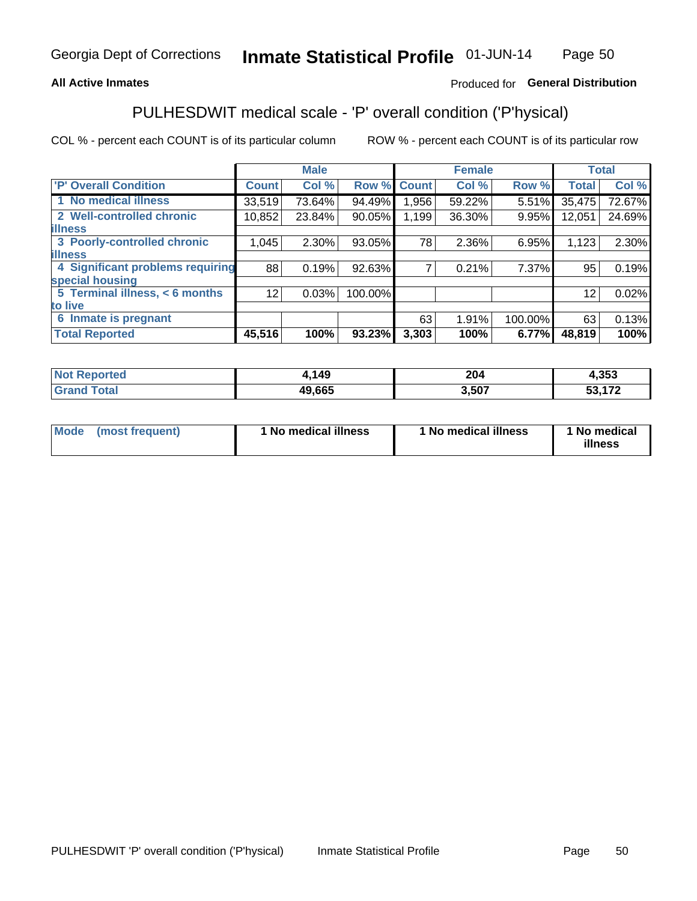Georgia Dept of Corrections **Inmate Statistical Profile** 01-JUN-14

**All Active Inmates** Produced for **General Distribution**

## PULHESDWIT medical scale - 'P' overall condition ('P'hysical)

COL % - percent each COUNT is of its particular column ROW % - percent each COUNT is of its particular row

| | Male | | | Female | | | Total | |
|---|---|---|---|---|---|---|---|---|
| 'P' Overall Condition | Count | Col % | Row % | Count | Col % | Row % | Total | Col % |
| 1 No medical illness | 33,519 | 73.64% | 94.49% | 1,956 | 59.22% | 5.51% | 35,475 | 72.67% |
| 2 Well-controlled chronic illness | 10,852 | 23.84% | 90.05% | 1,199 | 36.30% | 9.95% | 12,051 | 24.69% |
| 3 Poorly-controlled chronic illness | 1,045 | 2.30% | 93.05% | 78 | 2.36% | 6.95% | 1,123 | 2.30% |
| 4 Significant problems requiring special housing | 88 | 0.19% | 92.63% | 7 | 0.21% | 7.37% | 95 | 0.19% |
| 5 Terminal illness, < 6 months to live | 12 | 0.03% | 100.00% | | | | 12 | 0.02% |
| 6 Inmate is pregnant | | | | 63 | 1.91% | 100.00% | 63 | 0.13% |
| **Total Reported** | **45,516** | **100%** | **93.23%** | **3,303** | **100%** | **6.77%** | **48,819** | **100%** |

| | Male | Female | Total |
|---|---|---|---|
| Not Reported | 4,149 | 204 | 4,353 |
| Grand Total | 49,665 | 3,507 | 53,172 |

| | Male | Female | Total |
|---|---|---|---|
| Mode (most frequent) | 1 No medical illness | 1 No medical illness | 1 No medical illness |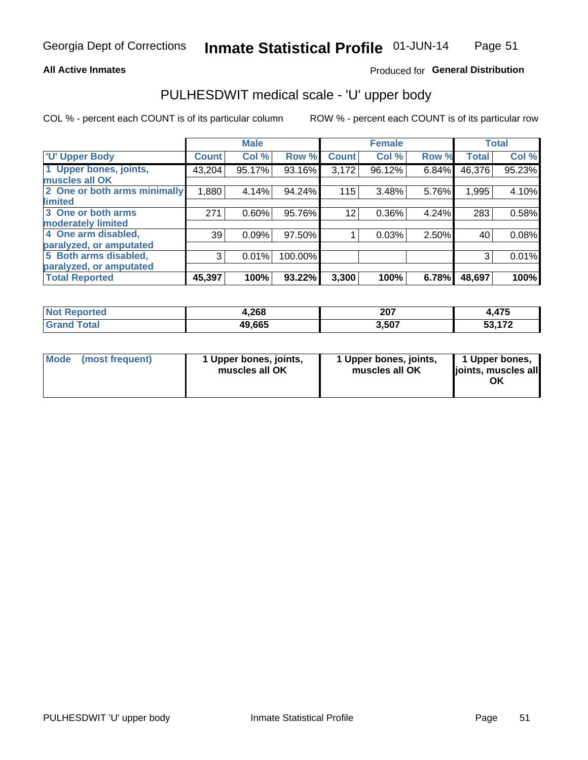Georgia Dept of Corrections **Inmate Statistical Profile** 01-JUN-14

**All Active Inmates**

Produced for **General Distribution**

## PULHESDWIT medical scale - 'U' upper body

COL % - percent each COUNT is of its particular column

ROW % - percent each COUNT is of its particular row

| | Male | | | Female | | | Total | |
|---|---|---|---|---|---|---|---|---|
| 'U' Upper Body | Count | Col % | Row % | Count | Col % | Row % | Total | Col % |
| 1 Upper bones, joints, muscles all OK | 43,204 | 95.17% | 93.16% | 3,172 | 96.12% | 6.84% | 46,376 | 95.23% |
| 2 One or both arms minimally limited | 1,880 | 4.14% | 94.24% | 115 | 3.48% | 5.76% | 1,995 | 4.10% |
| 3 One or both arms moderately limited | 271 | 0.60% | 95.76% | 12 | 0.36% | 4.24% | 283 | 0.58% |
| 4 One arm disabled, paralyzed, or amputated | 39 | 0.09% | 97.50% | 1 | 0.03% | 2.50% | 40 | 0.08% |
| 5 Both arms disabled, paralyzed, or amputated | 3 | 0.01% | 100.00% | | | | 3 | 0.01% |
| **Total Reported** | **45,397** | **100%** | **93.22%** | **3,300** | **100%** | **6.78%** | **48,697** | **100%** |

| | Male | Female | Total |
|---|---|---|---|
| **Not Reported** | **4,268** | **207** | **4,475** |
| **Grand Total** | **49,665** | **3,507** | **53,172** |

| | Male | Female | Total |
|---|---|---|---|
| **Mode (most frequent)** | **1 Upper bones, joints, muscles all OK** | **1 Upper bones, joints, muscles all OK** | **1 Upper bones, joints, muscles all OK** |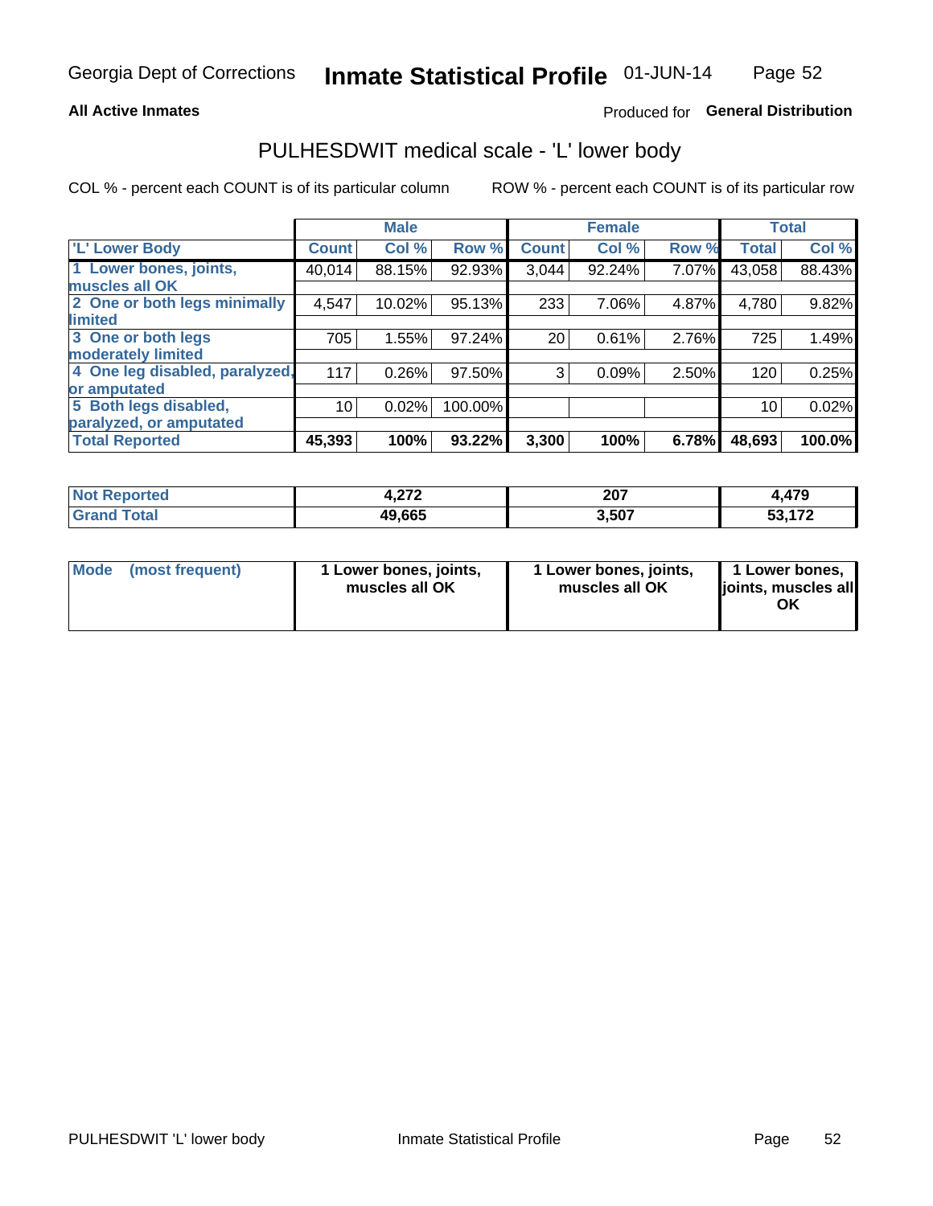Georgia Dept of Corrections **Inmate Statistical Profile** 01-JUN-14

**All Active Inmates**

Produced for **General Distribution**

## PULHESDWIT medical scale - 'L' lower body

COL % - percent each COUNT is of its particular column

ROW % - percent each COUNT is of its particular row

| | Male | | | Female | | | Total | |
|---|---|---|---|---|---|---|---|---|
| 'L' Lower Body | Count | Col % | Row % | Count | Col % | Row % | Total | Col % |
| 1 Lower bones, joints, muscles all OK | 40,014 | 88.15% | 92.93% | 3,044 | 92.24% | 7.07% | 43,058 | 88.43% |
| 2 One or both legs minimally limited | 4,547 | 10.02% | 95.13% | 233 | 7.06% | 4.87% | 4,780 | 9.82% |
| 3 One or both legs moderately limited | 705 | 1.55% | 97.24% | 20 | 0.61% | 2.76% | 725 | 1.49% |
| 4 One leg disabled, paralyzed, or amputated | 117 | 0.26% | 97.50% | 3 | 0.09% | 2.50% | 120 | 0.25% |
| 5 Both legs disabled, paralyzed, or amputated | 10 | 0.02% | 100.00% | | | | 10 | 0.02% |
| **Total Reported** | **45,393** | **100%** | **93.22%** | **3,300** | **100%** | **6.78%** | **48,693** | **100.0%** |

| | Male | Female | Total |
|---|---|---|---|
| Not Reported | 4,272 | 207 | 4,479 |
| Grand Total | 49,665 | 3,507 | 53,172 |

| | Male | Female | Total |
|---|---|---|---|
| Mode (most frequent) | 1 Lower bones, joints, muscles all OK | 1 Lower bones, joints, muscles all OK | 1 Lower bones, joints, muscles all OK |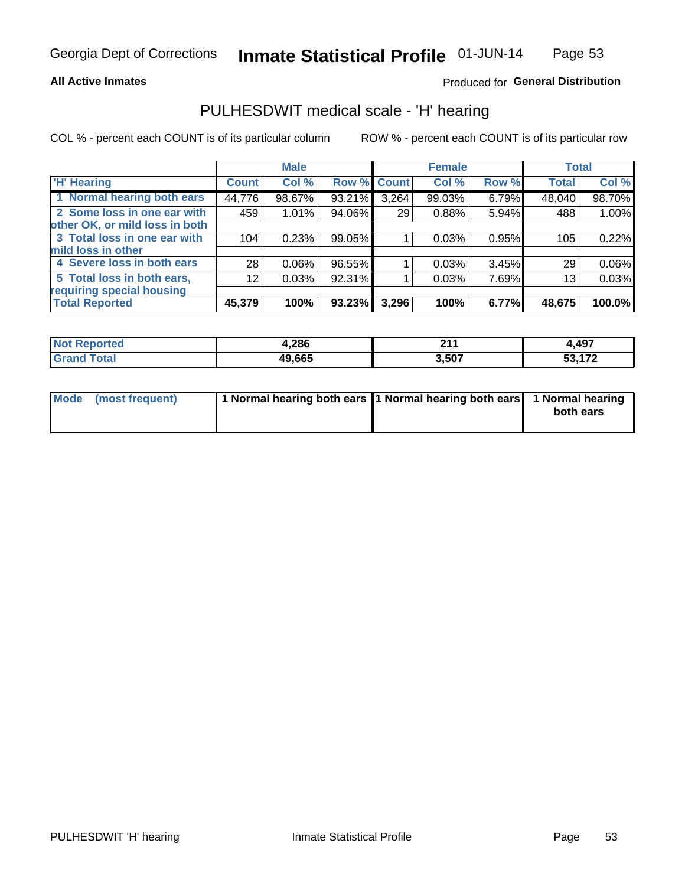Georgia Dept of Corrections **Inmate Statistical Profile** 01-JUN-14

**All Active Inmates**

Produced for **General Distribution**

## PULHESDWIT medical scale - 'H' hearing

COL % - percent each COUNT is of its particular column ROW % - percent each COUNT is of its particular row

| | Male | | | Female | | | Total | |
|---|---|---|---|---|---|---|---|---|
| 'H' Hearing | Count | Col % | Row % | Count | Col % | Row % | Total | Col % |
| 1 Normal hearing both ears | 44,776 | 98.67% | 93.21% | 3,264 | 99.03% | 6.79% | 48,040 | 98.70% |
| 2 Some loss in one ear with other OK, or mild loss in both | 459 | 1.01% | 94.06% | 29 | 0.88% | 5.94% | 488 | 1.00% |
| 3 Total loss in one ear with mild loss in other | 104 | 0.23% | 99.05% | 1 | 0.03% | 0.95% | 105 | 0.22% |
| 4 Severe loss in both ears | 28 | 0.06% | 96.55% | 1 | 0.03% | 3.45% | 29 | 0.06% |
| 5 Total loss in both ears, requiring special housing | 12 | 0.03% | 92.31% | 1 | 0.03% | 7.69% | 13 | 0.03% |
| **Total Reported** | **45,379** | **100%** | **93.23%** | **3,296** | **100%** | **6.77%** | **48,675** | **100.0%** |

| | Male | Female | Total |
|---|---|---|---|
| **Not Reported** | **4,286** | **211** | **4,497** |
| **Grand Total** | **49,665** | **3,507** | **53,172** |

| | Male | Female | Total |
|---|---|---|---|
| **Mode (most frequent)** | **1 Normal hearing both ears** | **1 Normal hearing both ears** | **1 Normal hearing both ears** |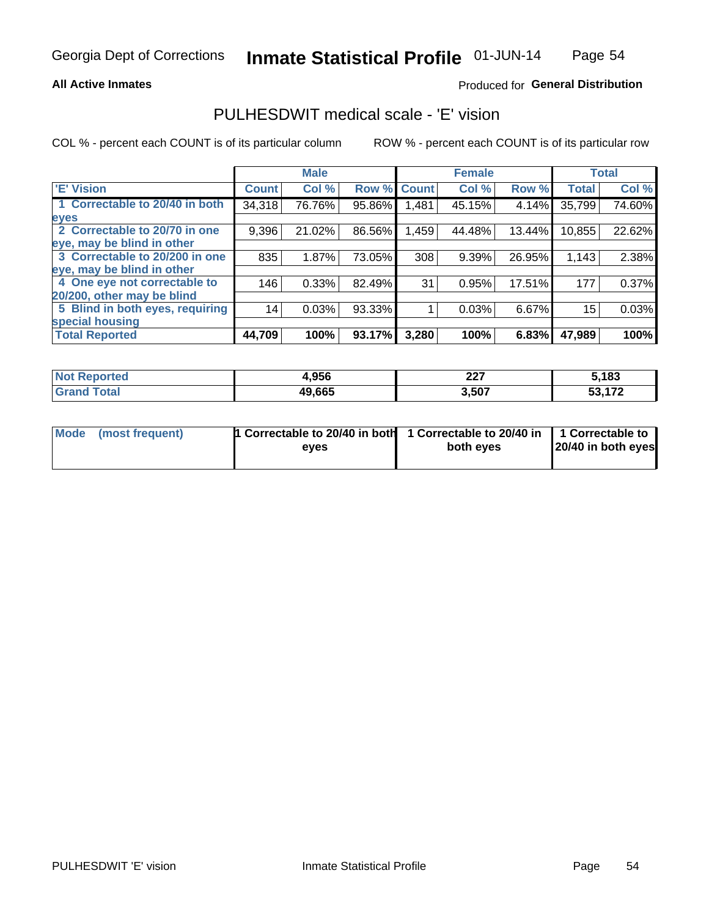Georgia Dept of Corrections **Inmate Statistical Profile** 01-JUN-14

**All Active Inmates**

Produced for **General Distribution**

## PULHESDWIT medical scale - 'E' vision

COL % - percent each COUNT is of its particular column

ROW % - percent each COUNT is of its particular row

| | Male | | | Female | | | Total | |
|---|---|---|---|---|---|---|---|---|
| 'E' Vision | Count | Col % | Row % | Count | Col % | Row % | Total | Col % |
| 1 Correctable to 20/40 in both eyes | 34,318 | 76.76% | 95.86% | 1,481 | 45.15% | 4.14% | 35,799 | 74.60% |
| 2 Correctable to 20/70 in one eye, may be blind in other | 9,396 | 21.02% | 86.56% | 1,459 | 44.48% | 13.44% | 10,855 | 22.62% |
| 3 Correctable to 20/200 in one eye, may be blind in other | 835 | 1.87% | 73.05% | 308 | 9.39% | 26.95% | 1,143 | 2.38% |
| 4 One eye not correctable to 20/200, other may be blind | 146 | 0.33% | 82.49% | 31 | 0.95% | 17.51% | 177 | 0.37% |
| 5 Blind in both eyes, requiring special housing | 14 | 0.03% | 93.33% | 1 | 0.03% | 6.67% | 15 | 0.03% |
| **Total Reported** | **44,709** | **100%** | **93.17%** | **3,280** | **100%** | **6.83%** | **47,989** | **100%** |

| | Male | Female | Total |
|---|---|---|---|
| **Not Reported** | **4,956** | **227** | **5,183** |
| **Grand Total** | **49,665** | **3,507** | **53,172** |

| | Male | Female | Total |
|---|---|---|---|
| **Mode (most frequent)** | **1 Correctable to 20/40 in both eyes** | **1 Correctable to 20/40 in both eyes** | **1 Correctable to 20/40 in both eyes** |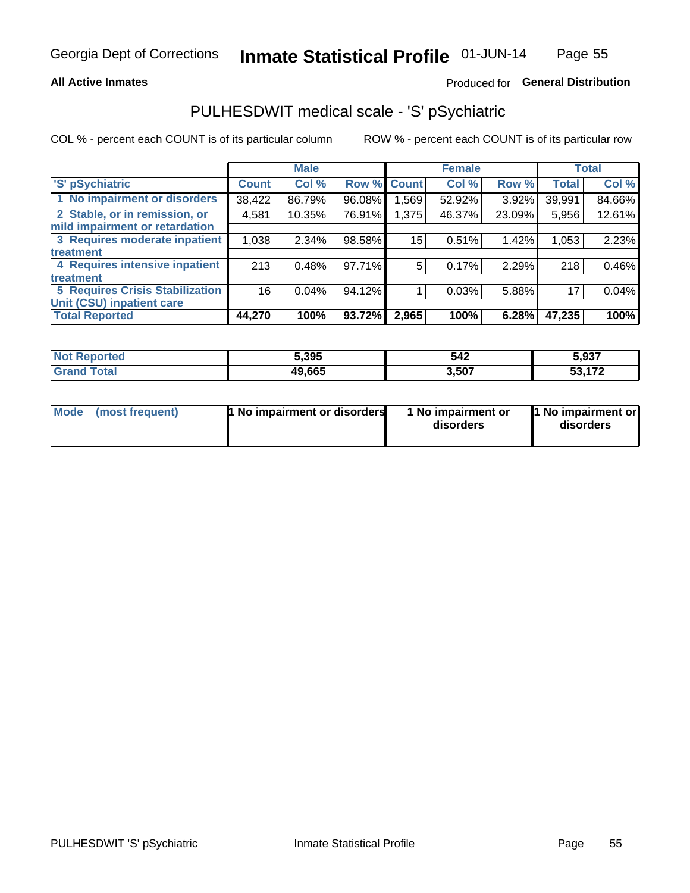Georgia Dept of Corrections **Inmate Statistical Profile** 01-JUN-14

**All Active Inmates**

Produced for **General Distribution**

## PULHESDWIT medical scale - 'S' pSychiatric

COL % - percent each COUNT is of its particular column

ROW % - percent each COUNT is of its particular row

| 'S' pSychiatric | Male | | | Female | | | Total | |
|---|---|---|---|---|---|---|---|---|
| | Count | Col % | Row % | Count | Col % | Row % | Total | Col % |
| 1 No impairment or disorders | 38,422 | 86.79% | 96.08% | 1,569 | 52.92% | 3.92% | 39,991 | 84.66% |
| 2 Stable, or in remission, or mild impairment or retardation | 4,581 | 10.35% | 76.91% | 1,375 | 46.37% | 23.09% | 5,956 | 12.61% |
| 3 Requires moderate inpatient treatment | 1,038 | 2.34% | 98.58% | 15 | 0.51% | 1.42% | 1,053 | 2.23% |
| 4 Requires intensive inpatient treatment | 213 | 0.48% | 97.71% | 5 | 0.17% | 2.29% | 218 | 0.46% |
| 5 Requires Crisis Stabilization Unit (CSU) inpatient care | 16 | 0.04% | 94.12% | 1 | 0.03% | 5.88% | 17 | 0.04% |
| **Total Reported** | **44,270** | **100%** | **93.72%** | **2,965** | **100%** | **6.28%** | **47,235** | **100%** |

| | Male | Female | Total |
|---|---|---|---|
| Not Reported | 5,395 | 542 | 5,937 |
| Grand Total | 49,665 | 3,507 | 53,172 |

| | Male | Female | Total |
|---|---|---|---|
| Mode (most frequent) | 1 No impairment or disorders | 1 No impairment or disorders | 1 No impairment or disorders |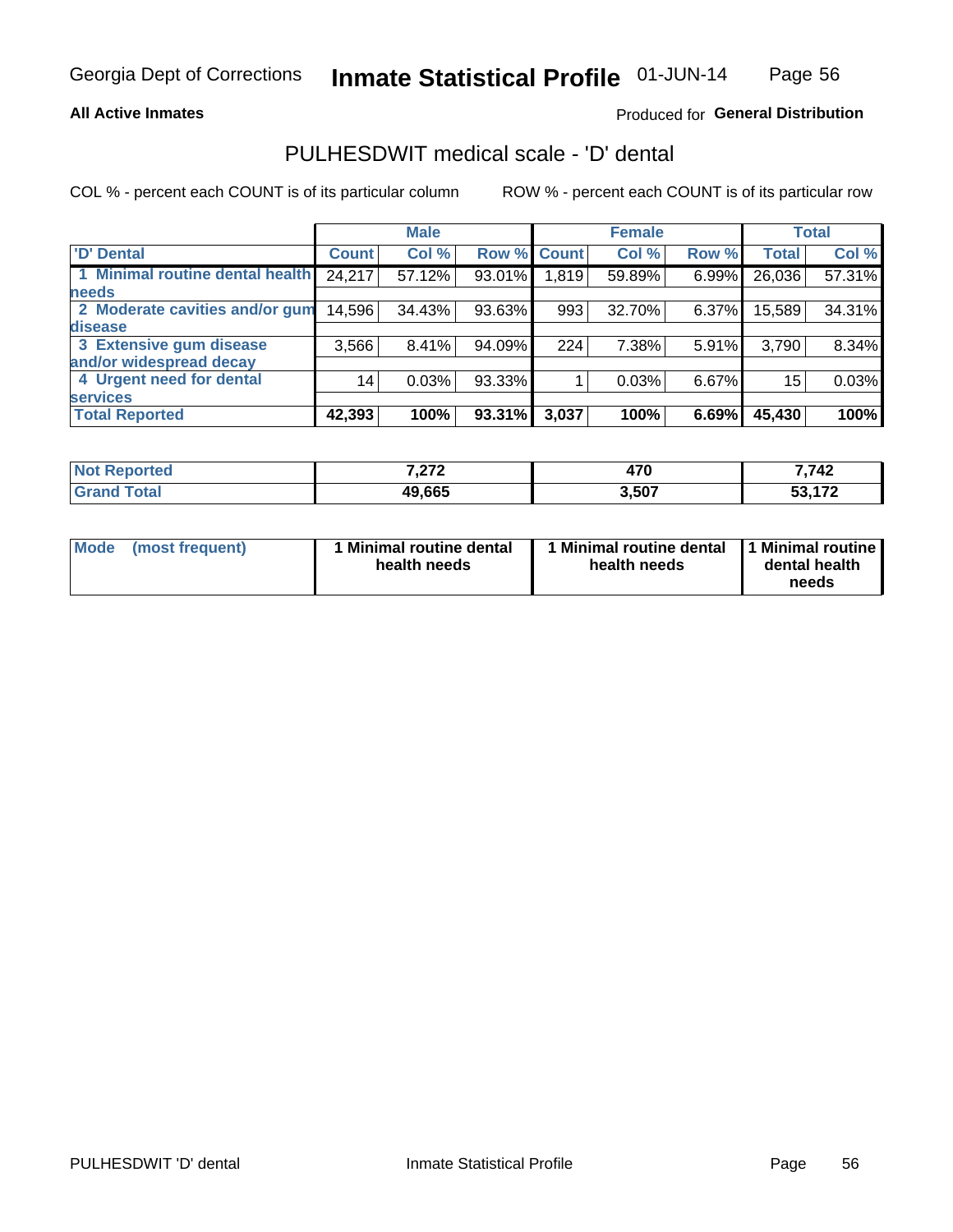Georgia Dept of Corrections **Inmate Statistical Profile** 01-JUN-14

**All Active Inmates**

Produced for **General Distribution**

## PULHESDWIT medical scale - 'D' dental

COL % - percent each COUNT is of its particular column

ROW % - percent each COUNT is of its particular row

| | Male | | | Female | | | Total | |
|---|---|---|---|---|---|---|---|---|
| **'D' Dental** | **Count** | **Col %** | **Row %** | **Count** | **Col %** | **Row %** | **Total** | **Col %** |
| **1 Minimal routine dental health needs** | 24,217 | 57.12% | 93.01% | 1,819 | 59.89% | 6.99% | 26,036 | 57.31% |
| **2 Moderate cavities and/or gum disease** | 14,596 | 34.43% | 93.63% | 993 | 32.70% | 6.37% | 15,589 | 34.31% |
| **3 Extensive gum disease and/or widespread decay** | 3,566 | 8.41% | 94.09% | 224 | 7.38% | 5.91% | 3,790 | 8.34% |
| **4 Urgent need for dental services** | 14 | 0.03% | 93.33% | 1 | 0.03% | 6.67% | 15 | 0.03% |
| **Total Reported** | **42,393** | **100%** | **93.31%** | **3,037** | **100%** | **6.69%** | **45,430** | **100%** |

| | Male | Female | Total |
|---|---|---|---|
| **Not Reported** | **7,272** | **470** | **7,742** |
| **Grand Total** | **49,665** | **3,507** | **53,172** |

| | Male | Female | Total |
|---|---|---|---|
| **Mode (most frequent)** | **1 Minimal routine dental health needs** | **1 Minimal routine dental health needs** | **1 Minimal routine dental health needs** |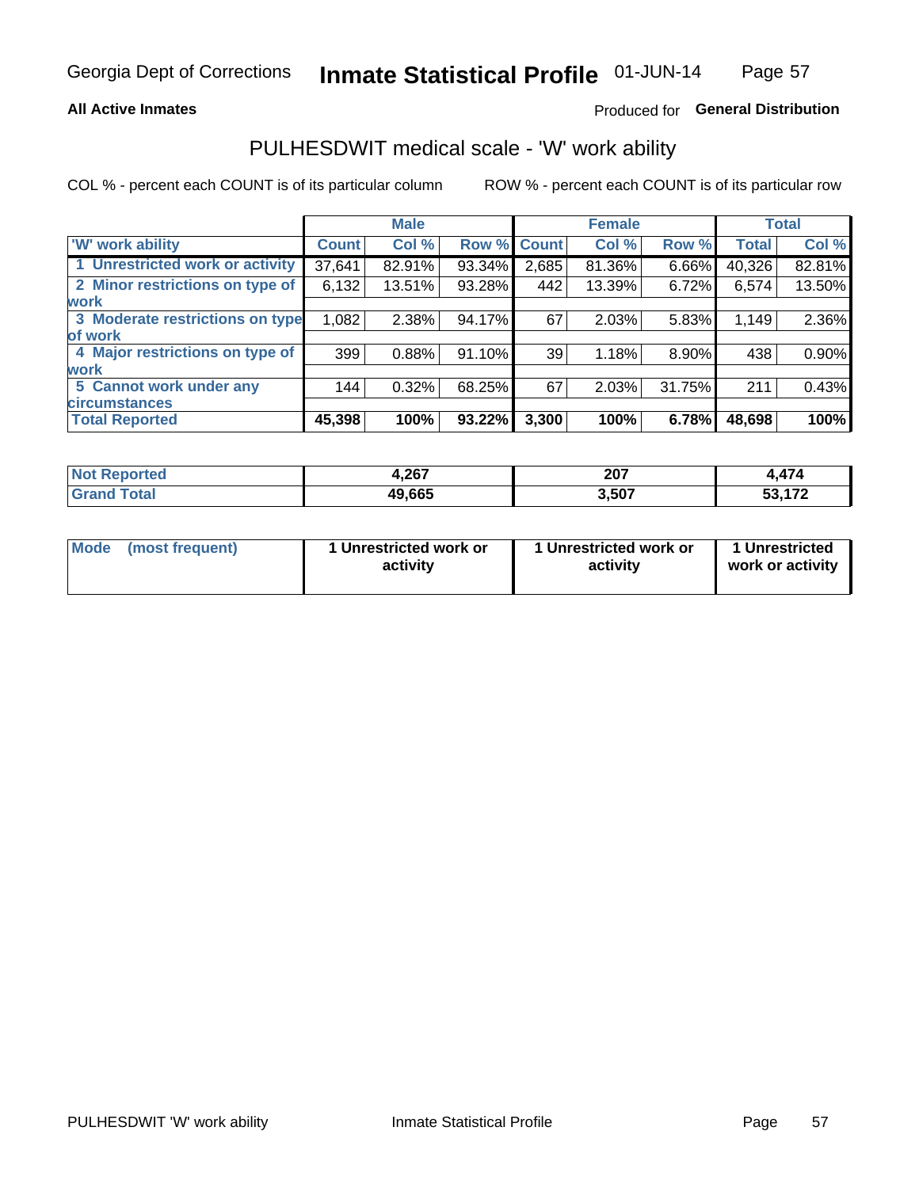**All Active Inmates**

Produced for **General Distribution**

## PULHESDWIT medical scale - 'W' work ability

COL % - percent each COUNT is of its particular column

ROW % - percent each COUNT is of its particular row

| | Male | | | Female | | | Total | |
|---|---|---|---|---|---|---|---|---|
| 'W' work ability | Count | Col % | Row % | Count | Col % | Row % | Total | Col % |
| 1 Unrestricted work or activity | 37,641 | 82.91% | 93.34% | 2,685 | 81.36% | 6.66% | 40,326 | 82.81% |
| 2 Minor restrictions on type of work | 6,132 | 13.51% | 93.28% | 442 | 13.39% | 6.72% | 6,574 | 13.50% |
| 3 Moderate restrictions on type of work | 1,082 | 2.38% | 94.17% | 67 | 2.03% | 5.83% | 1,149 | 2.36% |
| 4 Major restrictions on type of work | 399 | 0.88% | 91.10% | 39 | 1.18% | 8.90% | 438 | 0.90% |
| 5 Cannot work under any circumstances | 144 | 0.32% | 68.25% | 67 | 2.03% | 31.75% | 211 | 0.43% |
| **Total Reported** | **45,398** | **100%** | **93.22%** | **3,300** | **100%** | **6.78%** | **48,698** | **100%** |

| | Male | Female | Total |
|---|---|---|---|
| Not Reported | 4,267 | 207 | 4,474 |
| Grand Total | 49,665 | 3,507 | 53,172 |

| | Male | Female | Total |
|---|---|---|---|
| Mode (most frequent) | 1 Unrestricted work or activity | 1 Unrestricted work or activity | 1 Unrestricted work or activity |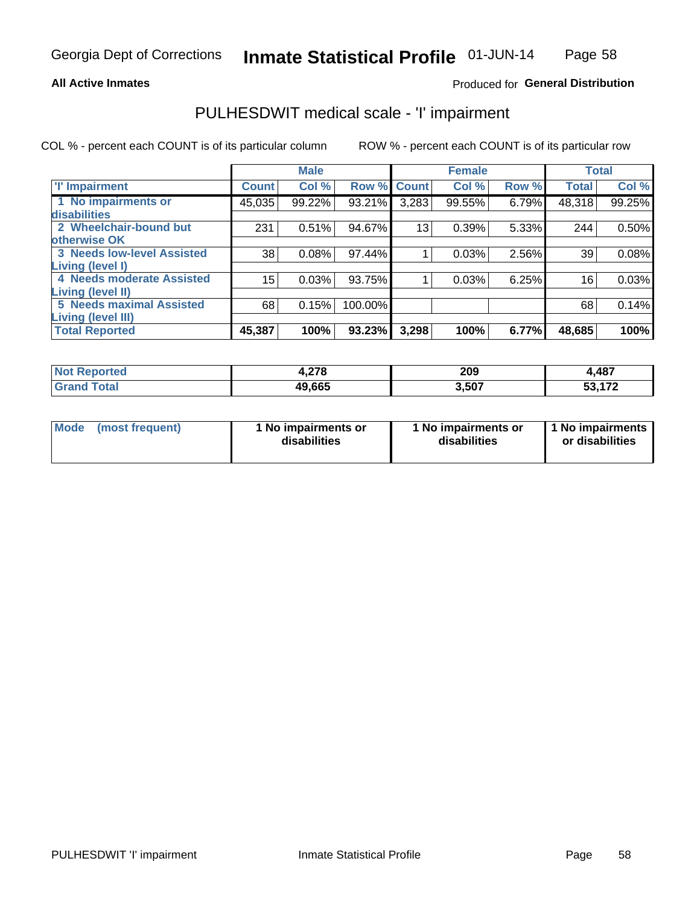Georgia Dept of Corrections **Inmate Statistical Profile** 01-JUN-14

**All Active Inmates**

Produced for **General Distribution**

## PULHESDWIT medical scale - 'I' impairment

COL % - percent each COUNT is of its particular column ROW % - percent each COUNT is of its particular row

| | Male | | | Female | | | Total | |
|---|---|---|---|---|---|---|---|---|
| 'I' Impairment | Count | Col % | Row % | Count | Col % | Row % | Total | Col % |
| 1 No impairments or disabilities | 45,035 | 99.22% | 93.21% | 3,283 | 99.55% | 6.79% | 48,318 | 99.25% |
| 2 Wheelchair-bound but otherwise OK | 231 | 0.51% | 94.67% | 13 | 0.39% | 5.33% | 244 | 0.50% |
| 3 Needs low-level Assisted Living (level I) | 38 | 0.08% | 97.44% | 1 | 0.03% | 2.56% | 39 | 0.08% |
| 4 Needs moderate Assisted Living (level II) | 15 | 0.03% | 93.75% | 1 | 0.03% | 6.25% | 16 | 0.03% |
| 5 Needs maximal Assisted Living (level III) | 68 | 0.15% | 100.00% | | | | 68 | 0.14% |
| **Total Reported** | **45,387** | **100%** | **93.23%** | **3,298** | **100%** | **6.77%** | **48,685** | **100%** |

| | Male | Female | Total |
|---|---|---|---|
| Not Reported | 4,278 | 209 | 4,487 |
| Grand Total | 49,665 | 3,507 | 53,172 |

| | Male | Female | Total |
|---|---|---|---|
| Mode (most frequent) | 1 No impairments or disabilities | 1 No impairments or disabilities | 1 No impairments or disabilities |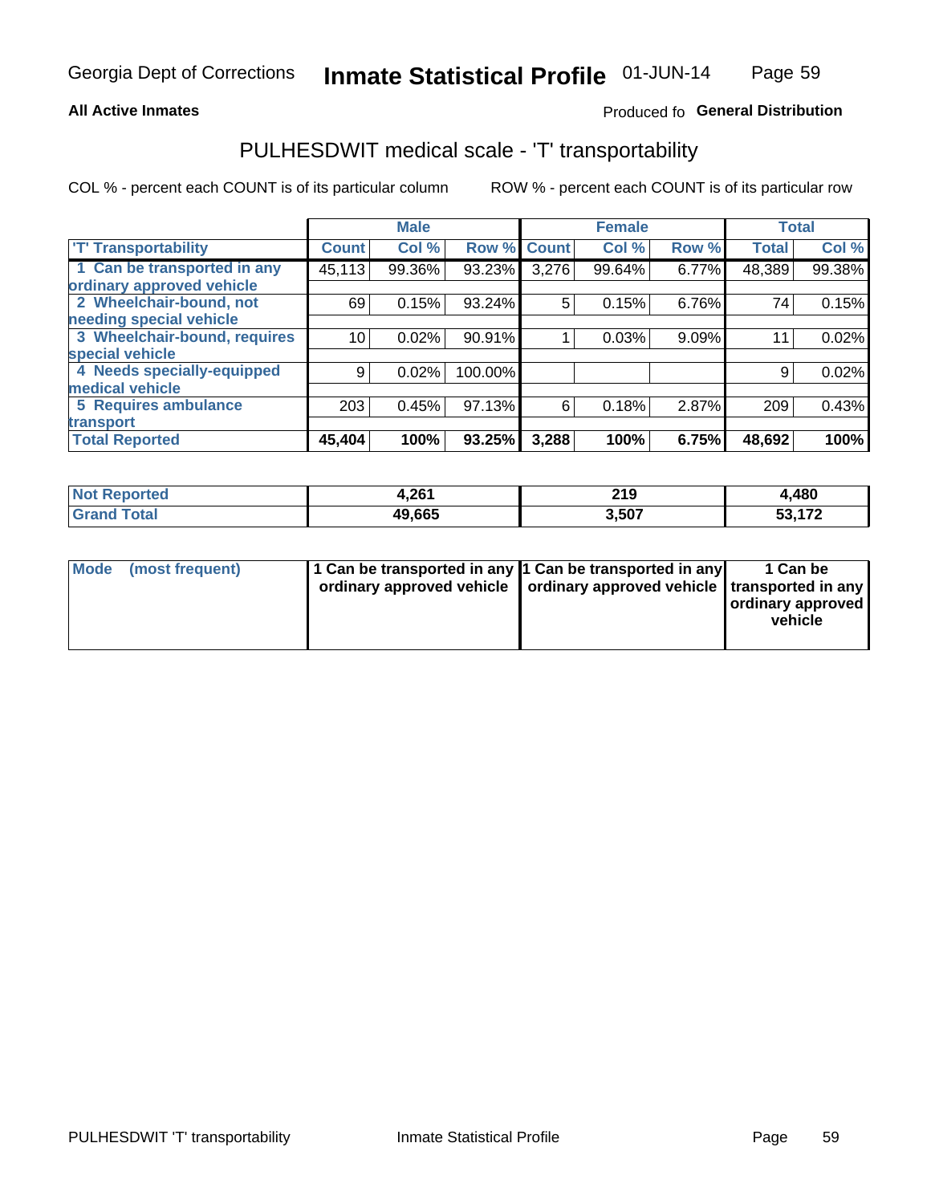**All Active Inmates**

Produced fo **General Distribution**

## PULHESDWIT medical scale - 'T' transportability

COL % - percent each COUNT is of its particular column

ROW % - percent each COUNT is of its particular row

| | Male | | | Female | | | Total | |
|---|---|---|---|---|---|---|---|---|
| 'T' Transportability | Count | Col % | Row % | Count | Col % | Row % | Total | Col % |
| 1 Can be transported in any ordinary approved vehicle | 45,113 | 99.36% | 93.23% | 3,276 | 99.64% | 6.77% | 48,389 | 99.38% |
| 2 Wheelchair-bound, not needing special vehicle | 69 | 0.15% | 93.24% | 5 | 0.15% | 6.76% | 74 | 0.15% |
| 3 Wheelchair-bound, requires special vehicle | 10 | 0.02% | 90.91% | 1 | 0.03% | 9.09% | 11 | 0.02% |
| 4 Needs specially-equipped medical vehicle | 9 | 0.02% | 100.00% | | | | 9 | 0.02% |
| 5 Requires ambulance transport | 203 | 0.45% | 97.13% | 6 | 0.18% | 2.87% | 209 | 0.43% |
| **Total Reported** | **45,404** | **100%** | **93.25%** | **3,288** | **100%** | **6.75%** | **48,692** | **100%** |

| | Male | Female | Total |
|---|---|---|---|
| **Not Reported** | **4,261** | **219** | **4,480** |
| **Grand Total** | **49,665** | **3,507** | **53,172** |

| | Male | Female | Total |
|---|---|---|---|
| **Mode (most frequent)** | **1 Can be transported in any ordinary approved vehicle** | **1 Can be transported in any ordinary approved vehicle** | **1 Can be transported in any ordinary approved vehicle** |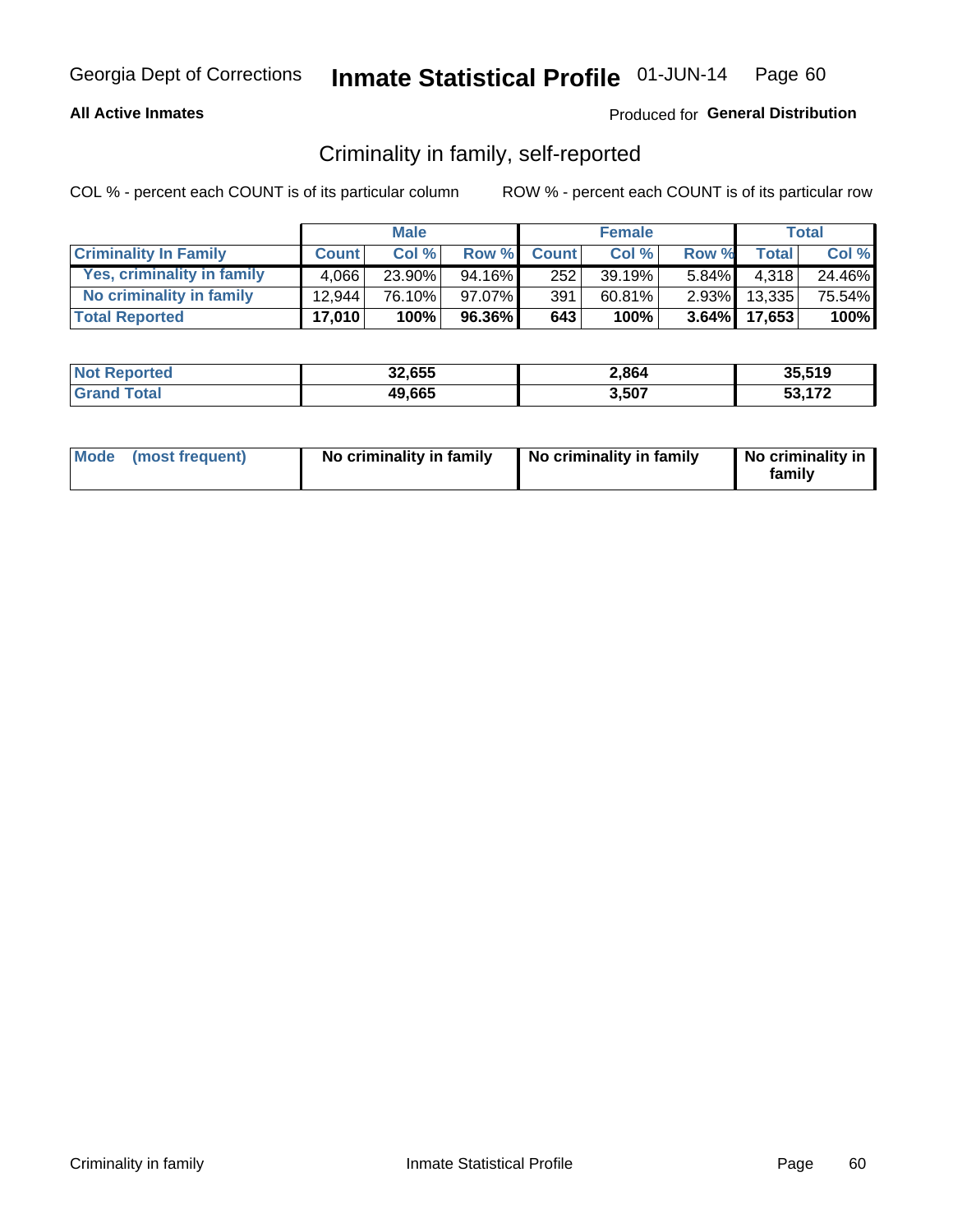Georgia Dept of Corrections **Inmate Statistical Profile** 01-JUN-14

**All Active Inmates**

Produced for **General Distribution**

## Criminality in family, self-reported

COL % - percent each COUNT is of its particular column

ROW % - percent each COUNT is of its particular row

| | Male | | | Female | | | Total | |
|---|---|---|---|---|---|---|---|---|
| **Criminality In Family** | **Count** | **Col %** | **Row %** | **Count** | **Col %** | **Row %** | **Total** | **Col %** |
| Yes, criminality in family | 4,066 | 23.90% | 94.16% | 252 | 39.19% | 5.84% | 4,318 | 24.46% |
| No criminality in family | 12,944 | 76.10% | 97.07% | 391 | 60.81% | 2.93% | 13,335 | 75.54% |
| **Total Reported** | **17,010** | **100%** | **96.36%** | **643** | **100%** | **3.64%** | **17,653** | **100%** |

| | Male | Female | Total |
|---|---|---|---|
| Not Reported | 32,655 | 2,864 | 35,519 |
| Grand Total | 49,665 | 3,507 | 53,172 |

| Mode (most frequent) | No criminality in family | No criminality in family | No criminality in family |
|---|---|---|---|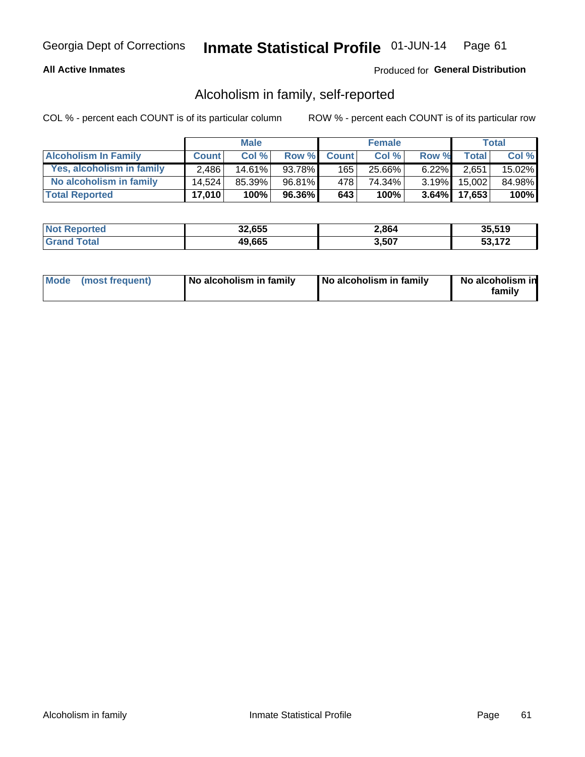**All Active Inmates**

Produced for **General Distribution**

## Alcoholism in family, self-reported

COL % - percent each COUNT is of its particular column

ROW % - percent each COUNT is of its particular row

| | Male | | | Female | | | Total | |
|---|---|---|---|---|---|---|---|---|
| **Alcoholism In Family** | **Count** | **Col %** | **Row %** | **Count** | **Col %** | **Row %** | **Total** | **Col %** |
| Yes, alcoholism in family | 2,486 | 14.61% | 93.78% | 165 | 25.66% | 6.22% | 2,651 | 15.02% |
| No alcoholism in family | 14,524 | 85.39% | 96.81% | 478 | 74.34% | 3.19% | 15,002 | 84.98% |
| **Total Reported** | **17,010** | **100%** | **96.36%** | **643** | **100%** | **3.64%** | **17,653** | **100%** |

| | Male | Female | Total |
|---|---|---|---|
| **Not Reported** | **32,655** | **2,864** | **35,519** |
| **Grand Total** | **49,665** | **3,507** | **53,172** |

| | Male | Female | Total |
|---|---|---|---|
| **Mode (most frequent)** | **No alcoholism in family** | **No alcoholism in family** | **No alcoholism in family** |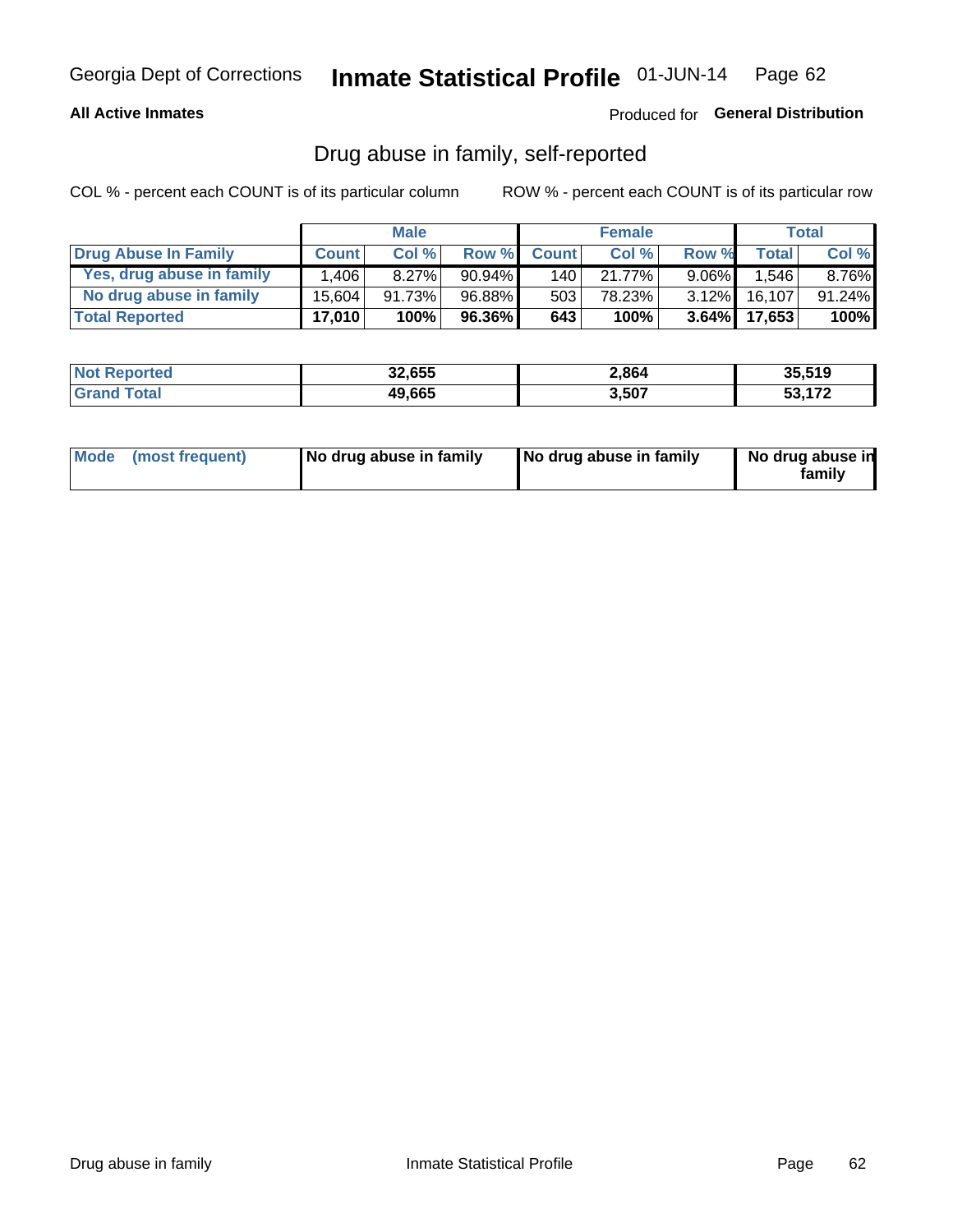Georgia Dept of Corrections **Inmate Statistical Profile** 01-JUN-14

**All Active Inmates**

Produced for **General Distribution**

## Drug abuse in family, self-reported

COL % - percent each COUNT is of its particular column

ROW % - percent each COUNT is of its particular row

| | Male | | | Female | | | Total | |
|---|---|---|---|---|---|---|---|---|
| **Drug Abuse In Family** | **Count** | **Col %** | **Row %** | **Count** | **Col %** | **Row %** | **Total** | **Col %** |
| Yes, drug abuse in family | 1,406 | 8.27% | 90.94% | 140 | 21.77% | 9.06% | 1,546 | 8.76% |
| No drug abuse in family | 15,604 | 91.73% | 96.88% | 503 | 78.23% | 3.12% | 16,107 | 91.24% |
| **Total Reported** | **17,010** | **100%** | **96.36%** | **643** | **100%** | **3.64%** | **17,653** | **100%** |

| | Male | Female | Total |
|---|---|---|---|
| **Not Reported** | **32,655** | **2,864** | **35,519** |
| **Grand Total** | **49,665** | **3,507** | **53,172** |

| | Male | Female | Total |
|---|---|---|---|
| **Mode (most frequent)** | **No drug abuse in family** | **No drug abuse in family** | **No drug abuse in family** |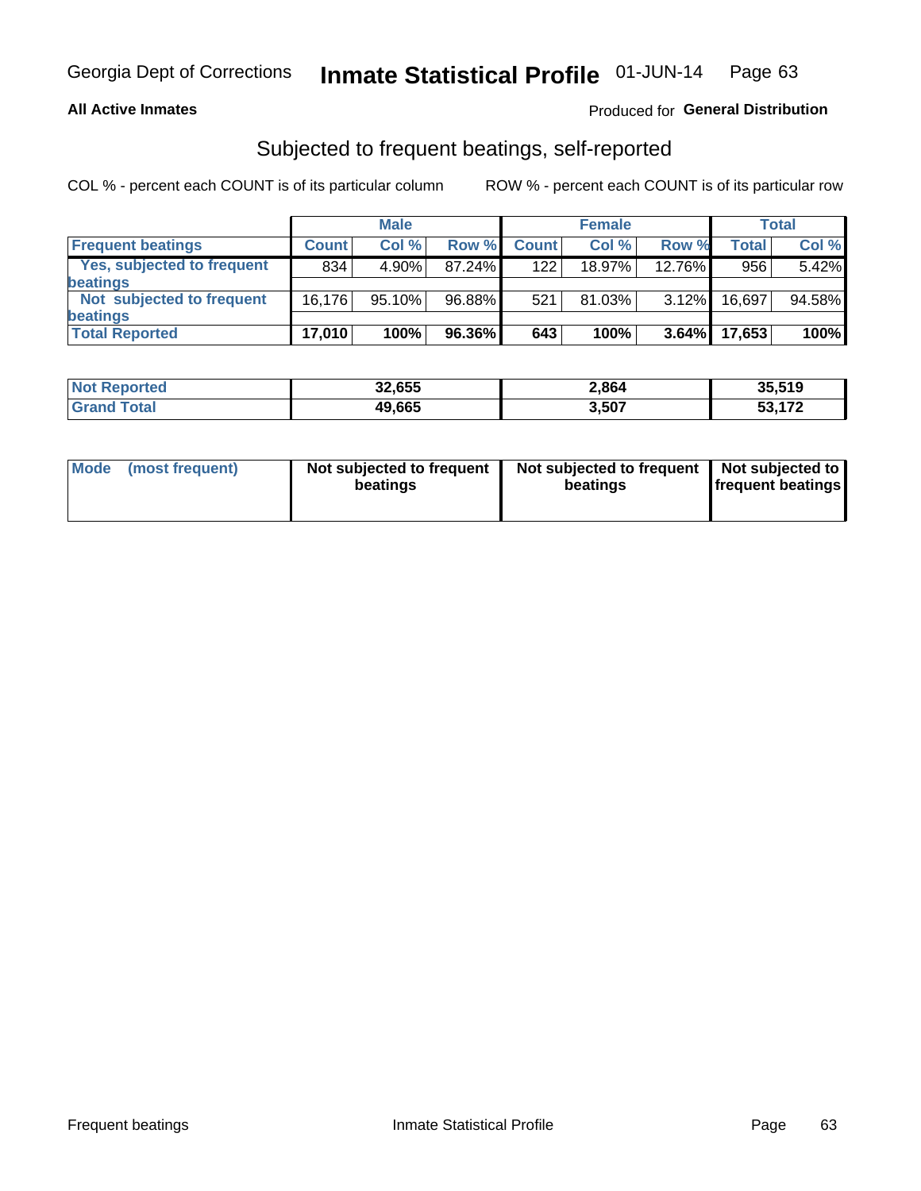Georgia Dept of Corrections **Inmate Statistical Profile** 01-JUN-14

**All Active Inmates**

Produced for **General Distribution**

## Subjected to frequent beatings, self-reported

COL % - percent each COUNT is of its particular column

ROW % - percent each COUNT is of its particular row

| | Male | | | Female | | | Total | |
|---|---|---|---|---|---|---|---|---|
| **Frequent beatings** | **Count** | **Col %** | **Row %** | **Count** | **Col %** | **Row %** | **Total** | **Col %** |
| Yes, subjected to frequent beatings | 834 | 4.90% | 87.24% | 122 | 18.97% | 12.76% | 956 | 5.42% |
| Not subjected to frequent beatings | 16,176 | 95.10% | 96.88% | 521 | 81.03% | 3.12% | 16,697 | 94.58% |
| **Total Reported** | **17,010** | **100%** | **96.36%** | **643** | **100%** | **3.64%** | **17,653** | **100%** |

| | Male | Female | Total |
|---|---|---|---|
| **Not Reported** | **32,655** | **2,864** | **35,519** |
| **Grand Total** | **49,665** | **3,507** | **53,172** |

| | Male | Female | Total |
|---|---|---|---|
| **Mode (most frequent)** | **Not subjected to frequent beatings** | **Not subjected to frequent beatings** | **Not subjected to frequent beatings** |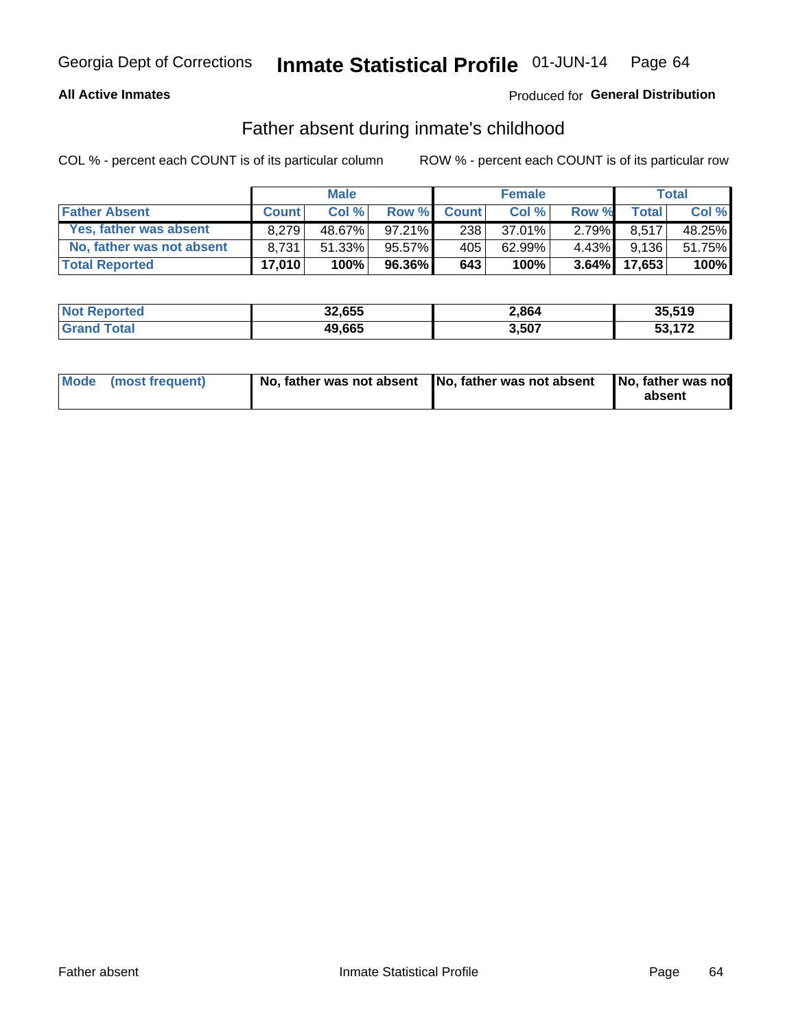Georgia Dept of Corrections **Inmate Statistical Profile** 01-JUN-14

**All Active Inmates**

Produced for **General Distribution**

## Father absent during inmate's childhood

COL % - percent each COUNT is of its particular column ROW % - percent each COUNT is of its particular row

| | Male | | | Female | | | Total | |
|---|---|---|---|---|---|---|---|---|
| **Father Absent** | **Count** | **Col %** | **Row %** | **Count** | **Col %** | **Row %** | **Total** | **Col %** |
| Yes, father was absent | 8,279 | 48.67% | 97.21% | 238 | 37.01% | 2.79% | 8,517 | 48.25% |
| No, father was not absent | 8,731 | 51.33% | 95.57% | 405 | 62.99% | 4.43% | 9,136 | 51.75% |
| **Total Reported** | **17,010** | **100%** | **96.36%** | **643** | **100%** | **3.64%** | **17,653** | **100%** |

| | Male | Female | Total |
|---|---|---|---|
| **Not Reported** | **32,655** | **2,864** | **35,519** |
| **Grand Total** | **49,665** | **3,507** | **53,172** |

| | Male | Female | Total |
|---|---|---|---|
| **Mode (most frequent)** | **No, father was not absent** | **No, father was not absent** | **No, father was not absent** |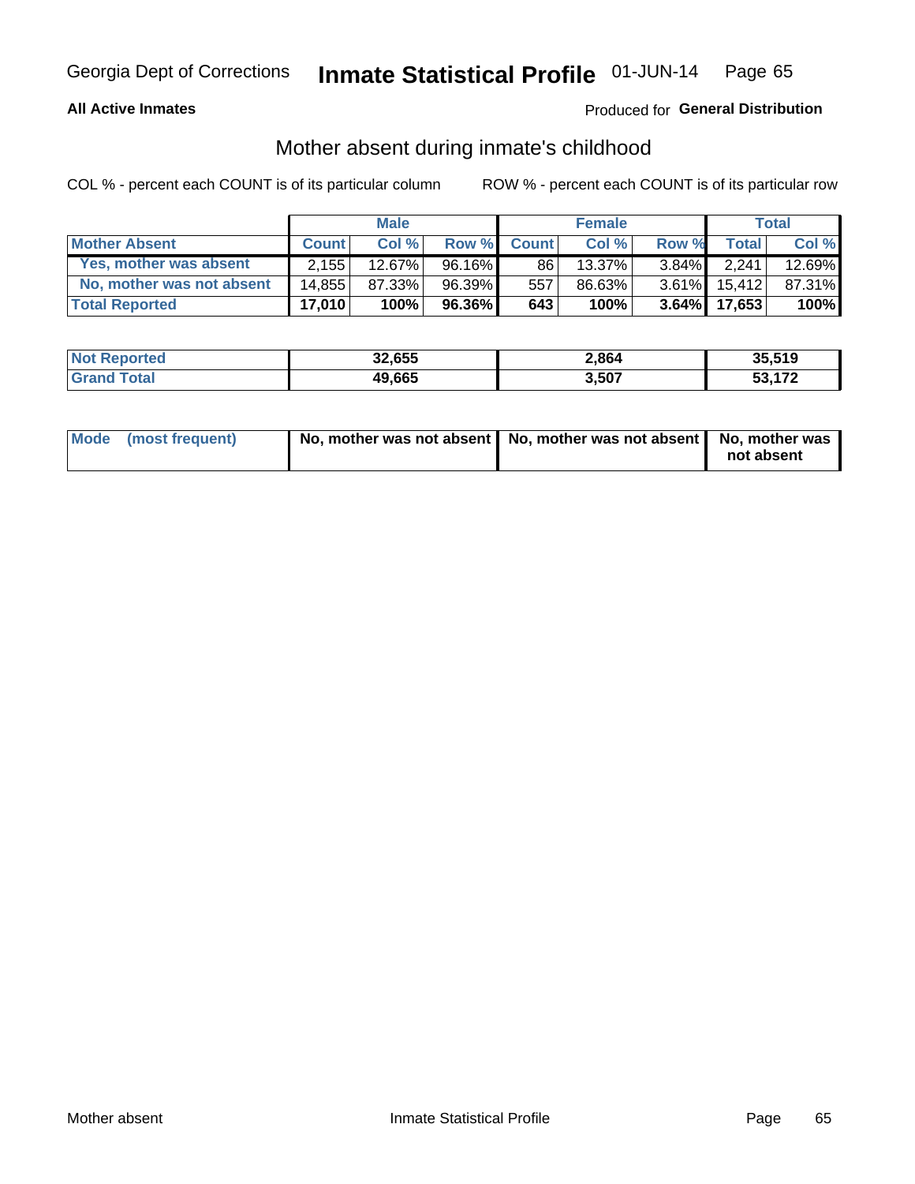Georgia Dept of Corrections **Inmate Statistical Profile** 01-JUN-14

**All Active Inmates**

Produced for **General Distribution**

## Mother absent during inmate's childhood

COL % - percent each COUNT is of its particular column

ROW % - percent each COUNT is of its particular row

| | Male | | | Female | | | Total | |
|---|---|---|---|---|---|---|---|---|
| **Mother Absent** | **Count** | **Col %** | **Row %** | **Count** | **Col %** | **Row %** | **Total** | **Col %** |
| **Yes, mother was absent** | 2,155 | 12.67% | 96.16% | 86 | 13.37% | 3.84% | 2,241 | 12.69% |
| **No, mother was not absent** | 14,855 | 87.33% | 96.39% | 557 | 86.63% | 3.61% | 15,412 | 87.31% |
| **Total Reported** | **17,010** | **100%** | **96.36%** | **643** | **100%** | **3.64%** | **17,653** | **100%** |

| | Male | Female | Total |
|---|---|---|---|
| **Not Reported** | **32,655** | **2,864** | **35,519** |
| **Grand Total** | **49,665** | **3,507** | **53,172** |

| | Male | Female | Total |
|---|---|---|---|
| **Mode (most frequent)** | **No, mother was not absent** | **No, mother was not absent** | **No, mother was not absent** |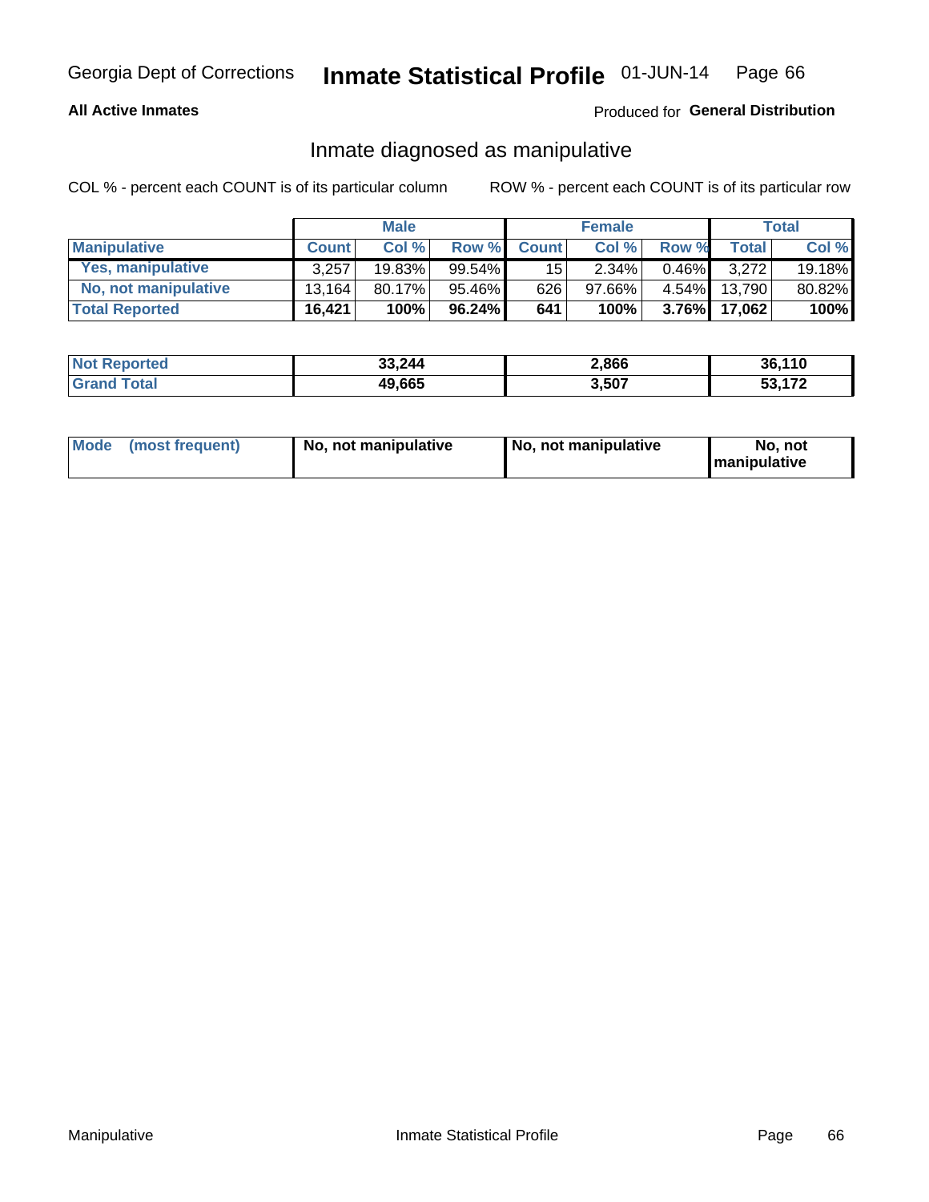Georgia Dept of Corrections **Inmate Statistical Profile** 01-JUN-14

**All Active Inmates** Produced for **General Distribution**

## Inmate diagnosed as manipulative

COL % - percent each COUNT is of its particular column ROW % - percent each COUNT is of its particular row

| | Male | | | Female | | | Total | |
|---|---|---|---|---|---|---|---|---|
| **Manipulative** | **Count** | **Col %** | **Row %** | **Count** | **Col %** | **Row %** | **Total** | **Col %** |
| **Yes, manipulative** | 3,257 | 19.83% | 99.54% | 15 | 2.34% | 0.46% | 3,272 | 19.18% |
| **No, not manipulative** | 13,164 | 80.17% | 95.46% | 626 | 97.66% | 4.54% | 13,790 | 80.82% |
| **Total Reported** | **16,421** | **100%** | **96.24%** | **641** | **100%** | **3.76%** | **17,062** | **100%** |

| | Male | Female | Total |
|---|---|---|---|
| **Not Reported** | **33,244** | **2,866** | **36,110** |
| **Grand Total** | **49,665** | **3,507** | **53,172** |

| | Male | Female | Total |
|---|---|---|---|
| **Mode (most frequent)** | **No, not manipulative** | **No, not manipulative** | **No, not manipulative** |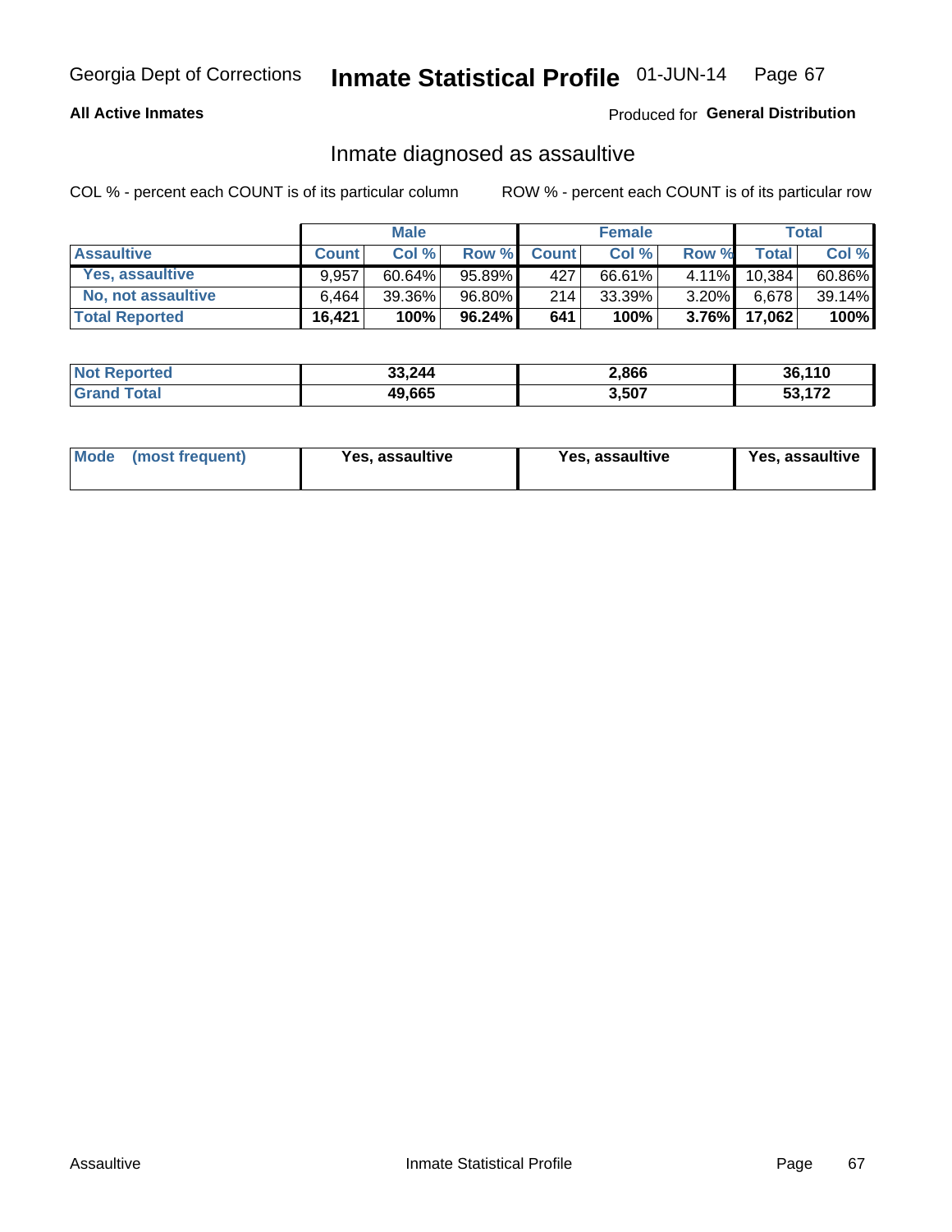Georgia Dept of Corrections **Inmate Statistical Profile** 01-JUN-14

**All Active Inmates**

Produced for **General Distribution**

# Inmate diagnosed as assaultive

COL % - percent each COUNT is of its particular column ROW % - percent each COUNT is of its particular row

| | Male | | | Female | | | Total | |
|---|---|---|---|---|---|---|---|---|
| **Assaultive** | **Count** | **Col %** | **Row %** | **Count** | **Col %** | **Row %** | **Total** | **Col %** |
| Yes, assaultive | 9,957 | 60.64% | 95.89% | 427 | 66.61% | 4.11% | 10,384 | 60.86% |
| No, not assaultive | 6,464 | 39.36% | 96.80% | 214 | 33.39% | 3.20% | 6,678 | 39.14% |
| **Total Reported** | **16,421** | **100%** | **96.24%** | **641** | **100%** | **3.76%** | **17,062** | **100%** |

| | Male | Female | Total |
|---|---|---|---|
| **Not Reported** | **33,244** | **2,866** | **36,110** |
| **Grand Total** | **49,665** | **3,507** | **53,172** |

| | Male | Female | Total |
|---|---|---|---|
| **Mode (most frequent)** | **Yes, assaultive** | **Yes, assaultive** | **Yes, assaultive** |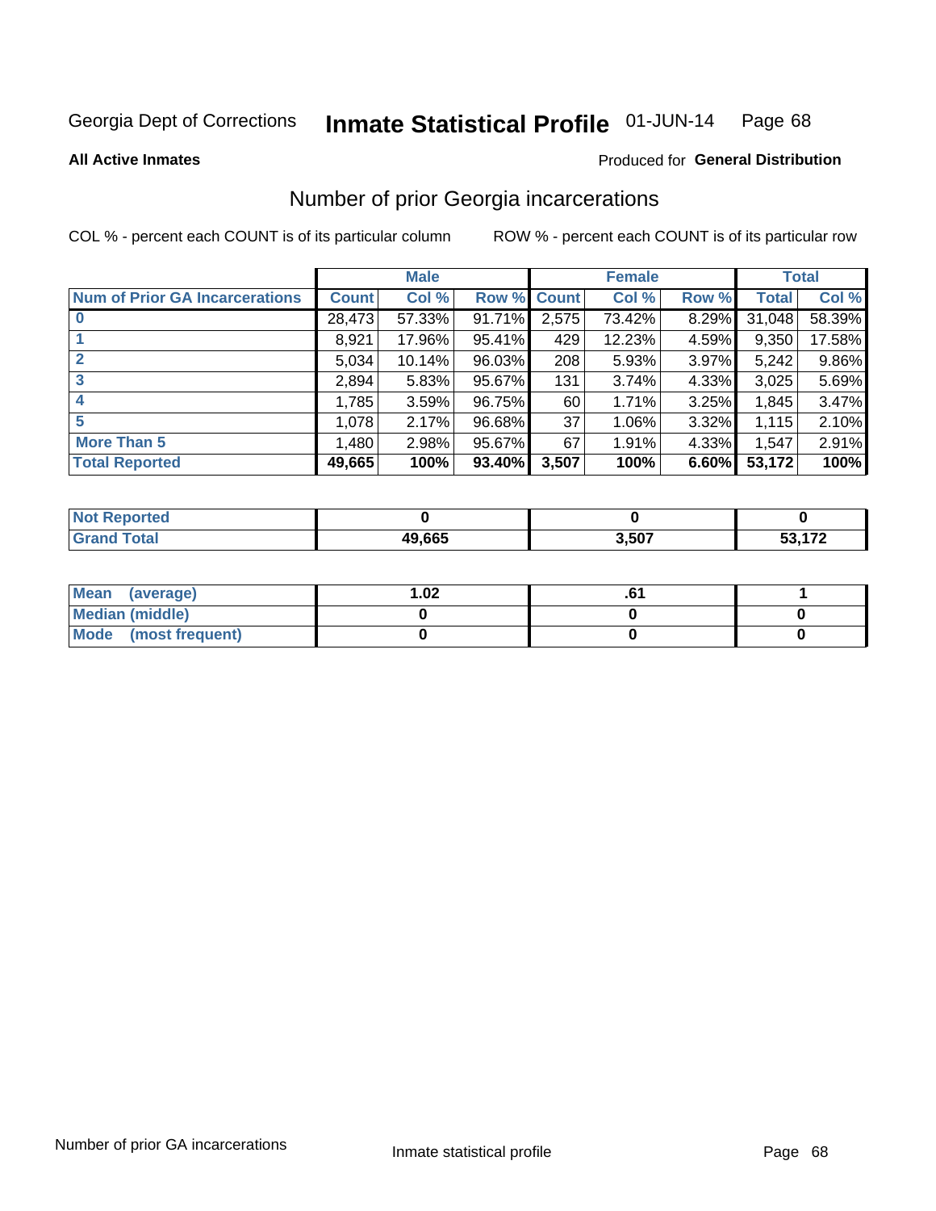Georgia Dept of Corrections **Inmate Statistical Profile** 01-JUN-14

**All Active Inmates**

Produced for **General Distribution**

## Number of prior Georgia incarcerations

COL % - percent each COUNT is of its particular column

ROW % - percent each COUNT is of its particular row

| | Male | | | Female | | | Total | |
|---|---|---|---|---|---|---|---|---|
| **Num of Prior GA Incarcerations** | **Count** | **Col %** | **Row %** | **Count** | **Col %** | **Row %** | **Total** | **Col %** |
| **0** | 28,473 | 57.33% | 91.71% | 2,575 | 73.42% | 8.29% | 31,048 | 58.39% |
| **1** | 8,921 | 17.96% | 95.41% | 429 | 12.23% | 4.59% | 9,350 | 17.58% |
| **2** | 5,034 | 10.14% | 96.03% | 208 | 5.93% | 3.97% | 5,242 | 9.86% |
| **3** | 2,894 | 5.83% | 95.67% | 131 | 3.74% | 4.33% | 3,025 | 5.69% |
| **4** | 1,785 | 3.59% | 96.75% | 60 | 1.71% | 3.25% | 1,845 | 3.47% |
| **5** | 1,078 | 2.17% | 96.68% | 37 | 1.06% | 3.32% | 1,115 | 2.10% |
| **More Than 5** | 1,480 | 2.98% | 95.67% | 67 | 1.91% | 4.33% | 1,547 | 2.91% |
| **Total Reported** | **49,665** | **100%** | **93.40%** | **3,507** | **100%** | **6.60%** | **53,172** | **100%** |

| | Male | Female | Total |
|---|---|---|---|
| **Not Reported** | **0** | **0** | **0** |
| **Grand Total** | **49,665** | **3,507** | **53,172** |

| | Male | Female | Total |
|---|---|---|---|
| **Mean (average)** | **1.02** | **.61** | **1** |
| **Median (middle)** | **0** | **0** | **0** |
| **Mode (most frequent)** | **0** | **0** | **0** |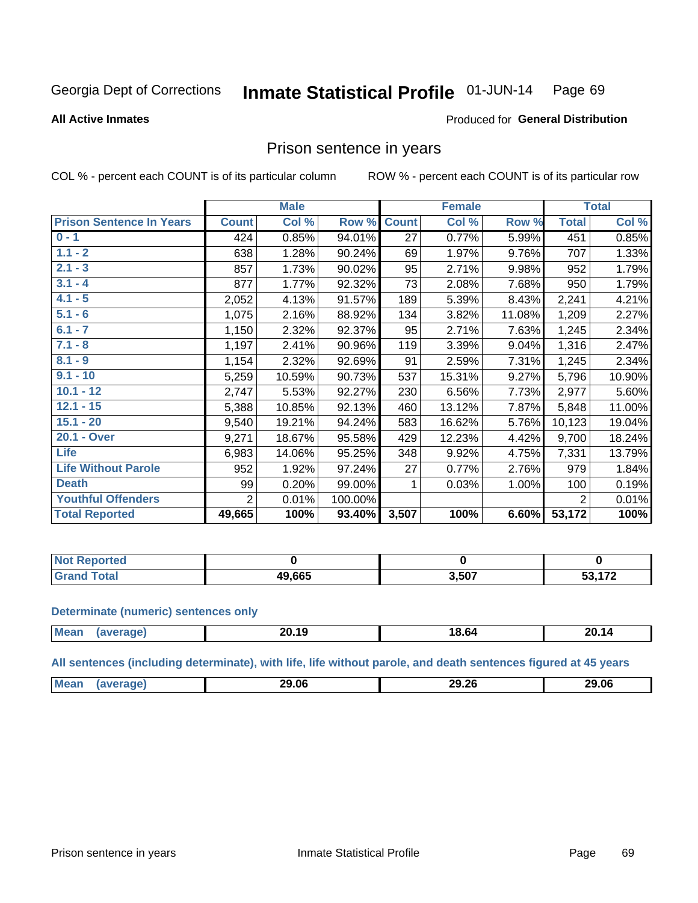Georgia Dept of Corrections **Inmate Statistical Profile** 01-JUN-14

**All Active Inmates**

Produced for **General Distribution**

## Prison sentence in years

COL % - percent each COUNT is of its particular column

ROW % - percent each COUNT is of its particular row

| | Male | | | Female | | | Total | |
|---|---|---|---|---|---|---|---|---|
| **Prison Sentence In Years** | **Count** | **Col %** | **Row %** | **Count** | **Col %** | **Row %** | **Total** | **Col %** |
| **0 - 1** | 424 | 0.85% | 94.01% | 27 | 0.77% | 5.99% | 451 | 0.85% |
| **1.1 - 2** | 638 | 1.28% | 90.24% | 69 | 1.97% | 9.76% | 707 | 1.33% |
| **2.1 - 3** | 857 | 1.73% | 90.02% | 95 | 2.71% | 9.98% | 952 | 1.79% |
| **3.1 - 4** | 877 | 1.77% | 92.32% | 73 | 2.08% | 7.68% | 950 | 1.79% |
| **4.1 - 5** | 2,052 | 4.13% | 91.57% | 189 | 5.39% | 8.43% | 2,241 | 4.21% |
| **5.1 - 6** | 1,075 | 2.16% | 88.92% | 134 | 3.82% | 11.08% | 1,209 | 2.27% |
| **6.1 - 7** | 1,150 | 2.32% | 92.37% | 95 | 2.71% | 7.63% | 1,245 | 2.34% |
| **7.1 - 8** | 1,197 | 2.41% | 90.96% | 119 | 3.39% | 9.04% | 1,316 | 2.47% |
| **8.1 - 9** | 1,154 | 2.32% | 92.69% | 91 | 2.59% | 7.31% | 1,245 | 2.34% |
| **9.1 - 10** | 5,259 | 10.59% | 90.73% | 537 | 15.31% | 9.27% | 5,796 | 10.90% |
| **10.1 - 12** | 2,747 | 5.53% | 92.27% | 230 | 6.56% | 7.73% | 2,977 | 5.60% |
| **12.1 - 15** | 5,388 | 10.85% | 92.13% | 460 | 13.12% | 7.87% | 5,848 | 11.00% |
| **15.1 - 20** | 9,540 | 19.21% | 94.24% | 583 | 16.62% | 5.76% | 10,123 | 19.04% |
| **20.1 - Over** | 9,271 | 18.67% | 95.58% | 429 | 12.23% | 4.42% | 9,700 | 18.24% |
| **Life** | 6,983 | 14.06% | 95.25% | 348 | 9.92% | 4.75% | 7,331 | 13.79% |
| **Life Without Parole** | 952 | 1.92% | 97.24% | 27 | 0.77% | 2.76% | 979 | 1.84% |
| **Death** | 99 | 0.20% | 99.00% | 1 | 0.03% | 1.00% | 100 | 0.19% |
| **Youthful Offenders** | 2 | 0.01% | 100.00% | | | | 2 | 0.01% |
| **Total Reported** | **49,665** | **100%** | **93.40%** | **3,507** | **100%** | **6.60%** | **53,172** | **100%** |

| | Male | Female | Total |
|---|---|---|---|
| **Not Reported** | **0** | **0** | **0** |
| **Grand Total** | **49,665** | **3,507** | **53,172** |

**Determinate (numeric) sentences only**

| | Male | Female | Total |
|---|---|---|---|
| **Mean (average)** | **20.19** | **18.64** | **20.14** |

**All sentences (including determinate), with life, life without parole, and death sentences figured at 45 years**

| | Male | Female | Total |
|---|---|---|---|
| **Mean (average)** | **29.06** | **29.26** | **29.06** |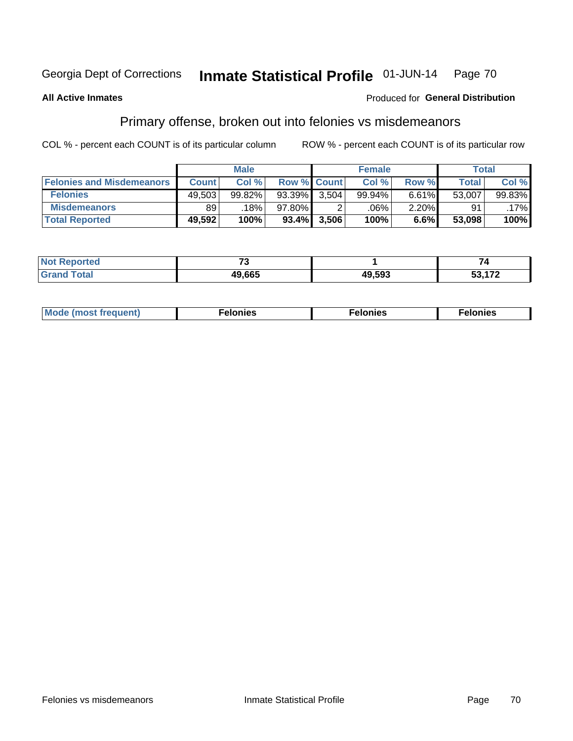Georgia Dept of Corrections **Inmate Statistical Profile** 01-JUN-14

**All Active Inmates**

Produced for **General Distribution**

## Primary offense, broken out into felonies vs misdemeanors

COL % - percent each COUNT is of its particular column ROW % - percent each COUNT is of its particular row

| | Male | | | Female | | | Total | |
|---|---|---|---|---|---|---|---|---|
| **Felonies and Misdemeanors** | **Count** | **Col %** | **Row %** | **Count** | **Col %** | **Row %** | **Total** | **Col %** |
| **Felonies** | 49,503 | 99.82% | 93.39% | 3,504 | 99.94% | 6.61% | 53,007 | 99.83% |
| **Misdemeanors** | 89 | .18% | 97.80% | 2 | .06% | 2.20% | 91 | .17% |
| **Total Reported** | **49,592** | **100%** | **93.4%** | **3,506** | **100%** | **6.6%** | **53,098** | **100%** |

| | Male | Female | Total |
|---|---|---|---|
| **Not Reported** | **73** | **1** | **74** |
| **Grand Total** | **49,665** | **49,593** | **53,172** |

| | Male | Female | Total |
|---|---|---|---|
| **Mode (most frequent)** | **Felonies** | **Felonies** | **Felonies** |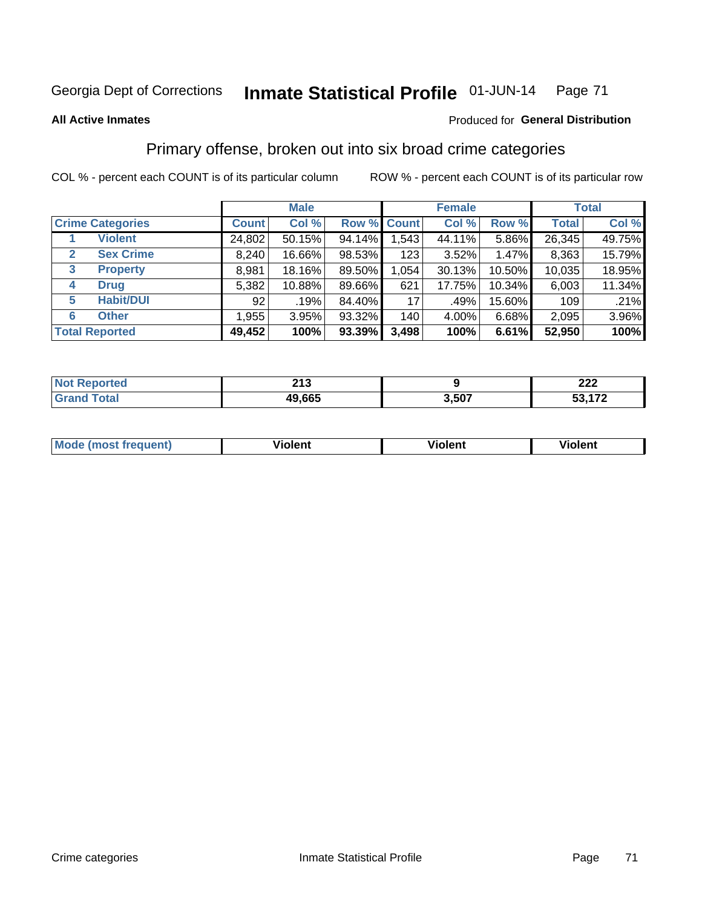Georgia Dept of Corrections **Inmate Statistical Profile** 01-JUN-14 Page 71

**All Active Inmates**

Produced for **General Distribution**

## Primary offense, broken out into six broad crime categories

COL % - percent each COUNT is of its particular column ROW % - percent each COUNT is of its particular row

| | | Male | | | Female | | | Total | |
|---|---|---|---|---|---|---|---|---|---|
| **Crime Categories** | | **Count** | **Col %** | **Row %** | **Count** | **Col %** | **Row %** | **Total** | **Col %** |
| 1 | **Violent** | 24,802 | 50.15% | 94.14% | 1,543 | 44.11% | 5.86% | 26,345 | 49.75% |
| 2 | **Sex Crime** | 8,240 | 16.66% | 98.53% | 123 | 3.52% | 1.47% | 8,363 | 15.79% |
| 3 | **Property** | 8,981 | 18.16% | 89.50% | 1,054 | 30.13% | 10.50% | 10,035 | 18.95% |
| 4 | **Drug** | 5,382 | 10.88% | 89.66% | 621 | 17.75% | 10.34% | 6,003 | 11.34% |
| 5 | **Habit/DUI** | 92 | .19% | 84.40% | 17 | .49% | 15.60% | 109 | .21% |
| 6 | **Other** | 1,955 | 3.95% | 93.32% | 140 | 4.00% | 6.68% | 2,095 | 3.96% |
| **Total Reported** | | **49,452** | **100%** | **93.39%** | **3,498** | **100%** | **6.61%** | **52,950** | **100%** |

| | Male | Female | Total |
|---|---|---|---|
| **Not Reported** | **213** | **9** | **222** |
| **Grand Total** | **49,665** | **3,507** | **53,172** |

| | Male | Female | Total |
|---|---|---|---|
| **Mode (most frequent)** | **Violent** | **Violent** | **Violent** |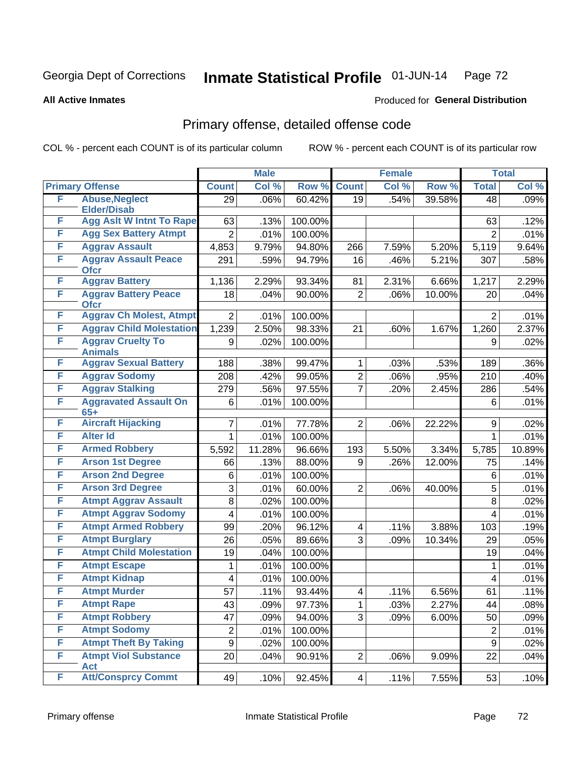Georgia Dept of Corrections **Inmate Statistical Profile** 01-JUN-14

**All Active Inmates**

Produced for **General Distribution**

## Primary offense, detailed offense code

COL % - percent each COUNT is of its particular column ROW % - percent each COUNT is of its particular row

| Primary Offense | | Male | | | Female | | | Total | |
|---|---|---|---|---|---|---|---|---|---|
| | | Count | Col % | Row % | Count | Col % | Row % | Total | Col % |
| F | Abuse,Neglect Elder/Disab | 29 | .06% | 60.42% | 19 | .54% | 39.58% | 48 | .09% |
| F | Agg Aslt W Intnt To Rape | 63 | .13% | 100.00% | | | | 63 | .12% |
| F | Agg Sex Battery Atmpt | 2 | .01% | 100.00% | | | | 2 | .01% |
| F | Aggrav Assault | 4,853 | 9.79% | 94.80% | 266 | 7.59% | 5.20% | 5,119 | 9.64% |
| F | Aggrav Assault Peace Ofcr | 291 | .59% | 94.79% | 16 | .46% | 5.21% | 307 | .58% |
| F | Aggrav Battery | 1,136 | 2.29% | 93.34% | 81 | 2.31% | 6.66% | 1,217 | 2.29% |
| F | Aggrav Battery Peace Ofcr | 18 | .04% | 90.00% | 2 | .06% | 10.00% | 20 | .04% |
| F | Aggrav Ch Molest, Atmpt | 2 | .01% | 100.00% | | | | 2 | .01% |
| F | Aggrav Child Molestation | 1,239 | 2.50% | 98.33% | 21 | .60% | 1.67% | 1,260 | 2.37% |
| F | Aggrav Cruelty To Animals | 9 | .02% | 100.00% | | | | 9 | .02% |
| F | Aggrav Sexual Battery | 188 | .38% | 99.47% | 1 | .03% | .53% | 189 | .36% |
| F | Aggrav Sodomy | 208 | .42% | 99.05% | 2 | .06% | .95% | 210 | .40% |
| F | Aggrav Stalking | 279 | .56% | 97.55% | 7 | .20% | 2.45% | 286 | .54% |
| F | Aggravated Assault On 65+ | 6 | .01% | 100.00% | | | | 6 | .01% |
| F | Aircraft Hijacking | 7 | .01% | 77.78% | 2 | .06% | 22.22% | 9 | .02% |
| F | Alter Id | 1 | .01% | 100.00% | | | | 1 | .01% |
| F | Armed Robbery | 5,592 | 11.28% | 96.66% | 193 | 5.50% | 3.34% | 5,785 | 10.89% |
| F | Arson 1st Degree | 66 | .13% | 88.00% | 9 | .26% | 12.00% | 75 | .14% |
| F | Arson 2nd Degree | 6 | .01% | 100.00% | | | | 6 | .01% |
| F | Arson 3rd Degree | 3 | .01% | 60.00% | 2 | .06% | 40.00% | 5 | .01% |
| F | Atmpt Aggrav Assault | 8 | .02% | 100.00% | | | | 8 | .02% |
| F | Atmpt Aggrav Sodomy | 4 | .01% | 100.00% | | | | 4 | .01% |
| F | Atmpt Armed Robbery | 99 | .20% | 96.12% | 4 | .11% | 3.88% | 103 | .19% |
| F | Atmpt Burglary | 26 | .05% | 89.66% | 3 | .09% | 10.34% | 29 | .05% |
| F | Atmpt Child Molestation | 19 | .04% | 100.00% | | | | 19 | .04% |
| F | Atmpt Escape | 1 | .01% | 100.00% | | | | 1 | .01% |
| F | Atmpt Kidnap | 4 | .01% | 100.00% | | | | 4 | .01% |
| F | Atmpt Murder | 57 | .11% | 93.44% | 4 | .11% | 6.56% | 61 | .11% |
| F | Atmpt Rape | 43 | .09% | 97.73% | 1 | .03% | 2.27% | 44 | .08% |
| F | Atmpt Robbery | 47 | .09% | 94.00% | 3 | .09% | 6.00% | 50 | .09% |
| F | Atmpt Sodomy | 2 | .01% | 100.00% | | | | 2 | .01% |
| F | Atmpt Theft By Taking | 9 | .02% | 100.00% | | | | 9 | .02% |
| F | Atmpt Viol Substance Act | 20 | .04% | 90.91% | 2 | .06% | 9.09% | 22 | .04% |
| F | Att/Consprcy Commt | 49 | .10% | 92.45% | 4 | .11% | 7.55% | 53 | .10% |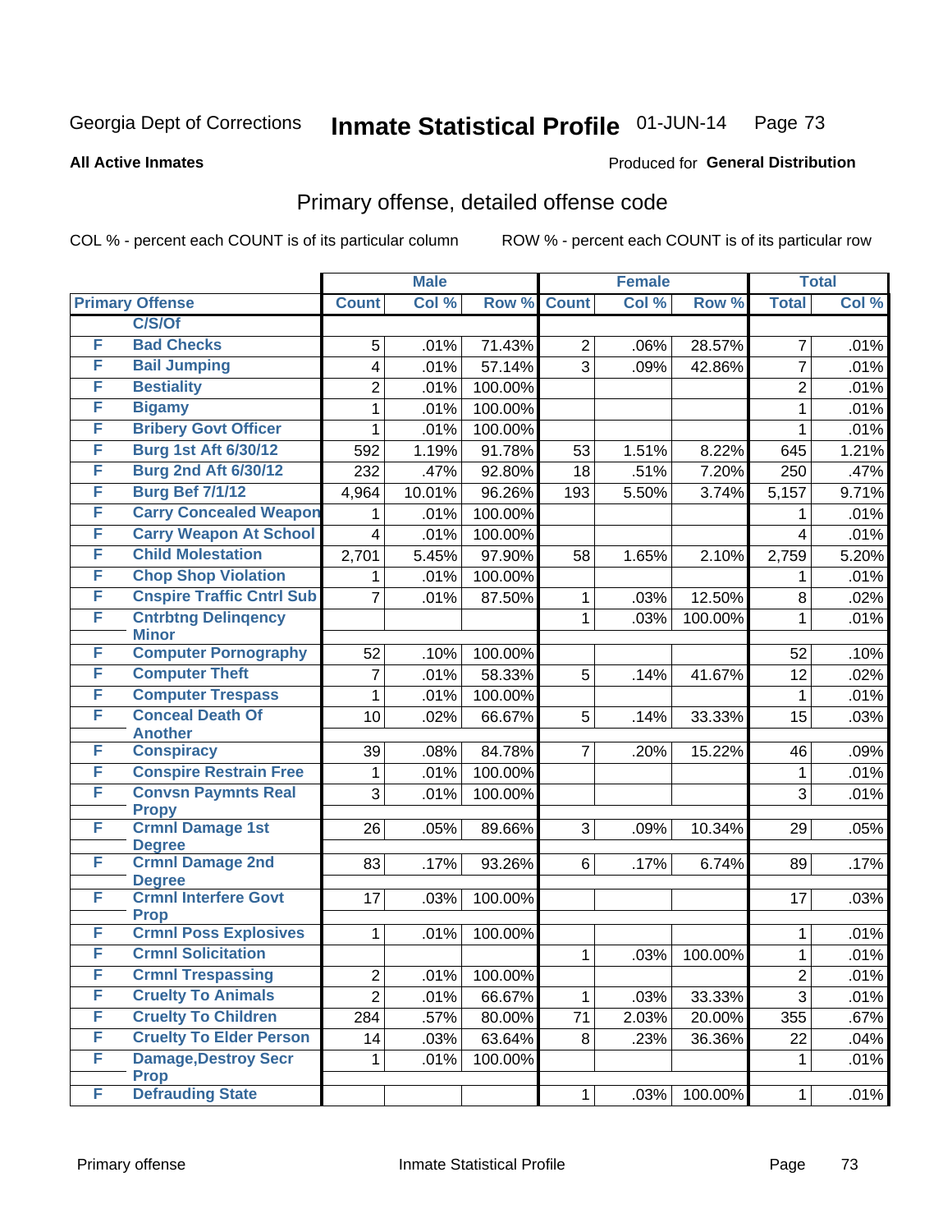Georgia Dept of Corrections **Inmate Statistical Profile** 01-JUN-14

**All Active Inmates**

Produced for **General Distribution**

## Primary offense, detailed offense code

COL % - percent each COUNT is of its particular column

ROW % - percent each COUNT is of its particular row

| | | Male | | | Female | | | Total | |
|---|---|---|---|---|---|---|---|---|---|
| **Primary Offense** | | **Count** | **Col %** | **Row %** | **Count** | **Col %** | **Row %** | **Total** | **Col %** |
| | **C/S/Of** | | | | | | | | |
| F | **Bad Checks** | 5 | .01% | 71.43% | 2 | .06% | 28.57% | 7 | .01% |
| F | **Bail Jumping** | 4 | .01% | 57.14% | 3 | .09% | 42.86% | 7 | .01% |
| F | **Bestiality** | 2 | .01% | 100.00% | | | | 2 | .01% |
| F | **Bigamy** | 1 | .01% | 100.00% | | | | 1 | .01% |
| F | **Bribery Govt Officer** | 1 | .01% | 100.00% | | | | 1 | .01% |
| F | **Burg 1st Aft 6/30/12** | 592 | 1.19% | 91.78% | 53 | 1.51% | 8.22% | 645 | 1.21% |
| F | **Burg 2nd Aft 6/30/12** | 232 | .47% | 92.80% | 18 | .51% | 7.20% | 250 | .47% |
| F | **Burg Bef 7/1/12** | 4,964 | 10.01% | 96.26% | 193 | 5.50% | 3.74% | 5,157 | 9.71% |
| F | **Carry Concealed Weapon** | 1 | .01% | 100.00% | | | | 1 | .01% |
| F | **Carry Weapon At School** | 4 | .01% | 100.00% | | | | 4 | .01% |
| F | **Child Molestation** | 2,701 | 5.45% | 97.90% | 58 | 1.65% | 2.10% | 2,759 | 5.20% |
| F | **Chop Shop Violation** | 1 | .01% | 100.00% | | | | 1 | .01% |
| F | **Cnspire Traffic Cntrl Sub** | 7 | .01% | 87.50% | 1 | .03% | 12.50% | 8 | .02% |
| F | **Cntrbtng Delinqency Minor** | | | | 1 | .03% | 100.00% | 1 | .01% |
| F | **Computer Pornography** | 52 | .10% | 100.00% | | | | 52 | .10% |
| F | **Computer Theft** | 7 | .01% | 58.33% | 5 | .14% | 41.67% | 12 | .02% |
| F | **Computer Trespass** | 1 | .01% | 100.00% | | | | 1 | .01% |
| F | **Conceal Death Of Another** | 10 | .02% | 66.67% | 5 | .14% | 33.33% | 15 | .03% |
| F | **Conspiracy** | 39 | .08% | 84.78% | 7 | .20% | 15.22% | 46 | .09% |
| F | **Conspire Restrain Free** | 1 | .01% | 100.00% | | | | 1 | .01% |
| F | **Convsn Paymnts Real Propy** | 3 | .01% | 100.00% | | | | 3 | .01% |
| F | **Crmnl Damage 1st Degree** | 26 | .05% | 89.66% | 3 | .09% | 10.34% | 29 | .05% |
| F | **Crmnl Damage 2nd Degree** | 83 | .17% | 93.26% | 6 | .17% | 6.74% | 89 | .17% |
| F | **Crmnl Interfere Govt Prop** | 17 | .03% | 100.00% | | | | 17 | .03% |
| F | **Crmnl Poss Explosives** | 1 | .01% | 100.00% | | | | 1 | .01% |
| F | **Crmnl Solicitation** | | | | 1 | .03% | 100.00% | 1 | .01% |
| F | **Crmnl Trespassing** | 2 | .01% | 100.00% | | | | 2 | .01% |
| F | **Cruelty To Animals** | 2 | .01% | 66.67% | 1 | .03% | 33.33% | 3 | .01% |
| F | **Cruelty To Children** | 284 | .57% | 80.00% | 71 | 2.03% | 20.00% | 355 | .67% |
| F | **Cruelty To Elder Person** | 14 | .03% | 63.64% | 8 | .23% | 36.36% | 22 | .04% |
| F | **Damage,Destroy Secr Prop** | 1 | .01% | 100.00% | | | | 1 | .01% |
| F | **Defrauding State** | | | | 1 | .03% | 100.00% | 1 | .01% |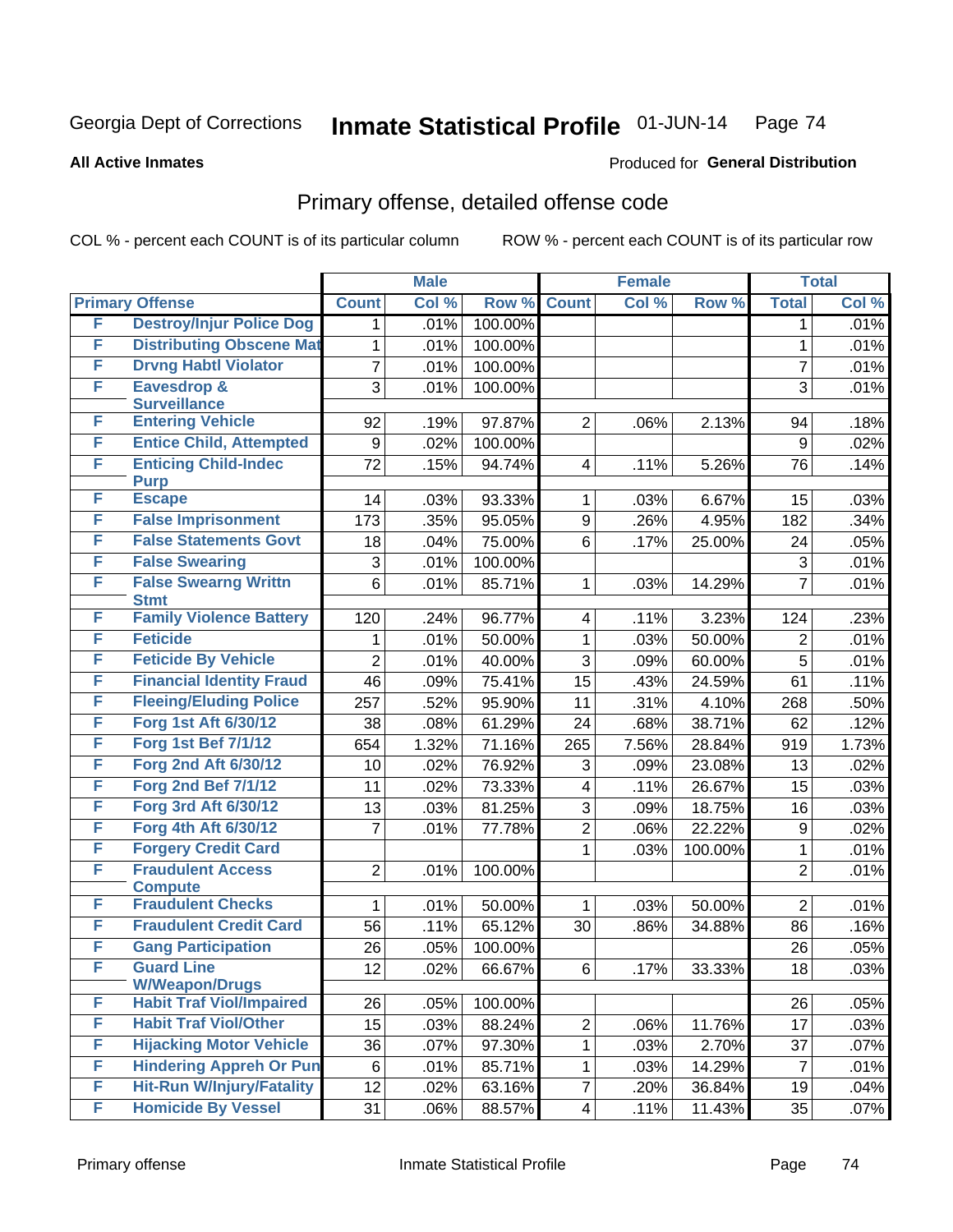Georgia Dept of Corrections **Inmate Statistical Profile** 01-JUN-14

**All Active Inmates**

Produced for **General Distribution**

## Primary offense, detailed offense code

COL % - percent each COUNT is of its particular column

ROW % - percent each COUNT is of its particular row

| | | Male | | | Female | | | Total | |
|---|---|---|---|---|---|---|---|---|---|
| **Primary Offense** | | **Count** | **Col %** | **Row %** | **Count** | **Col %** | **Row %** | **Total** | **Col %** |
| F | Destroy/Injur Police Dog | 1 | .01% | 100.00% | | | | 1 | .01% |
| F | Distributing Obscene Mat | 1 | .01% | 100.00% | | | | 1 | .01% |
| F | Drvng Habtl Violator | 7 | .01% | 100.00% | | | | 7 | .01% |
| F | Eavesdrop & Surveillance | 3 | .01% | 100.00% | | | | 3 | .01% |
| F | Entering Vehicle | 92 | .19% | 97.87% | 2 | .06% | 2.13% | 94 | .18% |
| F | Entice Child, Attempted | 9 | .02% | 100.00% | | | | 9 | .02% |
| F | Enticing Child-Indec Purp | 72 | .15% | 94.74% | 4 | .11% | 5.26% | 76 | .14% |
| F | Escape | 14 | .03% | 93.33% | 1 | .03% | 6.67% | 15 | .03% |
| F | False Imprisonment | 173 | .35% | 95.05% | 9 | .26% | 4.95% | 182 | .34% |
| F | False Statements Govt | 18 | .04% | 75.00% | 6 | .17% | 25.00% | 24 | .05% |
| F | False Swearing | 3 | .01% | 100.00% | | | | 3 | .01% |
| F | False Swearng Writtn Stmt | 6 | .01% | 85.71% | 1 | .03% | 14.29% | 7 | .01% |
| F | Family Violence Battery | 120 | .24% | 96.77% | 4 | .11% | 3.23% | 124 | .23% |
| F | Feticide | 1 | .01% | 50.00% | 1 | .03% | 50.00% | 2 | .01% |
| F | Feticide By Vehicle | 2 | .01% | 40.00% | 3 | .09% | 60.00% | 5 | .01% |
| F | Financial Identity Fraud | 46 | .09% | 75.41% | 15 | .43% | 24.59% | 61 | .11% |
| F | Fleeing/Eluding Police | 257 | .52% | 95.90% | 11 | .31% | 4.10% | 268 | .50% |
| F | Forg 1st Aft 6/30/12 | 38 | .08% | 61.29% | 24 | .68% | 38.71% | 62 | .12% |
| F | Forg 1st Bef 7/1/12 | 654 | 1.32% | 71.16% | 265 | 7.56% | 28.84% | 919 | 1.73% |
| F | Forg 2nd Aft 6/30/12 | 10 | .02% | 76.92% | 3 | .09% | 23.08% | 13 | .02% |
| F | Forg 2nd Bef 7/1/12 | 11 | .02% | 73.33% | 4 | .11% | 26.67% | 15 | .03% |
| F | Forg 3rd Aft 6/30/12 | 13 | .03% | 81.25% | 3 | .09% | 18.75% | 16 | .03% |
| F | Forg 4th Aft 6/30/12 | 7 | .01% | 77.78% | 2 | .06% | 22.22% | 9 | .02% |
| F | Forgery Credit Card | | | | 1 | .03% | 100.00% | 1 | .01% |
| F | Fraudulent Access Compute | 2 | .01% | 100.00% | | | | 2 | .01% |
| F | Fraudulent Checks | 1 | .01% | 50.00% | 1 | .03% | 50.00% | 2 | .01% |
| F | Fraudulent Credit Card | 56 | .11% | 65.12% | 30 | .86% | 34.88% | 86 | .16% |
| F | Gang Participation | 26 | .05% | 100.00% | | | | 26 | .05% |
| F | Guard Line W/Weapon/Drugs | 12 | .02% | 66.67% | 6 | .17% | 33.33% | 18 | .03% |
| F | Habit Traf Viol/Impaired | 26 | .05% | 100.00% | | | | 26 | .05% |
| F | Habit Traf Viol/Other | 15 | .03% | 88.24% | 2 | .06% | 11.76% | 17 | .03% |
| F | Hijacking Motor Vehicle | 36 | .07% | 97.30% | 1 | .03% | 2.70% | 37 | .07% |
| F | Hindering Appreh Or Pun | 6 | .01% | 85.71% | 1 | .03% | 14.29% | 7 | .01% |
| F | Hit-Run W/Injury/Fatality | 12 | .02% | 63.16% | 7 | .20% | 36.84% | 19 | .04% |
| F | Homicide By Vessel | 31 | .06% | 88.57% | 4 | .11% | 11.43% | 35 | .07% |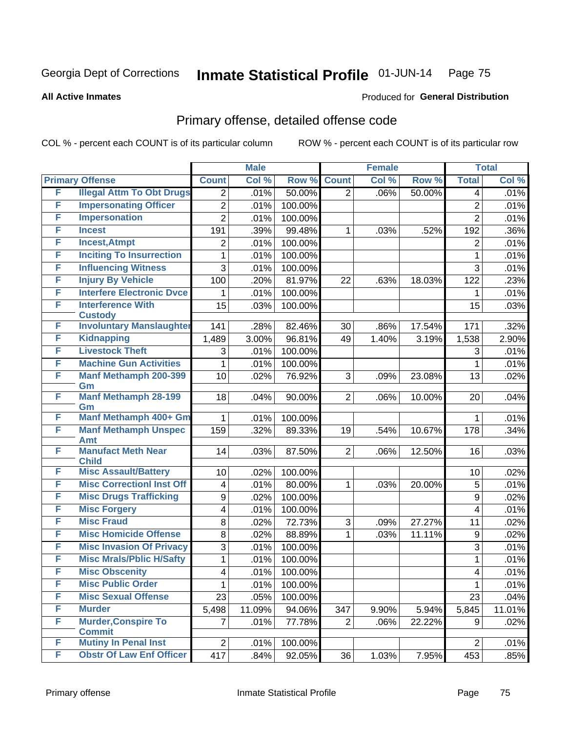Georgia Dept of Corrections **Inmate Statistical Profile** 01-JUN-14

**All Active Inmates**

Produced for **General Distribution**

## Primary offense, detailed offense code

COL % - percent each COUNT is of its particular column

ROW % - percent each COUNT is of its particular row

| Primary Offense | | Male | | | Female | | | Total | |
|---|---|---|---|---|---|---|---|---|---|
| | | Count | Col % | Row % | Count | Col % | Row % | Total | Col % |
| F | Illegal Attm To Obt Drugs | 2 | .01% | 50.00% | 2 | .06% | 50.00% | 4 | .01% |
| F | Impersonating Officer | 2 | .01% | 100.00% | | | | 2 | .01% |
| F | Impersonation | 2 | .01% | 100.00% | | | | 2 | .01% |
| F | Incest | 191 | .39% | 99.48% | 1 | .03% | .52% | 192 | .36% |
| F | Incest,Atmpt | 2 | .01% | 100.00% | | | | 2 | .01% |
| F | Inciting To Insurrection | 1 | .01% | 100.00% | | | | 1 | .01% |
| F | Influencing Witness | 3 | .01% | 100.00% | | | | 3 | .01% |
| F | Injury By Vehicle | 100 | .20% | 81.97% | 22 | .63% | 18.03% | 122 | .23% |
| F | Interfere Electronic Dvce | 1 | .01% | 100.00% | | | | 1 | .01% |
| F | Interference With Custody | 15 | .03% | 100.00% | | | | 15 | .03% |
| F | Involuntary Manslaughter | 141 | .28% | 82.46% | 30 | .86% | 17.54% | 171 | .32% |
| F | Kidnapping | 1,489 | 3.00% | 96.81% | 49 | 1.40% | 3.19% | 1,538 | 2.90% |
| F | Livestock Theft | 3 | .01% | 100.00% | | | | 3 | .01% |
| F | Machine Gun Activities | 1 | .01% | 100.00% | | | | 1 | .01% |
| F | Manf Methamph 200-399 Gm | 10 | .02% | 76.92% | 3 | .09% | 23.08% | 13 | .02% |
| F | Manf Methamph 28-199 Gm | 18 | .04% | 90.00% | 2 | .06% | 10.00% | 20 | .04% |
| F | Manf Methamph 400+ Gm | 1 | .01% | 100.00% | | | | 1 | .01% |
| F | Manf Methamph Unspec Amt | 159 | .32% | 89.33% | 19 | .54% | 10.67% | 178 | .34% |
| F | Manufact Meth Near Child | 14 | .03% | 87.50% | 2 | .06% | 12.50% | 16 | .03% |
| F | Misc Assault/Battery | 10 | .02% | 100.00% | | | | 10 | .02% |
| F | Misc Correctionl Inst Off | 4 | .01% | 80.00% | 1 | .03% | 20.00% | 5 | .01% |
| F | Misc Drugs Trafficking | 9 | .02% | 100.00% | | | | 9 | .02% |
| F | Misc Forgery | 4 | .01% | 100.00% | | | | 4 | .01% |
| F | Misc Fraud | 8 | .02% | 72.73% | 3 | .09% | 27.27% | 11 | .02% |
| F | Misc Homicide Offense | 8 | .02% | 88.89% | 1 | .03% | 11.11% | 9 | .02% |
| F | Misc Invasion Of Privacy | 3 | .01% | 100.00% | | | | 3 | .01% |
| F | Misc Mrals/Pblic H/Safty | 1 | .01% | 100.00% | | | | 1 | .01% |
| F | Misc Obscenity | 4 | .01% | 100.00% | | | | 4 | .01% |
| F | Misc Public Order | 1 | .01% | 100.00% | | | | 1 | .01% |
| F | Misc Sexual Offense | 23 | .05% | 100.00% | | | | 23 | .04% |
| F | Murder | 5,498 | 11.09% | 94.06% | 347 | 9.90% | 5.94% | 5,845 | 11.01% |
| F | Murder,Conspire To Commit | 7 | .01% | 77.78% | 2 | .06% | 22.22% | 9 | .02% |
| F | Mutiny In Penal Inst | 2 | .01% | 100.00% | | | | 2 | .01% |
| F | Obstr Of Law Enf Officer | 417 | .84% | 92.05% | 36 | 1.03% | 7.95% | 453 | .85% |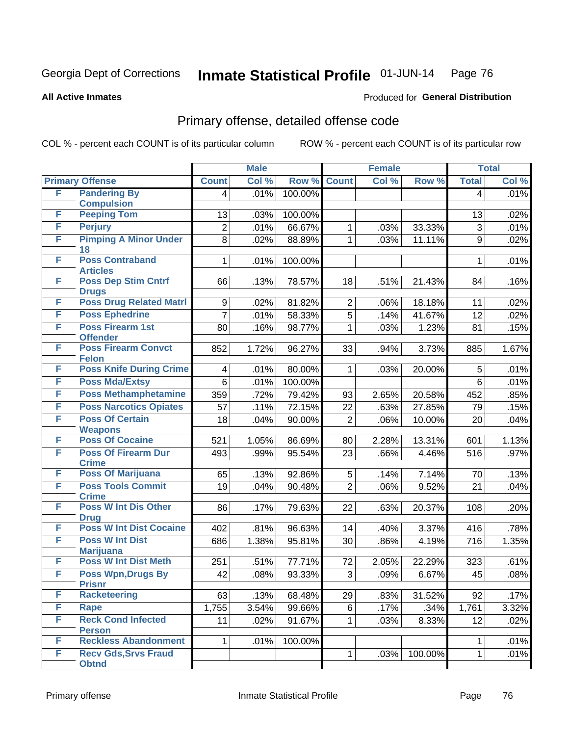Georgia Dept of Corrections **Inmate Statistical Profile** 01-JUN-14

**All Active Inmates**

Produced for **General Distribution**

## Primary offense, detailed offense code

COL % - percent each COUNT is of its particular column    ROW % - percent each COUNT is of its particular row

| Primary Offense | | Male | | | Female | | | Total | |
|---|---|---|---|---|---|---|---|---|---|
| | | Count | Col % | Row % | Count | Col % | Row % | Total | Col % |
| F | Pandering By Compulsion | 4 | .01% | 100.00% | | | | 4 | .01% |
| F | Peeping Tom | 13 | .03% | 100.00% | | | | 13 | .02% |
| F | Perjury | 2 | .01% | 66.67% | 1 | .03% | 33.33% | 3 | .01% |
| F | Pimping A Minor Under 18 | 8 | .02% | 88.89% | 1 | .03% | 11.11% | 9 | .02% |
| F | Poss Contraband Articles | 1 | .01% | 100.00% | | | | 1 | .01% |
| F | Poss Dep Stim Cntrf Drugs | 66 | .13% | 78.57% | 18 | .51% | 21.43% | 84 | .16% |
| F | Poss Drug Related Matrl | 9 | .02% | 81.82% | 2 | .06% | 18.18% | 11 | .02% |
| F | Poss Ephedrine | 7 | .01% | 58.33% | 5 | .14% | 41.67% | 12 | .02% |
| F | Poss Firearm 1st Offender | 80 | .16% | 98.77% | 1 | .03% | 1.23% | 81 | .15% |
| F | Poss Firearm Convct Felon | 852 | 1.72% | 96.27% | 33 | .94% | 3.73% | 885 | 1.67% |
| F | Poss Knife During Crime | 4 | .01% | 80.00% | 1 | .03% | 20.00% | 5 | .01% |
| F | Poss Mda/Extsy | 6 | .01% | 100.00% | | | | 6 | .01% |
| F | Poss Methamphetamine | 359 | .72% | 79.42% | 93 | 2.65% | 20.58% | 452 | .85% |
| F | Poss Narcotics Opiates | 57 | .11% | 72.15% | 22 | .63% | 27.85% | 79 | .15% |
| F | Poss Of Certain Weapons | 18 | .04% | 90.00% | 2 | .06% | 10.00% | 20 | .04% |
| F | Poss Of Cocaine | 521 | 1.05% | 86.69% | 80 | 2.28% | 13.31% | 601 | 1.13% |
| F | Poss Of Firearm Dur Crime | 493 | .99% | 95.54% | 23 | .66% | 4.46% | 516 | .97% |
| F | Poss Of Marijuana | 65 | .13% | 92.86% | 5 | .14% | 7.14% | 70 | .13% |
| F | Poss Tools Commit Crime | 19 | .04% | 90.48% | 2 | .06% | 9.52% | 21 | .04% |
| F | Poss W Int Dis Other Drug | 86 | .17% | 79.63% | 22 | .63% | 20.37% | 108 | .20% |
| F | Poss W Int Dist Cocaine | 402 | .81% | 96.63% | 14 | .40% | 3.37% | 416 | .78% |
| F | Poss W Int Dist Marijuana | 686 | 1.38% | 95.81% | 30 | .86% | 4.19% | 716 | 1.35% |
| F | Poss W Int Dist Meth | 251 | .51% | 77.71% | 72 | 2.05% | 22.29% | 323 | .61% |
| F | Poss Wpn,Drugs By Prisnr | 42 | .08% | 93.33% | 3 | .09% | 6.67% | 45 | .08% |
| F | Racketeering | 63 | .13% | 68.48% | 29 | .83% | 31.52% | 92 | .17% |
| F | Rape | 1,755 | 3.54% | 99.66% | 6 | .17% | .34% | 1,761 | 3.32% |
| F | Reck Cond Infected Person | 11 | .02% | 91.67% | 1 | .03% | 8.33% | 12 | .02% |
| F | Reckless Abandonment | 1 | .01% | 100.00% | | | | 1 | .01% |
| F | Recv Gds,Srvs Fraud Obtnd | | | | 1 | .03% | 100.00% | 1 | .01% |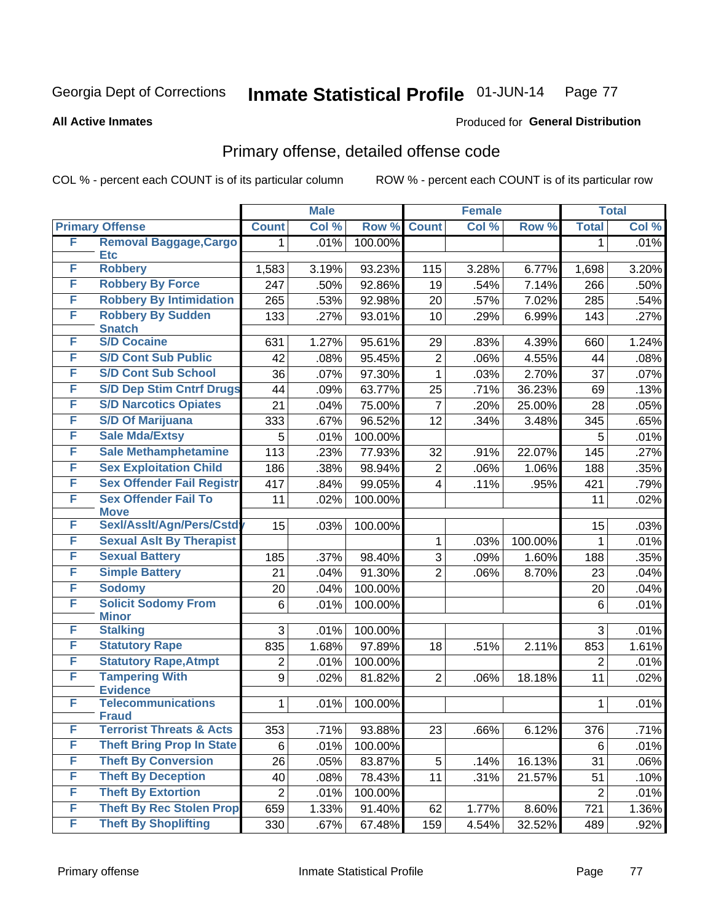Georgia Dept of Corrections **Inmate Statistical Profile** 01-JUN-14

**All Active Inmates**

Produced for **General Distribution**

## Primary offense, detailed offense code

COL % - percent each COUNT is of its particular column    ROW % - percent each COUNT is of its particular row

| | | Male | | | Female | | | Total | |
|---|---|---|---|---|---|---|---|---|---|
| Primary Offense | | Count | Col % | Row % | Count | Col % | Row % | Total | Col % |
| F | Removal Baggage,Cargo Etc | 1 | .01% | 100.00% | | | | 1 | .01% |
| F | Robbery | 1,583 | 3.19% | 93.23% | 115 | 3.28% | 6.77% | 1,698 | 3.20% |
| F | Robbery By Force | 247 | .50% | 92.86% | 19 | .54% | 7.14% | 266 | .50% |
| F | Robbery By Intimidation | 265 | .53% | 92.98% | 20 | .57% | 7.02% | 285 | .54% |
| F | Robbery By Sudden Snatch | 133 | .27% | 93.01% | 10 | .29% | 6.99% | 143 | .27% |
| F | S/D Cocaine | 631 | 1.27% | 95.61% | 29 | .83% | 4.39% | 660 | 1.24% |
| F | S/D Cont Sub Public | 42 | .08% | 95.45% | 2 | .06% | 4.55% | 44 | .08% |
| F | S/D Cont Sub School | 36 | .07% | 97.30% | 1 | .03% | 2.70% | 37 | .07% |
| F | S/D Dep Stim Cntrf Drugs | 44 | .09% | 63.77% | 25 | .71% | 36.23% | 69 | .13% |
| F | S/D Narcotics Opiates | 21 | .04% | 75.00% | 7 | .20% | 25.00% | 28 | .05% |
| F | S/D Of Marijuana | 333 | .67% | 96.52% | 12 | .34% | 3.48% | 345 | .65% |
| F | Sale Mda/Extsy | 5 | .01% | 100.00% | | | | 5 | .01% |
| F | Sale Methamphetamine | 113 | .23% | 77.93% | 32 | .91% | 22.07% | 145 | .27% |
| F | Sex Exploitation Child | 186 | .38% | 98.94% | 2 | .06% | 1.06% | 188 | .35% |
| F | Sex Offender Fail Registr | 417 | .84% | 99.05% | 4 | .11% | .95% | 421 | .79% |
| F | Sex Offender Fail To Move | 11 | .02% | 100.00% | | | | 11 | .02% |
| F | Sexl/Asslt/Agn/Pers/Cstdy | 15 | .03% | 100.00% | | | | 15 | .03% |
| F | Sexual Aslt By Therapist | | | | 1 | .03% | 100.00% | 1 | .01% |
| F | Sexual Battery | 185 | .37% | 98.40% | 3 | .09% | 1.60% | 188 | .35% |
| F | Simple Battery | 21 | .04% | 91.30% | 2 | .06% | 8.70% | 23 | .04% |
| F | Sodomy | 20 | .04% | 100.00% | | | | 20 | .04% |
| F | Solicit Sodomy From Minor | 6 | .01% | 100.00% | | | | 6 | .01% |
| F | Stalking | 3 | .01% | 100.00% | | | | 3 | .01% |
| F | Statutory Rape | 835 | 1.68% | 97.89% | 18 | .51% | 2.11% | 853 | 1.61% |
| F | Statutory Rape,Atmpt | 2 | .01% | 100.00% | | | | 2 | .01% |
| F | Tampering With Evidence | 9 | .02% | 81.82% | 2 | .06% | 18.18% | 11 | .02% |
| F | Telecommunications Fraud | 1 | .01% | 100.00% | | | | 1 | .01% |
| F | Terrorist Threats & Acts | 353 | .71% | 93.88% | 23 | .66% | 6.12% | 376 | .71% |
| F | Theft Bring Prop In State | 6 | .01% | 100.00% | | | | 6 | .01% |
| F | Theft By Conversion | 26 | .05% | 83.87% | 5 | .14% | 16.13% | 31 | .06% |
| F | Theft By Deception | 40 | .08% | 78.43% | 11 | .31% | 21.57% | 51 | .10% |
| F | Theft By Extortion | 2 | .01% | 100.00% | | | | 2 | .01% |
| F | Theft By Rec Stolen Prop | 659 | 1.33% | 91.40% | 62 | 1.77% | 8.60% | 721 | 1.36% |
| F | Theft By Shoplifting | 330 | .67% | 67.48% | 159 | 4.54% | 32.52% | 489 | .92% |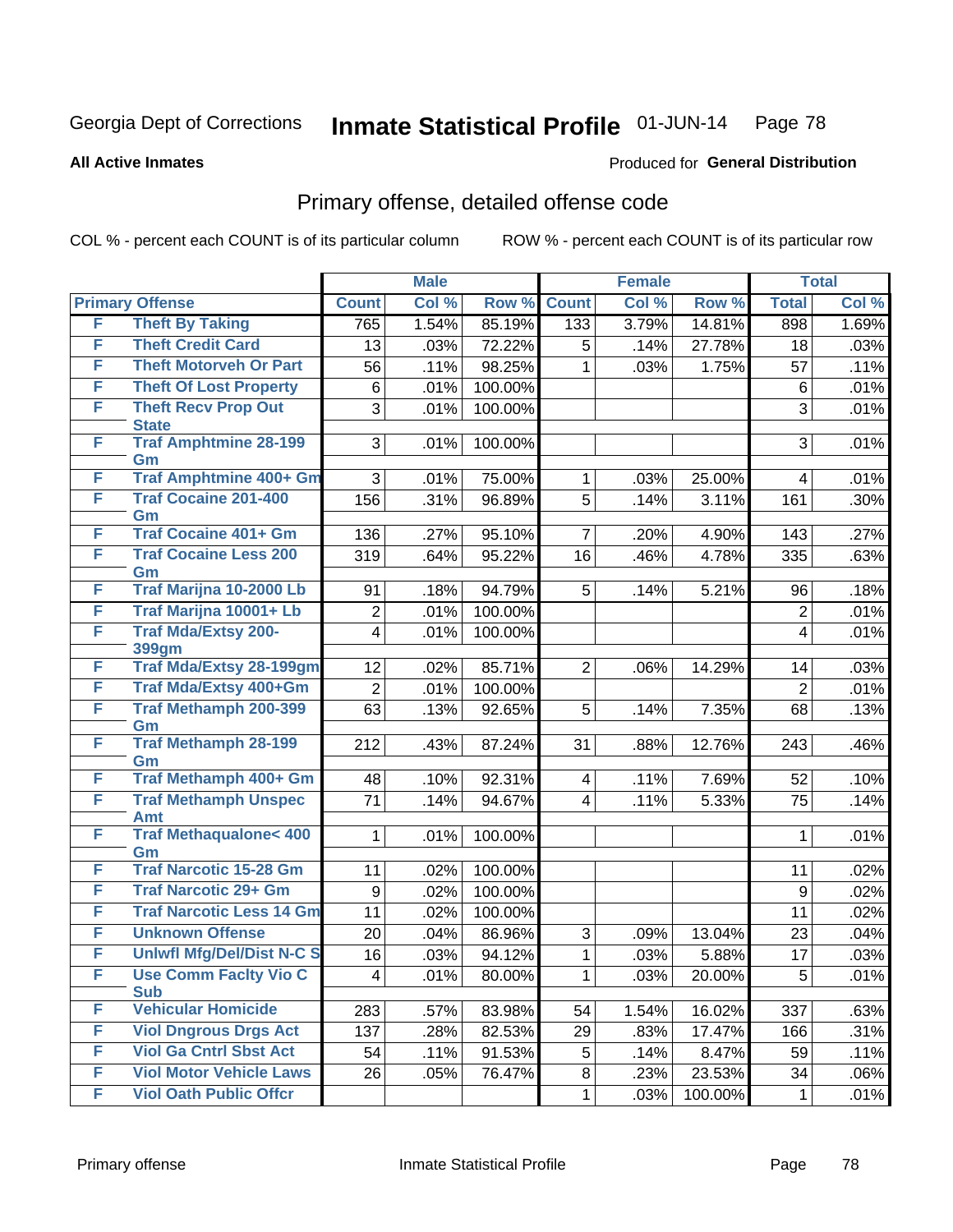Georgia Dept of Corrections **Inmate Statistical Profile** 01-JUN-14

**All Active Inmates**

Produced for **General Distribution**

## Primary offense, detailed offense code

COL % - percent each COUNT is of its particular column

ROW % - percent each COUNT is of its particular row

| | | Male | | | Female | | | Total | |
|---|---|---|---|---|---|---|---|---|---|
| **Primary Offense** | | **Count** | **Col %** | **Row %** | **Count** | **Col %** | **Row %** | **Total** | **Col %** |
| F | Theft By Taking | 765 | 1.54% | 85.19% | 133 | 3.79% | 14.81% | 898 | 1.69% |
| F | Theft Credit Card | 13 | .03% | 72.22% | 5 | .14% | 27.78% | 18 | .03% |
| F | Theft Motorveh Or Part | 56 | .11% | 98.25% | 1 | .03% | 1.75% | 57 | .11% |
| F | Theft Of Lost Property | 6 | .01% | 100.00% | | | | 6 | .01% |
| F | Theft Recv Prop Out State | 3 | .01% | 100.00% | | | | 3 | .01% |
| F | Traf Amphtmine 28-199 Gm | 3 | .01% | 100.00% | | | | 3 | .01% |
| F | Traf Amphtmine 400+ Gm | 3 | .01% | 75.00% | 1 | .03% | 25.00% | 4 | .01% |
| F | Traf Cocaine 201-400 Gm | 156 | .31% | 96.89% | 5 | .14% | 3.11% | 161 | .30% |
| F | Traf Cocaine 401+ Gm | 136 | .27% | 95.10% | 7 | .20% | 4.90% | 143 | .27% |
| F | Traf Cocaine Less 200 Gm | 319 | .64% | 95.22% | 16 | .46% | 4.78% | 335 | .63% |
| F | Traf Marijna 10-2000 Lb | 91 | .18% | 94.79% | 5 | .14% | 5.21% | 96 | .18% |
| F | Traf Marijna 10001+ Lb | 2 | .01% | 100.00% | | | | 2 | .01% |
| F | Traf Mda/Extsy 200-399gm | 4 | .01% | 100.00% | | | | 4 | .01% |
| F | Traf Mda/Extsy 28-199gm | 12 | .02% | 85.71% | 2 | .06% | 14.29% | 14 | .03% |
| F | Traf Mda/Extsy 400+Gm | 2 | .01% | 100.00% | | | | 2 | .01% |
| F | Traf Methamph 200-399 Gm | 63 | .13% | 92.65% | 5 | .14% | 7.35% | 68 | .13% |
| F | Traf Methamph 28-199 Gm | 212 | .43% | 87.24% | 31 | .88% | 12.76% | 243 | .46% |
| F | Traf Methamph 400+ Gm | 48 | .10% | 92.31% | 4 | .11% | 7.69% | 52 | .10% |
| F | Traf Methamph Unspec Amt | 71 | .14% | 94.67% | 4 | .11% | 5.33% | 75 | .14% |
| F | Traf Methaqualone< 400 Gm | 1 | .01% | 100.00% | | | | 1 | .01% |
| F | Traf Narcotic 15-28 Gm | 11 | .02% | 100.00% | | | | 11 | .02% |
| F | Traf Narcotic 29+ Gm | 9 | .02% | 100.00% | | | | 9 | .02% |
| F | Traf Narcotic Less 14 Gm | 11 | .02% | 100.00% | | | | 11 | .02% |
| F | Unknown Offense | 20 | .04% | 86.96% | 3 | .09% | 13.04% | 23 | .04% |
| F | Unlwfl Mfg/Del/Dist N-C S | 16 | .03% | 94.12% | 1 | .03% | 5.88% | 17 | .03% |
| F | Use Comm Faclty Vio C Sub | 4 | .01% | 80.00% | 1 | .03% | 20.00% | 5 | .01% |
| F | Vehicular Homicide | 283 | .57% | 83.98% | 54 | 1.54% | 16.02% | 337 | .63% |
| F | Viol Dngrous Drgs Act | 137 | .28% | 82.53% | 29 | .83% | 17.47% | 166 | .31% |
| F | Viol Ga Cntrl Sbst Act | 54 | .11% | 91.53% | 5 | .14% | 8.47% | 59 | .11% |
| F | Viol Motor Vehicle Laws | 26 | .05% | 76.47% | 8 | .23% | 23.53% | 34 | .06% |
| F | Viol Oath Public Offcr | | | | 1 | .03% | 100.00% | 1 | .01% |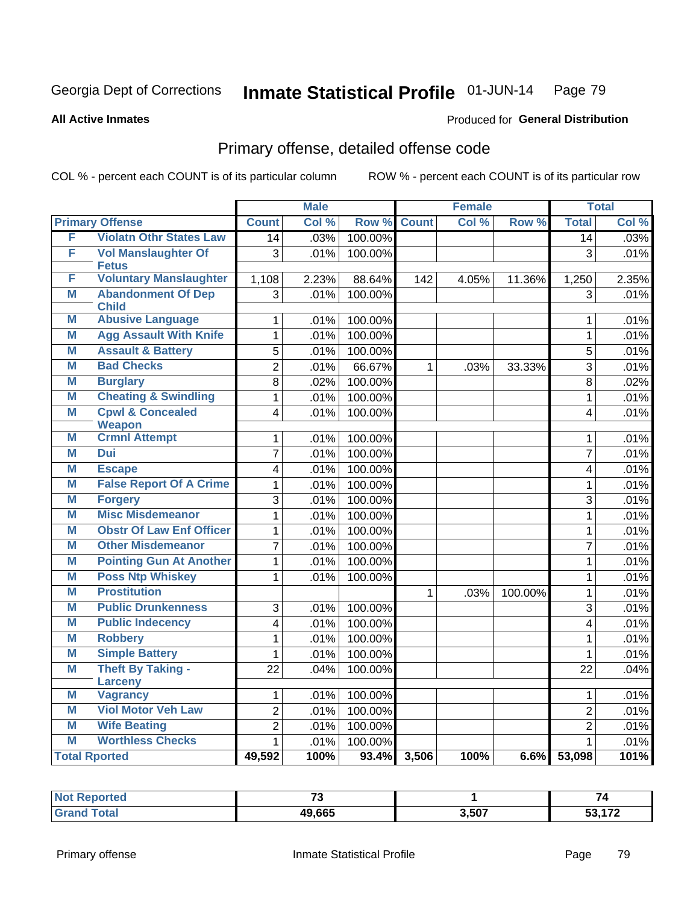Georgia Dept of Corrections **Inmate Statistical Profile** 01-JUN-14

**All Active Inmates**

Produced for **General Distribution**

## Primary offense, detailed offense code

COL % - percent each COUNT is of its particular column ROW % - percent each COUNT is of its particular row

| Primary Offense | | Male | | | Female | | | Total | |
|---|---|---|---|---|---|---|---|---|---|
| | | Count | Col % | Row % | Count | Col % | Row % | Total | Col % |
| F | Violatn Othr States Law | 14 | .03% | 100.00% | | | | 14 | .03% |
| F | Vol Manslaughter Of Fetus | 3 | .01% | 100.00% | | | | 3 | .01% |
| F | Voluntary Manslaughter | 1,108 | 2.23% | 88.64% | 142 | 4.05% | 11.36% | 1,250 | 2.35% |
| M | Abandonment Of Dep Child | 3 | .01% | 100.00% | | | | 3 | .01% |
| M | Abusive Language | 1 | .01% | 100.00% | | | | 1 | .01% |
| M | Agg Assault With Knife | 1 | .01% | 100.00% | | | | 1 | .01% |
| M | Assault & Battery | 5 | .01% | 100.00% | | | | 5 | .01% |
| M | Bad Checks | 2 | .01% | 66.67% | 1 | .03% | 33.33% | 3 | .01% |
| M | Burglary | 8 | .02% | 100.00% | | | | 8 | .02% |
| M | Cheating & Swindling | 1 | .01% | 100.00% | | | | 1 | .01% |
| M | Cpwl & Concealed Weapon | 4 | .01% | 100.00% | | | | 4 | .01% |
| M | Crmnl Attempt | 1 | .01% | 100.00% | | | | 1 | .01% |
| M | Dui | 7 | .01% | 100.00% | | | | 7 | .01% |
| M | Escape | 4 | .01% | 100.00% | | | | 4 | .01% |
| M | False Report Of A Crime | 1 | .01% | 100.00% | | | | 1 | .01% |
| M | Forgery | 3 | .01% | 100.00% | | | | 3 | .01% |
| M | Misc Misdemeanor | 1 | .01% | 100.00% | | | | 1 | .01% |
| M | Obstr Of Law Enf Officer | 1 | .01% | 100.00% | | | | 1 | .01% |
| M | Other Misdemeanor | 7 | .01% | 100.00% | | | | 7 | .01% |
| M | Pointing Gun At Another | 1 | .01% | 100.00% | | | | 1 | .01% |
| M | Poss Ntp Whiskey | 1 | .01% | 100.00% | | | | 1 | .01% |
| M | Prostitution | | | | 1 | .03% | 100.00% | 1 | .01% |
| M | Public Drunkenness | 3 | .01% | 100.00% | | | | 3 | .01% |
| M | Public Indecency | 4 | .01% | 100.00% | | | | 4 | .01% |
| M | Robbery | 1 | .01% | 100.00% | | | | 1 | .01% |
| M | Simple Battery | 1 | .01% | 100.00% | | | | 1 | .01% |
| M | Theft By Taking - Larceny | 22 | .04% | 100.00% | | | | 22 | .04% |
| M | Vagrancy | 1 | .01% | 100.00% | | | | 1 | .01% |
| M | Viol Motor Veh Law | 2 | .01% | 100.00% | | | | 2 | .01% |
| M | Wife Beating | 2 | .01% | 100.00% | | | | 2 | .01% |
| M | Worthless Checks | 1 | .01% | 100.00% | | | | 1 | .01% |
| Total Rported | | 49,592 | 100% | 93.4% | 3,506 | 100% | 6.6% | 53,098 | 101% |

| | Male | Female | Total |
|---|---|---|---|
| Not Reported | 73 | 1 | 74 |
| Grand Total | 49,665 | 3,507 | 53,172 |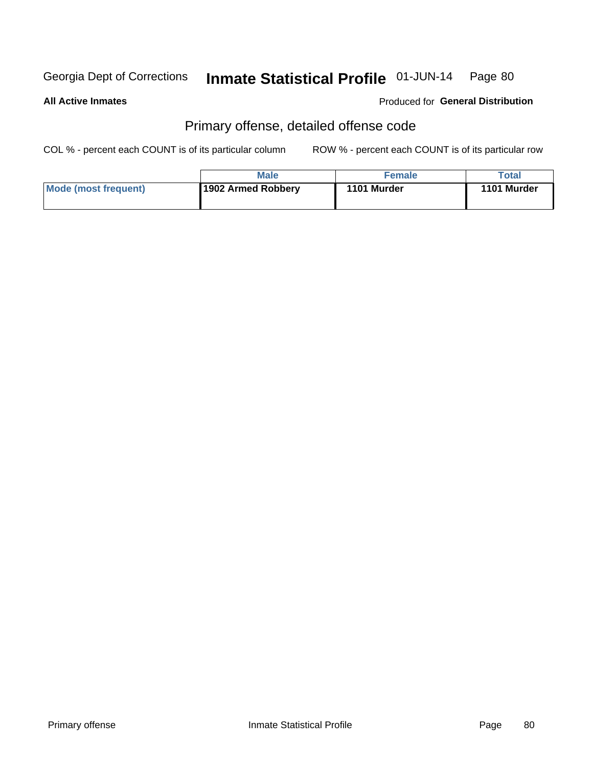Georgia Dept of Corrections **Inmate Statistical Profile** 01-JUN-14

**All Active Inmates**

Produced for **General Distribution**

## Primary offense, detailed offense code

COL % - percent each COUNT is of its particular column

ROW % - percent each COUNT is of its particular row

| | Male | Female | Total |
|---|---|---|---|
| **Mode (most frequent)** | **1902 Armed Robbery** | **1101 Murder** | **1101 Murder** |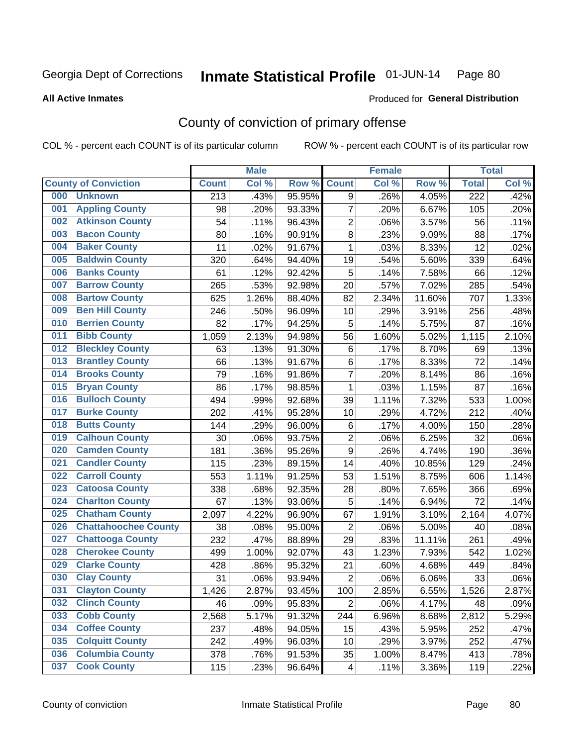Georgia Dept of Corrections **Inmate Statistical Profile** 01-JUN-14

**All Active Inmates**

Produced for **General Distribution**

## County of conviction of primary offense

COL % - percent each COUNT is of its particular column ROW % - percent each COUNT is of its particular row

| County of Conviction | Male | | | Female | | | Total | |
|---|---|---|---|---|---|---|---|---|
| | Count | Col % | Row % | Count | Col % | Row % | Total | Col % |
| 000 Unknown | 213 | .43% | 95.95% | 9 | .26% | 4.05% | 222 | .42% |
| 001 Appling County | 98 | .20% | 93.33% | 7 | .20% | 6.67% | 105 | .20% |
| 002 Atkinson County | 54 | .11% | 96.43% | 2 | .06% | 3.57% | 56 | .11% |
| 003 Bacon County | 80 | .16% | 90.91% | 8 | .23% | 9.09% | 88 | .17% |
| 004 Baker County | 11 | .02% | 91.67% | 1 | .03% | 8.33% | 12 | .02% |
| 005 Baldwin County | 320 | .64% | 94.40% | 19 | .54% | 5.60% | 339 | .64% |
| 006 Banks County | 61 | .12% | 92.42% | 5 | .14% | 7.58% | 66 | .12% |
| 007 Barrow County | 265 | .53% | 92.98% | 20 | .57% | 7.02% | 285 | .54% |
| 008 Bartow County | 625 | 1.26% | 88.40% | 82 | 2.34% | 11.60% | 707 | 1.33% |
| 009 Ben Hill County | 246 | .50% | 96.09% | 10 | .29% | 3.91% | 256 | .48% |
| 010 Berrien County | 82 | .17% | 94.25% | 5 | .14% | 5.75% | 87 | .16% |
| 011 Bibb County | 1,059 | 2.13% | 94.98% | 56 | 1.60% | 5.02% | 1,115 | 2.10% |
| 012 Bleckley County | 63 | .13% | 91.30% | 6 | .17% | 8.70% | 69 | .13% |
| 013 Brantley County | 66 | .13% | 91.67% | 6 | .17% | 8.33% | 72 | .14% |
| 014 Brooks County | 79 | .16% | 91.86% | 7 | .20% | 8.14% | 86 | .16% |
| 015 Bryan County | 86 | .17% | 98.85% | 1 | .03% | 1.15% | 87 | .16% |
| 016 Bulloch County | 494 | .99% | 92.68% | 39 | 1.11% | 7.32% | 533 | 1.00% |
| 017 Burke County | 202 | .41% | 95.28% | 10 | .29% | 4.72% | 212 | .40% |
| 018 Butts County | 144 | .29% | 96.00% | 6 | .17% | 4.00% | 150 | .28% |
| 019 Calhoun County | 30 | .06% | 93.75% | 2 | .06% | 6.25% | 32 | .06% |
| 020 Camden County | 181 | .36% | 95.26% | 9 | .26% | 4.74% | 190 | .36% |
| 021 Candler County | 115 | .23% | 89.15% | 14 | .40% | 10.85% | 129 | .24% |
| 022 Carroll County | 553 | 1.11% | 91.25% | 53 | 1.51% | 8.75% | 606 | 1.14% |
| 023 Catoosa County | 338 | .68% | 92.35% | 28 | .80% | 7.65% | 366 | .69% |
| 024 Charlton County | 67 | .13% | 93.06% | 5 | .14% | 6.94% | 72 | .14% |
| 025 Chatham County | 2,097 | 4.22% | 96.90% | 67 | 1.91% | 3.10% | 2,164 | 4.07% |
| 026 Chattahoochee County | 38 | .08% | 95.00% | 2 | .06% | 5.00% | 40 | .08% |
| 027 Chattooga County | 232 | .47% | 88.89% | 29 | .83% | 11.11% | 261 | .49% |
| 028 Cherokee County | 499 | 1.00% | 92.07% | 43 | 1.23% | 7.93% | 542 | 1.02% |
| 029 Clarke County | 428 | .86% | 95.32% | 21 | .60% | 4.68% | 449 | .84% |
| 030 Clay County | 31 | .06% | 93.94% | 2 | .06% | 6.06% | 33 | .06% |
| 031 Clayton County | 1,426 | 2.87% | 93.45% | 100 | 2.85% | 6.55% | 1,526 | 2.87% |
| 032 Clinch County | 46 | .09% | 95.83% | 2 | .06% | 4.17% | 48 | .09% |
| 033 Cobb County | 2,568 | 5.17% | 91.32% | 244 | 6.96% | 8.68% | 2,812 | 5.29% |
| 034 Coffee County | 237 | .48% | 94.05% | 15 | .43% | 5.95% | 252 | .47% |
| 035 Colquitt County | 242 | .49% | 96.03% | 10 | .29% | 3.97% | 252 | .47% |
| 036 Columbia County | 378 | .76% | 91.53% | 35 | 1.00% | 8.47% | 413 | .78% |
| 037 Cook County | 115 | .23% | 96.64% | 4 | .11% | 3.36% | 119 | .22% |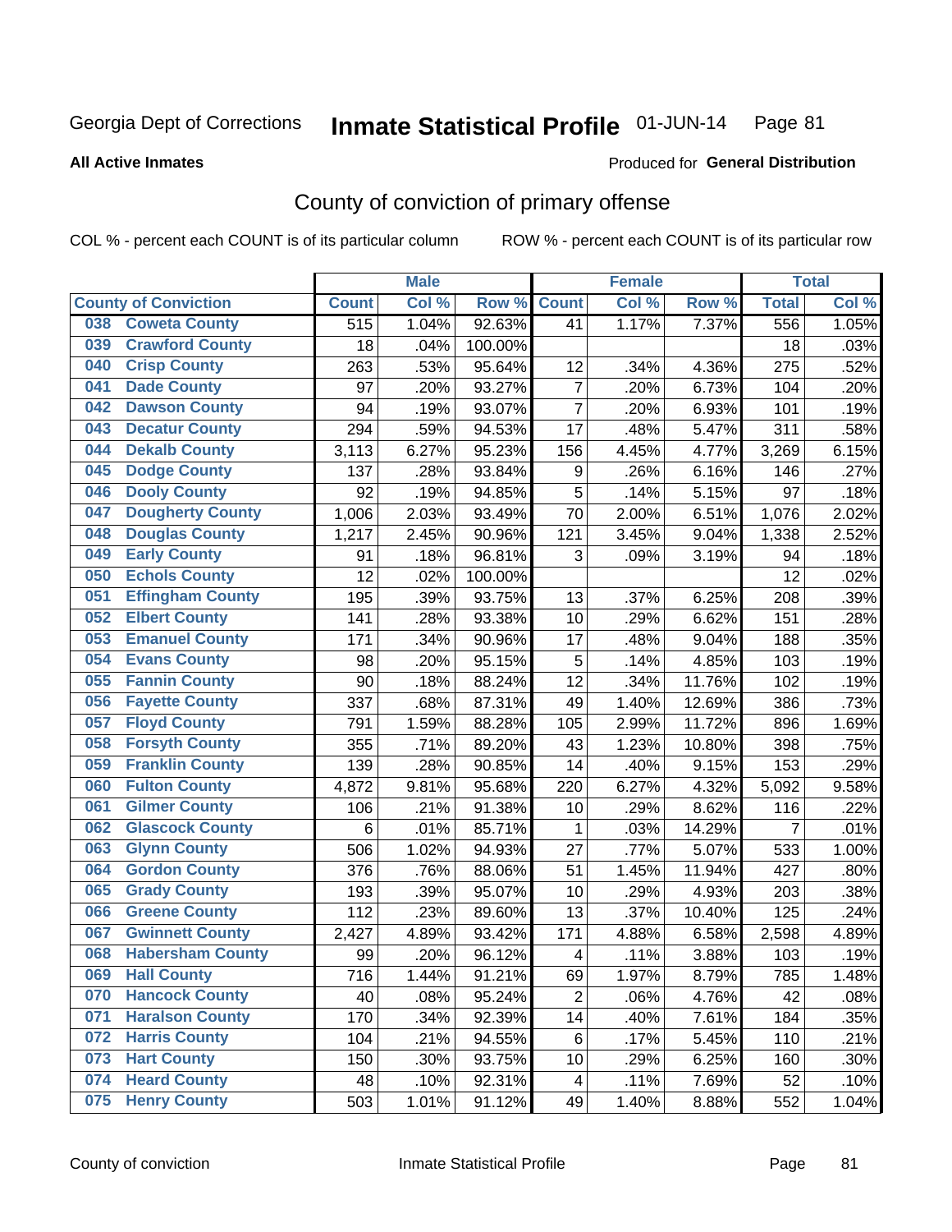Georgia Dept of Corrections **Inmate Statistical Profile** 01-JUN-14

**All Active Inmates**

Produced for **General Distribution**

# County of conviction of primary offense

COL % - percent each COUNT is of its particular column

ROW % - percent each COUNT is of its particular row

| County of Conviction | Male | | | Female | | | Total | |
|---|---|---|---|---|---|---|---|---|
| | Count | Col % | Row % | Count | Col % | Row % | Total | Col % |
| 038 Coweta County | 515 | 1.04% | 92.63% | 41 | 1.17% | 7.37% | 556 | 1.05% |
| 039 Crawford County | 18 | .04% | 100.00% | | | | 18 | .03% |
| 040 Crisp County | 263 | .53% | 95.64% | 12 | .34% | 4.36% | 275 | .52% |
| 041 Dade County | 97 | .20% | 93.27% | 7 | .20% | 6.73% | 104 | .20% |
| 042 Dawson County | 94 | .19% | 93.07% | 7 | .20% | 6.93% | 101 | .19% |
| 043 Decatur County | 294 | .59% | 94.53% | 17 | .48% | 5.47% | 311 | .58% |
| 044 Dekalb County | 3,113 | 6.27% | 95.23% | 156 | 4.45% | 4.77% | 3,269 | 6.15% |
| 045 Dodge County | 137 | .28% | 93.84% | 9 | .26% | 6.16% | 146 | .27% |
| 046 Dooly County | 92 | .19% | 94.85% | 5 | .14% | 5.15% | 97 | .18% |
| 047 Dougherty County | 1,006 | 2.03% | 93.49% | 70 | 2.00% | 6.51% | 1,076 | 2.02% |
| 048 Douglas County | 1,217 | 2.45% | 90.96% | 121 | 3.45% | 9.04% | 1,338 | 2.52% |
| 049 Early County | 91 | .18% | 96.81% | 3 | .09% | 3.19% | 94 | .18% |
| 050 Echols County | 12 | .02% | 100.00% | | | | 12 | .02% |
| 051 Effingham County | 195 | .39% | 93.75% | 13 | .37% | 6.25% | 208 | .39% |
| 052 Elbert County | 141 | .28% | 93.38% | 10 | .29% | 6.62% | 151 | .28% |
| 053 Emanuel County | 171 | .34% | 90.96% | 17 | .48% | 9.04% | 188 | .35% |
| 054 Evans County | 98 | .20% | 95.15% | 5 | .14% | 4.85% | 103 | .19% |
| 055 Fannin County | 90 | .18% | 88.24% | 12 | .34% | 11.76% | 102 | .19% |
| 056 Fayette County | 337 | .68% | 87.31% | 49 | 1.40% | 12.69% | 386 | .73% |
| 057 Floyd County | 791 | 1.59% | 88.28% | 105 | 2.99% | 11.72% | 896 | 1.69% |
| 058 Forsyth County | 355 | .71% | 89.20% | 43 | 1.23% | 10.80% | 398 | .75% |
| 059 Franklin County | 139 | .28% | 90.85% | 14 | .40% | 9.15% | 153 | .29% |
| 060 Fulton County | 4,872 | 9.81% | 95.68% | 220 | 6.27% | 4.32% | 5,092 | 9.58% |
| 061 Gilmer County | 106 | .21% | 91.38% | 10 | .29% | 8.62% | 116 | .22% |
| 062 Glascock County | 6 | .01% | 85.71% | 1 | .03% | 14.29% | 7 | .01% |
| 063 Glynn County | 506 | 1.02% | 94.93% | 27 | .77% | 5.07% | 533 | 1.00% |
| 064 Gordon County | 376 | .76% | 88.06% | 51 | 1.45% | 11.94% | 427 | .80% |
| 065 Grady County | 193 | .39% | 95.07% | 10 | .29% | 4.93% | 203 | .38% |
| 066 Greene County | 112 | .23% | 89.60% | 13 | .37% | 10.40% | 125 | .24% |
| 067 Gwinnett County | 2,427 | 4.89% | 93.42% | 171 | 4.88% | 6.58% | 2,598 | 4.89% |
| 068 Habersham County | 99 | .20% | 96.12% | 4 | .11% | 3.88% | 103 | .19% |
| 069 Hall County | 716 | 1.44% | 91.21% | 69 | 1.97% | 8.79% | 785 | 1.48% |
| 070 Hancock County | 40 | .08% | 95.24% | 2 | .06% | 4.76% | 42 | .08% |
| 071 Haralson County | 170 | .34% | 92.39% | 14 | .40% | 7.61% | 184 | .35% |
| 072 Harris County | 104 | .21% | 94.55% | 6 | .17% | 5.45% | 110 | .21% |
| 073 Hart County | 150 | .30% | 93.75% | 10 | .29% | 6.25% | 160 | .30% |
| 074 Heard County | 48 | .10% | 92.31% | 4 | .11% | 7.69% | 52 | .10% |
| 075 Henry County | 503 | 1.01% | 91.12% | 49 | 1.40% | 8.88% | 552 | 1.04% |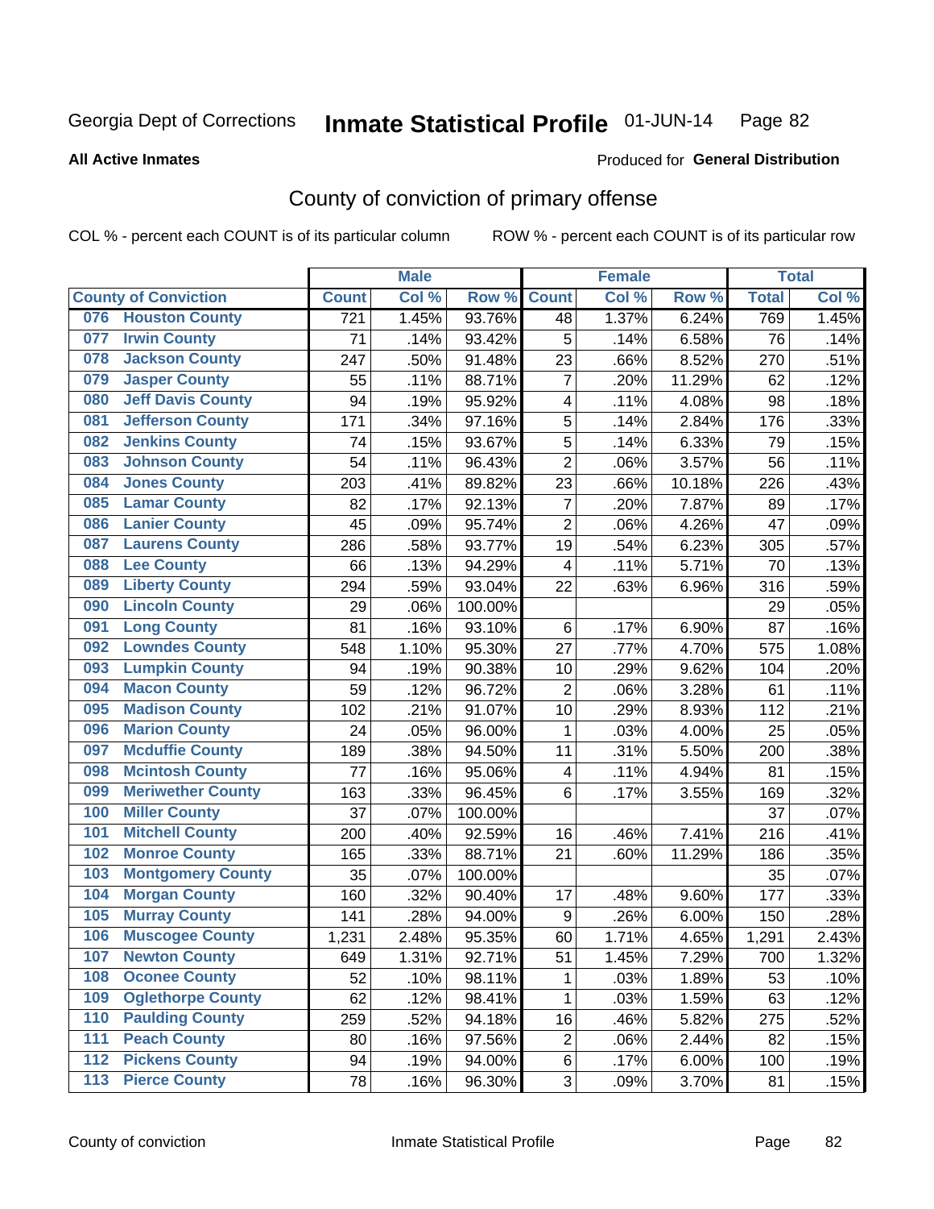Georgia Dept of Corrections **Inmate Statistical Profile** 01-JUN-14

**All Active Inmates**

Produced for **General Distribution**

# County of conviction of primary offense

COL % - percent each COUNT is of its particular column     ROW % - percent each COUNT is of its particular row

| County of Conviction | Male | | | Female | | | Total | |
|---|---|---|---|---|---|---|---|---|
| | Count | Col % | Row % | Count | Col % | Row % | Total | Col % |
| 076 Houston County | 721 | 1.45% | 93.76% | 48 | 1.37% | 6.24% | 769 | 1.45% |
| 077 Irwin County | 71 | .14% | 93.42% | 5 | .14% | 6.58% | 76 | .14% |
| 078 Jackson County | 247 | .50% | 91.48% | 23 | .66% | 8.52% | 270 | .51% |
| 079 Jasper County | 55 | .11% | 88.71% | 7 | .20% | 11.29% | 62 | .12% |
| 080 Jeff Davis County | 94 | .19% | 95.92% | 4 | .11% | 4.08% | 98 | .18% |
| 081 Jefferson County | 171 | .34% | 97.16% | 5 | .14% | 2.84% | 176 | .33% |
| 082 Jenkins County | 74 | .15% | 93.67% | 5 | .14% | 6.33% | 79 | .15% |
| 083 Johnson County | 54 | .11% | 96.43% | 2 | .06% | 3.57% | 56 | .11% |
| 084 Jones County | 203 | .41% | 89.82% | 23 | .66% | 10.18% | 226 | .43% |
| 085 Lamar County | 82 | .17% | 92.13% | 7 | .20% | 7.87% | 89 | .17% |
| 086 Lanier County | 45 | .09% | 95.74% | 2 | .06% | 4.26% | 47 | .09% |
| 087 Laurens County | 286 | .58% | 93.77% | 19 | .54% | 6.23% | 305 | .57% |
| 088 Lee County | 66 | .13% | 94.29% | 4 | .11% | 5.71% | 70 | .13% |
| 089 Liberty County | 294 | .59% | 93.04% | 22 | .63% | 6.96% | 316 | .59% |
| 090 Lincoln County | 29 | .06% | 100.00% | | | | 29 | .05% |
| 091 Long County | 81 | .16% | 93.10% | 6 | .17% | 6.90% | 87 | .16% |
| 092 Lowndes County | 548 | 1.10% | 95.30% | 27 | .77% | 4.70% | 575 | 1.08% |
| 093 Lumpkin County | 94 | .19% | 90.38% | 10 | .29% | 9.62% | 104 | .20% |
| 094 Macon County | 59 | .12% | 96.72% | 2 | .06% | 3.28% | 61 | .11% |
| 095 Madison County | 102 | .21% | 91.07% | 10 | .29% | 8.93% | 112 | .21% |
| 096 Marion County | 24 | .05% | 96.00% | 1 | .03% | 4.00% | 25 | .05% |
| 097 Mcduffie County | 189 | .38% | 94.50% | 11 | .31% | 5.50% | 200 | .38% |
| 098 Mcintosh County | 77 | .16% | 95.06% | 4 | .11% | 4.94% | 81 | .15% |
| 099 Meriwether County | 163 | .33% | 96.45% | 6 | .17% | 3.55% | 169 | .32% |
| 100 Miller County | 37 | .07% | 100.00% | | | | 37 | .07% |
| 101 Mitchell County | 200 | .40% | 92.59% | 16 | .46% | 7.41% | 216 | .41% |
| 102 Monroe County | 165 | .33% | 88.71% | 21 | .60% | 11.29% | 186 | .35% |
| 103 Montgomery County | 35 | .07% | 100.00% | | | | 35 | .07% |
| 104 Morgan County | 160 | .32% | 90.40% | 17 | .48% | 9.60% | 177 | .33% |
| 105 Murray County | 141 | .28% | 94.00% | 9 | .26% | 6.00% | 150 | .28% |
| 106 Muscogee County | 1,231 | 2.48% | 95.35% | 60 | 1.71% | 4.65% | 1,291 | 2.43% |
| 107 Newton County | 649 | 1.31% | 92.71% | 51 | 1.45% | 7.29% | 700 | 1.32% |
| 108 Oconee County | 52 | .10% | 98.11% | 1 | .03% | 1.89% | 53 | .10% |
| 109 Oglethorpe County | 62 | .12% | 98.41% | 1 | .03% | 1.59% | 63 | .12% |
| 110 Paulding County | 259 | .52% | 94.18% | 16 | .46% | 5.82% | 275 | .52% |
| 111 Peach County | 80 | .16% | 97.56% | 2 | .06% | 2.44% | 82 | .15% |
| 112 Pickens County | 94 | .19% | 94.00% | 6 | .17% | 6.00% | 100 | .19% |
| 113 Pierce County | 78 | .16% | 96.30% | 3 | .09% | 3.70% | 81 | .15% |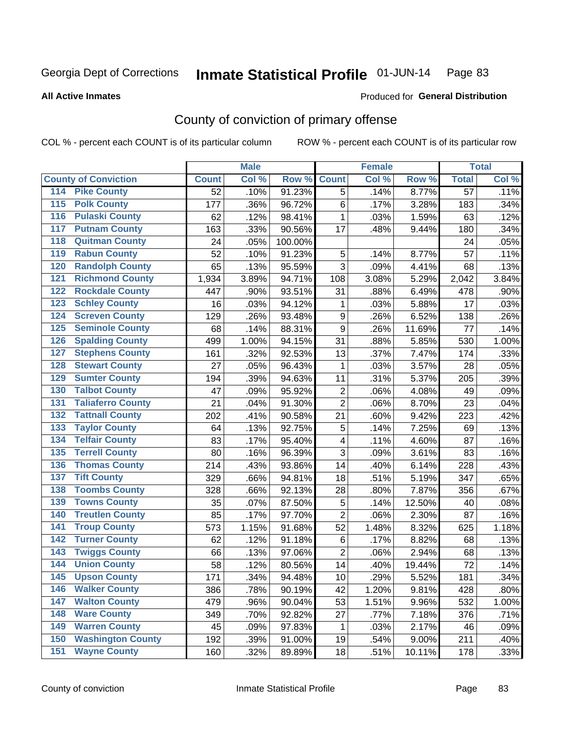Georgia Dept of Corrections **Inmate Statistical Profile** 01-JUN-14

**All Active Inmates**

Produced for **General Distribution**

## County of conviction of primary offense

COL % - percent each COUNT is of its particular column    ROW % - percent each COUNT is of its particular row

| County of Conviction | Male | | | Female | | | Total | |
|---|---|---|---|---|---|---|---|---|
| | Count | Col % | Row % | Count | Col % | Row % | Total | Col % |
| 114 Pike County | 52 | .10% | 91.23% | 5 | .14% | 8.77% | 57 | .11% |
| 115 Polk County | 177 | .36% | 96.72% | 6 | .17% | 3.28% | 183 | .34% |
| 116 Pulaski County | 62 | .12% | 98.41% | 1 | .03% | 1.59% | 63 | .12% |
| 117 Putnam County | 163 | .33% | 90.56% | 17 | .48% | 9.44% | 180 | .34% |
| 118 Quitman County | 24 | .05% | 100.00% | | | | 24 | .05% |
| 119 Rabun County | 52 | .10% | 91.23% | 5 | .14% | 8.77% | 57 | .11% |
| 120 Randolph County | 65 | .13% | 95.59% | 3 | .09% | 4.41% | 68 | .13% |
| 121 Richmond County | 1,934 | 3.89% | 94.71% | 108 | 3.08% | 5.29% | 2,042 | 3.84% |
| 122 Rockdale County | 447 | .90% | 93.51% | 31 | .88% | 6.49% | 478 | .90% |
| 123 Schley County | 16 | .03% | 94.12% | 1 | .03% | 5.88% | 17 | .03% |
| 124 Screven County | 129 | .26% | 93.48% | 9 | .26% | 6.52% | 138 | .26% |
| 125 Seminole County | 68 | .14% | 88.31% | 9 | .26% | 11.69% | 77 | .14% |
| 126 Spalding County | 499 | 1.00% | 94.15% | 31 | .88% | 5.85% | 530 | 1.00% |
| 127 Stephens County | 161 | .32% | 92.53% | 13 | .37% | 7.47% | 174 | .33% |
| 128 Stewart County | 27 | .05% | 96.43% | 1 | .03% | 3.57% | 28 | .05% |
| 129 Sumter County | 194 | .39% | 94.63% | 11 | .31% | 5.37% | 205 | .39% |
| 130 Talbot County | 47 | .09% | 95.92% | 2 | .06% | 4.08% | 49 | .09% |
| 131 Taliaferro County | 21 | .04% | 91.30% | 2 | .06% | 8.70% | 23 | .04% |
| 132 Tattnall County | 202 | .41% | 90.58% | 21 | .60% | 9.42% | 223 | .42% |
| 133 Taylor County | 64 | .13% | 92.75% | 5 | .14% | 7.25% | 69 | .13% |
| 134 Telfair County | 83 | .17% | 95.40% | 4 | .11% | 4.60% | 87 | .16% |
| 135 Terrell County | 80 | .16% | 96.39% | 3 | .09% | 3.61% | 83 | .16% |
| 136 Thomas County | 214 | .43% | 93.86% | 14 | .40% | 6.14% | 228 | .43% |
| 137 Tift County | 329 | .66% | 94.81% | 18 | .51% | 5.19% | 347 | .65% |
| 138 Toombs County | 328 | .66% | 92.13% | 28 | .80% | 7.87% | 356 | .67% |
| 139 Towns County | 35 | .07% | 87.50% | 5 | .14% | 12.50% | 40 | .08% |
| 140 Treutlen County | 85 | .17% | 97.70% | 2 | .06% | 2.30% | 87 | .16% |
| 141 Troup County | 573 | 1.15% | 91.68% | 52 | 1.48% | 8.32% | 625 | 1.18% |
| 142 Turner County | 62 | .12% | 91.18% | 6 | .17% | 8.82% | 68 | .13% |
| 143 Twiggs County | 66 | .13% | 97.06% | 2 | .06% | 2.94% | 68 | .13% |
| 144 Union County | 58 | .12% | 80.56% | 14 | .40% | 19.44% | 72 | .14% |
| 145 Upson County | 171 | .34% | 94.48% | 10 | .29% | 5.52% | 181 | .34% |
| 146 Walker County | 386 | .78% | 90.19% | 42 | 1.20% | 9.81% | 428 | .80% |
| 147 Walton County | 479 | .96% | 90.04% | 53 | 1.51% | 9.96% | 532 | 1.00% |
| 148 Ware County | 349 | .70% | 92.82% | 27 | .77% | 7.18% | 376 | .71% |
| 149 Warren County | 45 | .09% | 97.83% | 1 | .03% | 2.17% | 46 | .09% |
| 150 Washington County | 192 | .39% | 91.00% | 19 | .54% | 9.00% | 211 | .40% |
| 151 Wayne County | 160 | .32% | 89.89% | 18 | .51% | 10.11% | 178 | .33% |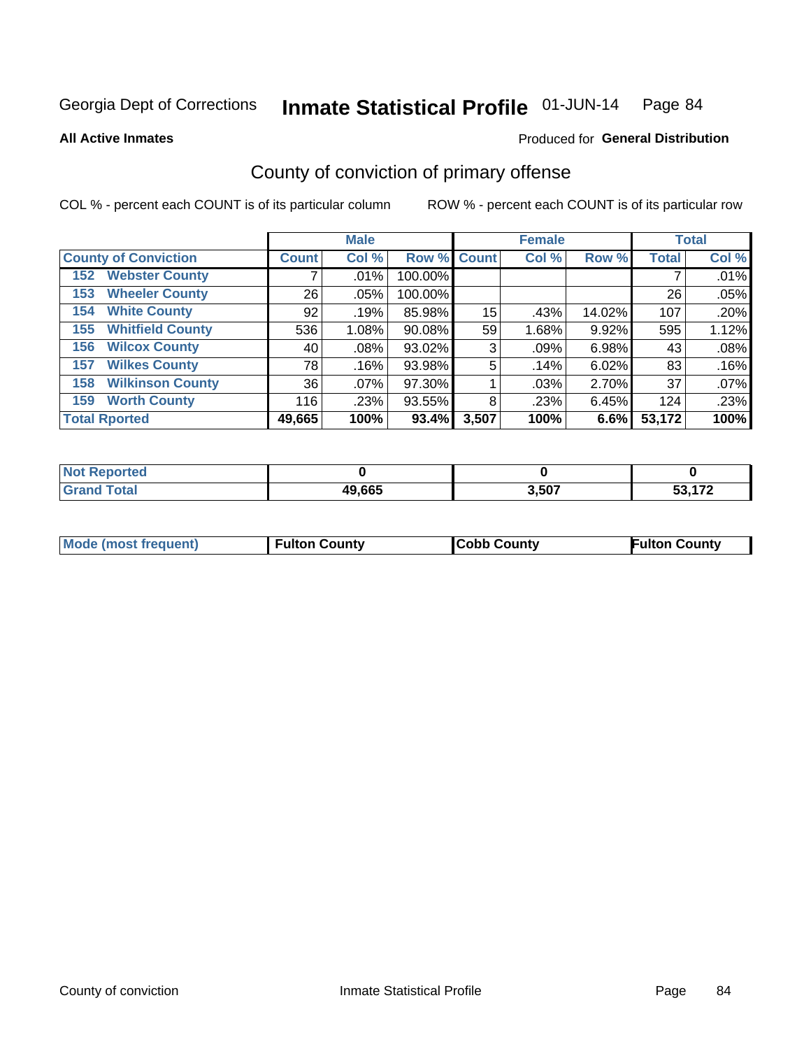Georgia Dept of Corrections **Inmate Statistical Profile** 01-JUN-14

**All Active Inmates**

Produced for **General Distribution**

## County of conviction of primary offense

COL % - percent each COUNT is of its particular column ROW % - percent each COUNT is of its particular row

| | Male | | | Female | | | Total | |
|---|---|---|---|---|---|---|---|---|
| **County of Conviction** | **Count** | **Col %** | **Row %** | **Count** | **Col %** | **Row %** | **Total** | **Col %** |
| 152 Webster County | 7 | .01% | 100.00% | | | | 7 | .01% |
| 153 Wheeler County | 26 | .05% | 100.00% | | | | 26 | .05% |
| 154 White County | 92 | .19% | 85.98% | 15 | .43% | 14.02% | 107 | .20% |
| 155 Whitfield County | 536 | 1.08% | 90.08% | 59 | 1.68% | 9.92% | 595 | 1.12% |
| 156 Wilcox County | 40 | .08% | 93.02% | 3 | .09% | 6.98% | 43 | .08% |
| 157 Wilkes County | 78 | .16% | 93.98% | 5 | .14% | 6.02% | 83 | .16% |
| 158 Wilkinson County | 36 | .07% | 97.30% | 1 | .03% | 2.70% | 37 | .07% |
| 159 Worth County | 116 | .23% | 93.55% | 8 | .23% | 6.45% | 124 | .23% |
| **Total Rported** | **49,665** | **100%** | **93.4%** | **3,507** | **100%** | **6.6%** | **53,172** | **100%** |

| | Male | Female | Total |
|---|---|---|---|
| **Not Reported** | **0** | **0** | **0** |
| **Grand Total** | **49,665** | **3,507** | **53,172** |

| | Male | Female | Total |
|---|---|---|---|
| **Mode (most frequent)** | **Fulton County** | **Cobb County** | **Fulton County** |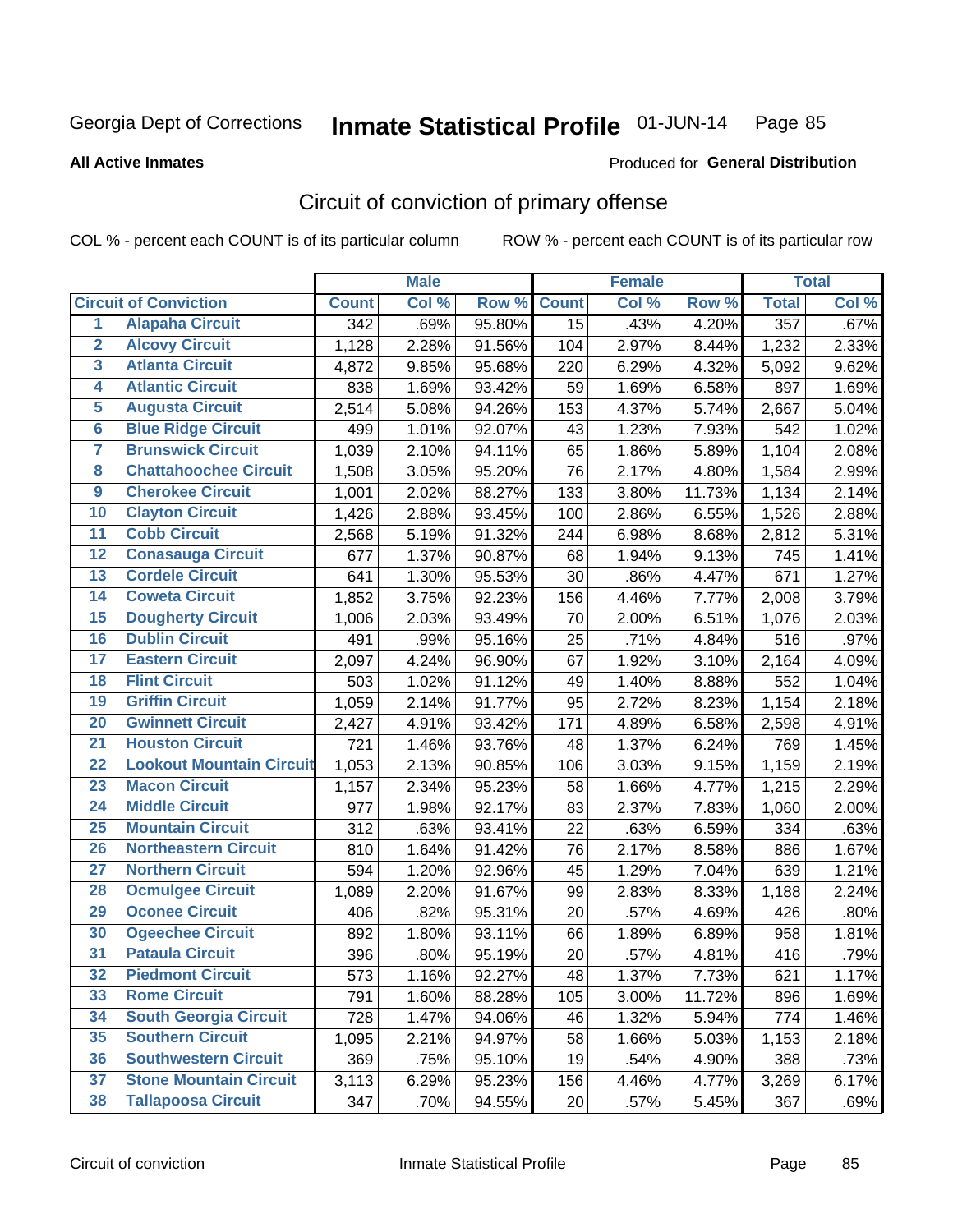Georgia Dept of Corrections **Inmate Statistical Profile** 01-JUN-14

**All Active Inmates**

Produced for **General Distribution**

## Circuit of conviction of primary offense

COL % - percent each COUNT is of its particular column    ROW % - percent each COUNT is of its particular row

| Circuit of Conviction | | Male | | | Female | | | Total | |
|---|---|---|---|---|---|---|---|---|---|
| | | Count | Col % | Row % | Count | Col % | Row % | Total | Col % |
| 1 | Alapaha Circuit | 342 | .69% | 95.80% | 15 | .43% | 4.20% | 357 | .67% |
| 2 | Alcovy Circuit | 1,128 | 2.28% | 91.56% | 104 | 2.97% | 8.44% | 1,232 | 2.33% |
| 3 | Atlanta Circuit | 4,872 | 9.85% | 95.68% | 220 | 6.29% | 4.32% | 5,092 | 9.62% |
| 4 | Atlantic Circuit | 838 | 1.69% | 93.42% | 59 | 1.69% | 6.58% | 897 | 1.69% |
| 5 | Augusta Circuit | 2,514 | 5.08% | 94.26% | 153 | 4.37% | 5.74% | 2,667 | 5.04% |
| 6 | Blue Ridge Circuit | 499 | 1.01% | 92.07% | 43 | 1.23% | 7.93% | 542 | 1.02% |
| 7 | Brunswick Circuit | 1,039 | 2.10% | 94.11% | 65 | 1.86% | 5.89% | 1,104 | 2.08% |
| 8 | Chattahoochee Circuit | 1,508 | 3.05% | 95.20% | 76 | 2.17% | 4.80% | 1,584 | 2.99% |
| 9 | Cherokee Circuit | 1,001 | 2.02% | 88.27% | 133 | 3.80% | 11.73% | 1,134 | 2.14% |
| 10 | Clayton Circuit | 1,426 | 2.88% | 93.45% | 100 | 2.86% | 6.55% | 1,526 | 2.88% |
| 11 | Cobb Circuit | 2,568 | 5.19% | 91.32% | 244 | 6.98% | 8.68% | 2,812 | 5.31% |
| 12 | Conasauga Circuit | 677 | 1.37% | 90.87% | 68 | 1.94% | 9.13% | 745 | 1.41% |
| 13 | Cordele Circuit | 641 | 1.30% | 95.53% | 30 | .86% | 4.47% | 671 | 1.27% |
| 14 | Coweta Circuit | 1,852 | 3.75% | 92.23% | 156 | 4.46% | 7.77% | 2,008 | 3.79% |
| 15 | Dougherty Circuit | 1,006 | 2.03% | 93.49% | 70 | 2.00% | 6.51% | 1,076 | 2.03% |
| 16 | Dublin Circuit | 491 | .99% | 95.16% | 25 | .71% | 4.84% | 516 | .97% |
| 17 | Eastern Circuit | 2,097 | 4.24% | 96.90% | 67 | 1.92% | 3.10% | 2,164 | 4.09% |
| 18 | Flint Circuit | 503 | 1.02% | 91.12% | 49 | 1.40% | 8.88% | 552 | 1.04% |
| 19 | Griffin Circuit | 1,059 | 2.14% | 91.77% | 95 | 2.72% | 8.23% | 1,154 | 2.18% |
| 20 | Gwinnett Circuit | 2,427 | 4.91% | 93.42% | 171 | 4.89% | 6.58% | 2,598 | 4.91% |
| 21 | Houston Circuit | 721 | 1.46% | 93.76% | 48 | 1.37% | 6.24% | 769 | 1.45% |
| 22 | Lookout Mountain Circuit | 1,053 | 2.13% | 90.85% | 106 | 3.03% | 9.15% | 1,159 | 2.19% |
| 23 | Macon Circuit | 1,157 | 2.34% | 95.23% | 58 | 1.66% | 4.77% | 1,215 | 2.29% |
| 24 | Middle Circuit | 977 | 1.98% | 92.17% | 83 | 2.37% | 7.83% | 1,060 | 2.00% |
| 25 | Mountain Circuit | 312 | .63% | 93.41% | 22 | .63% | 6.59% | 334 | .63% |
| 26 | Northeastern Circuit | 810 | 1.64% | 91.42% | 76 | 2.17% | 8.58% | 886 | 1.67% |
| 27 | Northern Circuit | 594 | 1.20% | 92.96% | 45 | 1.29% | 7.04% | 639 | 1.21% |
| 28 | Ocmulgee Circuit | 1,089 | 2.20% | 91.67% | 99 | 2.83% | 8.33% | 1,188 | 2.24% |
| 29 | Oconee Circuit | 406 | .82% | 95.31% | 20 | .57% | 4.69% | 426 | .80% |
| 30 | Ogeechee Circuit | 892 | 1.80% | 93.11% | 66 | 1.89% | 6.89% | 958 | 1.81% |
| 31 | Pataula Circuit | 396 | .80% | 95.19% | 20 | .57% | 4.81% | 416 | .79% |
| 32 | Piedmont Circuit | 573 | 1.16% | 92.27% | 48 | 1.37% | 7.73% | 621 | 1.17% |
| 33 | Rome Circuit | 791 | 1.60% | 88.28% | 105 | 3.00% | 11.72% | 896 | 1.69% |
| 34 | South Georgia Circuit | 728 | 1.47% | 94.06% | 46 | 1.32% | 5.94% | 774 | 1.46% |
| 35 | Southern Circuit | 1,095 | 2.21% | 94.97% | 58 | 1.66% | 5.03% | 1,153 | 2.18% |
| 36 | Southwestern Circuit | 369 | .75% | 95.10% | 19 | .54% | 4.90% | 388 | .73% |
| 37 | Stone Mountain Circuit | 3,113 | 6.29% | 95.23% | 156 | 4.46% | 4.77% | 3,269 | 6.17% |
| 38 | Tallapoosa Circuit | 347 | .70% | 94.55% | 20 | .57% | 5.45% | 367 | .69% |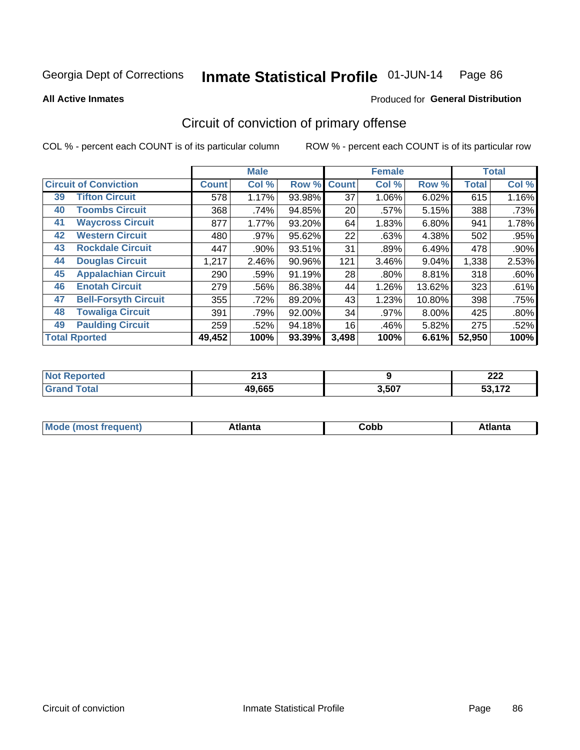Georgia Dept of Corrections **Inmate Statistical Profile** 01-JUN-14

**All Active Inmates**

Produced for **General Distribution**

## Circuit of conviction of primary offense

COL % - percent each COUNT is of its particular column

ROW % - percent each COUNT is of its particular row

| Circuit of Conviction | | Male | | | Female | | | Total | |
|---|---|---|---|---|---|---|---|---|---|
| | | Count | Col % | Row % | Count | Col % | Row % | Total | Col % |
| 39 | Tifton Circuit | 578 | 1.17% | 93.98% | 37 | 1.06% | 6.02% | 615 | 1.16% |
| 40 | Toombs Circuit | 368 | .74% | 94.85% | 20 | .57% | 5.15% | 388 | .73% |
| 41 | Waycross Circuit | 877 | 1.77% | 93.20% | 64 | 1.83% | 6.80% | 941 | 1.78% |
| 42 | Western Circuit | 480 | .97% | 95.62% | 22 | .63% | 4.38% | 502 | .95% |
| 43 | Rockdale Circuit | 447 | .90% | 93.51% | 31 | .89% | 6.49% | 478 | .90% |
| 44 | Douglas Circuit | 1,217 | 2.46% | 90.96% | 121 | 3.46% | 9.04% | 1,338 | 2.53% |
| 45 | Appalachian Circuit | 290 | .59% | 91.19% | 28 | .80% | 8.81% | 318 | .60% |
| 46 | Enotah Circuit | 279 | .56% | 86.38% | 44 | 1.26% | 13.62% | 323 | .61% |
| 47 | Bell-Forsyth Circuit | 355 | .72% | 89.20% | 43 | 1.23% | 10.80% | 398 | .75% |
| 48 | Towaliga Circuit | 391 | .79% | 92.00% | 34 | .97% | 8.00% | 425 | .80% |
| 49 | Paulding Circuit | 259 | .52% | 94.18% | 16 | .46% | 5.82% | 275 | .52% |
| **Total Rported** | | **49,452** | **100%** | **93.39%** | **3,498** | **100%** | **6.61%** | **52,950** | **100%** |

| | Male | Female | Total |
|---|---|---|---|
| Not Reported | 213 | 9 | 222 |
| Grand Total | 49,665 | 3,507 | 53,172 |

| | Male | Female | Total |
|---|---|---|---|
| Mode (most frequent) | Atlanta | Cobb | Atlanta |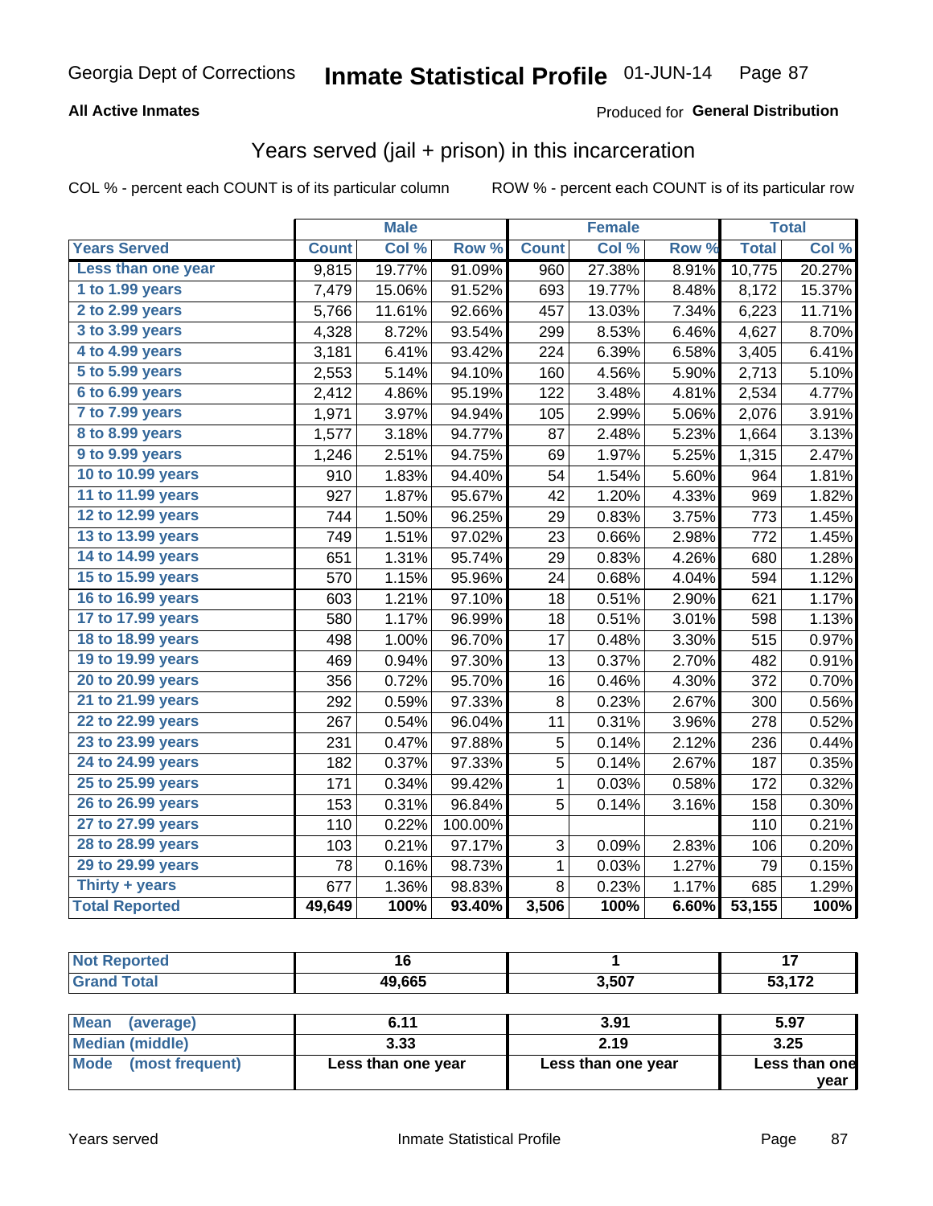Georgia Dept of Corrections **Inmate Statistical Profile** 01-JUN-14

**All Active Inmates**

Produced for **General Distribution**

## Years served (jail + prison) in this incarceration

COL % - percent each COUNT is of its particular column

ROW % - percent each COUNT is of its particular row

| | Male | | | Female | | | Total | |
|---|---|---|---|---|---|---|---|---|
| **Years Served** | **Count** | **Col %** | **Row %** | **Count** | **Col %** | **Row %** | **Total** | **Col %** |
| Less than one year | 9,815 | 19.77% | 91.09% | 960 | 27.38% | 8.91% | 10,775 | 20.27% |
| 1 to 1.99 years | 7,479 | 15.06% | 91.52% | 693 | 19.77% | 8.48% | 8,172 | 15.37% |
| 2 to 2.99 years | 5,766 | 11.61% | 92.66% | 457 | 13.03% | 7.34% | 6,223 | 11.71% |
| 3 to 3.99 years | 4,328 | 8.72% | 93.54% | 299 | 8.53% | 6.46% | 4,627 | 8.70% |
| 4 to 4.99 years | 3,181 | 6.41% | 93.42% | 224 | 6.39% | 6.58% | 3,405 | 6.41% |
| 5 to 5.99 years | 2,553 | 5.14% | 94.10% | 160 | 4.56% | 5.90% | 2,713 | 5.10% |
| 6 to 6.99 years | 2,412 | 4.86% | 95.19% | 122 | 3.48% | 4.81% | 2,534 | 4.77% |
| 7 to 7.99 years | 1,971 | 3.97% | 94.94% | 105 | 2.99% | 5.06% | 2,076 | 3.91% |
| 8 to 8.99 years | 1,577 | 3.18% | 94.77% | 87 | 2.48% | 5.23% | 1,664 | 3.13% |
| 9 to 9.99 years | 1,246 | 2.51% | 94.75% | 69 | 1.97% | 5.25% | 1,315 | 2.47% |
| 10 to 10.99 years | 910 | 1.83% | 94.40% | 54 | 1.54% | 5.60% | 964 | 1.81% |
| 11 to 11.99 years | 927 | 1.87% | 95.67% | 42 | 1.20% | 4.33% | 969 | 1.82% |
| 12 to 12.99 years | 744 | 1.50% | 96.25% | 29 | 0.83% | 3.75% | 773 | 1.45% |
| 13 to 13.99 years | 749 | 1.51% | 97.02% | 23 | 0.66% | 2.98% | 772 | 1.45% |
| 14 to 14.99 years | 651 | 1.31% | 95.74% | 29 | 0.83% | 4.26% | 680 | 1.28% |
| 15 to 15.99 years | 570 | 1.15% | 95.96% | 24 | 0.68% | 4.04% | 594 | 1.12% |
| 16 to 16.99 years | 603 | 1.21% | 97.10% | 18 | 0.51% | 2.90% | 621 | 1.17% |
| 17 to 17.99 years | 580 | 1.17% | 96.99% | 18 | 0.51% | 3.01% | 598 | 1.13% |
| 18 to 18.99 years | 498 | 1.00% | 96.70% | 17 | 0.48% | 3.30% | 515 | 0.97% |
| 19 to 19.99 years | 469 | 0.94% | 97.30% | 13 | 0.37% | 2.70% | 482 | 0.91% |
| 20 to 20.99 years | 356 | 0.72% | 95.70% | 16 | 0.46% | 4.30% | 372 | 0.70% |
| 21 to 21.99 years | 292 | 0.59% | 97.33% | 8 | 0.23% | 2.67% | 300 | 0.56% |
| 22 to 22.99 years | 267 | 0.54% | 96.04% | 11 | 0.31% | 3.96% | 278 | 0.52% |
| 23 to 23.99 years | 231 | 0.47% | 97.88% | 5 | 0.14% | 2.12% | 236 | 0.44% |
| 24 to 24.99 years | 182 | 0.37% | 97.33% | 5 | 0.14% | 2.67% | 187 | 0.35% |
| 25 to 25.99 years | 171 | 0.34% | 99.42% | 1 | 0.03% | 0.58% | 172 | 0.32% |
| 26 to 26.99 years | 153 | 0.31% | 96.84% | 5 | 0.14% | 3.16% | 158 | 0.30% |
| 27 to 27.99 years | 110 | 0.22% | 100.00% | | | | 110 | 0.21% |
| 28 to 28.99 years | 103 | 0.21% | 97.17% | 3 | 0.09% | 2.83% | 106 | 0.20% |
| 29 to 29.99 years | 78 | 0.16% | 98.73% | 1 | 0.03% | 1.27% | 79 | 0.15% |
| Thirty + years | 677 | 1.36% | 98.83% | 8 | 0.23% | 1.17% | 685 | 1.29% |
| **Total Reported** | **49,649** | **100%** | **93.40%** | **3,506** | **100%** | **6.60%** | **53,155** | **100%** |

| | Male | Female | Total |
|---|---|---|---|
| Not Reported | 16 | 1 | 17 |
| Grand Total | 49,665 | 3,507 | 53,172 |

| | Male | Female | Total |
|---|---|---|---|
| Mean (average) | 6.11 | 3.91 | 5.97 |
| Median (middle) | 3.33 | 2.19 | 3.25 |
| Mode (most frequent) | Less than one year | Less than one year | Less than one year |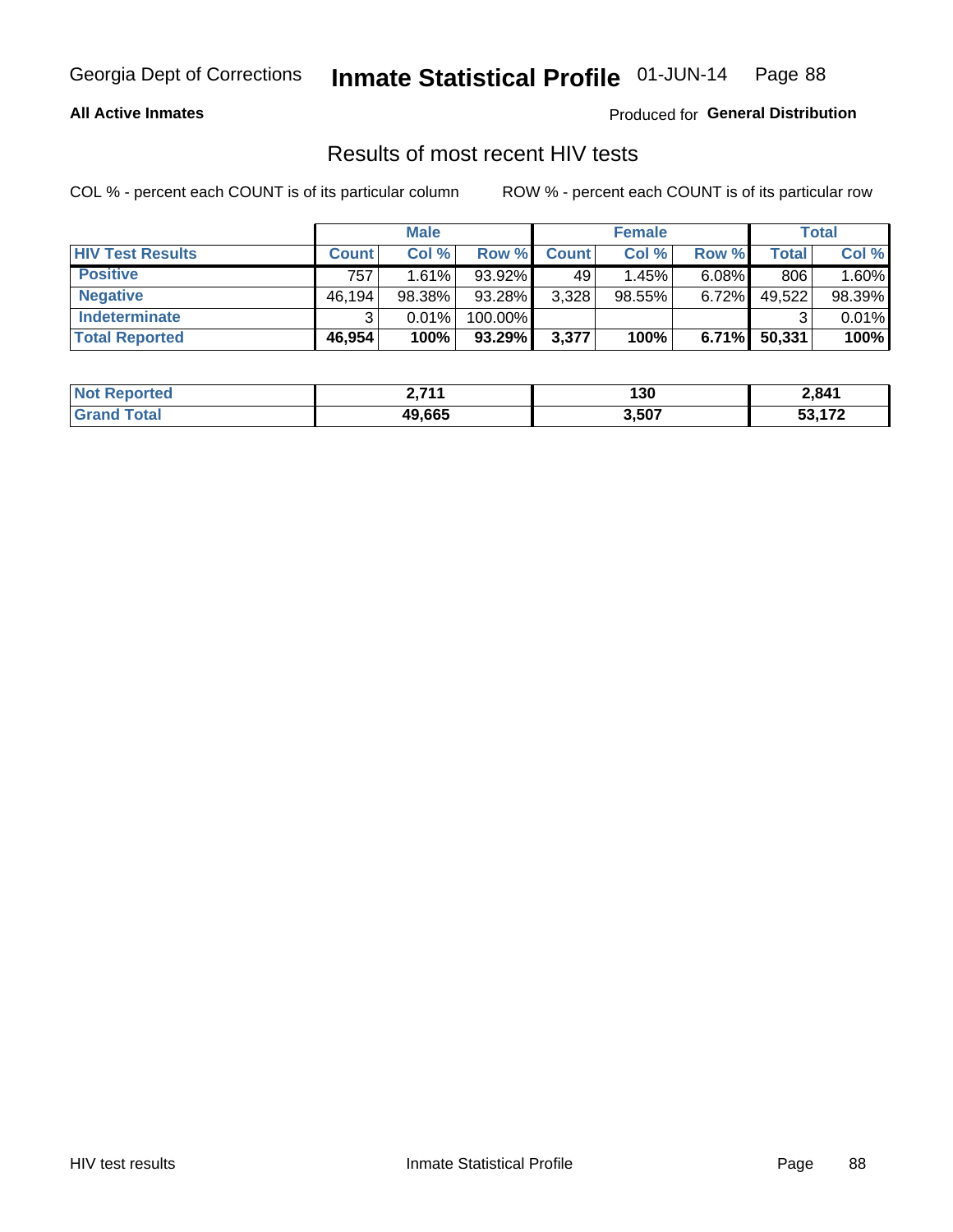Georgia Dept of Corrections **Inmate Statistical Profile** 01-JUN-14

**All Active Inmates**

Produced for **General Distribution**

## Results of most recent HIV tests

COL % - percent each COUNT is of its particular column    ROW % - percent each COUNT is of its particular row

| | Male | | | Female | | | Total | |
|---|---|---|---|---|---|---|---|---|
| **HIV Test Results** | **Count** | **Col %** | **Row %** | **Count** | **Col %** | **Row %** | **Total** | **Col %** |
| **Positive** | 757 | 1.61% | 93.92% | 49 | 1.45% | 6.08% | 806 | 1.60% |
| **Negative** | 46,194 | 98.38% | 93.28% | 3,328 | 98.55% | 6.72% | 49,522 | 98.39% |
| **Indeterminate** | 3 | 0.01% | 100.00% | | | | 3 | 0.01% |
| **Total Reported** | **46,954** | **100%** | **93.29%** | **3,377** | **100%** | **6.71%** | **50,331** | **100%** |

| | Male | Female | Total |
|---|---|---|---|
| **Not Reported** | **2,711** | **130** | **2,841** |
| **Grand Total** | **49,665** | **3,507** | **53,172** |

HIV test results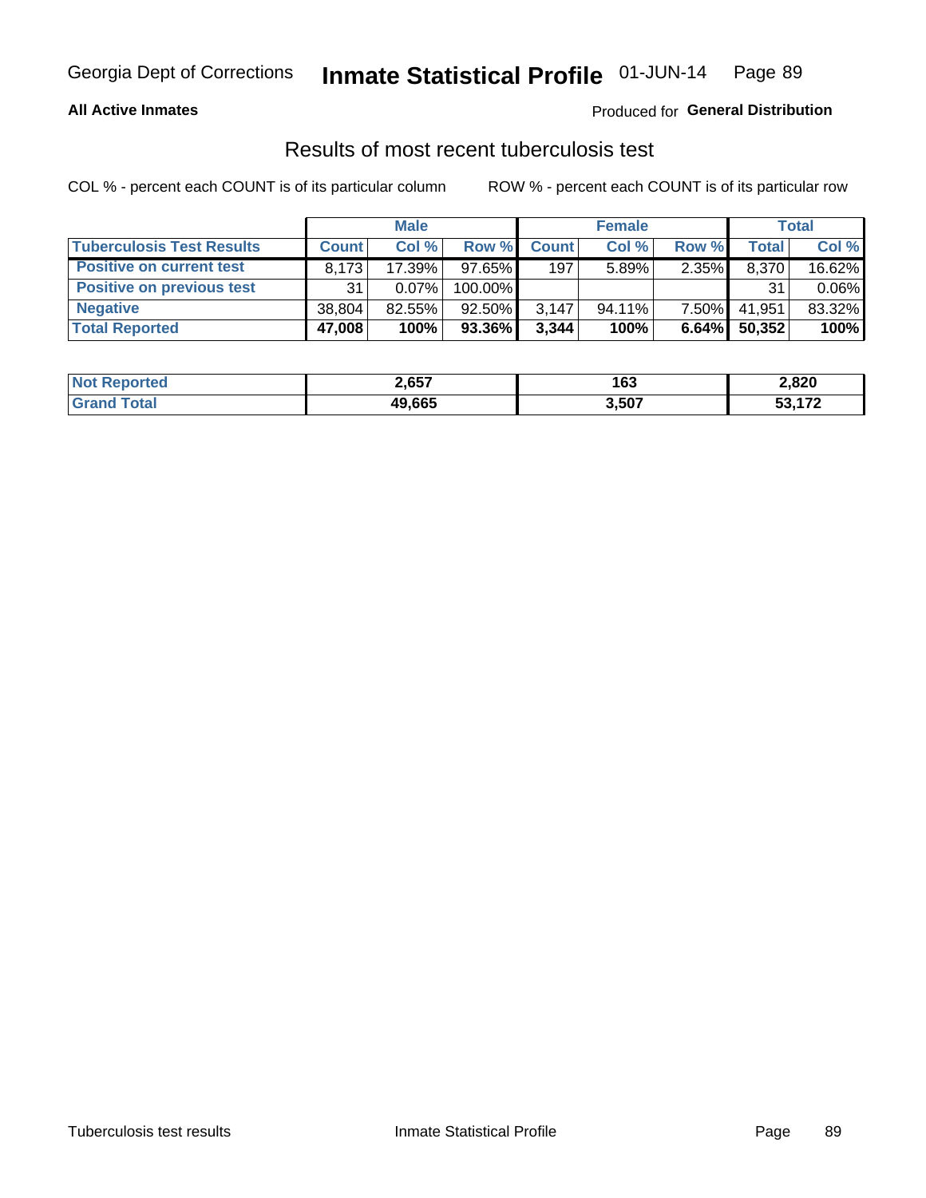Georgia Dept of Corrections **Inmate Statistical Profile** 01-JUN-14

**All Active Inmates**

Produced for **General Distribution**

## Results of most recent tuberculosis test

COL % - percent each COUNT is of its particular column

ROW % - percent each COUNT is of its particular row

| | Male | | | Female | | | Total | |
|---|---|---|---|---|---|---|---|---|
| **Tuberculosis Test Results** | **Count** | **Col %** | **Row %** | **Count** | **Col %** | **Row %** | **Total** | **Col %** |
| **Positive on current test** | 8,173 | 17.39% | 97.65% | 197 | 5.89% | 2.35% | 8,370 | 16.62% |
| **Positive on previous test** | 31 | 0.07% | 100.00% | | | | 31 | 0.06% |
| **Negative** | 38,804 | 82.55% | 92.50% | 3,147 | 94.11% | 7.50% | 41,951 | 83.32% |
| **Total Reported** | **47,008** | **100%** | **93.36%** | **3,344** | **100%** | **6.64%** | **50,352** | **100%** |

| | Male | Female | Total |
|---|---|---|---|
| **Not Reported** | **2,657** | **163** | **2,820** |
| **Grand Total** | **49,665** | **3,507** | **53,172** |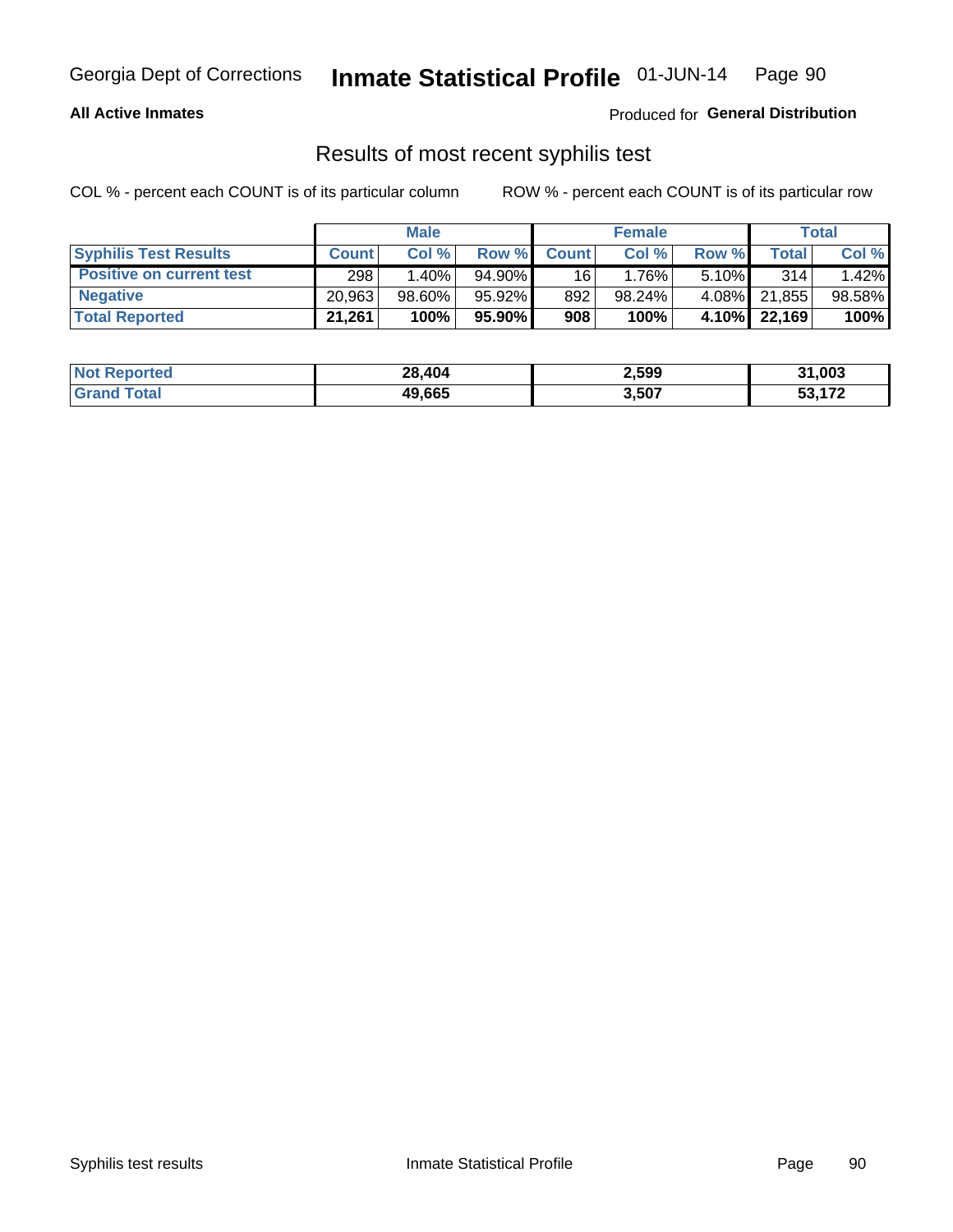**All Active Inmates**

Produced for **General Distribution**

## Results of most recent syphilis test

COL % - percent each COUNT is of its particular column

ROW % - percent each COUNT is of its particular row

| | Male | | | Female | | | Total | |
|---|---|---|---|---|---|---|---|---|
| **Syphilis Test Results** | **Count** | **Col %** | **Row %** | **Count** | **Col %** | **Row %** | **Total** | **Col %** |
| **Positive on current test** | 298 | 1.40% | 94.90% | 16 | 1.76% | 5.10% | 314 | 1.42% |
| **Negative** | 20,963 | 98.60% | 95.92% | 892 | 98.24% | 4.08% | 21,855 | 98.58% |
| **Total Reported** | **21,261** | **100%** | **95.90%** | **908** | **100%** | **4.10%** | **22,169** | **100%** |

| | Male | Female | Total |
|---|---|---|---|
| **Not Reported** | **28,404** | **2,599** | **31,003** |
| **Grand Total** | **49,665** | **3,507** | **53,172** |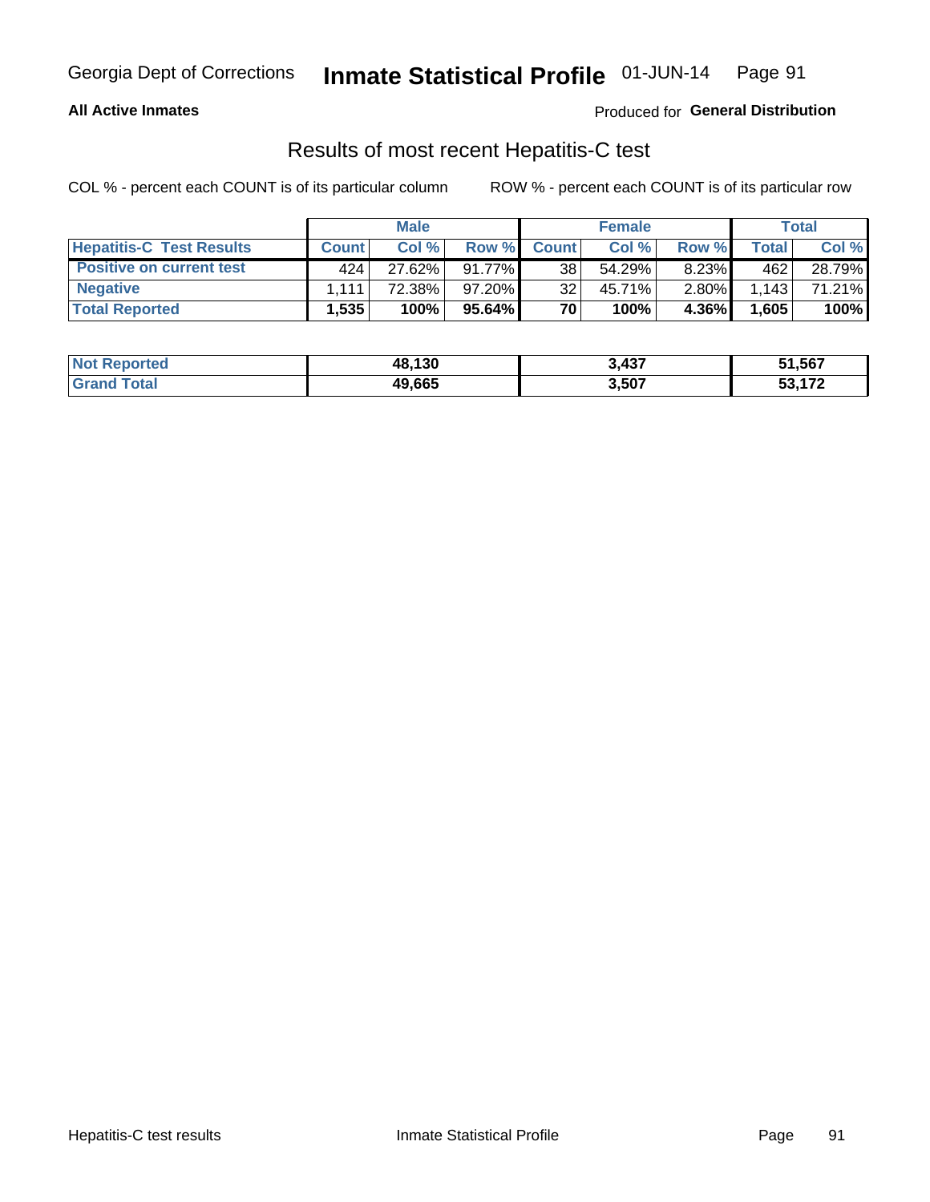Georgia Dept of Corrections **Inmate Statistical Profile** 01-JUN-14

**All Active Inmates**

Produced for **General Distribution**

## Results of most recent Hepatitis-C test

COL % - percent each COUNT is of its particular column

ROW % - percent each COUNT is of its particular row

| | Male | | | Female | | | Total | |
|---|---|---|---|---|---|---|---|---|
| **Hepatitis-C Test Results** | **Count** | **Col %** | **Row %** | **Count** | **Col %** | **Row %** | **Total** | **Col %** |
| **Positive on current test** | 424 | 27.62% | 91.77% | 38 | 54.29% | 8.23% | 462 | 28.79% |
| **Negative** | 1,111 | 72.38% | 97.20% | 32 | 45.71% | 2.80% | 1,143 | 71.21% |
| **Total Reported** | **1,535** | **100%** | **95.64%** | **70** | **100%** | **4.36%** | **1,605** | **100%** |

| | Male | Female | Total |
|---|---|---|---|
| **Not Reported** | **48,130** | **3,437** | **51,567** |
| **Grand Total** | **49,665** | **3,507** | **53,172** |